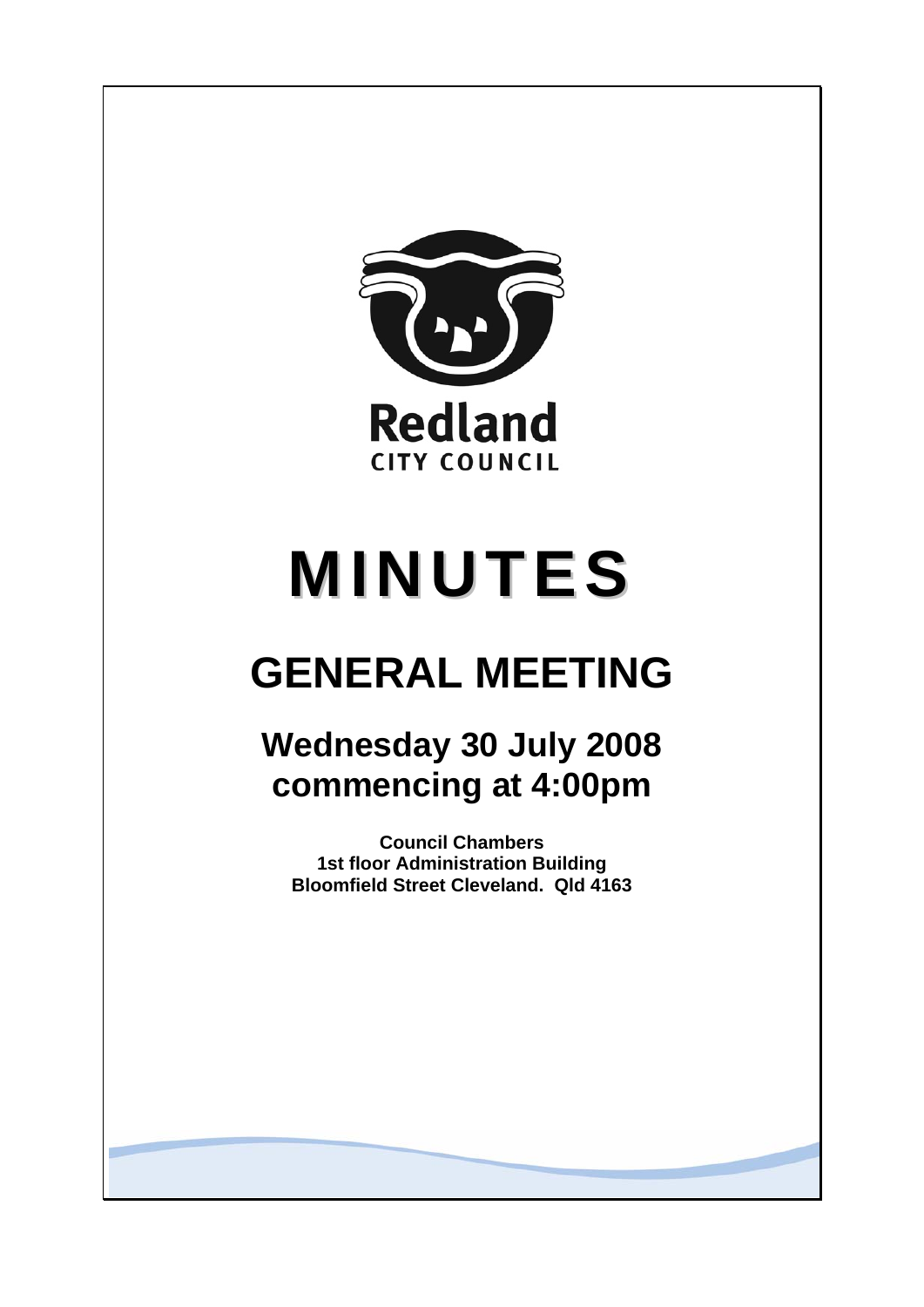Redland

CITY COUNCIL

# MINUTES

# GENERAL MEETING

## Wednesday 30 July 2008 commencing at 4:00pm

**Council Chambers**
**1st floor Administration Building**
**Bloomfield Street Cleveland. Qld 4163**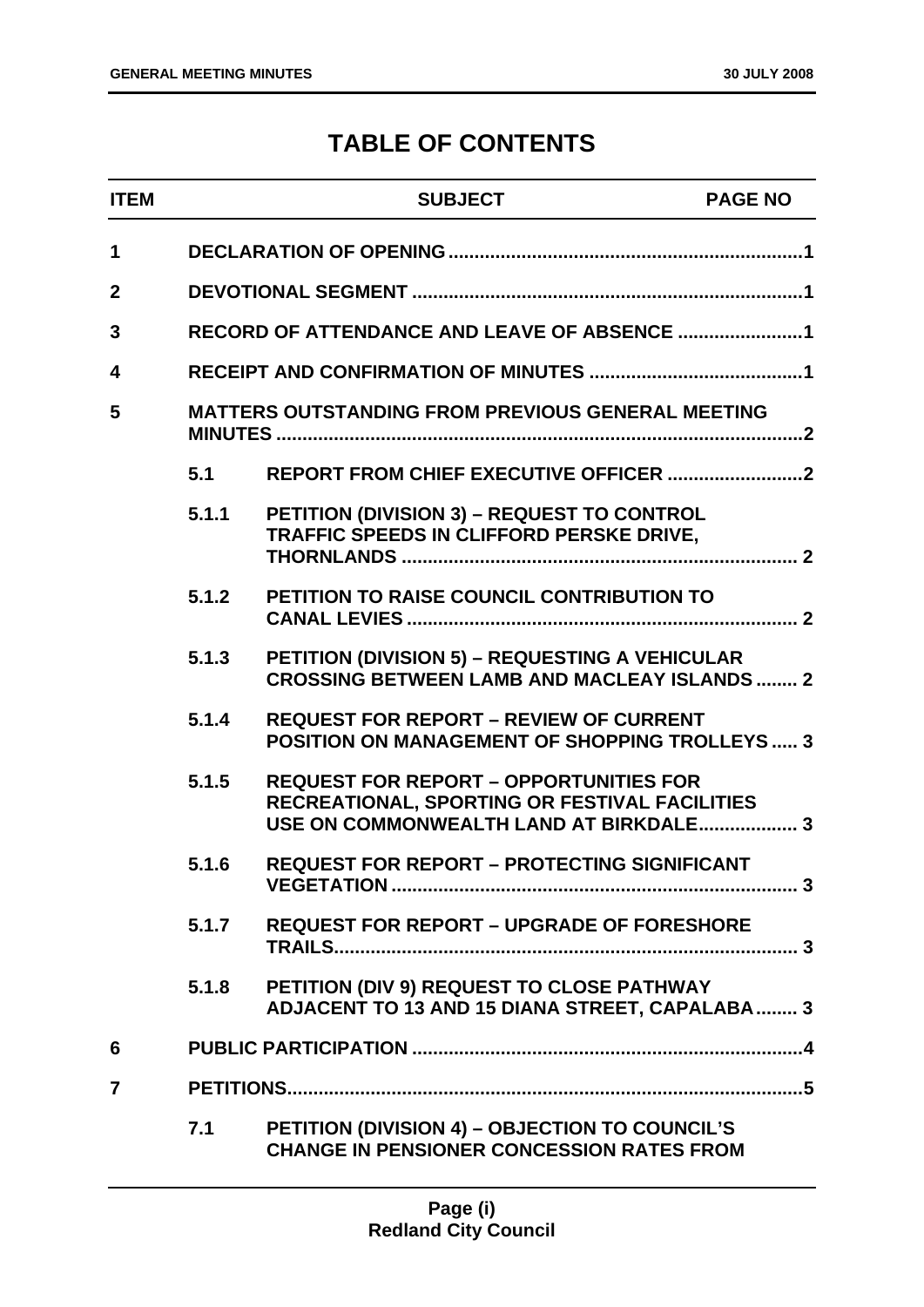# TABLE OF CONTENTS

| ITEM | | SUBJECT | PAGE NO |
|---|---|---|---|
| 1 | | DECLARATION OF OPENING | 1 |
| 2 | | DEVOTIONAL SEGMENT | 1 |
| 3 | | RECORD OF ATTENDANCE AND LEAVE OF ABSENCE | 1 |
| 4 | | RECEIPT AND CONFIRMATION OF MINUTES | 1 |
| 5 | | MATTERS OUTSTANDING FROM PREVIOUS GENERAL MEETING MINUTES | 2 |
| | 5.1 | REPORT FROM CHIEF EXECUTIVE OFFICER | 2 |
| | 5.1.1 | PETITION (DIVISION 3) – REQUEST TO CONTROL TRAFFIC SPEEDS IN CLIFFORD PERSKE DRIVE, THORNLANDS | 2 |
| | 5.1.2 | PETITION TO RAISE COUNCIL CONTRIBUTION TO CANAL LEVIES | 2 |
| | 5.1.3 | PETITION (DIVISION 5) – REQUESTING A VEHICULAR CROSSING BETWEEN LAMB AND MACLEAY ISLANDS | 2 |
| | 5.1.4 | REQUEST FOR REPORT – REVIEW OF CURRENT POSITION ON MANAGEMENT OF SHOPPING TROLLEYS | 3 |
| | 5.1.5 | REQUEST FOR REPORT – OPPORTUNITIES FOR RECREATIONAL, SPORTING OR FESTIVAL FACILITIES USE ON COMMONWEALTH LAND AT BIRKDALE | 3 |
| | 5.1.6 | REQUEST FOR REPORT – PROTECTING SIGNIFICANT VEGETATION | 3 |
| | 5.1.7 | REQUEST FOR REPORT – UPGRADE OF FORESHORE TRAILS | 3 |
| | 5.1.8 | PETITION (DIV 9) REQUEST TO CLOSE PATHWAY ADJACENT TO 13 AND 15 DIANA STREET, CAPALABA | 3 |
| 6 | | PUBLIC PARTICIPATION | 4 |
| 7 | | PETITIONS | 5 |
| | 7.1 | PETITION (DIVISION 4) – OBJECTION TO COUNCIL'S CHANGE IN PENSIONER CONCESSION RATES FROM | |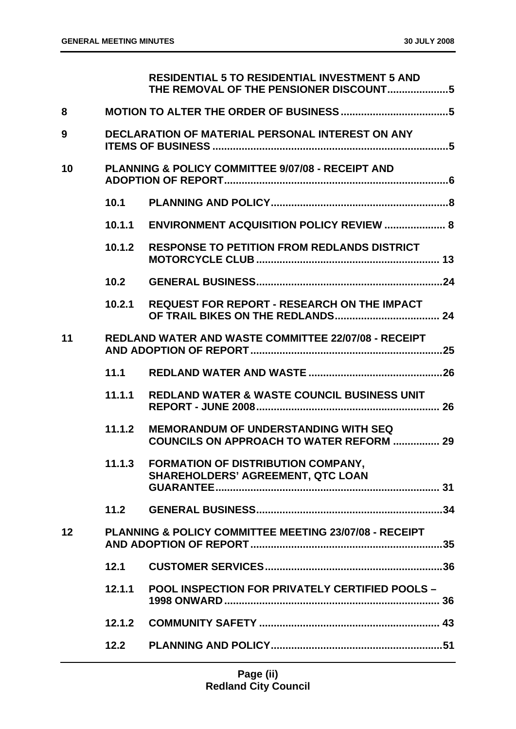| | | | |
|---|---|---|---|
| | | **RESIDENTIAL 5 TO RESIDENTIAL INVESTMENT 5 AND THE REMOVAL OF THE PENSIONER DISCOUNT** | **5** |
| **8** | **MOTION TO ALTER THE ORDER OF BUSINESS** | | **5** |
| **9** | **DECLARATION OF MATERIAL PERSONAL INTEREST ON ANY ITEMS OF BUSINESS** | | **5** |
| **10** | **PLANNING & POLICY COMMITTEE 9/07/08 - RECEIPT AND ADOPTION OF REPORT** | | **6** |
| | **10.1** | **PLANNING AND POLICY** | **8** |
| | **10.1.1** | **ENVIRONMENT ACQUISITION POLICY REVIEW** | **8** |
| | **10.1.2** | **RESPONSE TO PETITION FROM REDLANDS DISTRICT MOTORCYCLE CLUB** | **13** |
| | **10.2** | **GENERAL BUSINESS** | **24** |
| | **10.2.1** | **REQUEST FOR REPORT - RESEARCH ON THE IMPACT OF TRAIL BIKES ON THE REDLANDS** | **24** |
| **11** | **REDLAND WATER AND WASTE COMMITTEE 22/07/08 - RECEIPT AND ADOPTION OF REPORT** | | **25** |
| | **11.1** | **REDLAND WATER AND WASTE** | **26** |
| | **11.1.1** | **REDLAND WATER & WASTE COUNCIL BUSINESS UNIT REPORT - JUNE 2008** | **26** |
| | **11.1.2** | **MEMORANDUM OF UNDERSTANDING WITH SEQ COUNCILS ON APPROACH TO WATER REFORM** | **29** |
| | **11.1.3** | **FORMATION OF DISTRIBUTION COMPANY, SHAREHOLDERS' AGREEMENT, QTC LOAN GUARANTEE** | **31** |
| | **11.2** | **GENERAL BUSINESS** | **34** |
| **12** | **PLANNING & POLICY COMMITTEE MEETING 23/07/08 - RECEIPT AND ADOPTION OF REPORT** | | **35** |
| | **12.1** | **CUSTOMER SERVICES** | **36** |
| | **12.1.1** | **POOL INSPECTION FOR PRIVATELY CERTIFIED POOLS – 1998 ONWARD** | **36** |
| | **12.1.2** | **COMMUNITY SAFETY** | **43** |
| | **12.2** | **PLANNING AND POLICY** | **51** |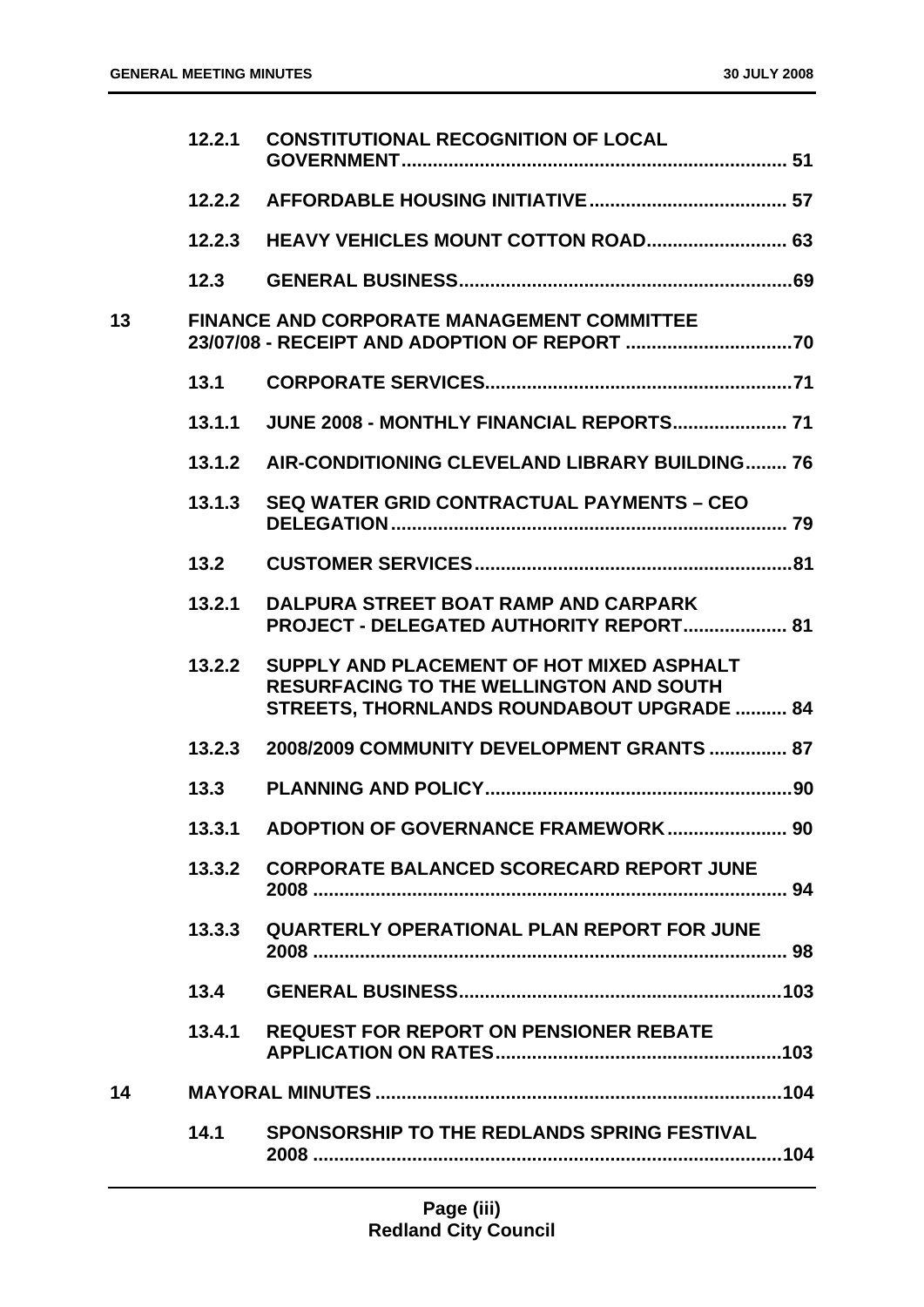| | | | |
|---|---|---|---|
| | 12.2.1 | CONSTITUTIONAL RECOGNITION OF LOCAL GOVERNMENT | 51 |
| | 12.2.2 | AFFORDABLE HOUSING INITIATIVE | 57 |
| | 12.2.3 | HEAVY VEHICLES MOUNT COTTON ROAD | 63 |
| | 12.3 | GENERAL BUSINESS | 69 |
| 13 | | FINANCE AND CORPORATE MANAGEMENT COMMITTEE 23/07/08 - RECEIPT AND ADOPTION OF REPORT | 70 |
| | 13.1 | CORPORATE SERVICES | 71 |
| | 13.1.1 | JUNE 2008 - MONTHLY FINANCIAL REPORTS | 71 |
| | 13.1.2 | AIR-CONDITIONING CLEVELAND LIBRARY BUILDING | 76 |
| | 13.1.3 | SEQ WATER GRID CONTRACTUAL PAYMENTS – CEO DELEGATION | 79 |
| | 13.2 | CUSTOMER SERVICES | 81 |
| | 13.2.1 | DALPURA STREET BOAT RAMP AND CARPARK PROJECT - DELEGATED AUTHORITY REPORT | 81 |
| | 13.2.2 | SUPPLY AND PLACEMENT OF HOT MIXED ASPHALT RESURFACING TO THE WELLINGTON AND SOUTH STREETS, THORNLANDS ROUNDABOUT UPGRADE | 84 |
| | 13.2.3 | 2008/2009 COMMUNITY DEVELOPMENT GRANTS | 87 |
| | 13.3 | PLANNING AND POLICY | 90 |
| | 13.3.1 | ADOPTION OF GOVERNANCE FRAMEWORK | 90 |
| | 13.3.2 | CORPORATE BALANCED SCORECARD REPORT JUNE 2008 | 94 |
| | 13.3.3 | QUARTERLY OPERATIONAL PLAN REPORT FOR JUNE 2008 | 98 |
| | 13.4 | GENERAL BUSINESS | 103 |
| | 13.4.1 | REQUEST FOR REPORT ON PENSIONER REBATE APPLICATION ON RATES | 103 |
| 14 | | MAYORAL MINUTES | 104 |
| | 14.1 | SPONSORSHIP TO THE REDLANDS SPRING FESTIVAL 2008 | 104 |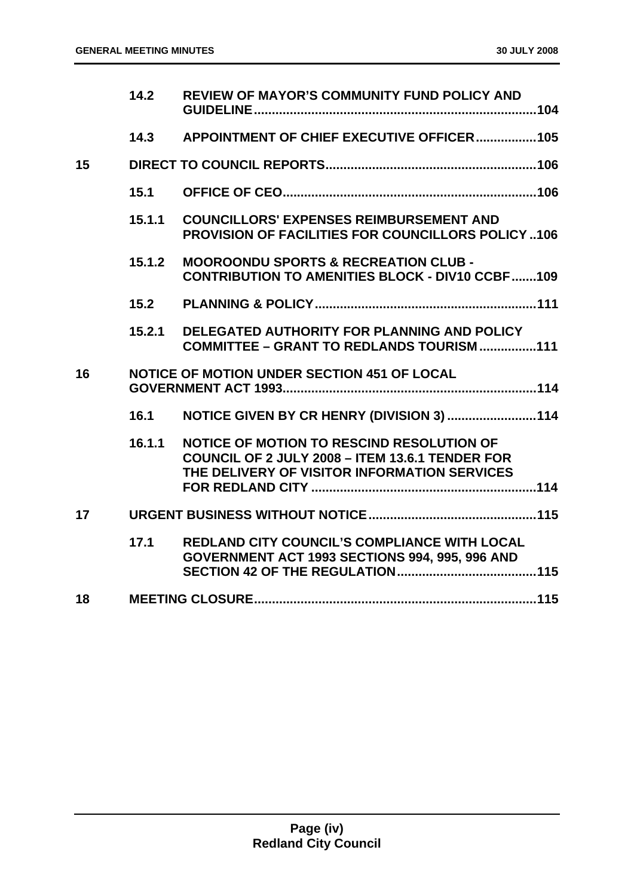| | | | |
|---|---|---|---|
| | 14.2 | REVIEW OF MAYOR'S COMMUNITY FUND POLICY AND GUIDELINE | 104 |
| | 14.3 | APPOINTMENT OF CHIEF EXECUTIVE OFFICER | 105 |
| 15 | | DIRECT TO COUNCIL REPORTS | 106 |
| | 15.1 | OFFICE OF CEO | 106 |
| | 15.1.1 | COUNCILLORS' EXPENSES REIMBURSEMENT AND PROVISION OF FACILITIES FOR COUNCILLORS POLICY | 106 |
| | 15.1.2 | MOOROONDU SPORTS & RECREATION CLUB - CONTRIBUTION TO AMENITIES BLOCK - DIV10 CCBF | 109 |
| | 15.2 | PLANNING & POLICY | 111 |
| | 15.2.1 | DELEGATED AUTHORITY FOR PLANNING AND POLICY COMMITTEE – GRANT TO REDLANDS TOURISM | 111 |
| 16 | | NOTICE OF MOTION UNDER SECTION 451 OF LOCAL GOVERNMENT ACT 1993 | 114 |
| | 16.1 | NOTICE GIVEN BY CR HENRY (DIVISION 3) | 114 |
| | 16.1.1 | NOTICE OF MOTION TO RESCIND RESOLUTION OF COUNCIL OF 2 JULY 2008 – ITEM 13.6.1 TENDER FOR THE DELIVERY OF VISITOR INFORMATION SERVICES FOR REDLAND CITY | 114 |
| 17 | | URGENT BUSINESS WITHOUT NOTICE | 115 |
| | 17.1 | REDLAND CITY COUNCIL'S COMPLIANCE WITH LOCAL GOVERNMENT ACT 1993 SECTIONS 994, 995, 996 AND SECTION 42 OF THE REGULATION | 115 |
| 18 | | MEETING CLOSURE | 115 |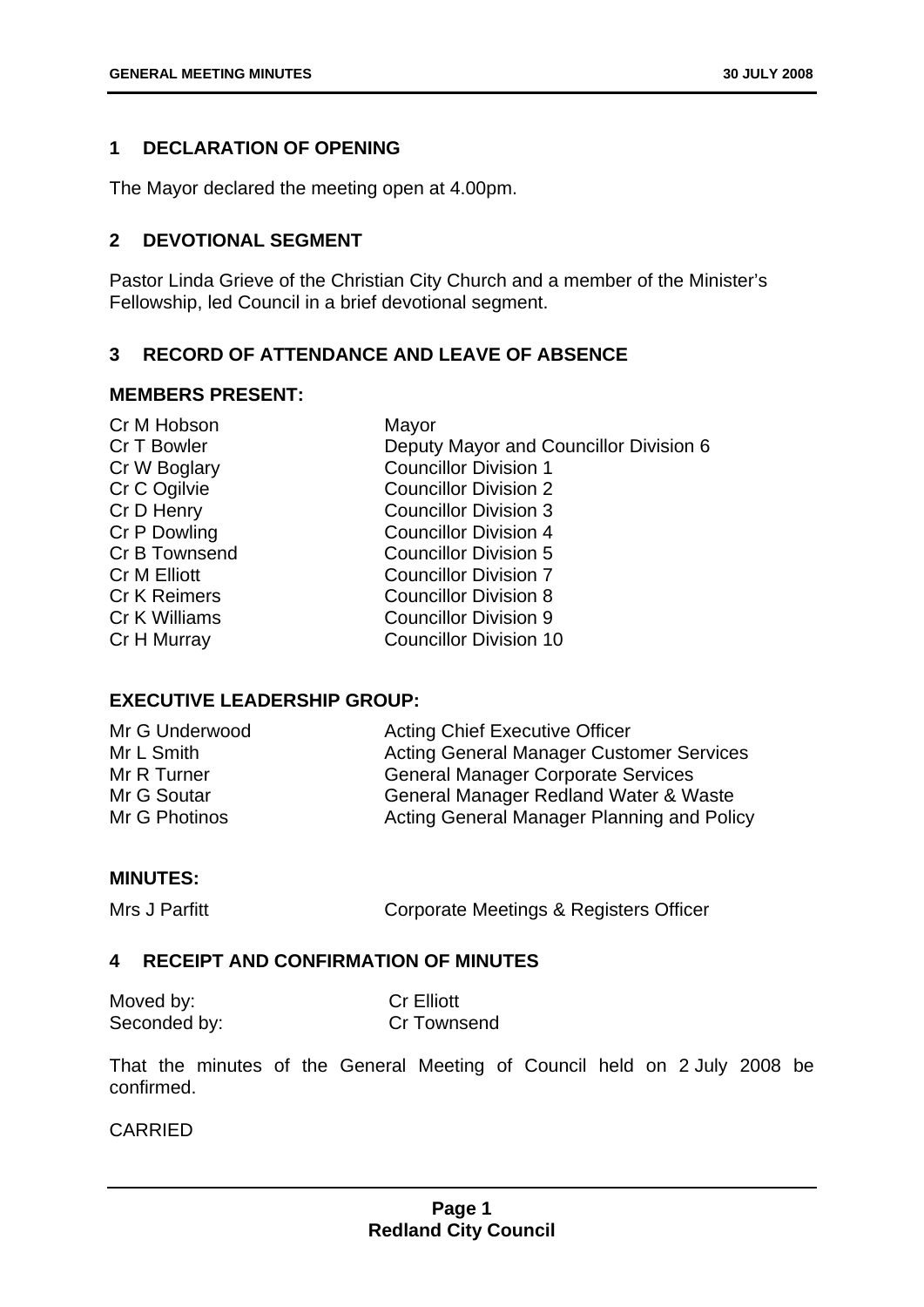## 1 DECLARATION OF OPENING

The Mayor declared the meeting open at 4.00pm.

## 2 DEVOTIONAL SEGMENT

Pastor Linda Grieve of the Christian City Church and a member of the Minister's Fellowship, led Council in a brief devotional segment.

## 3 RECORD OF ATTENDANCE AND LEAVE OF ABSENCE

### MEMBERS PRESENT:

| | |
|---|---|
| Cr M Hobson | Mayor |
| Cr T Bowler | Deputy Mayor and Councillor Division 6 |
| Cr W Boglary | Councillor Division 1 |
| Cr C Ogilvie | Councillor Division 2 |
| Cr D Henry | Councillor Division 3 |
| Cr P Dowling | Councillor Division 4 |
| Cr B Townsend | Councillor Division 5 |
| Cr M Elliott | Councillor Division 7 |
| Cr K Reimers | Councillor Division 8 |
| Cr K Williams | Councillor Division 9 |
| Cr H Murray | Councillor Division 10 |

### EXECUTIVE LEADERSHIP GROUP:

| | |
|---|---|
| Mr G Underwood | Acting Chief Executive Officer |
| Mr L Smith | Acting General Manager Customer Services |
| Mr R Turner | General Manager Corporate Services |
| Mr G Soutar | General Manager Redland Water & Waste |
| Mr G Photinos | Acting General Manager Planning and Policy |

### MINUTES:

| | |
|---|---|
| Mrs J Parfitt | Corporate Meetings & Registers Officer |

## 4 RECEIPT AND CONFIRMATION OF MINUTES

Moved by: Cr Elliott
Seconded by: Cr Townsend

That the minutes of the General Meeting of Council held on 2 July 2008 be confirmed.

CARRIED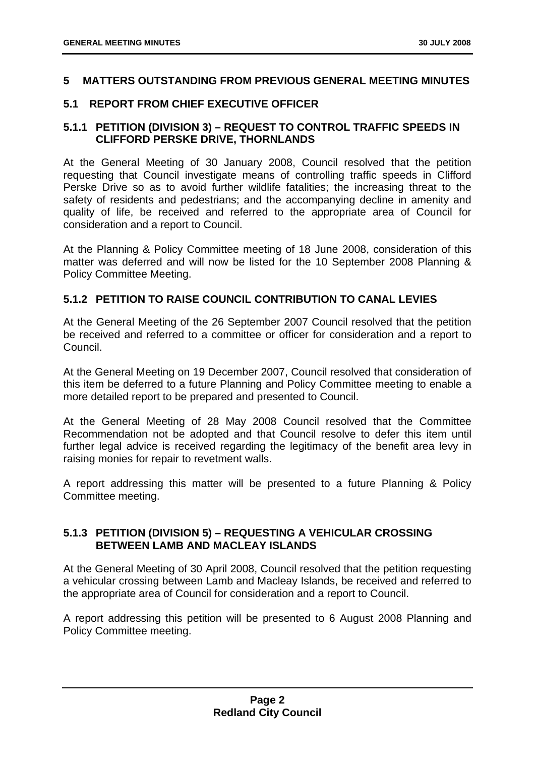## 5 MATTERS OUTSTANDING FROM PREVIOUS GENERAL MEETING MINUTES

### 5.1 REPORT FROM CHIEF EXECUTIVE OFFICER

#### 5.1.1 PETITION (DIVISION 3) – REQUEST TO CONTROL TRAFFIC SPEEDS IN CLIFFORD PERSKE DRIVE, THORNLANDS

At the General Meeting of 30 January 2008, Council resolved that the petition requesting that Council investigate means of controlling traffic speeds in Clifford Perske Drive so as to avoid further wildlife fatalities; the increasing threat to the safety of residents and pedestrians; and the accompanying decline in amenity and quality of life, be received and referred to the appropriate area of Council for consideration and a report to Council.

At the Planning & Policy Committee meeting of 18 June 2008, consideration of this matter was deferred and will now be listed for the 10 September 2008 Planning & Policy Committee Meeting.

#### 5.1.2 PETITION TO RAISE COUNCIL CONTRIBUTION TO CANAL LEVIES

At the General Meeting of the 26 September 2007 Council resolved that the petition be received and referred to a committee or officer for consideration and a report to Council.

At the General Meeting on 19 December 2007, Council resolved that consideration of this item be deferred to a future Planning and Policy Committee meeting to enable a more detailed report to be prepared and presented to Council.

At the General Meeting of 28 May 2008 Council resolved that the Committee Recommendation not be adopted and that Council resolve to defer this item until further legal advice is received regarding the legitimacy of the benefit area levy in raising monies for repair to revetment walls.

A report addressing this matter will be presented to a future Planning & Policy Committee meeting.

#### 5.1.3 PETITION (DIVISION 5) – REQUESTING A VEHICULAR CROSSING BETWEEN LAMB AND MACLEAY ISLANDS

At the General Meeting of 30 April 2008, Council resolved that the petition requesting a vehicular crossing between Lamb and Macleay Islands, be received and referred to the appropriate area of Council for consideration and a report to Council.

A report addressing this petition will be presented to 6 August 2008 Planning and Policy Committee meeting.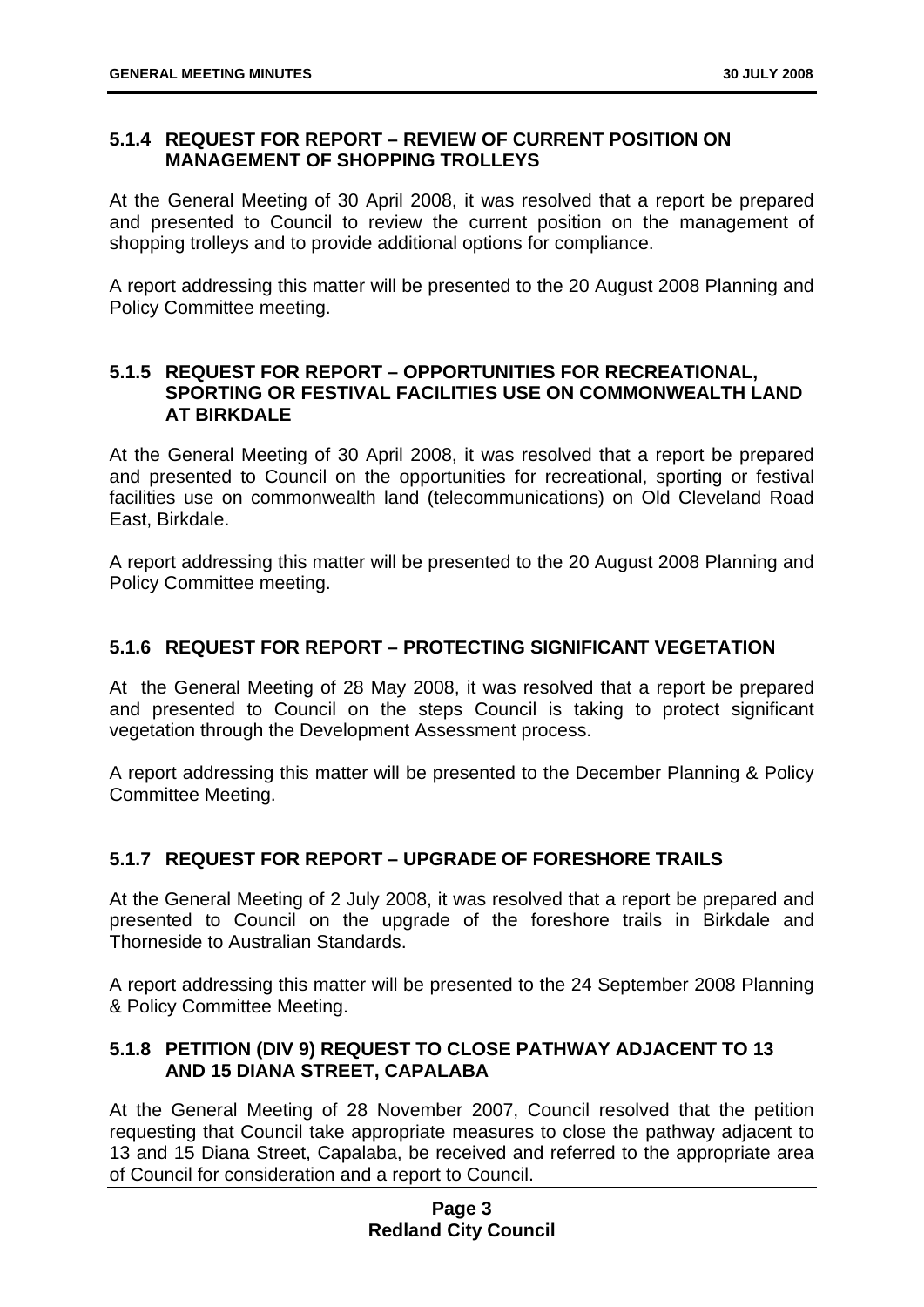### 5.1.4 REQUEST FOR REPORT – REVIEW OF CURRENT POSITION ON MANAGEMENT OF SHOPPING TROLLEYS

At the General Meeting of 30 April 2008, it was resolved that a report be prepared and presented to Council to review the current position on the management of shopping trolleys and to provide additional options for compliance.

A report addressing this matter will be presented to the 20 August 2008 Planning and Policy Committee meeting.

### 5.1.5 REQUEST FOR REPORT – OPPORTUNITIES FOR RECREATIONAL, SPORTING OR FESTIVAL FACILITIES USE ON COMMONWEALTH LAND AT BIRKDALE

At the General Meeting of 30 April 2008, it was resolved that a report be prepared and presented to Council on the opportunities for recreational, sporting or festival facilities use on commonwealth land (telecommunications) on Old Cleveland Road East, Birkdale.

A report addressing this matter will be presented to the 20 August 2008 Planning and Policy Committee meeting.

### 5.1.6 REQUEST FOR REPORT – PROTECTING SIGNIFICANT VEGETATION

At the General Meeting of 28 May 2008, it was resolved that a report be prepared and presented to Council on the steps Council is taking to protect significant vegetation through the Development Assessment process.

A report addressing this matter will be presented to the December Planning & Policy Committee Meeting.

### 5.1.7 REQUEST FOR REPORT – UPGRADE OF FORESHORE TRAILS

At the General Meeting of 2 July 2008, it was resolved that a report be prepared and presented to Council on the upgrade of the foreshore trails in Birkdale and Thorneside to Australian Standards.

A report addressing this matter will be presented to the 24 September 2008 Planning & Policy Committee Meeting.

### 5.1.8 PETITION (DIV 9) REQUEST TO CLOSE PATHWAY ADJACENT TO 13 AND 15 DIANA STREET, CAPALABA

At the General Meeting of 28 November 2007, Council resolved that the petition requesting that Council take appropriate measures to close the pathway adjacent to 13 and 15 Diana Street, Capalaba, be received and referred to the appropriate area of Council for consideration and a report to Council.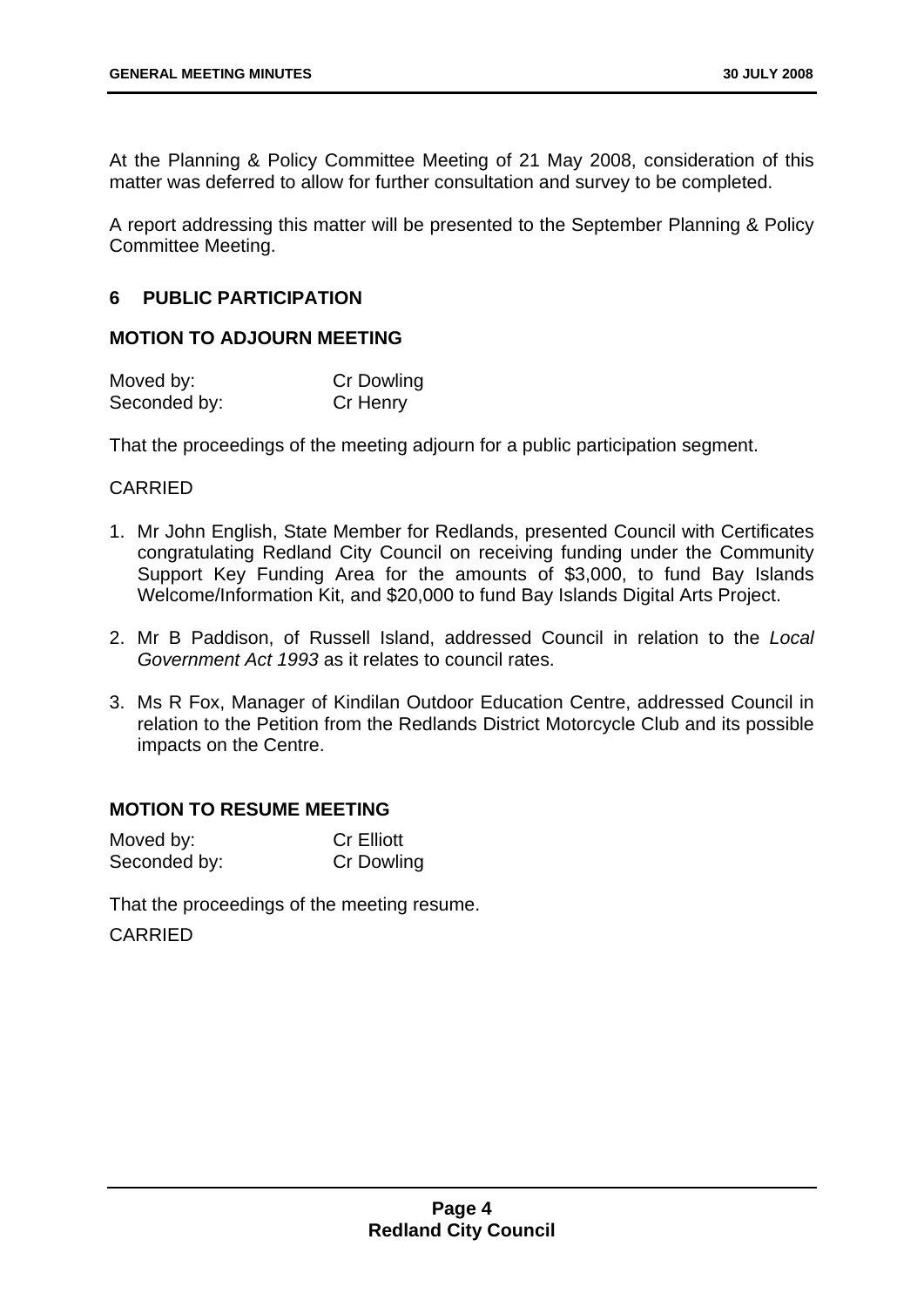At the Planning & Policy Committee Meeting of 21 May 2008, consideration of this matter was deferred to allow for further consultation and survey to be completed.

A report addressing this matter will be presented to the September Planning & Policy Committee Meeting.

## 6 PUBLIC PARTICIPATION

### MOTION TO ADJOURN MEETING

| | |
|---|---|
| Moved by: | Cr Dowling |
| Seconded by: | Cr Henry |

That the proceedings of the meeting adjourn for a public participation segment.

CARRIED

1. Mr John English, State Member for Redlands, presented Council with Certificates congratulating Redland City Council on receiving funding under the Community Support Key Funding Area for the amounts of $3,000, to fund Bay Islands Welcome/Information Kit, and $20,000 to fund Bay Islands Digital Arts Project.
2. Mr B Paddison, of Russell Island, addressed Council in relation to the *Local Government Act 1993* as it relates to council rates.
3. Ms R Fox, Manager of Kindilan Outdoor Education Centre, addressed Council in relation to the Petition from the Redlands District Motorcycle Club and its possible impacts on the Centre.

### MOTION TO RESUME MEETING

| | |
|---|---|
| Moved by: | Cr Elliott |
| Seconded by: | Cr Dowling |

That the proceedings of the meeting resume.

CARRIED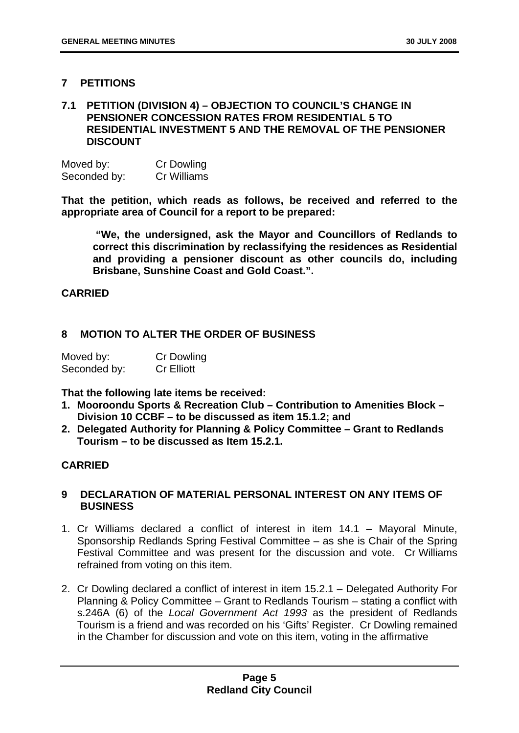## 7 PETITIONS

### 7.1 PETITION (DIVISION 4) – OBJECTION TO COUNCIL'S CHANGE IN PENSIONER CONCESSION RATES FROM RESIDENTIAL 5 TO RESIDENTIAL INVESTMENT 5 AND THE REMOVAL OF THE PENSIONER DISCOUNT

Moved by: Cr Dowling
Seconded by: Cr Williams

**That the petition, which reads as follows, be received and referred to the appropriate area of Council for a report to be prepared:**

> **"We, the undersigned, ask the Mayor and Councillors of Redlands to correct this discrimination by reclassifying the residences as Residential and providing a pensioner discount as other councils do, including Brisbane, Sunshine Coast and Gold Coast.".**

**CARRIED**

## 8 MOTION TO ALTER THE ORDER OF BUSINESS

Moved by: Cr Dowling
Seconded by: Cr Elliott

**That the following late items be received:**

1. **Mooroondu Sports & Recreation Club – Contribution to Amenities Block – Division 10 CCBF – to be discussed as item 15.1.2; and**
2. **Delegated Authority for Planning & Policy Committee – Grant to Redlands Tourism – to be discussed as Item 15.2.1.**

**CARRIED**

## 9 DECLARATION OF MATERIAL PERSONAL INTEREST ON ANY ITEMS OF BUSINESS

1. Cr Williams declared a conflict of interest in item 14.1 – Mayoral Minute, Sponsorship Redlands Spring Festival Committee – as she is Chair of the Spring Festival Committee and was present for the discussion and vote. Cr Williams refrained from voting on this item.
2. Cr Dowling declared a conflict of interest in item 15.2.1 – Delegated Authority For Planning & Policy Committee – Grant to Redlands Tourism – stating a conflict with s.246A (6) of the *Local Government Act 1993* as the president of Redlands Tourism is a friend and was recorded on his 'Gifts' Register. Cr Dowling remained in the Chamber for discussion and vote on this item, voting in the affirmative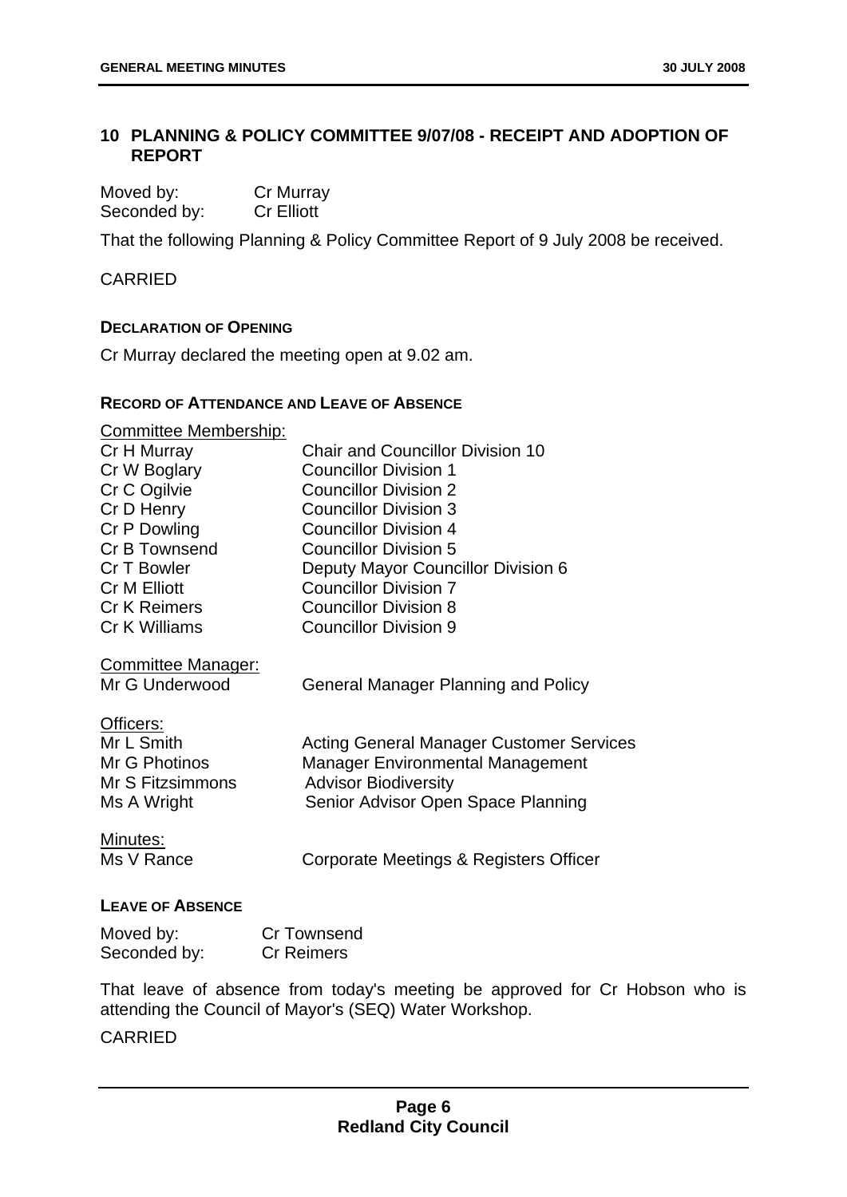## 10 PLANNING & POLICY COMMITTEE 9/07/08 - RECEIPT AND ADOPTION OF REPORT

Moved by: Cr Murray
Seconded by: Cr Elliott

That the following Planning & Policy Committee Report of 9 July 2008 be received.

CARRIED

### DECLARATION OF OPENING

Cr Murray declared the meeting open at 9.02 am.

### RECORD OF ATTENDANCE AND LEAVE OF ABSENCE

Committee Membership:

| | |
|---|---|
| Cr H Murray | Chair and Councillor Division 10 |
| Cr W Boglary | Councillor Division 1 |
| Cr C Ogilvie | Councillor Division 2 |
| Cr D Henry | Councillor Division 3 |
| Cr P Dowling | Councillor Division 4 |
| Cr B Townsend | Councillor Division 5 |
| Cr T Bowler | Deputy Mayor Councillor Division 6 |
| Cr M Elliott | Councillor Division 7 |
| Cr K Reimers | Councillor Division 8 |
| Cr K Williams | Councillor Division 9 |

Committee Manager:

| | |
|---|---|
| Mr G Underwood | General Manager Planning and Policy |

Officers:

| | |
|---|---|
| Mr L Smith | Acting General Manager Customer Services |
| Mr G Photinos | Manager Environmental Management |
| Mr S Fitzsimmons | Advisor Biodiversity |
| Ms A Wright | Senior Advisor Open Space Planning |

Minutes:

| | |
|---|---|
| Ms V Rance | Corporate Meetings & Registers Officer |

### LEAVE OF ABSENCE

Moved by: Cr Townsend
Seconded by: Cr Reimers

That leave of absence from today's meeting be approved for Cr Hobson who is attending the Council of Mayor's (SEQ) Water Workshop.

CARRIED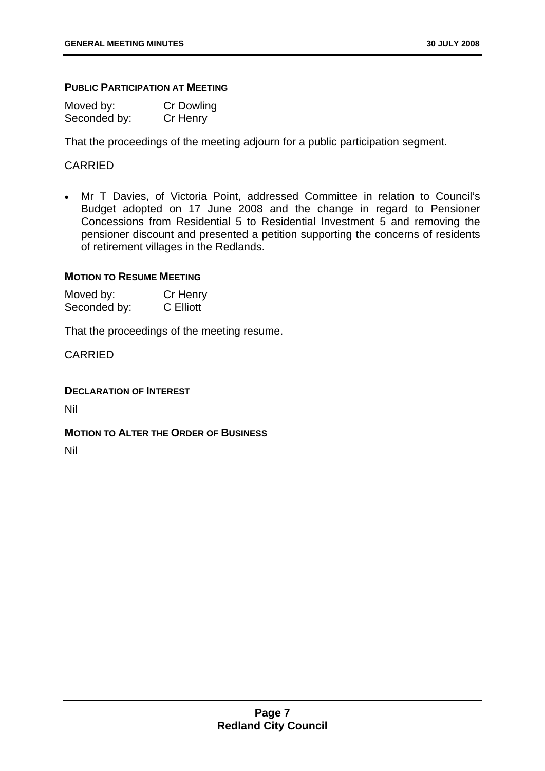**PUBLIC PARTICIPATION AT MEETING**

Moved by: Cr Dowling
Seconded by: Cr Henry

That the proceedings of the meeting adjourn for a public participation segment.

CARRIED

- Mr T Davies, of Victoria Point, addressed Committee in relation to Council's Budget adopted on 17 June 2008 and the change in regard to Pensioner Concessions from Residential 5 to Residential Investment 5 and removing the pensioner discount and presented a petition supporting the concerns of residents of retirement villages in the Redlands.

**MOTION TO RESUME MEETING**

Moved by: Cr Henry
Seconded by: C Elliott

That the proceedings of the meeting resume.

CARRIED

**DECLARATION OF INTEREST**

Nil

**MOTION TO ALTER THE ORDER OF BUSINESS**

Nil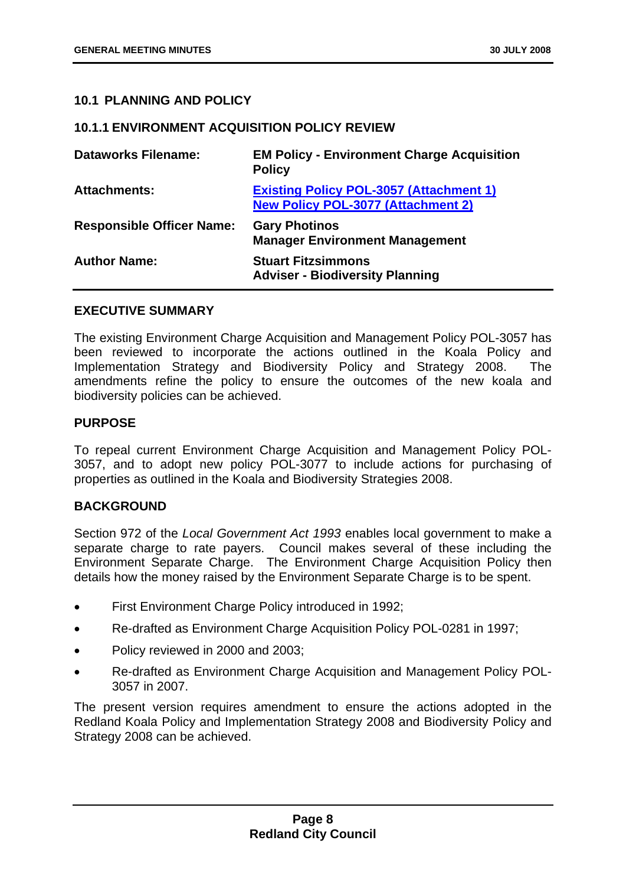## 10.1 PLANNING AND POLICY

### 10.1.1 ENVIRONMENT ACQUISITION POLICY REVIEW

| | |
|---|---|
| **Dataworks Filename:** | **EM Policy - Environment Charge Acquisition Policy** |
| **Attachments:** | **Existing Policy POL-3057 (Attachment 1)**<br>**New Policy POL-3077 (Attachment 2)** |
| **Responsible Officer Name:** | **Gary Photinos**<br>**Manager Environment Management** |
| **Author Name:** | **Stuart Fitzsimmons**<br>**Adviser - Biodiversity Planning** |

**EXECUTIVE SUMMARY**

The existing Environment Charge Acquisition and Management Policy POL-3057 has been reviewed to incorporate the actions outlined in the Koala Policy and Implementation Strategy and Biodiversity Policy and Strategy 2008. The amendments refine the policy to ensure the outcomes of the new koala and biodiversity policies can be achieved.

**PURPOSE**

To repeal current Environment Charge Acquisition and Management Policy POL-3057, and to adopt new policy POL-3077 to include actions for purchasing of properties as outlined in the Koala and Biodiversity Strategies 2008.

**BACKGROUND**

Section 972 of the *Local Government Act 1993* enables local government to make a separate charge to rate payers. Council makes several of these including the Environment Separate Charge. The Environment Charge Acquisition Policy then details how the money raised by the Environment Separate Charge is to be spent.

- First Environment Charge Policy introduced in 1992;
- Re-drafted as Environment Charge Acquisition Policy POL-0281 in 1997;
- Policy reviewed in 2000 and 2003;
- Re-drafted as Environment Charge Acquisition and Management Policy POL-3057 in 2007.

The present version requires amendment to ensure the actions adopted in the Redland Koala Policy and Implementation Strategy 2008 and Biodiversity Policy and Strategy 2008 can be achieved.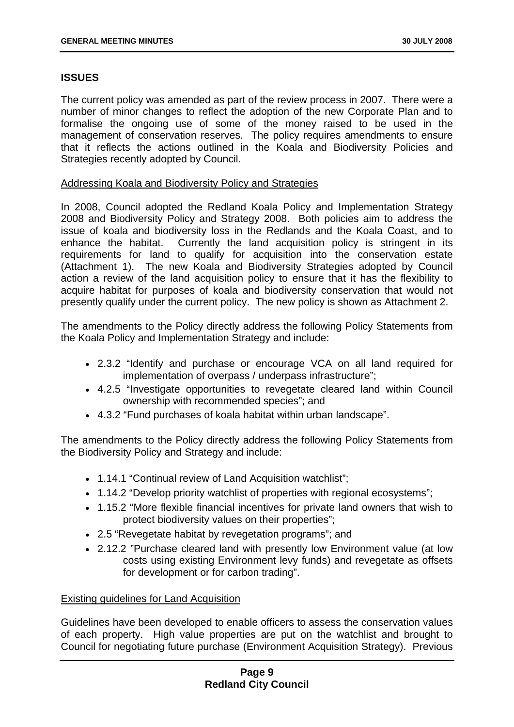## ISSUES

The current policy was amended as part of the review process in 2007. There were a number of minor changes to reflect the adoption of the new Corporate Plan and to formalise the ongoing use of some of the money raised to be used in the management of conservation reserves. The policy requires amendments to ensure that it reflects the actions outlined in the Koala and Biodiversity Policies and Strategies recently adopted by Council.

### Addressing Koala and Biodiversity Policy and Strategies

In 2008, Council adopted the Redland Koala Policy and Implementation Strategy 2008 and Biodiversity Policy and Strategy 2008. Both policies aim to address the issue of koala and biodiversity loss in the Redlands and the Koala Coast, and to enhance the habitat. Currently the land acquisition policy is stringent in its requirements for land to qualify for acquisition into the conservation estate (Attachment 1). The new Koala and Biodiversity Strategies adopted by Council action a review of the land acquisition policy to ensure that it has the flexibility to acquire habitat for purposes of koala and biodiversity conservation that would not presently qualify under the current policy. The new policy is shown as Attachment 2.

The amendments to the Policy directly address the following Policy Statements from the Koala Policy and Implementation Strategy and include:

- 2.3.2 "Identify and purchase or encourage VCA on all land required for implementation of overpass / underpass infrastructure";
- 4.2.5 "Investigate opportunities to revegetate cleared land within Council ownership with recommended species"; and
- 4.3.2 "Fund purchases of koala habitat within urban landscape".

The amendments to the Policy directly address the following Policy Statements from the Biodiversity Policy and Strategy and include:

- 1.14.1 "Continual review of Land Acquisition watchlist";
- 1.14.2 "Develop priority watchlist of properties with regional ecosystems";
- 1.15.2 "More flexible financial incentives for private land owners that wish to protect biodiversity values on their properties";
- 2.5 "Revegetate habitat by revegetation programs"; and
- 2.12.2 "Purchase cleared land with presently low Environment value (at low costs using existing Environment levy funds) and revegetate as offsets for development or for carbon trading".

### Existing guidelines for Land Acquisition

Guidelines have been developed to enable officers to assess the conservation values of each property. High value properties are put on the watchlist and brought to Council for negotiating future purchase (Environment Acquisition Strategy). Previous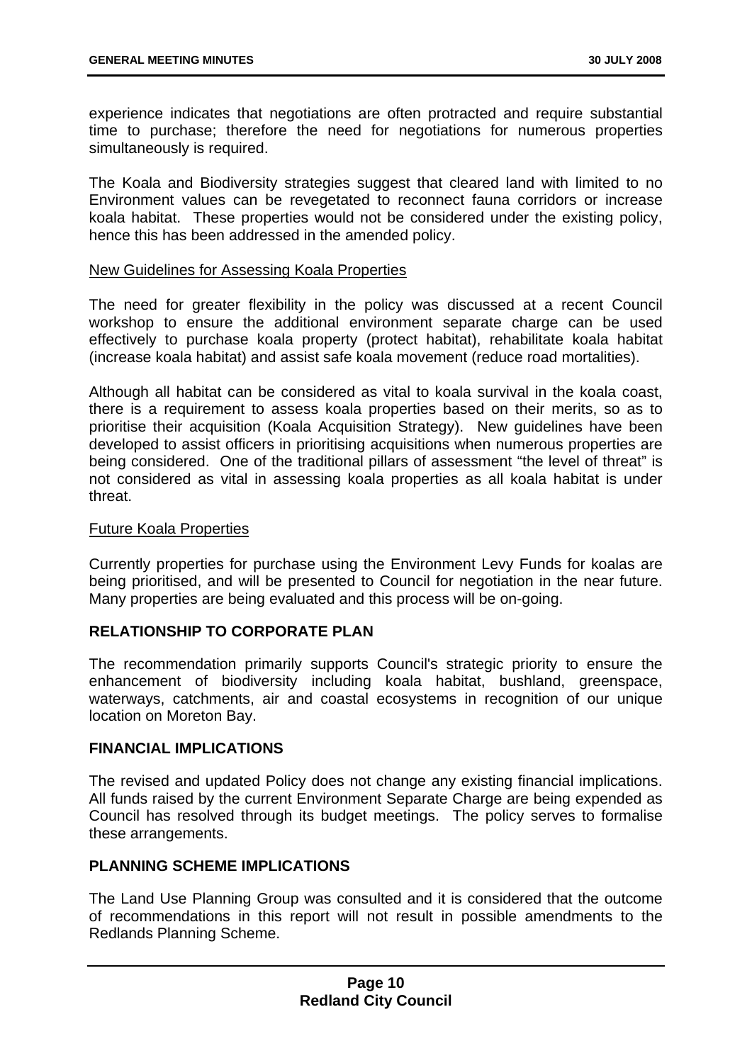experience indicates that negotiations are often protracted and require substantial time to purchase; therefore the need for negotiations for numerous properties simultaneously is required.

The Koala and Biodiversity strategies suggest that cleared land with limited to no Environment values can be revegetated to reconnect fauna corridors or increase koala habitat. These properties would not be considered under the existing policy, hence this has been addressed in the amended policy.

<u>New Guidelines for Assessing Koala Properties</u>

The need for greater flexibility in the policy was discussed at a recent Council workshop to ensure the additional environment separate charge can be used effectively to purchase koala property (protect habitat), rehabilitate koala habitat (increase koala habitat) and assist safe koala movement (reduce road mortalities).

Although all habitat can be considered as vital to koala survival in the koala coast, there is a requirement to assess koala properties based on their merits, so as to prioritise their acquisition (Koala Acquisition Strategy). New guidelines have been developed to assist officers in prioritising acquisitions when numerous properties are being considered. One of the traditional pillars of assessment "the level of threat" is not considered as vital in assessing koala properties as all koala habitat is under threat.

<u>Future Koala Properties</u>

Currently properties for purchase using the Environment Levy Funds for koalas are being prioritised, and will be presented to Council for negotiation in the near future. Many properties are being evaluated and this process will be on-going.

**RELATIONSHIP TO CORPORATE PLAN**

The recommendation primarily supports Council's strategic priority to ensure the enhancement of biodiversity including koala habitat, bushland, greenspace, waterways, catchments, air and coastal ecosystems in recognition of our unique location on Moreton Bay.

**FINANCIAL IMPLICATIONS**

The revised and updated Policy does not change any existing financial implications. All funds raised by the current Environment Separate Charge are being expended as Council has resolved through its budget meetings. The policy serves to formalise these arrangements.

**PLANNING SCHEME IMPLICATIONS**

The Land Use Planning Group was consulted and it is considered that the outcome of recommendations in this report will not result in possible amendments to the Redlands Planning Scheme.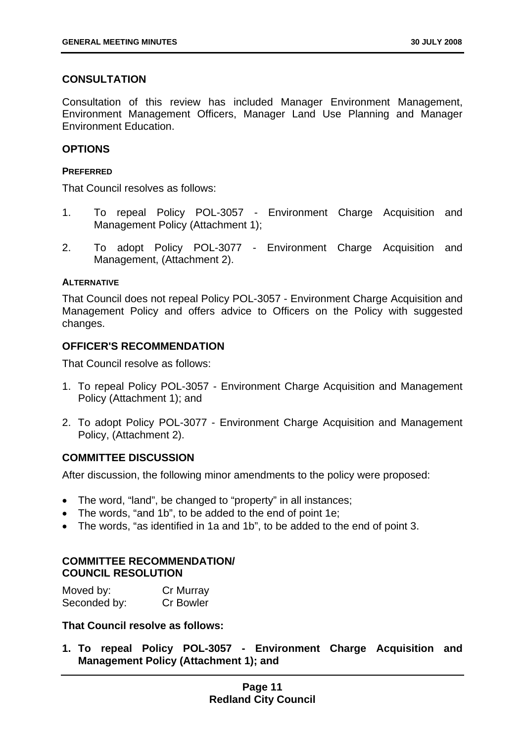## CONSULTATION

Consultation of this review has included Manager Environment Management, Environment Management Officers, Manager Land Use Planning and Manager Environment Education.

## OPTIONS

### PREFERRED

That Council resolves as follows:

1. To repeal Policy POL-3057 - Environment Charge Acquisition and Management Policy (Attachment 1);
2. To adopt Policy POL-3077 - Environment Charge Acquisition and Management, (Attachment 2).

### ALTERNATIVE

That Council does not repeal Policy POL-3057 - Environment Charge Acquisition and Management Policy and offers advice to Officers on the Policy with suggested changes.

## OFFICER'S RECOMMENDATION

That Council resolve as follows:

1. To repeal Policy POL-3057 - Environment Charge Acquisition and Management Policy (Attachment 1); and
2. To adopt Policy POL-3077 - Environment Charge Acquisition and Management Policy, (Attachment 2).

## COMMITTEE DISCUSSION

After discussion, the following minor amendments to the policy were proposed:

- The word, "land", be changed to "property" in all instances;
- The words, "and 1b", to be added to the end of point 1e;
- The words, "as identified in 1a and 1b", to be added to the end of point 3.

## COMMITTEE RECOMMENDATION/ COUNCIL RESOLUTION

Moved by: Cr Murray
Seconded by: Cr Bowler

**That Council resolve as follows:**

1. **To repeal Policy POL-3057 - Environment Charge Acquisition and Management Policy (Attachment 1); and**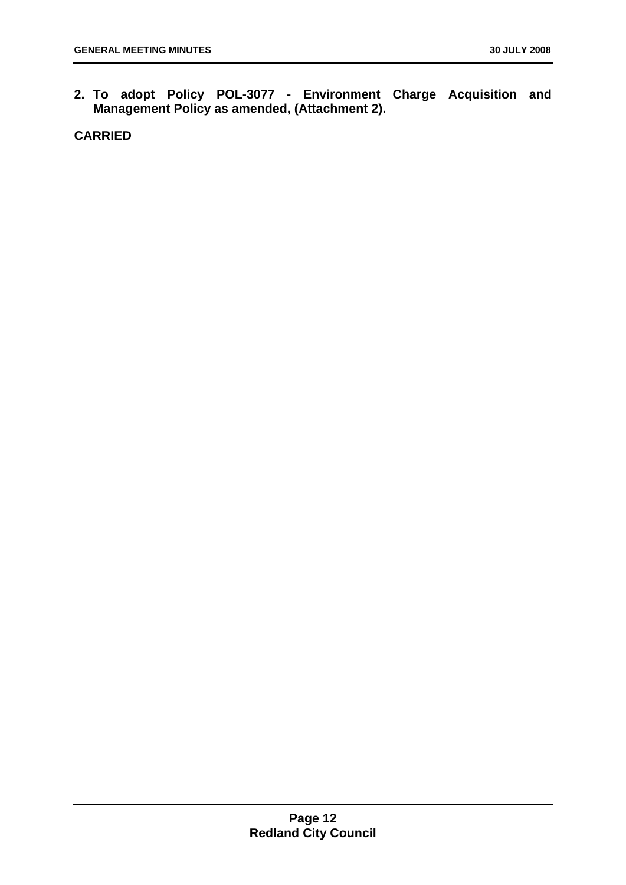**2. To adopt Policy POL-3077 - Environment Charge Acquisition and Management Policy as amended, (Attachment 2).**

**CARRIED**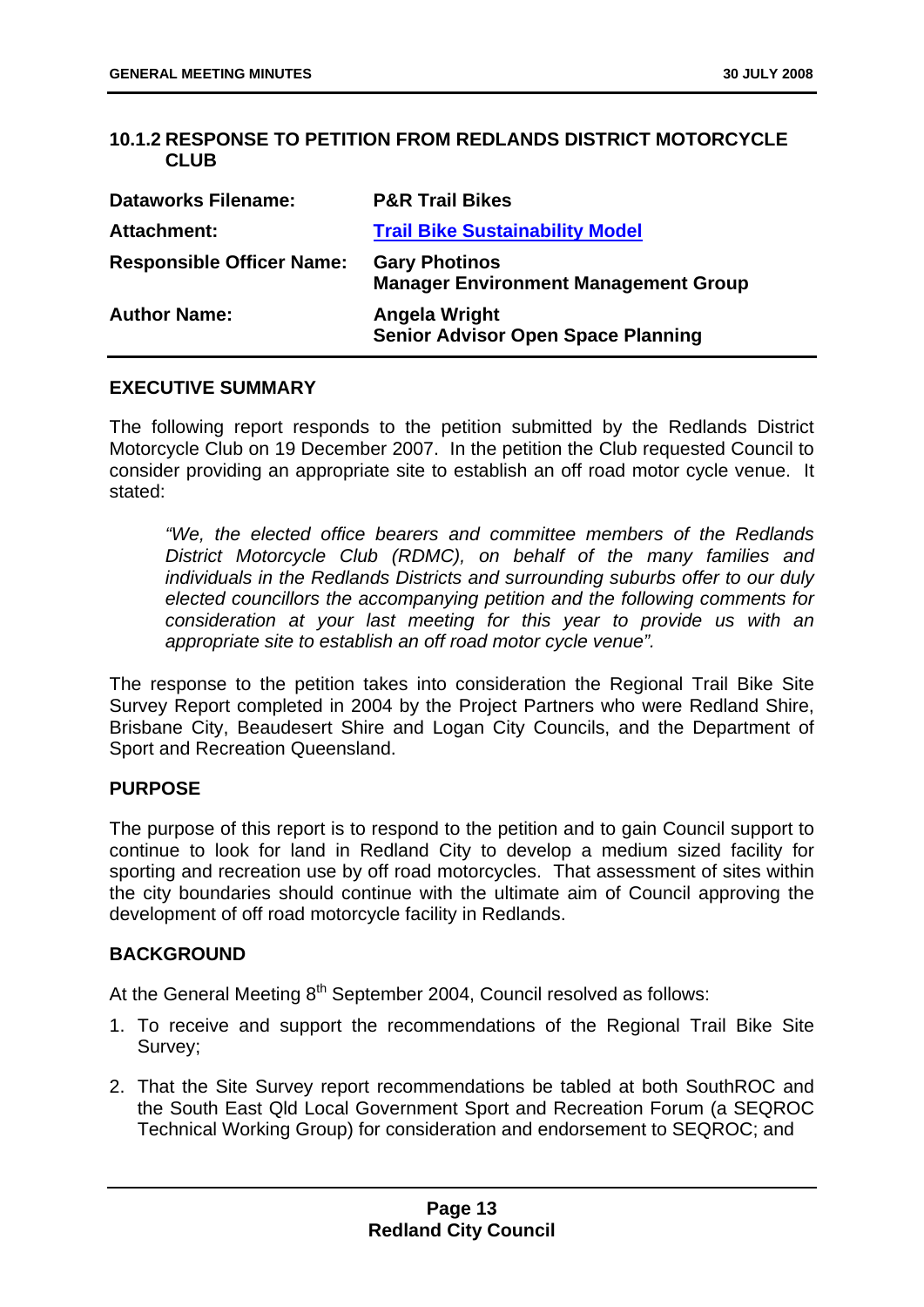## 10.1.2 RESPONSE TO PETITION FROM REDLANDS DISTRICT MOTORCYCLE CLUB

| | |
|---|---|
| **Dataworks Filename:** | **P&R Trail Bikes** |
| **Attachment:** | **Trail Bike Sustainability Model** |
| **Responsible Officer Name:** | **Gary Photinos**<br>**Manager Environment Management Group** |
| **Author Name:** | **Angela Wright**<br>**Senior Advisor Open Space Planning** |

### EXECUTIVE SUMMARY

The following report responds to the petition submitted by the Redlands District Motorcycle Club on 19 December 2007. In the petition the Club requested Council to consider providing an appropriate site to establish an off road motor cycle venue. It stated:

> *"We, the elected office bearers and committee members of the Redlands District Motorcycle Club (RDMC), on behalf of the many families and individuals in the Redlands Districts and surrounding suburbs offer to our duly elected councillors the accompanying petition and the following comments for consideration at your last meeting for this year to provide us with an appropriate site to establish an off road motor cycle venue".*

The response to the petition takes into consideration the Regional Trail Bike Site Survey Report completed in 2004 by the Project Partners who were Redland Shire, Brisbane City, Beaudesert Shire and Logan City Councils, and the Department of Sport and Recreation Queensland.

### PURPOSE

The purpose of this report is to respond to the petition and to gain Council support to continue to look for land in Redland City to develop a medium sized facility for sporting and recreation use by off road motorcycles. That assessment of sites within the city boundaries should continue with the ultimate aim of Council approving the development of off road motorcycle facility in Redlands.

### BACKGROUND

At the General Meeting 8th September 2004, Council resolved as follows:

1. To receive and support the recommendations of the Regional Trail Bike Site Survey;
2. That the Site Survey report recommendations be tabled at both SouthROC and the South East Qld Local Government Sport and Recreation Forum (a SEQROC Technical Working Group) for consideration and endorsement to SEQROC; and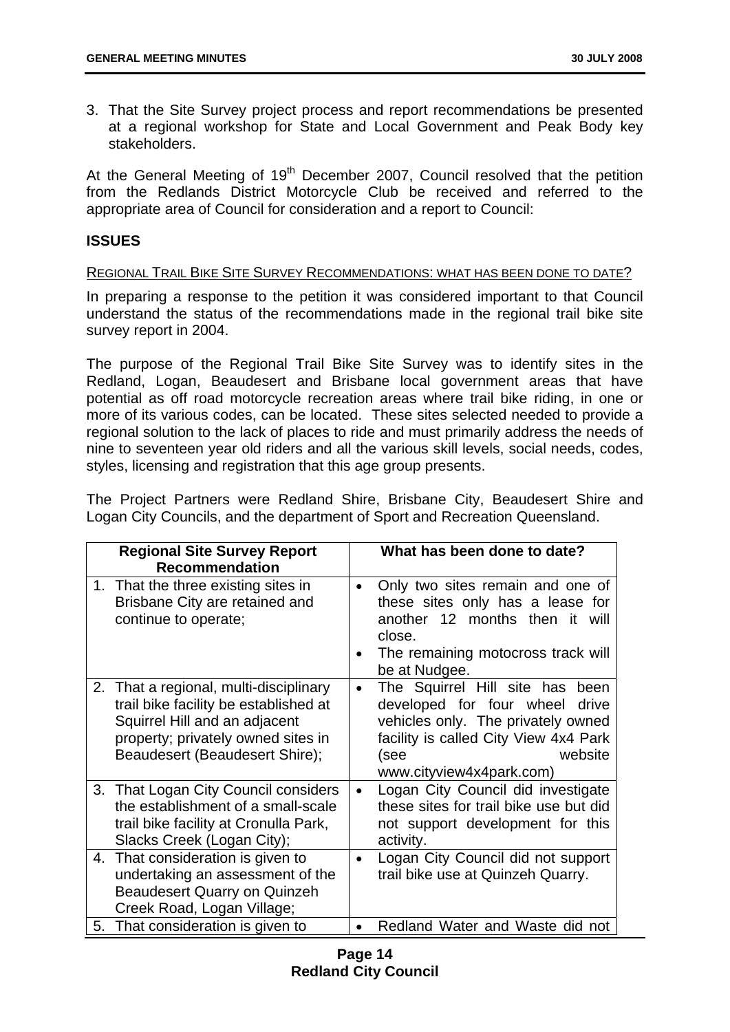3. That the Site Survey project process and report recommendations be presented at a regional workshop for State and Local Government and Peak Body key stakeholders.

At the General Meeting of 19th December 2007, Council resolved that the petition from the Redlands District Motorcycle Club be received and referred to the appropriate area of Council for consideration and a report to Council:

## ISSUES

REGIONAL TRAIL BIKE SITE SURVEY RECOMMENDATIONS: WHAT HAS BEEN DONE TO DATE?

In preparing a response to the petition it was considered important to that Council understand the status of the recommendations made in the regional trail bike site survey report in 2004.

The purpose of the Regional Trail Bike Site Survey was to identify sites in the Redland, Logan, Beaudesert and Brisbane local government areas that have potential as off road motorcycle recreation areas where trail bike riding, in one or more of its various codes, can be located. These sites selected needed to provide a regional solution to the lack of places to ride and must primarily address the needs of nine to seventeen year old riders and all the various skill levels, social needs, codes, styles, licensing and registration that this age group presents.

The Project Partners were Redland Shire, Brisbane City, Beaudesert Shire and Logan City Councils, and the department of Sport and Recreation Queensland.

| Regional Site Survey Report Recommendation | What has been done to date? |
|---|---|
| 1. That the three existing sites in Brisbane City are retained and continue to operate; | • Only two sites remain and one of these sites only has a lease for another 12 months then it will close.<br>• The remaining motocross track will be at Nudgee. |
| 2. That a regional, multi-disciplinary trail bike facility be established at Squirrel Hill and an adjacent property; privately owned sites in Beaudesert (Beaudesert Shire); | • The Squirrel Hill site has been developed for four wheel drive vehicles only. The privately owned facility is called City View 4x4 Park (see website www.cityview4x4park.com) |
| 3. That Logan City Council considers the establishment of a small-scale trail bike facility at Cronulla Park, Slacks Creek (Logan City); | • Logan City Council did investigate these sites for trail bike use but did not support development for this activity. |
| 4. That consideration is given to undertaking an assessment of the Beaudesert Quarry on Quinzeh Creek Road, Logan Village; | • Logan City Council did not support trail bike use at Quinzeh Quarry. |
| 5. That consideration is given to | • Redland Water and Waste did not |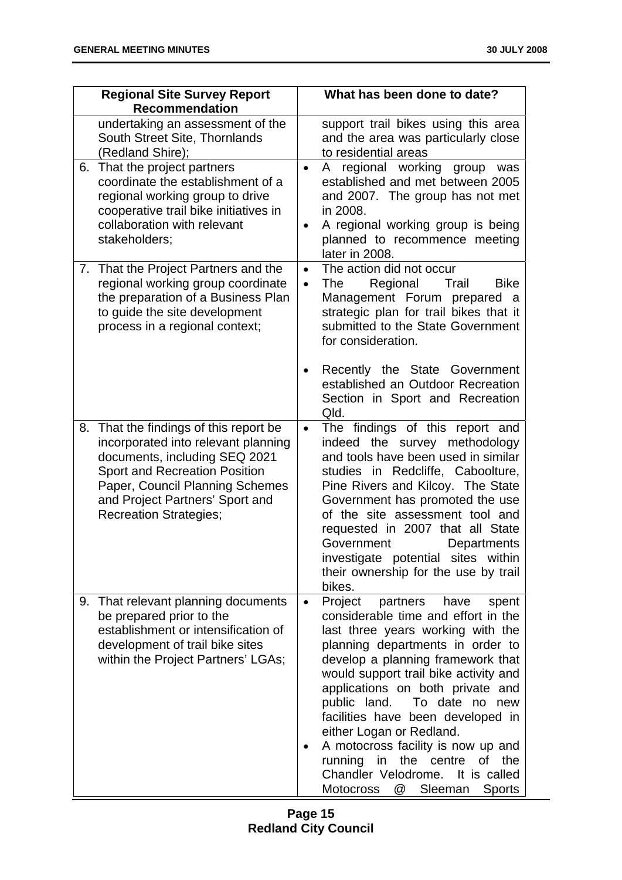| Regional Site Survey Report Recommendation | What has been done to date? |
|---|---|
| undertaking an assessment of the South Street Site, Thornlands (Redland Shire); | support trail bikes using this area and the area was particularly close to residential areas |
| 6. That the project partners coordinate the establishment of a regional working group to drive cooperative trail bike initiatives in collaboration with relevant stakeholders; | • A regional working group was established and met between 2005 and 2007. The group has not met in 2008.<br>• A regional working group is being planned to recommence meeting later in 2008. |
| 7. That the Project Partners and the regional working group coordinate the preparation of a Business Plan to guide the site development process in a regional context; | • The action did not occur<br>• The Regional Trail Bike Management Forum prepared a strategic plan for trail bikes that it submitted to the State Government for consideration.<br><br>• Recently the State Government established an Outdoor Recreation Section in Sport and Recreation Qld. |
| 8. That the findings of this report be incorporated into relevant planning documents, including SEQ 2021 Sport and Recreation Position Paper, Council Planning Schemes and Project Partners' Sport and Recreation Strategies; | • The findings of this report and indeed the survey methodology and tools have been used in similar studies in Redcliffe, Caboolture, Pine Rivers and Kilcoy. The State Government has promoted the use of the site assessment tool and requested in 2007 that all State Government Departments investigate potential sites within their ownership for the use by trail bikes. |
| 9. That relevant planning documents be prepared prior to the establishment or intensification of development of trail bike sites within the Project Partners' LGAs; | • Project partners have spent considerable time and effort in the last three years working with the planning departments in order to develop a planning framework that would support trail bike activity and applications on both private and public land. To date no new facilities have been developed in either Logan or Redland.<br>• A motocross facility is now up and running in the centre of the Chandler Velodrome. It is called Motocross @ Sleeman Sports |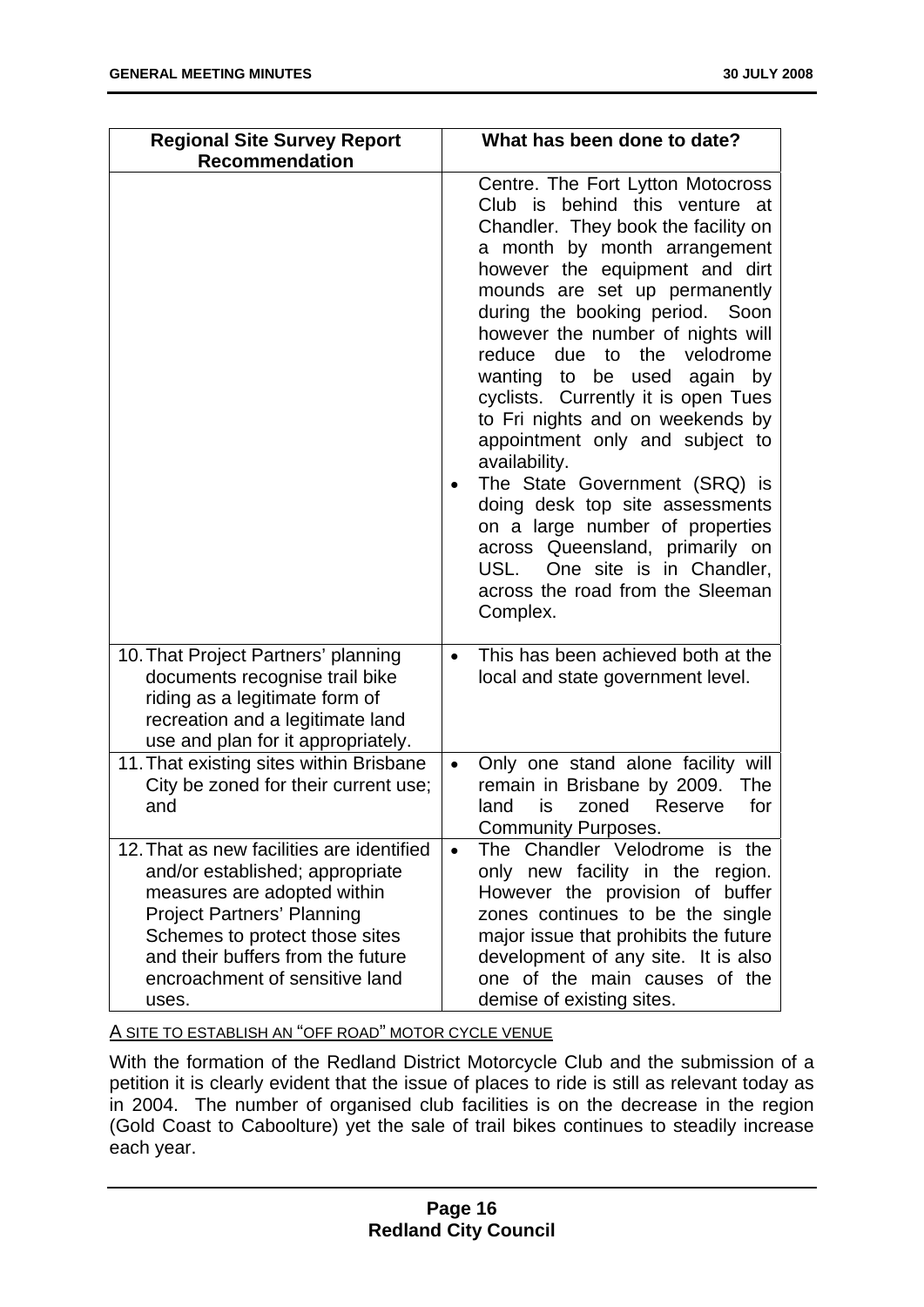| Regional Site Survey Report Recommendation | What has been done to date? |
|---|---|
| | Centre. The Fort Lytton Motocross Club is behind this venture at Chandler. They book the facility on a month by month arrangement however the equipment and dirt mounds are set up permanently during the booking period. Soon however the number of nights will reduce due to the velodrome wanting to be used again by cyclists. Currently it is open Tues to Fri nights and on weekends by appointment only and subject to availability.<br>• The State Government (SRQ) is doing desk top site assessments on a large number of properties across Queensland, primarily on USL. One site is in Chandler, across the road from the Sleeman Complex. |
| 10. That Project Partners' planning documents recognise trail bike riding as a legitimate form of recreation and a legitimate land use and plan for it appropriately. | • This has been achieved both at the local and state government level. |
| 11. That existing sites within Brisbane City be zoned for their current use; and | • Only one stand alone facility will remain in Brisbane by 2009. The land is zoned Reserve for Community Purposes. |
| 12. That as new facilities are identified and/or established; appropriate measures are adopted within Project Partners' Planning Schemes to protect those sites and their buffers from the future encroachment of sensitive land uses. | • The Chandler Velodrome is the only new facility in the region. However the provision of buffer zones continues to be the single major issue that prohibits the future development of any site. It is also one of the main causes of the demise of existing sites. |

A SITE TO ESTABLISH AN "OFF ROAD" MOTOR CYCLE VENUE

With the formation of the Redland District Motorcycle Club and the submission of a petition it is clearly evident that the issue of places to ride is still as relevant today as in 2004. The number of organised club facilities is on the decrease in the region (Gold Coast to Caboolture) yet the sale of trail bikes continues to steadily increase each year.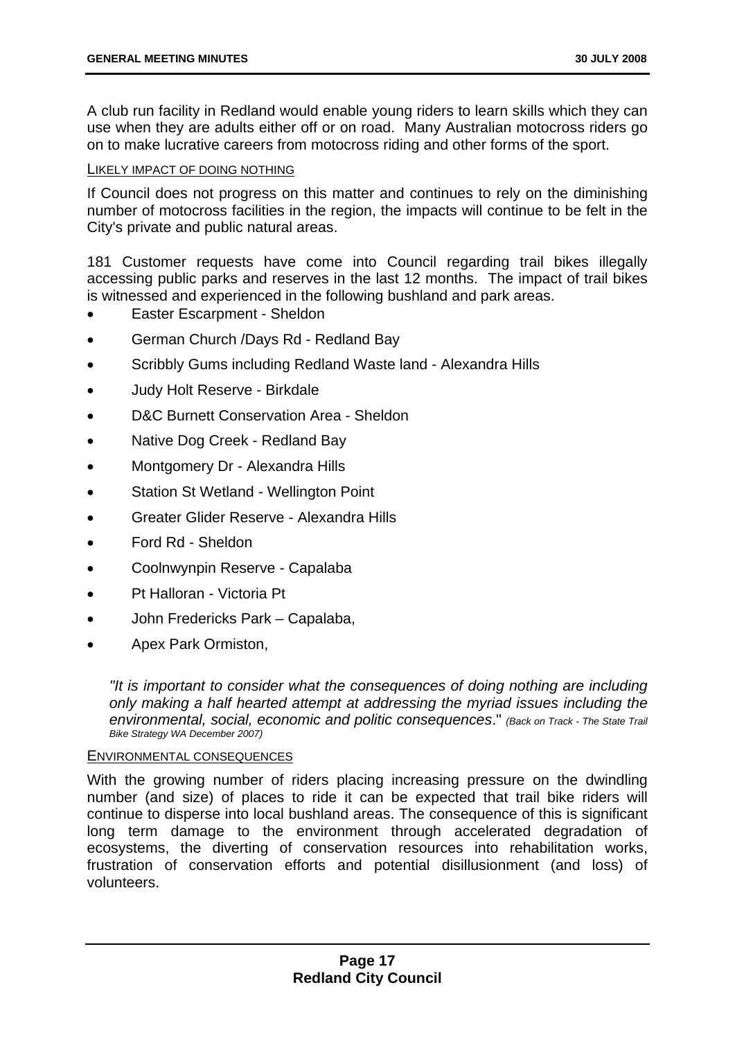A club run facility in Redland would enable young riders to learn skills which they can use when they are adults either off or on road. Many Australian motocross riders go on to make lucrative careers from motocross riding and other forms of the sport.

LIKELY IMPACT OF DOING NOTHING

If Council does not progress on this matter and continues to rely on the diminishing number of motocross facilities in the region, the impacts will continue to be felt in the City's private and public natural areas.

181 Customer requests have come into Council regarding trail bikes illegally accessing public parks and reserves in the last 12 months. The impact of trail bikes is witnessed and experienced in the following bushland and park areas.

- Easter Escarpment - Sheldon
- German Church /Days Rd - Redland Bay
- Scribbly Gums including Redland Waste land - Alexandra Hills
- Judy Holt Reserve - Birkdale
- D&C Burnett Conservation Area - Sheldon
- Native Dog Creek - Redland Bay
- Montgomery Dr - Alexandra Hills
- Station St Wetland - Wellington Point
- Greater Glider Reserve - Alexandra Hills
- Ford Rd - Sheldon
- Coolnwynpin Reserve - Capalaba
- Pt Halloran - Victoria Pt
- John Fredericks Park – Capalaba,
- Apex Park Ormiston,

> *"It is important to consider what the consequences of doing nothing are including only making a half hearted attempt at addressing the myriad issues including the environmental, social, economic and politic consequences*." *(Back on Track - The State Trail Bike Strategy WA December 2007)*

ENVIRONMENTAL CONSEQUENCES

With the growing number of riders placing increasing pressure on the dwindling number (and size) of places to ride it can be expected that trail bike riders will continue to disperse into local bushland areas. The consequence of this is significant long term damage to the environment through accelerated degradation of ecosystems, the diverting of conservation resources into rehabilitation works, frustration of conservation efforts and potential disillusionment (and loss) of volunteers.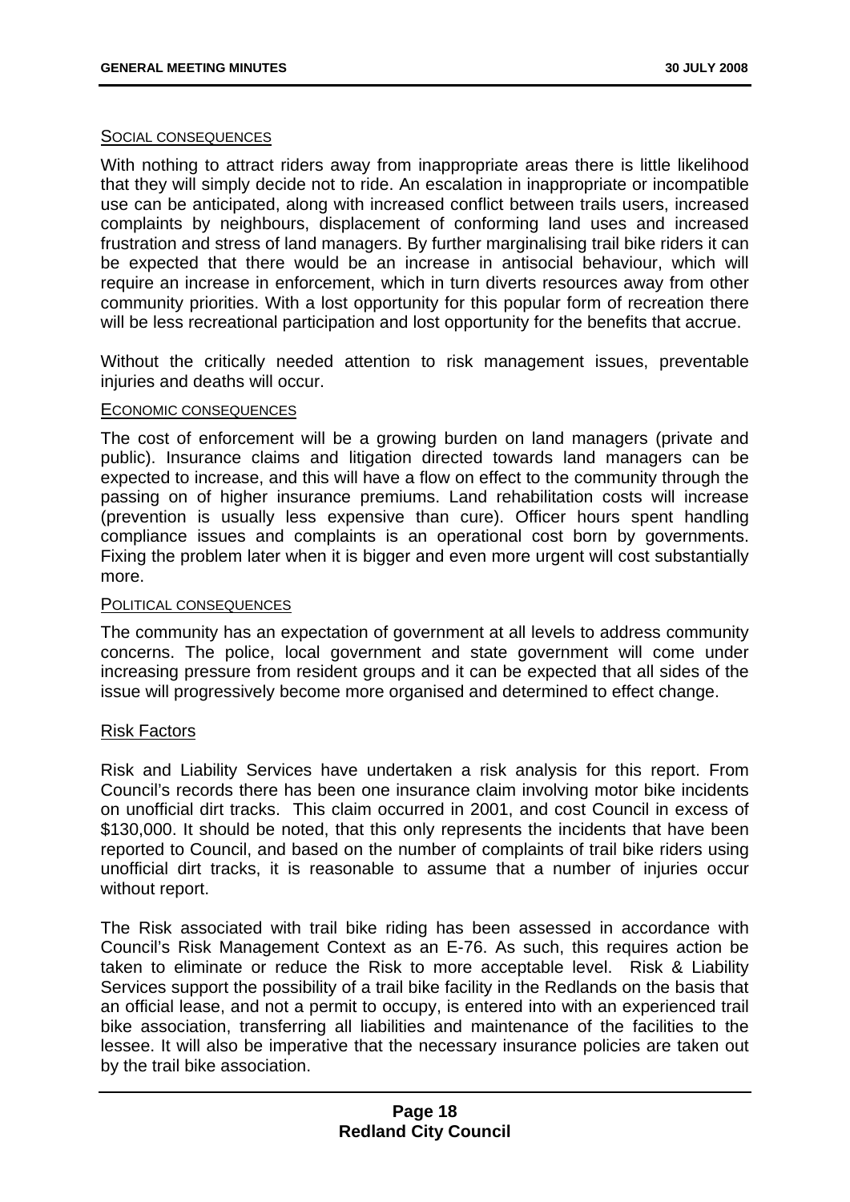SOCIAL CONSEQUENCES

With nothing to attract riders away from inappropriate areas there is little likelihood that they will simply decide not to ride. An escalation in inappropriate or incompatible use can be anticipated, along with increased conflict between trails users, increased complaints by neighbours, displacement of conforming land uses and increased frustration and stress of land managers. By further marginalising trail bike riders it can be expected that there would be an increase in antisocial behaviour, which will require an increase in enforcement, which in turn diverts resources away from other community priorities. With a lost opportunity for this popular form of recreation there will be less recreational participation and lost opportunity for the benefits that accrue.

Without the critically needed attention to risk management issues, preventable injuries and deaths will occur.

ECONOMIC CONSEQUENCES

The cost of enforcement will be a growing burden on land managers (private and public). Insurance claims and litigation directed towards land managers can be expected to increase, and this will have a flow on effect to the community through the passing on of higher insurance premiums. Land rehabilitation costs will increase (prevention is usually less expensive than cure). Officer hours spent handling compliance issues and complaints is an operational cost born by governments. Fixing the problem later when it is bigger and even more urgent will cost substantially more.

POLITICAL CONSEQUENCES

The community has an expectation of government at all levels to address community concerns. The police, local government and state government will come under increasing pressure from resident groups and it can be expected that all sides of the issue will progressively become more organised and determined to effect change.

## Risk Factors

Risk and Liability Services have undertaken a risk analysis for this report. From Council's records there has been one insurance claim involving motor bike incidents on unofficial dirt tracks. This claim occurred in 2001, and cost Council in excess of $130,000. It should be noted, that this only represents the incidents that have been reported to Council, and based on the number of complaints of trail bike riders using unofficial dirt tracks, it is reasonable to assume that a number of injuries occur without report.

The Risk associated with trail bike riding has been assessed in accordance with Council's Risk Management Context as an E-76. As such, this requires action be taken to eliminate or reduce the Risk to more acceptable level. Risk & Liability Services support the possibility of a trail bike facility in the Redlands on the basis that an official lease, and not a permit to occupy, is entered into with an experienced trail bike association, transferring all liabilities and maintenance of the facilities to the lessee. It will also be imperative that the necessary insurance policies are taken out by the trail bike association.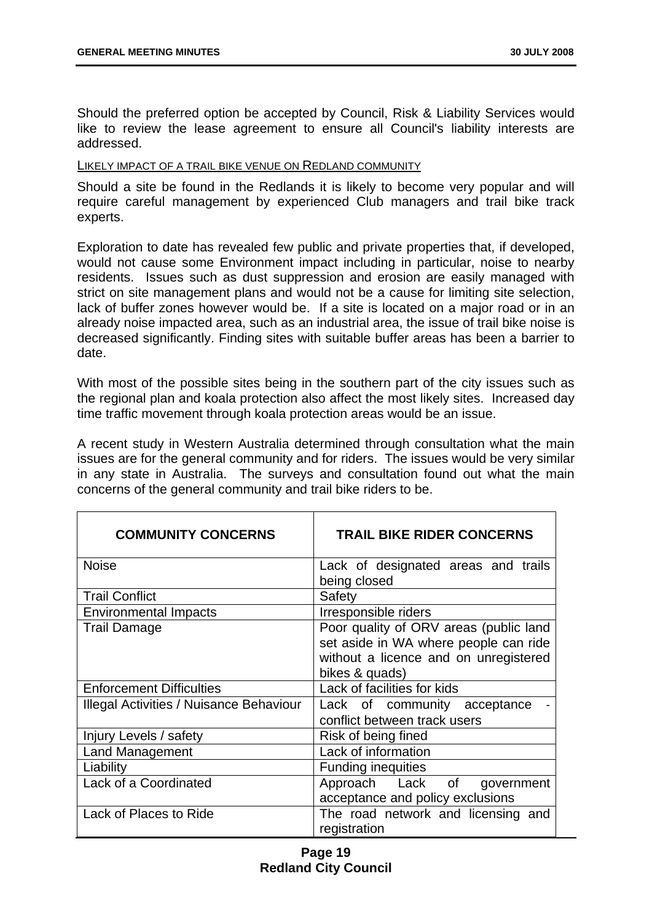Should the preferred option be accepted by Council, Risk & Liability Services would like to review the lease agreement to ensure all Council's liability interests are addressed.

LIKELY IMPACT OF A TRAIL BIKE VENUE ON REDLAND COMMUNITY

Should a site be found in the Redlands it is likely to become very popular and will require careful management by experienced Club managers and trail bike track experts.

Exploration to date has revealed few public and private properties that, if developed, would not cause some Environment impact including in particular, noise to nearby residents. Issues such as dust suppression and erosion are easily managed with strict on site management plans and would not be a cause for limiting site selection, lack of buffer zones however would be. If a site is located on a major road or in an already noise impacted area, such as an industrial area, the issue of trail bike noise is decreased significantly. Finding sites with suitable buffer areas has been a barrier to date.

With most of the possible sites being in the southern part of the city issues such as the regional plan and koala protection also affect the most likely sites. Increased day time traffic movement through koala protection areas would be an issue.

A recent study in Western Australia determined through consultation what the main issues are for the general community and for riders. The issues would be very similar in any state in Australia. The surveys and consultation found out what the main concerns of the general community and trail bike riders to be.

| COMMUNITY CONCERNS | TRAIL BIKE RIDER CONCERNS |
|---|---|
| Noise | Lack of designated areas and trails being closed |
| Trail Conflict | Safety |
| Environmental Impacts | Irresponsible riders |
| Trail Damage | Poor quality of ORV areas (public land set aside in WA where people can ride without a licence and on unregistered bikes & quads) |
| Enforcement Difficulties | Lack of facilities for kids |
| Illegal Activities / Nuisance Behaviour | Lack of community acceptance - conflict between track users |
| Injury Levels / safety | Risk of being fined |
| Land Management | Lack of information |
| Liability | Funding inequities |
| Lack of a Coordinated | Approach Lack of government acceptance and policy exclusions |
| Lack of Places to Ride | The road network and licensing and registration |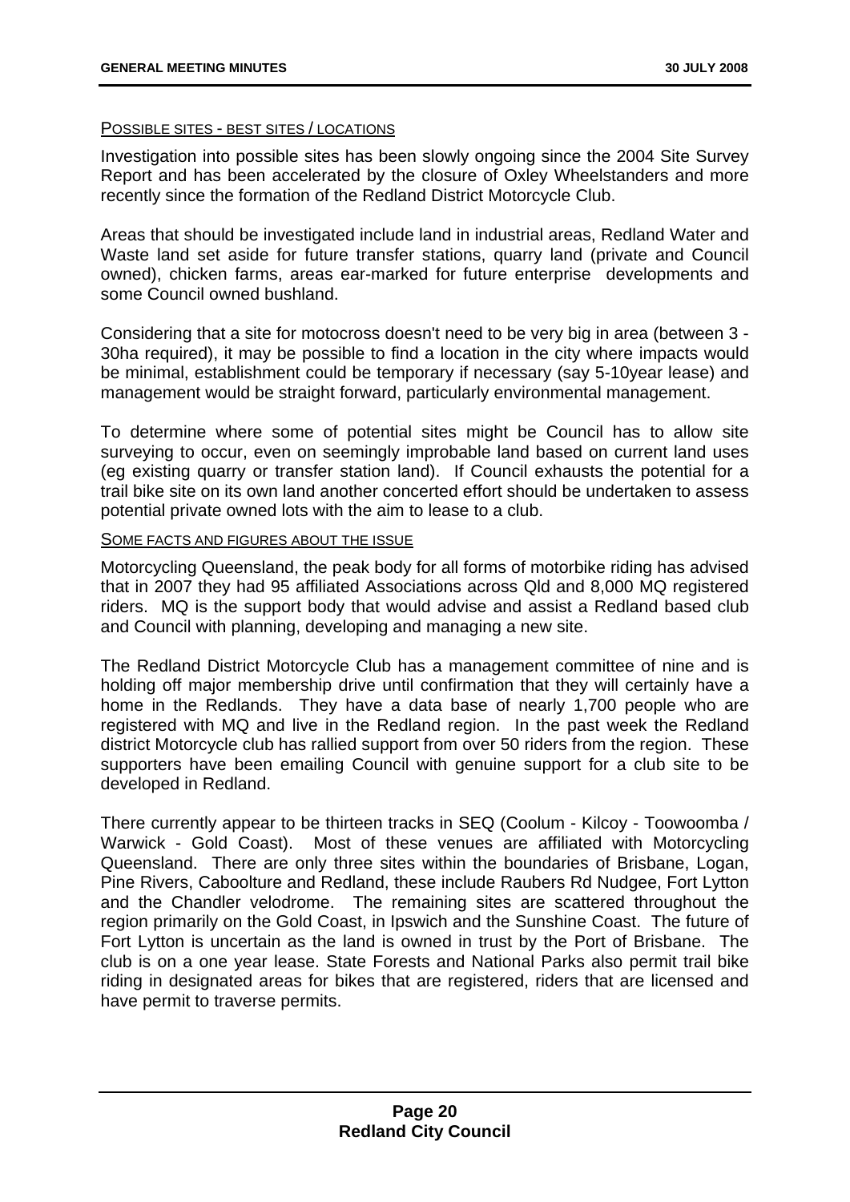POSSIBLE SITES - BEST SITES / LOCATIONS

Investigation into possible sites has been slowly ongoing since the 2004 Site Survey Report and has been accelerated by the closure of Oxley Wheelstanders and more recently since the formation of the Redland District Motorcycle Club.

Areas that should be investigated include land in industrial areas, Redland Water and Waste land set aside for future transfer stations, quarry land (private and Council owned), chicken farms, areas ear-marked for future enterprise developments and some Council owned bushland.

Considering that a site for motocross doesn't need to be very big in area (between 3 - 30ha required), it may be possible to find a location in the city where impacts would be minimal, establishment could be temporary if necessary (say 5-10year lease) and management would be straight forward, particularly environmental management.

To determine where some of potential sites might be Council has to allow site surveying to occur, even on seemingly improbable land based on current land uses (eg existing quarry or transfer station land). If Council exhausts the potential for a trail bike site on its own land another concerted effort should be undertaken to assess potential private owned lots with the aim to lease to a club.

SOME FACTS AND FIGURES ABOUT THE ISSUE

Motorcycling Queensland, the peak body for all forms of motorbike riding has advised that in 2007 they had 95 affiliated Associations across Qld and 8,000 MQ registered riders. MQ is the support body that would advise and assist a Redland based club and Council with planning, developing and managing a new site.

The Redland District Motorcycle Club has a management committee of nine and is holding off major membership drive until confirmation that they will certainly have a home in the Redlands. They have a data base of nearly 1,700 people who are registered with MQ and live in the Redland region. In the past week the Redland district Motorcycle club has rallied support from over 50 riders from the region. These supporters have been emailing Council with genuine support for a club site to be developed in Redland.

There currently appear to be thirteen tracks in SEQ (Coolum - Kilcoy - Toowoomba / Warwick - Gold Coast). Most of these venues are affiliated with Motorcycling Queensland. There are only three sites within the boundaries of Brisbane, Logan, Pine Rivers, Caboolture and Redland, these include Raubers Rd Nudgee, Fort Lytton and the Chandler velodrome. The remaining sites are scattered throughout the region primarily on the Gold Coast, in Ipswich and the Sunshine Coast. The future of Fort Lytton is uncertain as the land is owned in trust by the Port of Brisbane. The club is on a one year lease. State Forests and National Parks also permit trail bike riding in designated areas for bikes that are registered, riders that are licensed and have permit to traverse permits.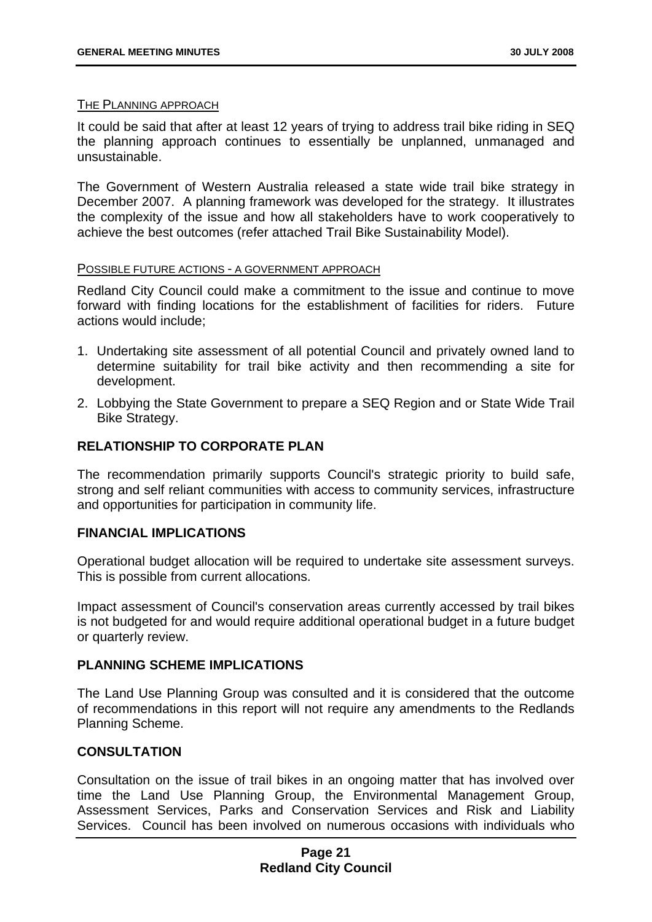THE PLANNING APPROACH

It could be said that after at least 12 years of trying to address trail bike riding in SEQ the planning approach continues to essentially be unplanned, unmanaged and unsustainable.

The Government of Western Australia released a state wide trail bike strategy in December 2007. A planning framework was developed for the strategy. It illustrates the complexity of the issue and how all stakeholders have to work cooperatively to achieve the best outcomes (refer attached Trail Bike Sustainability Model).

POSSIBLE FUTURE ACTIONS - A GOVERNMENT APPROACH

Redland City Council could make a commitment to the issue and continue to move forward with finding locations for the establishment of facilities for riders. Future actions would include;

1. Undertaking site assessment of all potential Council and privately owned land to determine suitability for trail bike activity and then recommending a site for development.
2. Lobbying the State Government to prepare a SEQ Region and or State Wide Trail Bike Strategy.

## RELATIONSHIP TO CORPORATE PLAN

The recommendation primarily supports Council's strategic priority to build safe, strong and self reliant communities with access to community services, infrastructure and opportunities for participation in community life.

## FINANCIAL IMPLICATIONS

Operational budget allocation will be required to undertake site assessment surveys. This is possible from current allocations.

Impact assessment of Council's conservation areas currently accessed by trail bikes is not budgeted for and would require additional operational budget in a future budget or quarterly review.

## PLANNING SCHEME IMPLICATIONS

The Land Use Planning Group was consulted and it is considered that the outcome of recommendations in this report will not require any amendments to the Redlands Planning Scheme.

## CONSULTATION

Consultation on the issue of trail bikes in an ongoing matter that has involved over time the Land Use Planning Group, the Environmental Management Group, Assessment Services, Parks and Conservation Services and Risk and Liability Services. Council has been involved on numerous occasions with individuals who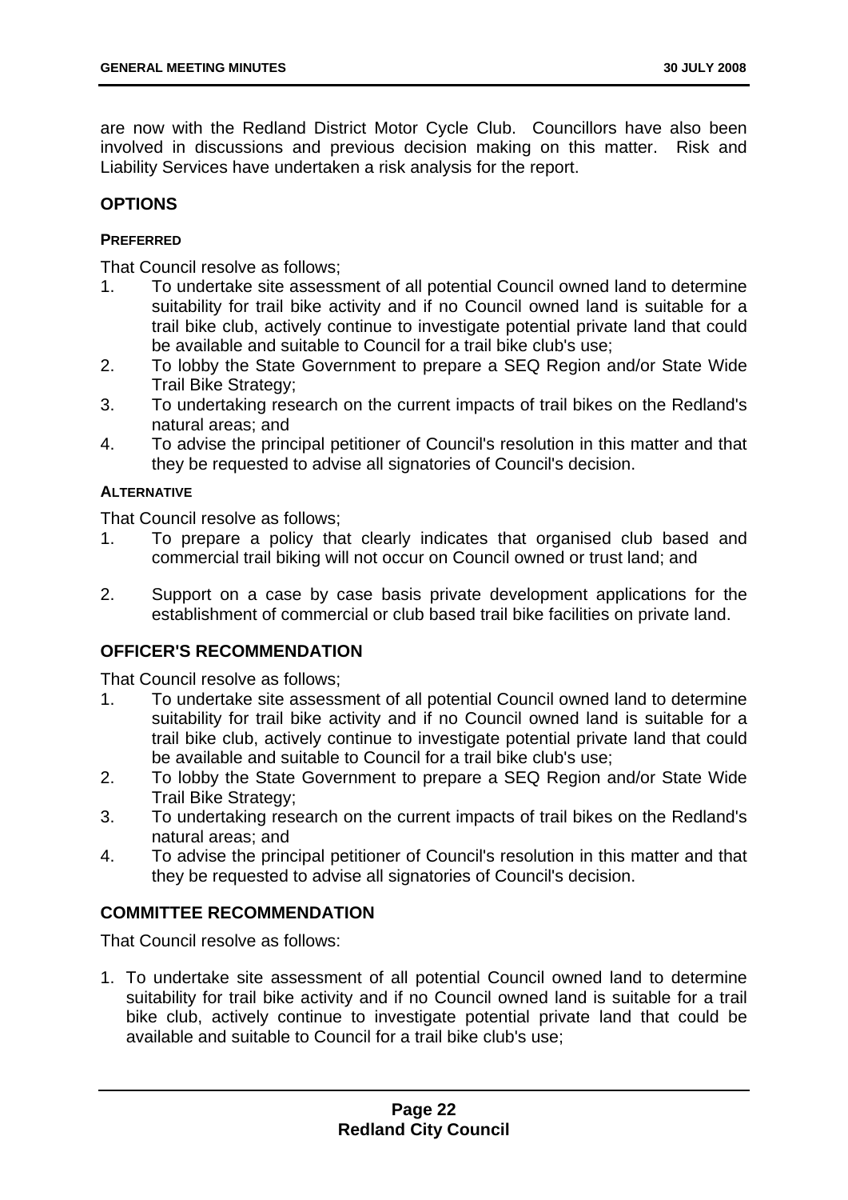are now with the Redland District Motor Cycle Club. Councillors have also been involved in discussions and previous decision making on this matter. Risk and Liability Services have undertaken a risk analysis for the report.

## OPTIONS

### PREFERRED

That Council resolve as follows;

1. To undertake site assessment of all potential Council owned land to determine suitability for trail bike activity and if no Council owned land is suitable for a trail bike club, actively continue to investigate potential private land that could be available and suitable to Council for a trail bike club's use;
2. To lobby the State Government to prepare a SEQ Region and/or State Wide Trail Bike Strategy;
3. To undertaking research on the current impacts of trail bikes on the Redland's natural areas; and
4. To advise the principal petitioner of Council's resolution in this matter and that they be requested to advise all signatories of Council's decision.

### ALTERNATIVE

That Council resolve as follows;

1. To prepare a policy that clearly indicates that organised club based and commercial trail biking will not occur on Council owned or trust land; and
2. Support on a case by case basis private development applications for the establishment of commercial or club based trail bike facilities on private land.

## OFFICER'S RECOMMENDATION

That Council resolve as follows;

1. To undertake site assessment of all potential Council owned land to determine suitability for trail bike activity and if no Council owned land is suitable for a trail bike club, actively continue to investigate potential private land that could be available and suitable to Council for a trail bike club's use;
2. To lobby the State Government to prepare a SEQ Region and/or State Wide Trail Bike Strategy;
3. To undertaking research on the current impacts of trail bikes on the Redland's natural areas; and
4. To advise the principal petitioner of Council's resolution in this matter and that they be requested to advise all signatories of Council's decision.

## COMMITTEE RECOMMENDATION

That Council resolve as follows:

1. To undertake site assessment of all potential Council owned land to determine suitability for trail bike activity and if no Council owned land is suitable for a trail bike club, actively continue to investigate potential private land that could be available and suitable to Council for a trail bike club's use;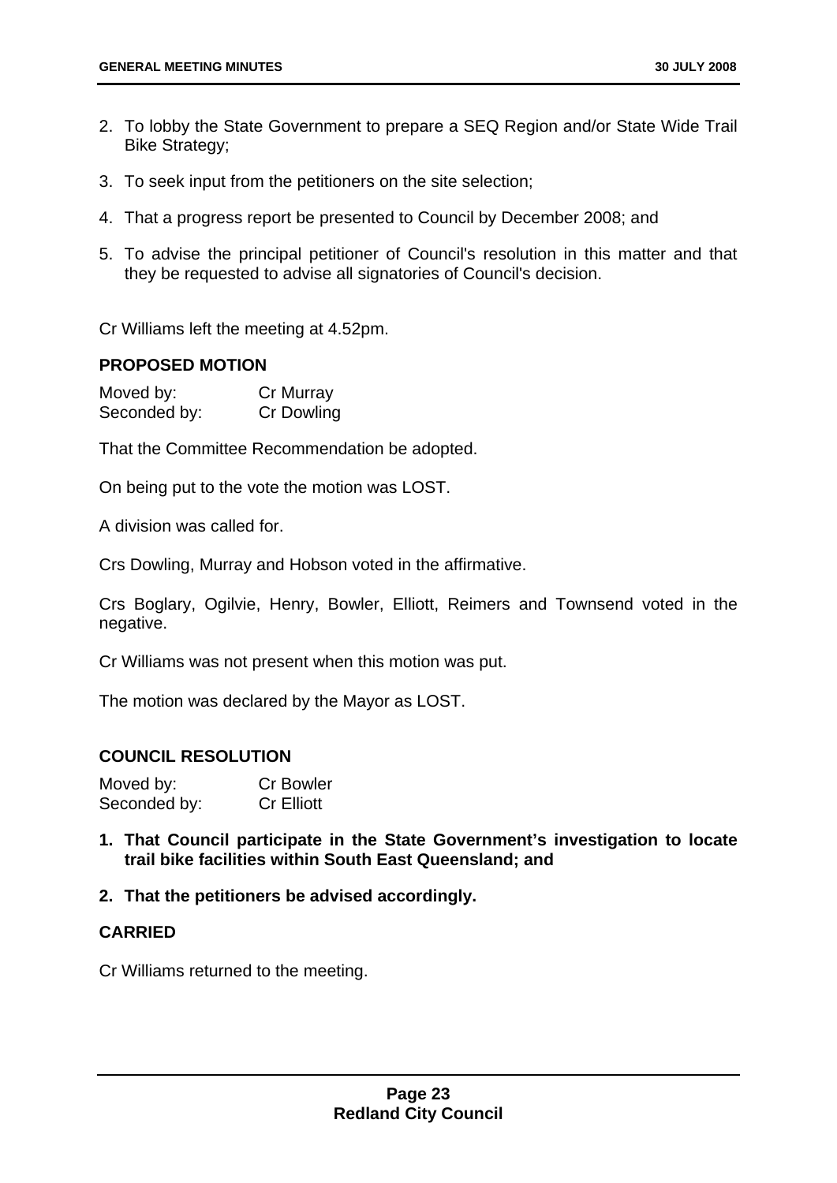2. To lobby the State Government to prepare a SEQ Region and/or State Wide Trail Bike Strategy;

3. To seek input from the petitioners on the site selection;

4. That a progress report be presented to Council by December 2008; and

5. To advise the principal petitioner of Council's resolution in this matter and that they be requested to advise all signatories of Council's decision.

Cr Williams left the meeting at 4.52pm.

**PROPOSED MOTION**

Moved by: Cr Murray
Seconded by: Cr Dowling

That the Committee Recommendation be adopted.

On being put to the vote the motion was LOST.

A division was called for.

Crs Dowling, Murray and Hobson voted in the affirmative.

Crs Boglary, Ogilvie, Henry, Bowler, Elliott, Reimers and Townsend voted in the negative.

Cr Williams was not present when this motion was put.

The motion was declared by the Mayor as LOST.

**COUNCIL RESOLUTION**

Moved by: Cr Bowler
Seconded by: Cr Elliott

1. **That Council participate in the State Government's investigation to locate trail bike facilities within South East Queensland; and**

2. **That the petitioners be advised accordingly.**

**CARRIED**

Cr Williams returned to the meeting.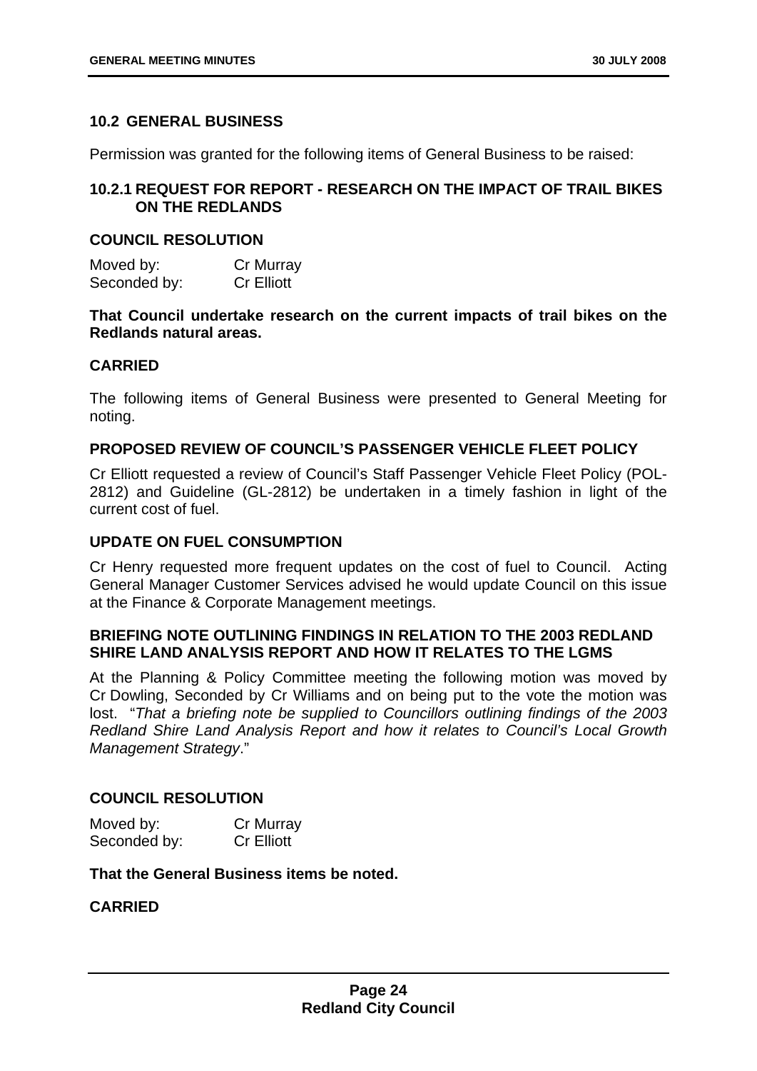## 10.2 GENERAL BUSINESS

Permission was granted for the following items of General Business to be raised:

### 10.2.1 REQUEST FOR REPORT - RESEARCH ON THE IMPACT OF TRAIL BIKES ON THE REDLANDS

**COUNCIL RESOLUTION**

Moved by: Cr Murray
Seconded by: Cr Elliott

**That Council undertake research on the current impacts of trail bikes on the Redlands natural areas.**

**CARRIED**

The following items of General Business were presented to General Meeting for noting.

**PROPOSED REVIEW OF COUNCIL'S PASSENGER VEHICLE FLEET POLICY**

Cr Elliott requested a review of Council's Staff Passenger Vehicle Fleet Policy (POL-2812) and Guideline (GL-2812) be undertaken in a timely fashion in light of the current cost of fuel.

**UPDATE ON FUEL CONSUMPTION**

Cr Henry requested more frequent updates on the cost of fuel to Council. Acting General Manager Customer Services advised he would update Council on this issue at the Finance & Corporate Management meetings.

**BRIEFING NOTE OUTLINING FINDINGS IN RELATION TO THE 2003 REDLAND SHIRE LAND ANALYSIS REPORT AND HOW IT RELATES TO THE LGMS**

At the Planning & Policy Committee meeting the following motion was moved by Cr Dowling, Seconded by Cr Williams and on being put to the vote the motion was lost. "*That a briefing note be supplied to Councillors outlining findings of the 2003 Redland Shire Land Analysis Report and how it relates to Council's Local Growth Management Strategy*."

**COUNCIL RESOLUTION**

Moved by: Cr Murray
Seconded by: Cr Elliott

**That the General Business items be noted.**

**CARRIED**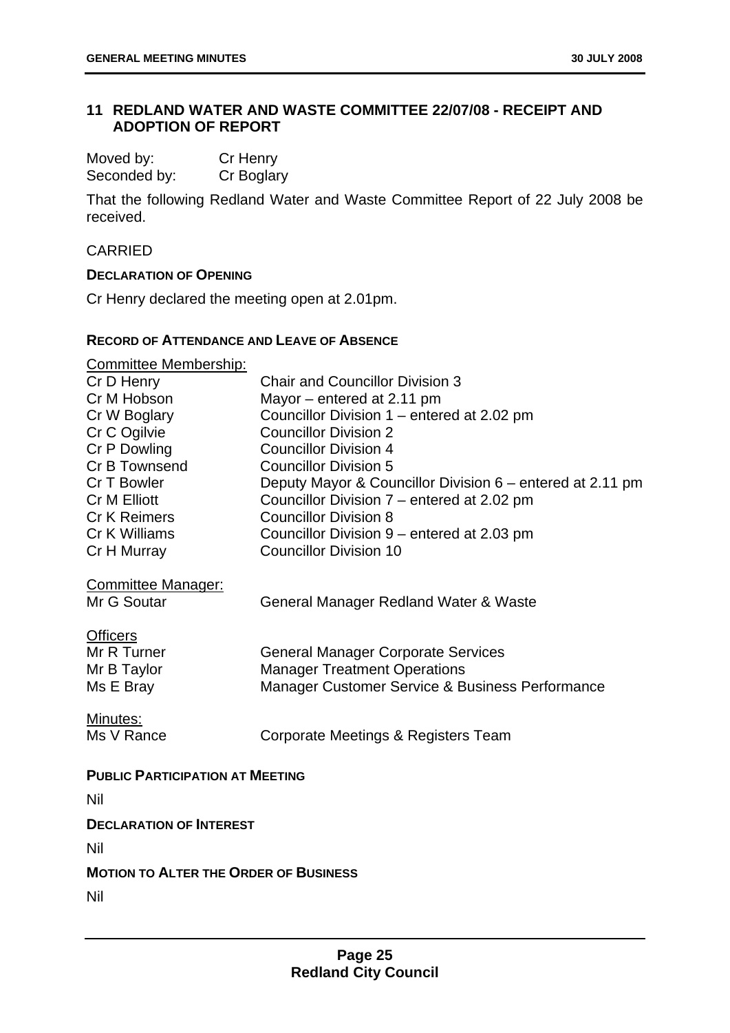## 11 REDLAND WATER AND WASTE COMMITTEE 22/07/08 - RECEIPT AND ADOPTION OF REPORT

Moved by: Cr Henry
Seconded by: Cr Boglary

That the following Redland Water and Waste Committee Report of 22 July 2008 be received.

CARRIED

**DECLARATION OF OPENING**

Cr Henry declared the meeting open at 2.01pm.

**RECORD OF ATTENDANCE AND LEAVE OF ABSENCE**

Committee Membership:

| | |
|---|---|
| Cr D Henry | Chair and Councillor Division 3 |
| Cr M Hobson | Mayor – entered at 2.11 pm |
| Cr W Boglary | Councillor Division 1 – entered at 2.02 pm |
| Cr C Ogilvie | Councillor Division 2 |
| Cr P Dowling | Councillor Division 4 |
| Cr B Townsend | Councillor Division 5 |
| Cr T Bowler | Deputy Mayor & Councillor Division 6 – entered at 2.11 pm |
| Cr M Elliott | Councillor Division 7 – entered at 2.02 pm |
| Cr K Reimers | Councillor Division 8 |
| Cr K Williams | Councillor Division 9 – entered at 2.03 pm |
| Cr H Murray | Councillor Division 10 |

Committee Manager:

| | |
|---|---|
| Mr G Soutar | General Manager Redland Water & Waste |

Officers

| | |
|---|---|
| Mr R Turner | General Manager Corporate Services |
| Mr B Taylor | Manager Treatment Operations |
| Ms E Bray | Manager Customer Service & Business Performance |

Minutes:

| | |
|---|---|
| Ms V Rance | Corporate Meetings & Registers Team |

**PUBLIC PARTICIPATION AT MEETING**

Nil

**DECLARATION OF INTEREST**

Nil

**MOTION TO ALTER THE ORDER OF BUSINESS**

Nil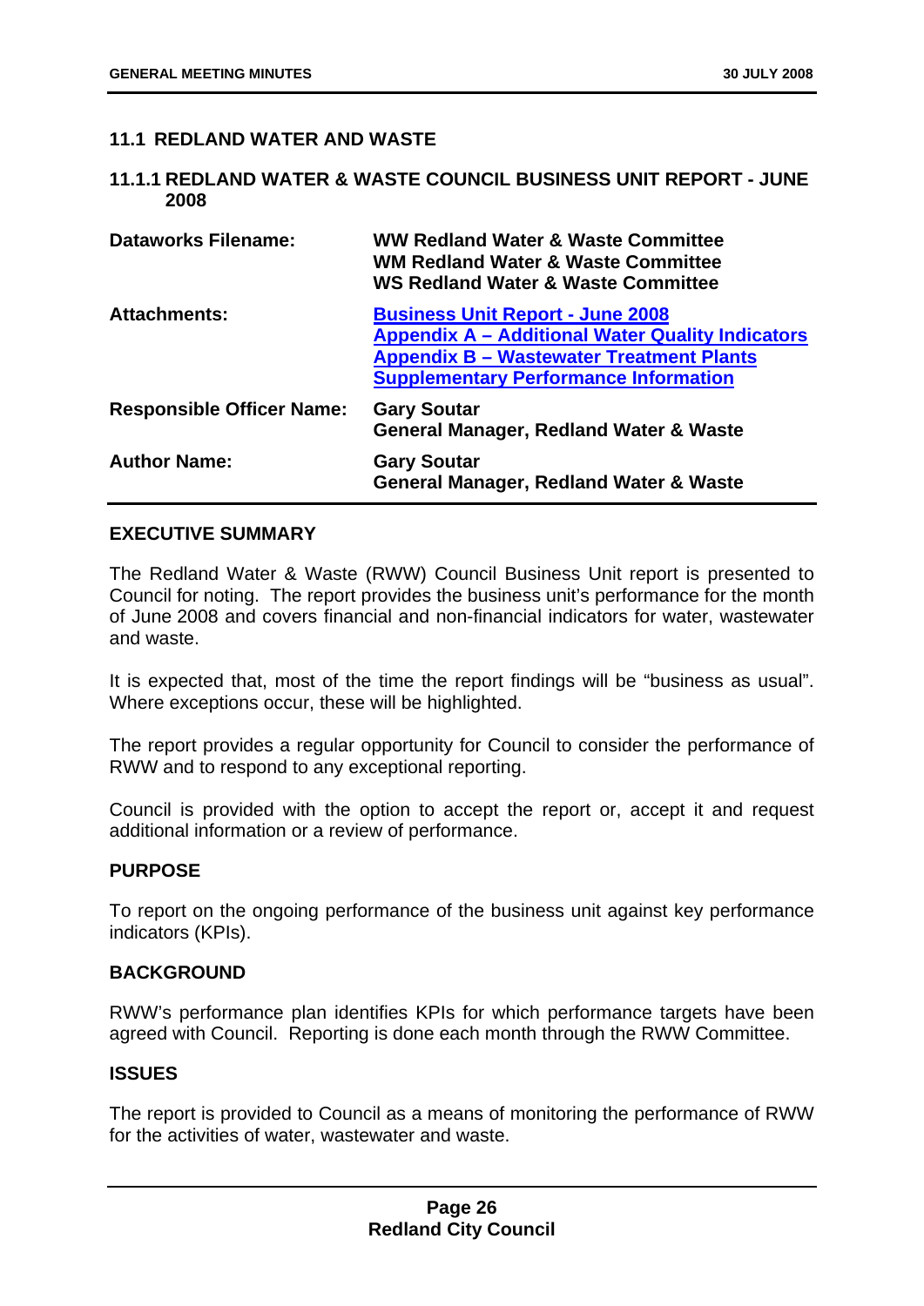## 11.1 REDLAND WATER AND WASTE

### 11.1.1 REDLAND WATER & WASTE COUNCIL BUSINESS UNIT REPORT - JUNE 2008

| | |
|---|---|
| **Dataworks Filename:** | **WW Redland Water & Waste Committee**<br>**WM Redland Water & Waste Committee**<br>**WS Redland Water & Waste Committee** |
| **Attachments:** | **Business Unit Report - June 2008**<br>**Appendix A – Additional Water Quality Indicators**<br>**Appendix B – Wastewater Treatment Plants Supplementary Performance Information** |
| **Responsible Officer Name:** | **Gary Soutar**<br>**General Manager, Redland Water & Waste** |
| **Author Name:** | **Gary Soutar**<br>**General Manager, Redland Water & Waste** |

#### EXECUTIVE SUMMARY

The Redland Water & Waste (RWW) Council Business Unit report is presented to Council for noting. The report provides the business unit's performance for the month of June 2008 and covers financial and non-financial indicators for water, wastewater and waste.

It is expected that, most of the time the report findings will be "business as usual". Where exceptions occur, these will be highlighted.

The report provides a regular opportunity for Council to consider the performance of RWW and to respond to any exceptional reporting.

Council is provided with the option to accept the report or, accept it and request additional information or a review of performance.

#### PURPOSE

To report on the ongoing performance of the business unit against key performance indicators (KPIs).

#### BACKGROUND

RWW's performance plan identifies KPIs for which performance targets have been agreed with Council. Reporting is done each month through the RWW Committee.

#### ISSUES

The report is provided to Council as a means of monitoring the performance of RWW for the activities of water, wastewater and waste.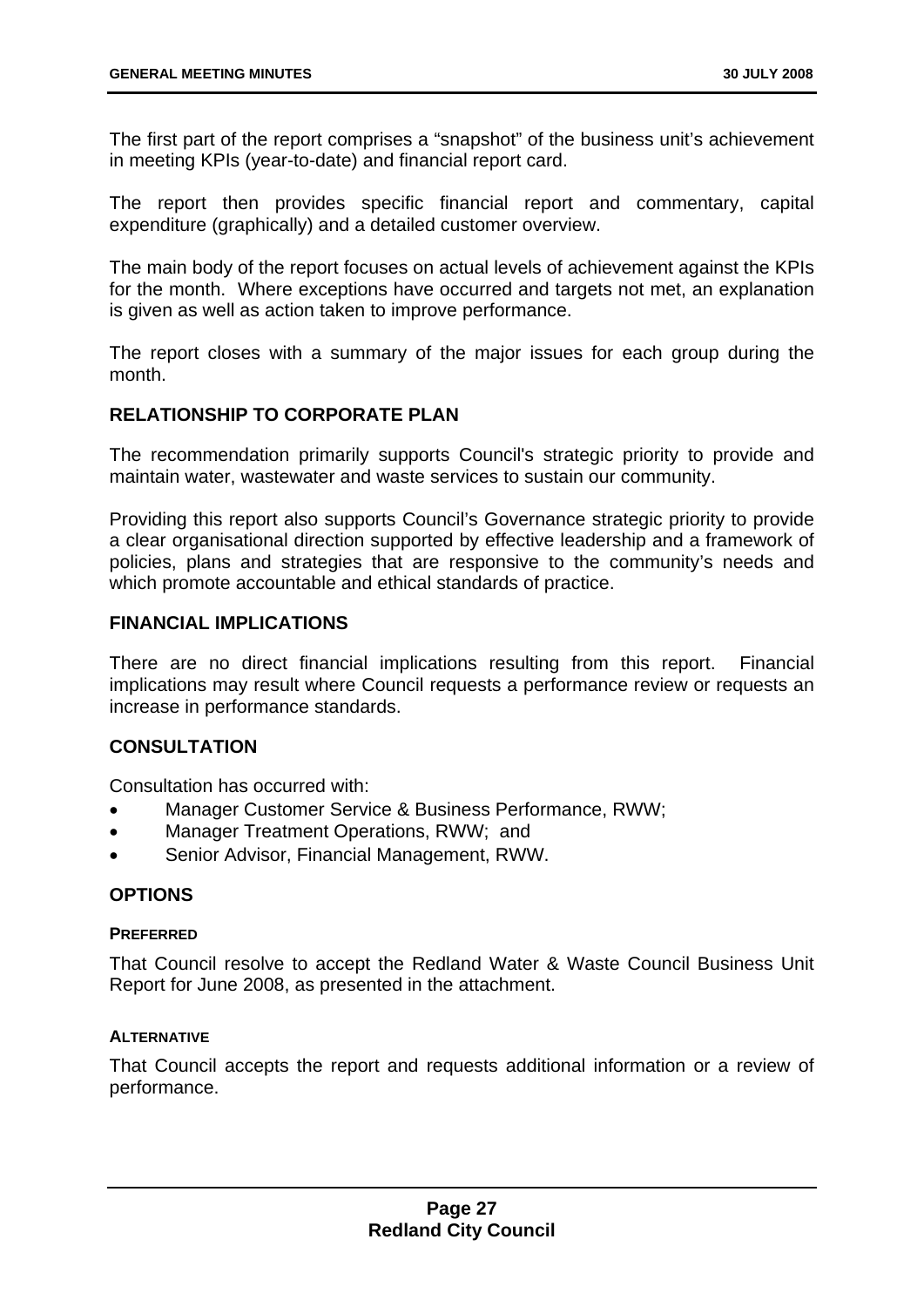The first part of the report comprises a "snapshot" of the business unit's achievement in meeting KPIs (year-to-date) and financial report card.

The report then provides specific financial report and commentary, capital expenditure (graphically) and a detailed customer overview.

The main body of the report focuses on actual levels of achievement against the KPIs for the month. Where exceptions have occurred and targets not met, an explanation is given as well as action taken to improve performance.

The report closes with a summary of the major issues for each group during the month.

## RELATIONSHIP TO CORPORATE PLAN

The recommendation primarily supports Council's strategic priority to provide and maintain water, wastewater and waste services to sustain our community.

Providing this report also supports Council's Governance strategic priority to provide a clear organisational direction supported by effective leadership and a framework of policies, plans and strategies that are responsive to the community's needs and which promote accountable and ethical standards of practice.

## FINANCIAL IMPLICATIONS

There are no direct financial implications resulting from this report. Financial implications may result where Council requests a performance review or requests an increase in performance standards.

## CONSULTATION

Consultation has occurred with:

- Manager Customer Service & Business Performance, RWW;
- Manager Treatment Operations, RWW; and
- Senior Advisor, Financial Management, RWW.

## OPTIONS

### PREFERRED

That Council resolve to accept the Redland Water & Waste Council Business Unit Report for June 2008, as presented in the attachment.

### ALTERNATIVE

That Council accepts the report and requests additional information or a review of performance.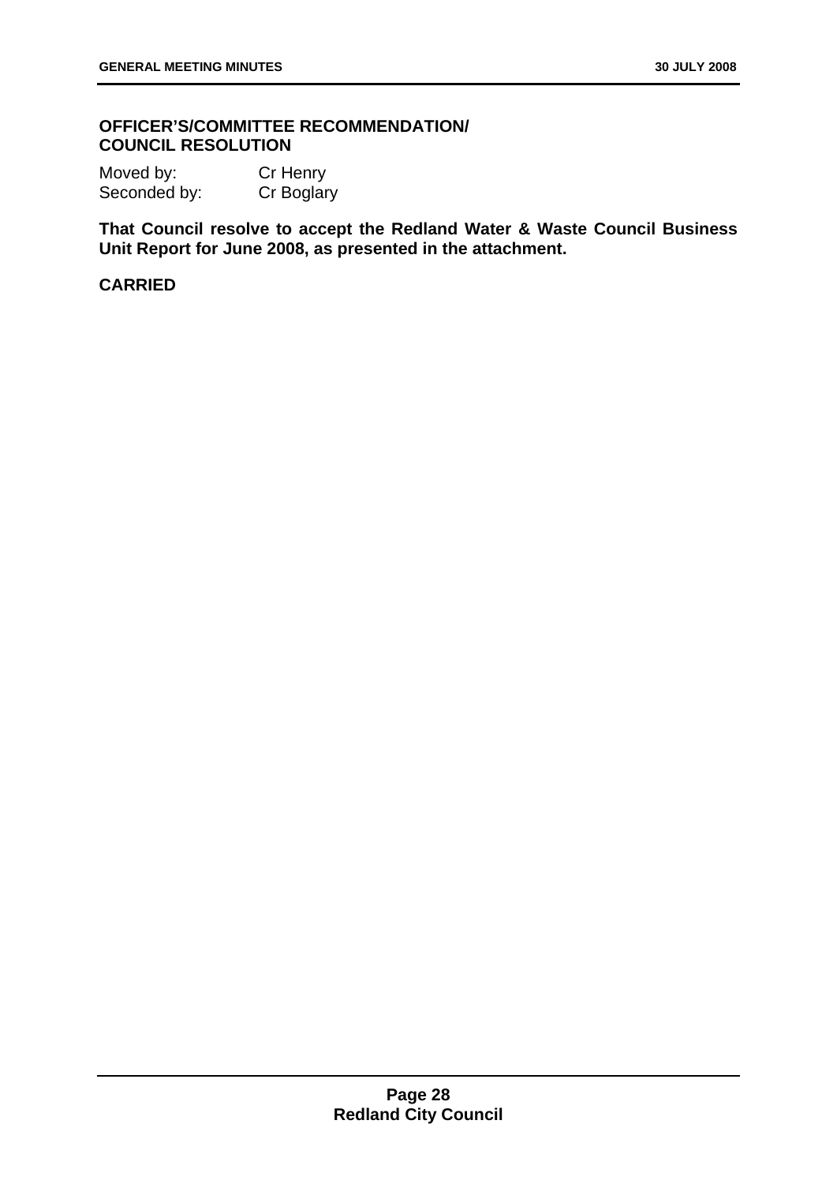**OFFICER'S/COMMITTEE RECOMMENDATION/ COUNCIL RESOLUTION**

Moved by: Cr Henry
Seconded by: Cr Boglary

**That Council resolve to accept the Redland Water & Waste Council Business Unit Report for June 2008, as presented in the attachment.**

**CARRIED**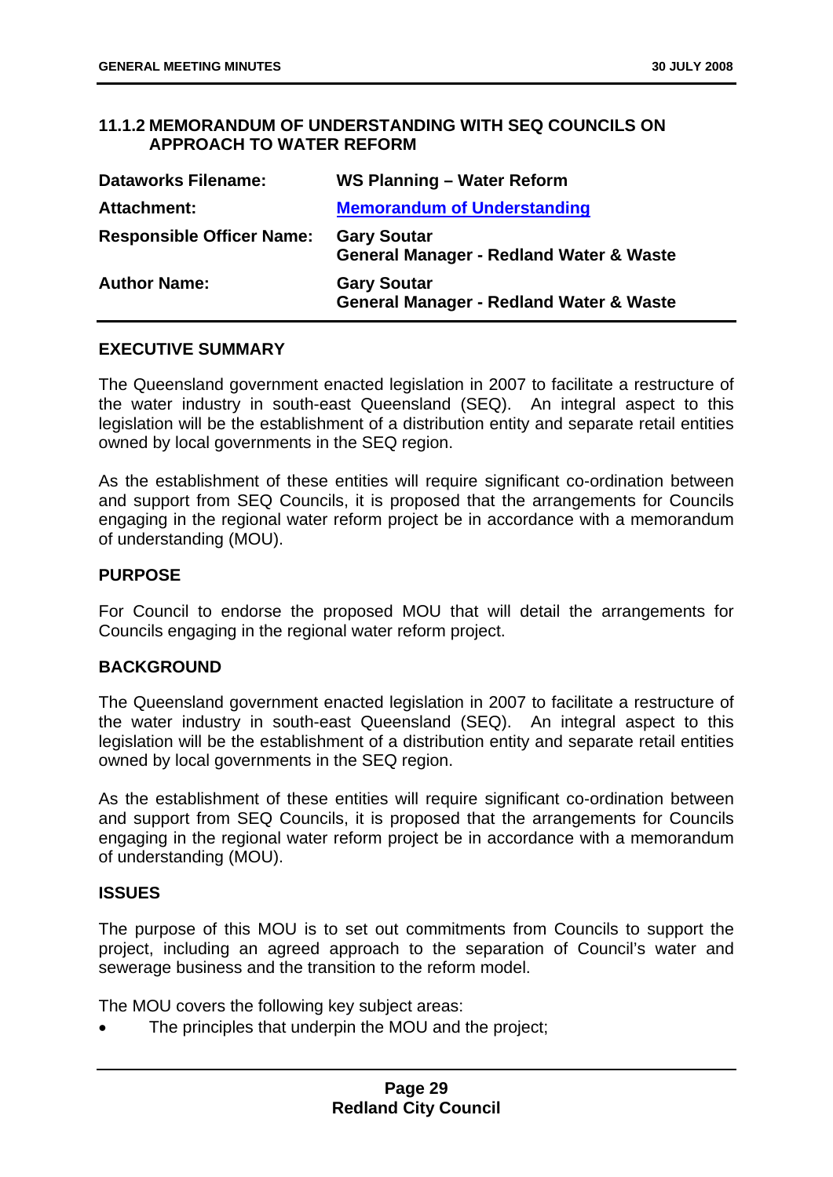### 11.1.2 MEMORANDUM OF UNDERSTANDING WITH SEQ COUNCILS ON APPROACH TO WATER REFORM

| | |
|---|---|
| **Dataworks Filename:** | **WS Planning – Water Reform** |
| **Attachment:** | **Memorandum of Understanding** |
| **Responsible Officer Name:** | **Gary Soutar**<br>**General Manager - Redland Water & Waste** |
| **Author Name:** | **Gary Soutar**<br>**General Manager - Redland Water & Waste** |

**EXECUTIVE SUMMARY**

The Queensland government enacted legislation in 2007 to facilitate a restructure of the water industry in south-east Queensland (SEQ). An integral aspect to this legislation will be the establishment of a distribution entity and separate retail entities owned by local governments in the SEQ region.

As the establishment of these entities will require significant co-ordination between and support from SEQ Councils, it is proposed that the arrangements for Councils engaging in the regional water reform project be in accordance with a memorandum of understanding (MOU).

**PURPOSE**

For Council to endorse the proposed MOU that will detail the arrangements for Councils engaging in the regional water reform project.

**BACKGROUND**

The Queensland government enacted legislation in 2007 to facilitate a restructure of the water industry in south-east Queensland (SEQ). An integral aspect to this legislation will be the establishment of a distribution entity and separate retail entities owned by local governments in the SEQ region.

As the establishment of these entities will require significant co-ordination between and support from SEQ Councils, it is proposed that the arrangements for Councils engaging in the regional water reform project be in accordance with a memorandum of understanding (MOU).

**ISSUES**

The purpose of this MOU is to set out commitments from Councils to support the project, including an agreed approach to the separation of Council's water and sewerage business and the transition to the reform model.

The MOU covers the following key subject areas:

- The principles that underpin the MOU and the project;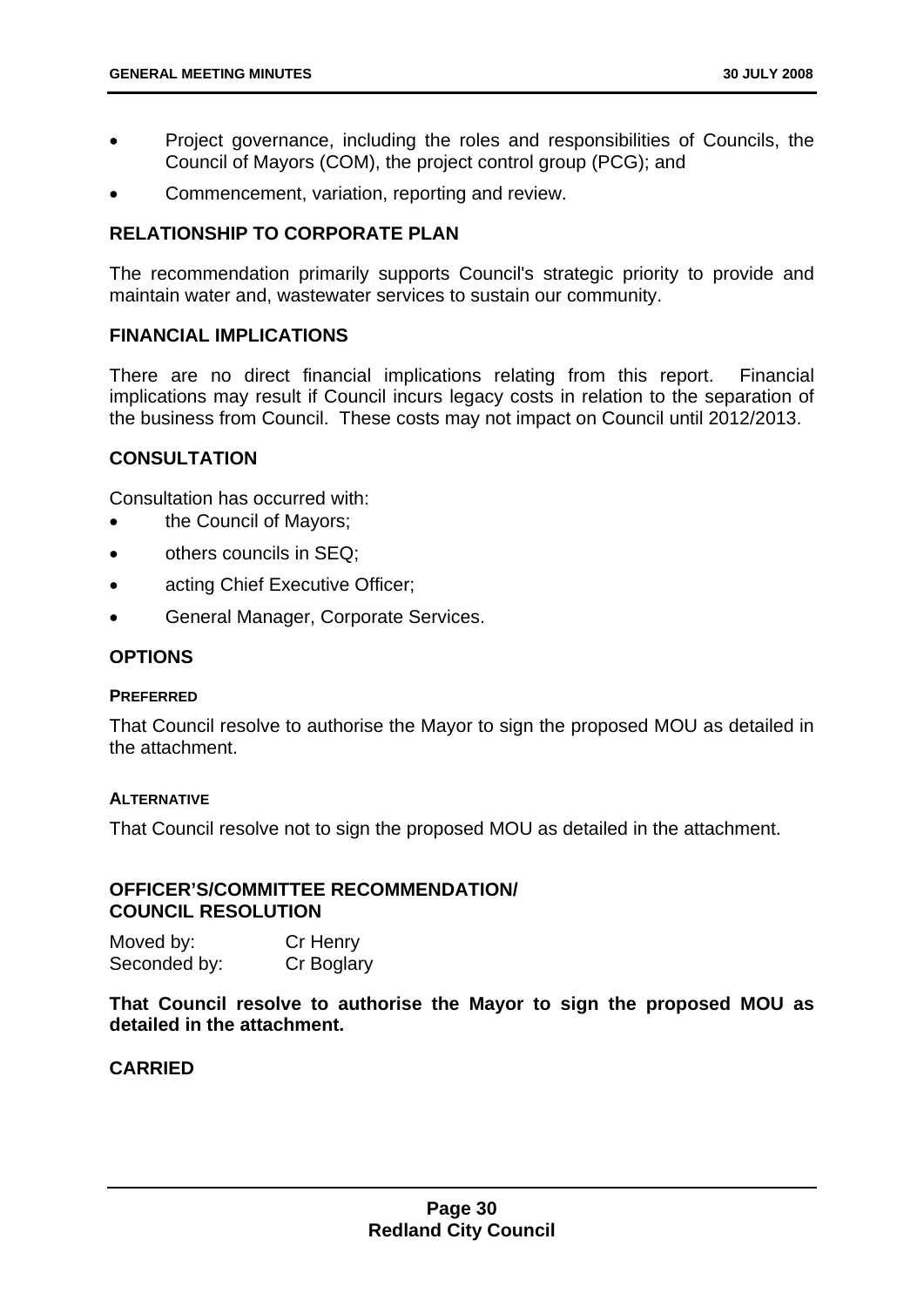- Project governance, including the roles and responsibilities of Councils, the Council of Mayors (COM), the project control group (PCG); and
- Commencement, variation, reporting and review.

## RELATIONSHIP TO CORPORATE PLAN

The recommendation primarily supports Council's strategic priority to provide and maintain water and, wastewater services to sustain our community.

## FINANCIAL IMPLICATIONS

There are no direct financial implications relating from this report. Financial implications may result if Council incurs legacy costs in relation to the separation of the business from Council. These costs may not impact on Council until 2012/2013.

## CONSULTATION

Consultation has occurred with:

- the Council of Mayors;
- others councils in SEQ;
- acting Chief Executive Officer;
- General Manager, Corporate Services.

## OPTIONS

### PREFERRED

That Council resolve to authorise the Mayor to sign the proposed MOU as detailed in the attachment.

### ALTERNATIVE

That Council resolve not to sign the proposed MOU as detailed in the attachment.

## OFFICER'S/COMMITTEE RECOMMENDATION/ COUNCIL RESOLUTION

Moved by: Cr Henry
Seconded by: Cr Boglary

**That Council resolve to authorise the Mayor to sign the proposed MOU as detailed in the attachment.**

**CARRIED**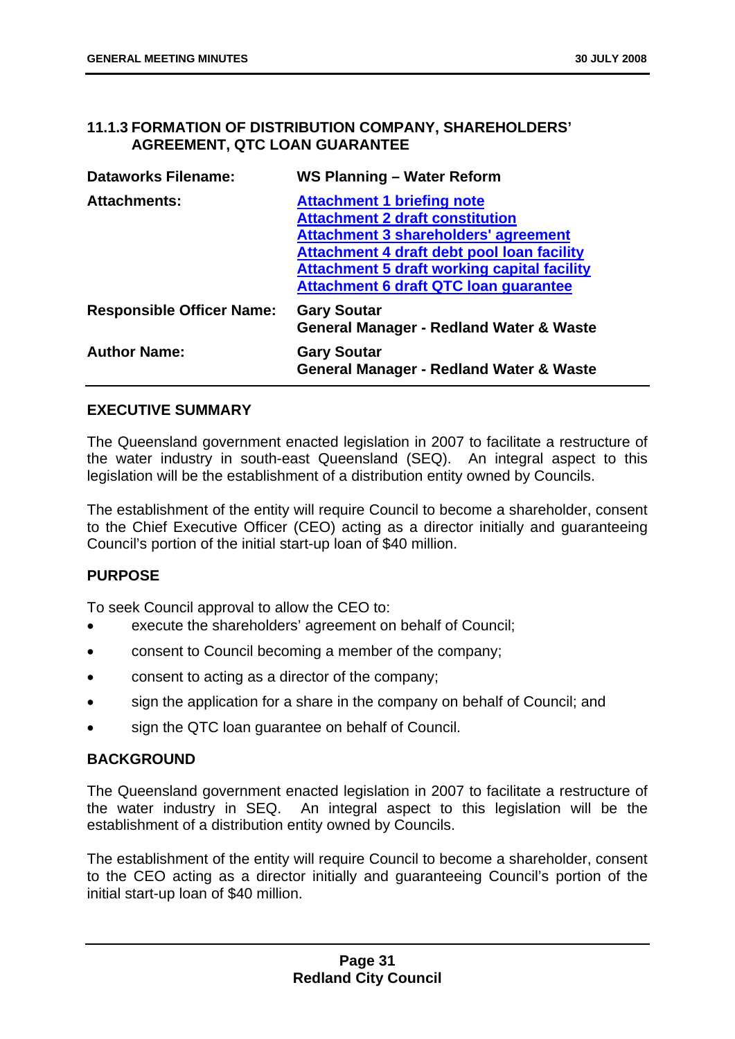## 11.1.3 FORMATION OF DISTRIBUTION COMPANY, SHAREHOLDERS' AGREEMENT, QTC LOAN GUARANTEE

| | |
|---|---|
| **Dataworks Filename:** | **WS Planning – Water Reform** |
| **Attachments:** | **Attachment 1 briefing note**<br>**Attachment 2 draft constitution**<br>**Attachment 3 shareholders' agreement**<br>**Attachment 4 draft debt pool loan facility**<br>**Attachment 5 draft working capital facility**<br>**Attachment 6 draft QTC loan guarantee** |
| **Responsible Officer Name:** | **Gary Soutar**<br>**General Manager - Redland Water & Waste** |
| **Author Name:** | **Gary Soutar**<br>**General Manager - Redland Water & Waste** |

### EXECUTIVE SUMMARY

The Queensland government enacted legislation in 2007 to facilitate a restructure of the water industry in south-east Queensland (SEQ). An integral aspect to this legislation will be the establishment of a distribution entity owned by Councils.

The establishment of the entity will require Council to become a shareholder, consent to the Chief Executive Officer (CEO) acting as a director initially and guaranteeing Council's portion of the initial start-up loan of $40 million.

### PURPOSE

To seek Council approval to allow the CEO to:

- execute the shareholders' agreement on behalf of Council;
- consent to Council becoming a member of the company;
- consent to acting as a director of the company;
- sign the application for a share in the company on behalf of Council; and
- sign the QTC loan guarantee on behalf of Council.

### BACKGROUND

The Queensland government enacted legislation in 2007 to facilitate a restructure of the water industry in SEQ. An integral aspect to this legislation will be the establishment of a distribution entity owned by Councils.

The establishment of the entity will require Council to become a shareholder, consent to the CEO acting as a director initially and guaranteeing Council's portion of the initial start-up loan of $40 million.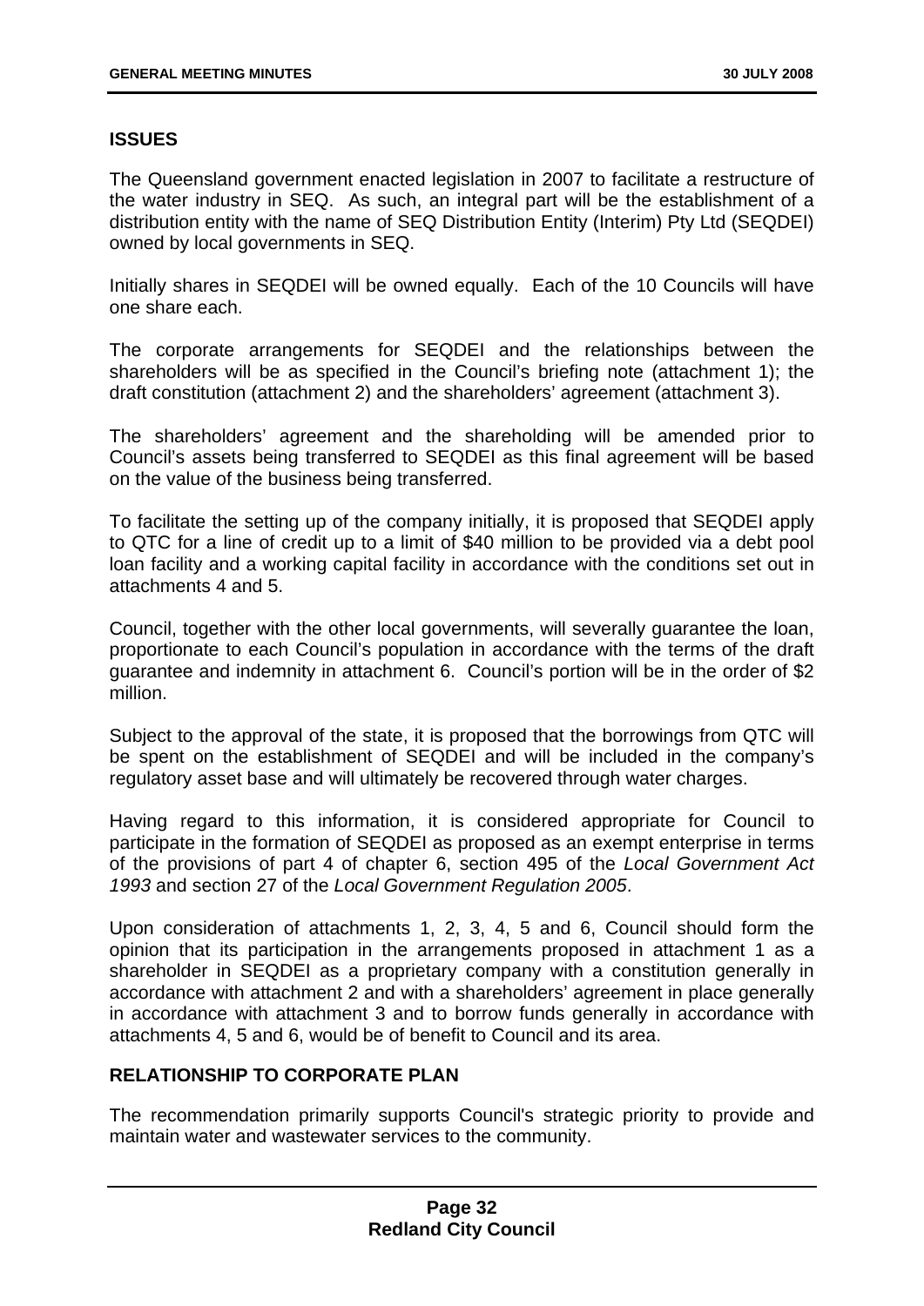## ISSUES

The Queensland government enacted legislation in 2007 to facilitate a restructure of the water industry in SEQ. As such, an integral part will be the establishment of a distribution entity with the name of SEQ Distribution Entity (Interim) Pty Ltd (SEQDEI) owned by local governments in SEQ.

Initially shares in SEQDEI will be owned equally. Each of the 10 Councils will have one share each.

The corporate arrangements for SEQDEI and the relationships between the shareholders will be as specified in the Council's briefing note (attachment 1); the draft constitution (attachment 2) and the shareholders' agreement (attachment 3).

The shareholders' agreement and the shareholding will be amended prior to Council's assets being transferred to SEQDEI as this final agreement will be based on the value of the business being transferred.

To facilitate the setting up of the company initially, it is proposed that SEQDEI apply to QTC for a line of credit up to a limit of $40 million to be provided via a debt pool loan facility and a working capital facility in accordance with the conditions set out in attachments 4 and 5.

Council, together with the other local governments, will severally guarantee the loan, proportionate to each Council's population in accordance with the terms of the draft guarantee and indemnity in attachment 6. Council's portion will be in the order of $2 million.

Subject to the approval of the state, it is proposed that the borrowings from QTC will be spent on the establishment of SEQDEI and will be included in the company's regulatory asset base and will ultimately be recovered through water charges.

Having regard to this information, it is considered appropriate for Council to participate in the formation of SEQDEI as proposed as an exempt enterprise in terms of the provisions of part 4 of chapter 6, section 495 of the *Local Government Act 1993* and section 27 of the *Local Government Regulation 2005*.

Upon consideration of attachments 1, 2, 3, 4, 5 and 6, Council should form the opinion that its participation in the arrangements proposed in attachment 1 as a shareholder in SEQDEI as a proprietary company with a constitution generally in accordance with attachment 2 and with a shareholders' agreement in place generally in accordance with attachment 3 and to borrow funds generally in accordance with attachments 4, 5 and 6, would be of benefit to Council and its area.

## RELATIONSHIP TO CORPORATE PLAN

The recommendation primarily supports Council's strategic priority to provide and maintain water and wastewater services to the community.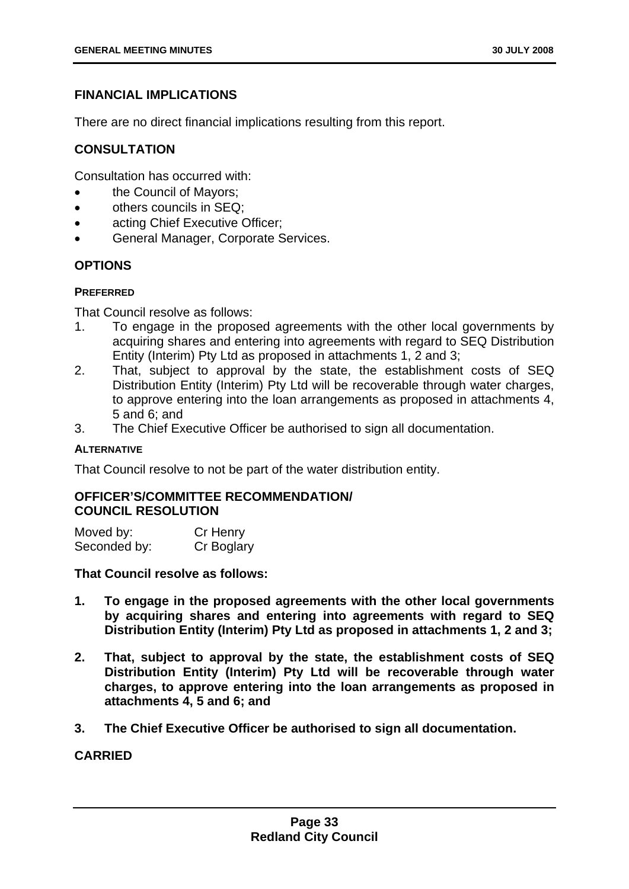## FINANCIAL IMPLICATIONS

There are no direct financial implications resulting from this report.

## CONSULTATION

Consultation has occurred with:

- the Council of Mayors;
- others councils in SEQ;
- acting Chief Executive Officer;
- General Manager, Corporate Services.

## OPTIONS

### PREFERRED

That Council resolve as follows:

1. To engage in the proposed agreements with the other local governments by acquiring shares and entering into agreements with regard to SEQ Distribution Entity (Interim) Pty Ltd as proposed in attachments 1, 2 and 3;
2. That, subject to approval by the state, the establishment costs of SEQ Distribution Entity (Interim) Pty Ltd will be recoverable through water charges, to approve entering into the loan arrangements as proposed in attachments 4, 5 and 6; and
3. The Chief Executive Officer be authorised to sign all documentation.

### ALTERNATIVE

That Council resolve to not be part of the water distribution entity.

## OFFICER'S/COMMITTEE RECOMMENDATION/ COUNCIL RESOLUTION

| Moved by: | Cr Henry |
|---|---|
| Seconded by: | Cr Boglary |

**That Council resolve as follows:**

1. **To engage in the proposed agreements with the other local governments by acquiring shares and entering into agreements with regard to SEQ Distribution Entity (Interim) Pty Ltd as proposed in attachments 1, 2 and 3;**

2. **That, subject to approval by the state, the establishment costs of SEQ Distribution Entity (Interim) Pty Ltd will be recoverable through water charges, to approve entering into the loan arrangements as proposed in attachments 4, 5 and 6; and**

3. **The Chief Executive Officer be authorised to sign all documentation.**

**CARRIED**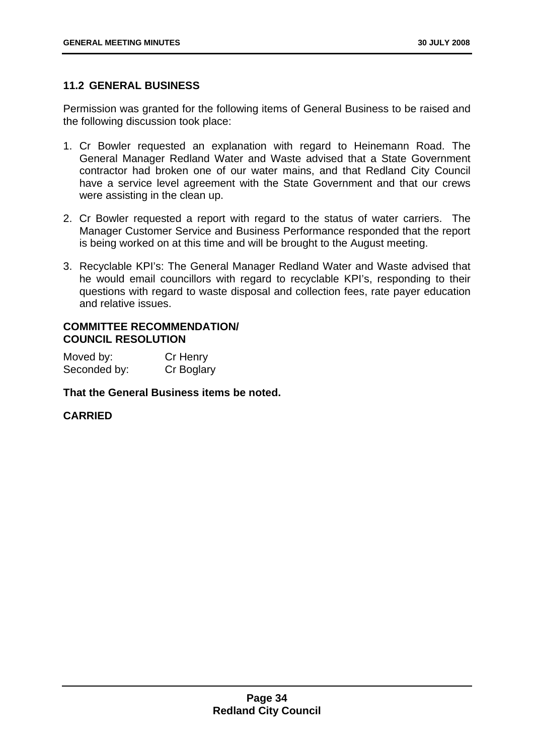## 11.2 GENERAL BUSINESS

Permission was granted for the following items of General Business to be raised and the following discussion took place:

1. Cr Bowler requested an explanation with regard to Heinemann Road. The General Manager Redland Water and Waste advised that a State Government contractor had broken one of our water mains, and that Redland City Council have a service level agreement with the State Government and that our crews were assisting in the clean up.

2. Cr Bowler requested a report with regard to the status of water carriers. The Manager Customer Service and Business Performance responded that the report is being worked on at this time and will be brought to the August meeting.

3. Recyclable KPI's: The General Manager Redland Water and Waste advised that he would email councillors with regard to recyclable KPI's, responding to their questions with regard to waste disposal and collection fees, rate payer education and relative issues.

**COMMITTEE RECOMMENDATION/**
**COUNCIL RESOLUTION**

| | |
|---|---|
| Moved by: | Cr Henry |
| Seconded by: | Cr Boglary |

**That the General Business items be noted.**

**CARRIED**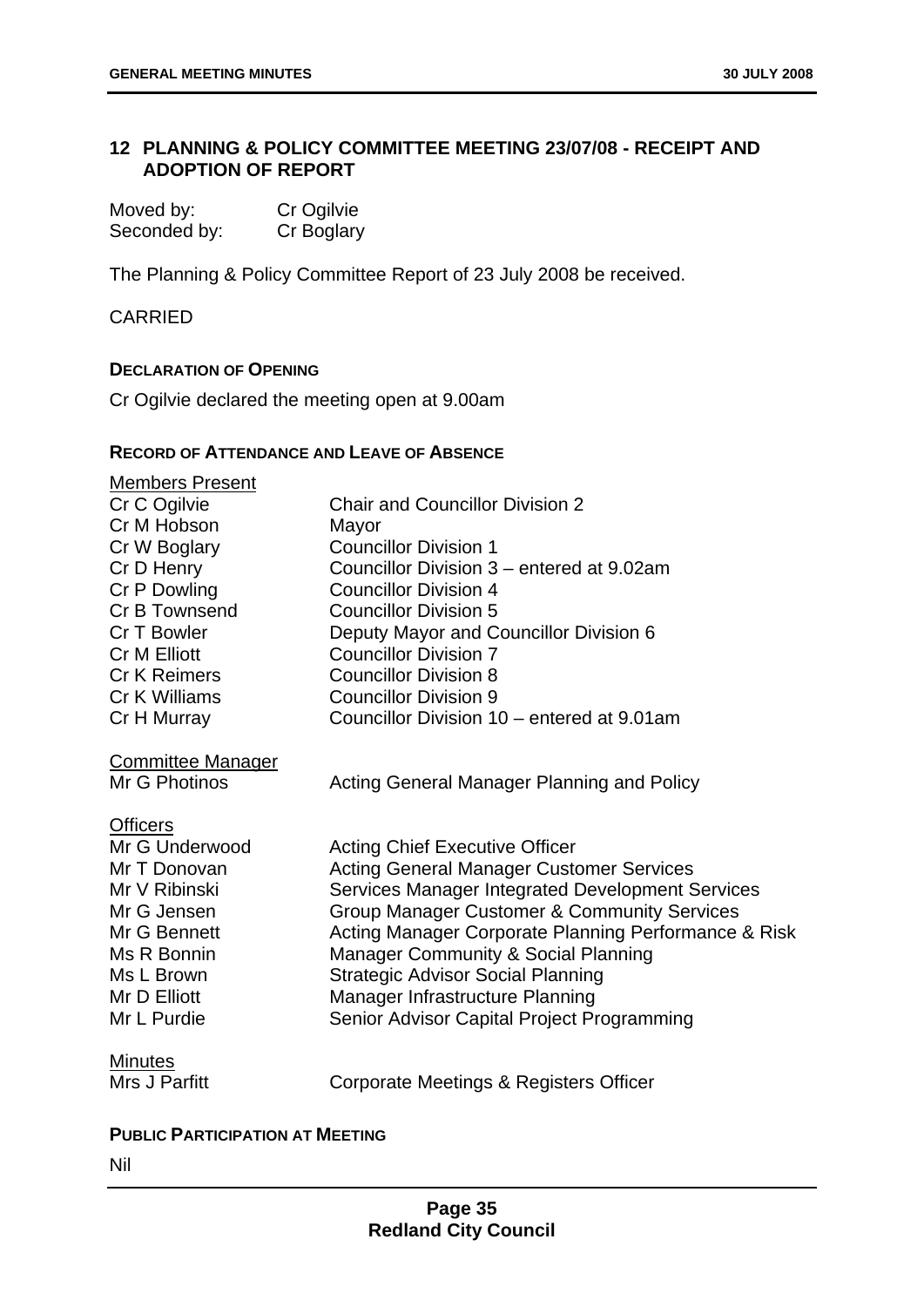## 12 PLANNING & POLICY COMMITTEE MEETING 23/07/08 - RECEIPT AND ADOPTION OF REPORT

| | |
|---|---|
| Moved by: | Cr Ogilvie |
| Seconded by: | Cr Boglary |

The Planning & Policy Committee Report of 23 July 2008 be received.

CARRIED

### DECLARATION OF OPENING

Cr Ogilvie declared the meeting open at 9.00am

### RECORD OF ATTENDANCE AND LEAVE OF ABSENCE

Members Present

| | |
|---|---|
| Cr C Ogilvie | Chair and Councillor Division 2 |
| Cr M Hobson | Mayor |
| Cr W Boglary | Councillor Division 1 |
| Cr D Henry | Councillor Division 3 – entered at 9.02am |
| Cr P Dowling | Councillor Division 4 |
| Cr B Townsend | Councillor Division 5 |
| Cr T Bowler | Deputy Mayor and Councillor Division 6 |
| Cr M Elliott | Councillor Division 7 |
| Cr K Reimers | Councillor Division 8 |
| Cr K Williams | Councillor Division 9 |
| Cr H Murray | Councillor Division 10 – entered at 9.01am |

Committee Manager

| | |
|---|---|
| Mr G Photinos | Acting General Manager Planning and Policy |

Officers

| | |
|---|---|
| Mr G Underwood | Acting Chief Executive Officer |
| Mr T Donovan | Acting General Manager Customer Services |
| Mr V Ribinski | Services Manager Integrated Development Services |
| Mr G Jensen | Group Manager Customer & Community Services |
| Mr G Bennett | Acting Manager Corporate Planning Performance & Risk |
| Ms R Bonnin | Manager Community & Social Planning |
| Ms L Brown | Strategic Advisor Social Planning |
| Mr D Elliott | Manager Infrastructure Planning |
| Mr L Purdie | Senior Advisor Capital Project Programming |

Minutes

| | |
|---|---|
| Mrs J Parfitt | Corporate Meetings & Registers Officer |

### PUBLIC PARTICIPATION AT MEETING

Nil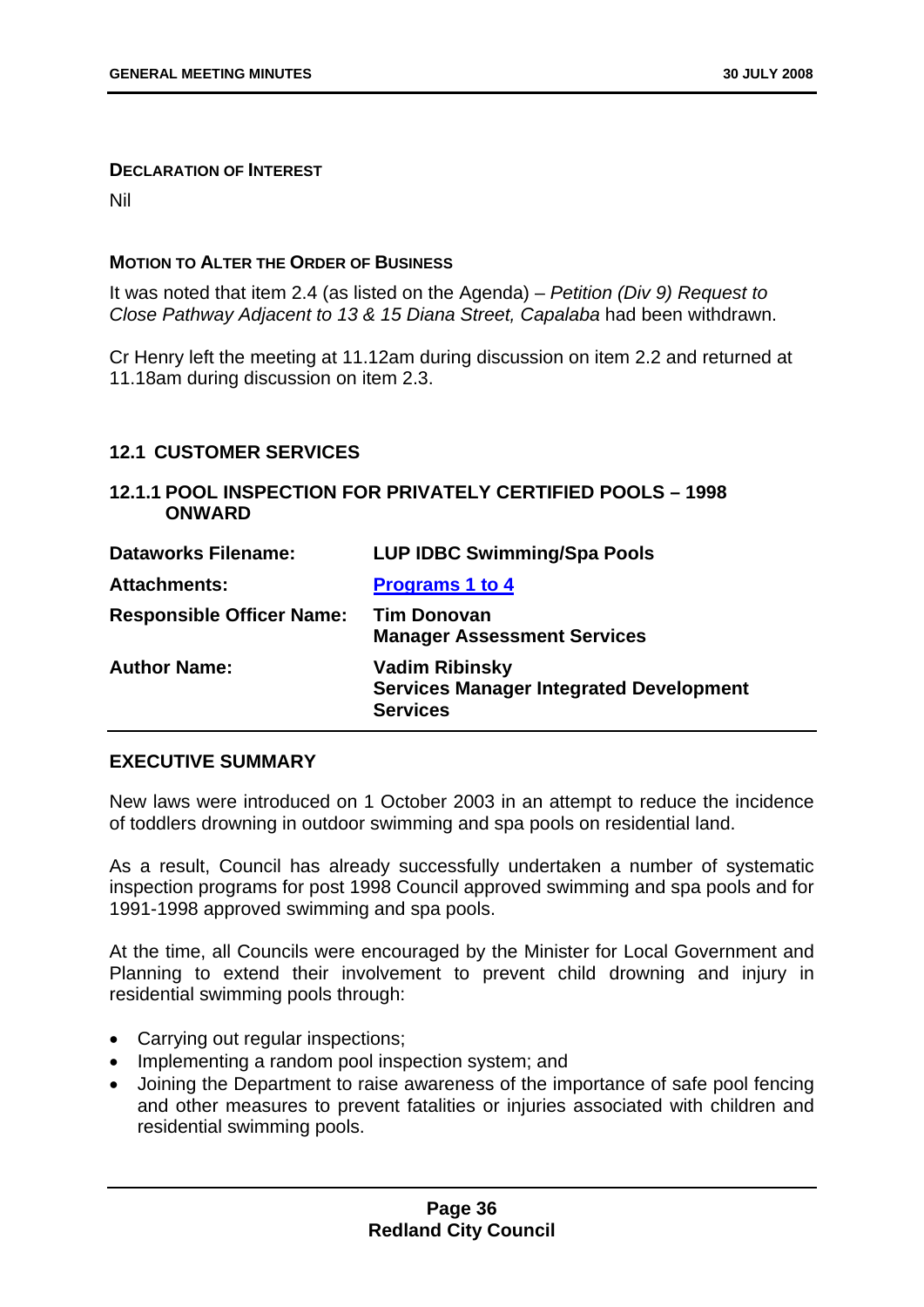**DECLARATION OF INTEREST**

Nil

**MOTION TO ALTER THE ORDER OF BUSINESS**

It was noted that item 2.4 (as listed on the Agenda) – *Petition (Div 9) Request to Close Pathway Adjacent to 13 & 15 Diana Street, Capalaba* had been withdrawn.

Cr Henry left the meeting at 11.12am during discussion on item 2.2 and returned at 11.18am during discussion on item 2.3.

## 12.1 CUSTOMER SERVICES

### 12.1.1 POOL INSPECTION FOR PRIVATELY CERTIFIED POOLS – 1998 ONWARD

| | |
|---|---|
| **Dataworks Filename:** | **LUP IDBC Swimming/Spa Pools** |
| **Attachments:** | **Programs 1 to 4** |
| **Responsible Officer Name:** | **Tim Donovan**<br>**Manager Assessment Services** |
| **Author Name:** | **Vadim Ribinsky**<br>**Services Manager Integrated Development Services** |

**EXECUTIVE SUMMARY**

New laws were introduced on 1 October 2003 in an attempt to reduce the incidence of toddlers drowning in outdoor swimming and spa pools on residential land.

As a result, Council has already successfully undertaken a number of systematic inspection programs for post 1998 Council approved swimming and spa pools and for 1991-1998 approved swimming and spa pools.

At the time, all Councils were encouraged by the Minister for Local Government and Planning to extend their involvement to prevent child drowning and injury in residential swimming pools through:

- Carrying out regular inspections;
- Implementing a random pool inspection system; and
- Joining the Department to raise awareness of the importance of safe pool fencing and other measures to prevent fatalities or injuries associated with children and residential swimming pools.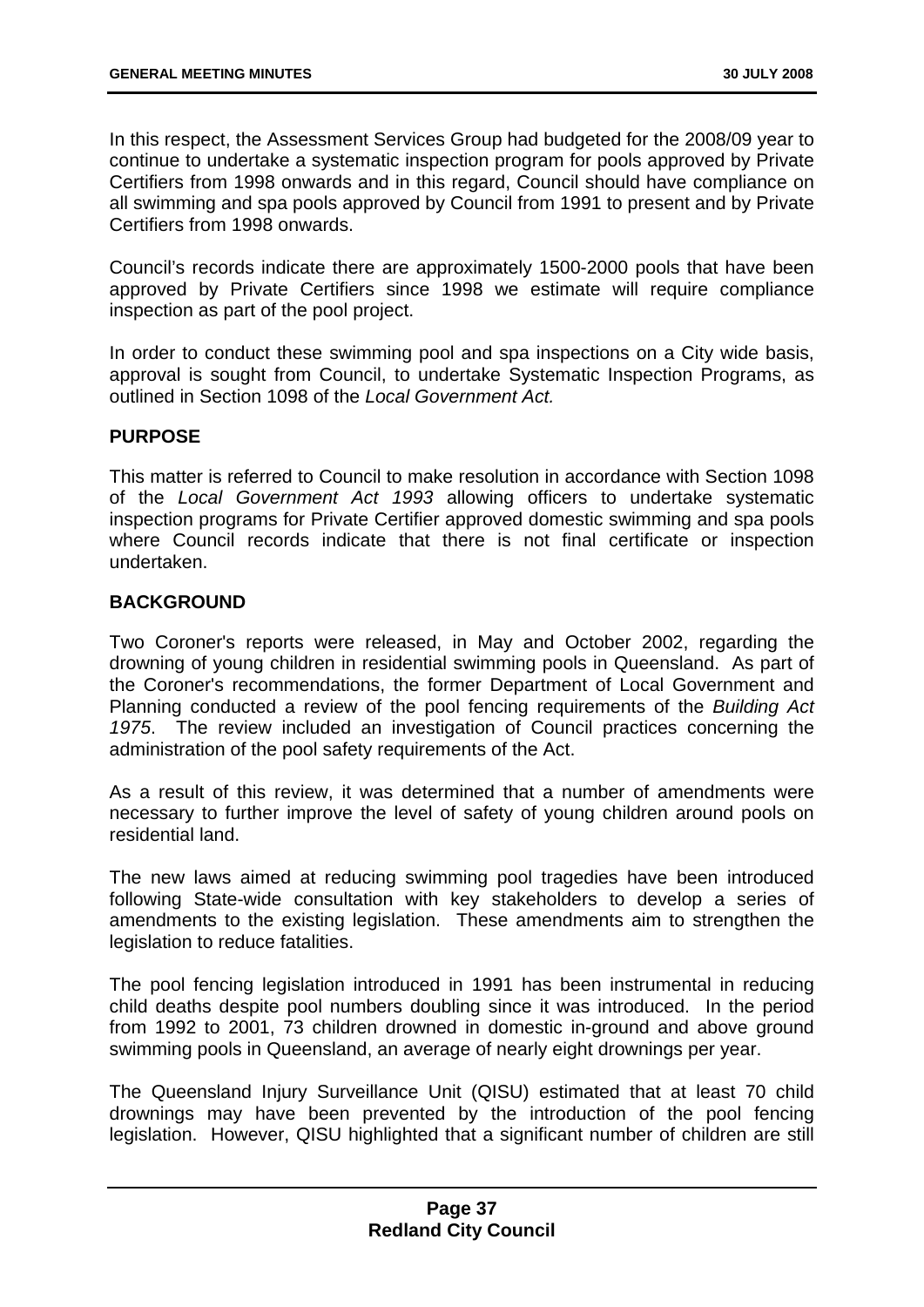In this respect, the Assessment Services Group had budgeted for the 2008/09 year to continue to undertake a systematic inspection program for pools approved by Private Certifiers from 1998 onwards and in this regard, Council should have compliance on all swimming and spa pools approved by Council from 1991 to present and by Private Certifiers from 1998 onwards.

Council's records indicate there are approximately 1500-2000 pools that have been approved by Private Certifiers since 1998 we estimate will require compliance inspection as part of the pool project.

In order to conduct these swimming pool and spa inspections on a City wide basis, approval is sought from Council, to undertake Systematic Inspection Programs, as outlined in Section 1098 of the *Local Government Act.*

**PURPOSE**

This matter is referred to Council to make resolution in accordance with Section 1098 of the *Local Government Act 1993* allowing officers to undertake systematic inspection programs for Private Certifier approved domestic swimming and spa pools where Council records indicate that there is not final certificate or inspection undertaken.

**BACKGROUND**

Two Coroner's reports were released, in May and October 2002, regarding the drowning of young children in residential swimming pools in Queensland. As part of the Coroner's recommendations, the former Department of Local Government and Planning conducted a review of the pool fencing requirements of the *Building Act 1975*. The review included an investigation of Council practices concerning the administration of the pool safety requirements of the Act.

As a result of this review, it was determined that a number of amendments were necessary to further improve the level of safety of young children around pools on residential land.

The new laws aimed at reducing swimming pool tragedies have been introduced following State-wide consultation with key stakeholders to develop a series of amendments to the existing legislation. These amendments aim to strengthen the legislation to reduce fatalities.

The pool fencing legislation introduced in 1991 has been instrumental in reducing child deaths despite pool numbers doubling since it was introduced. In the period from 1992 to 2001, 73 children drowned in domestic in-ground and above ground swimming pools in Queensland, an average of nearly eight drownings per year.

The Queensland Injury Surveillance Unit (QISU) estimated that at least 70 child drownings may have been prevented by the introduction of the pool fencing legislation. However, QISU highlighted that a significant number of children are still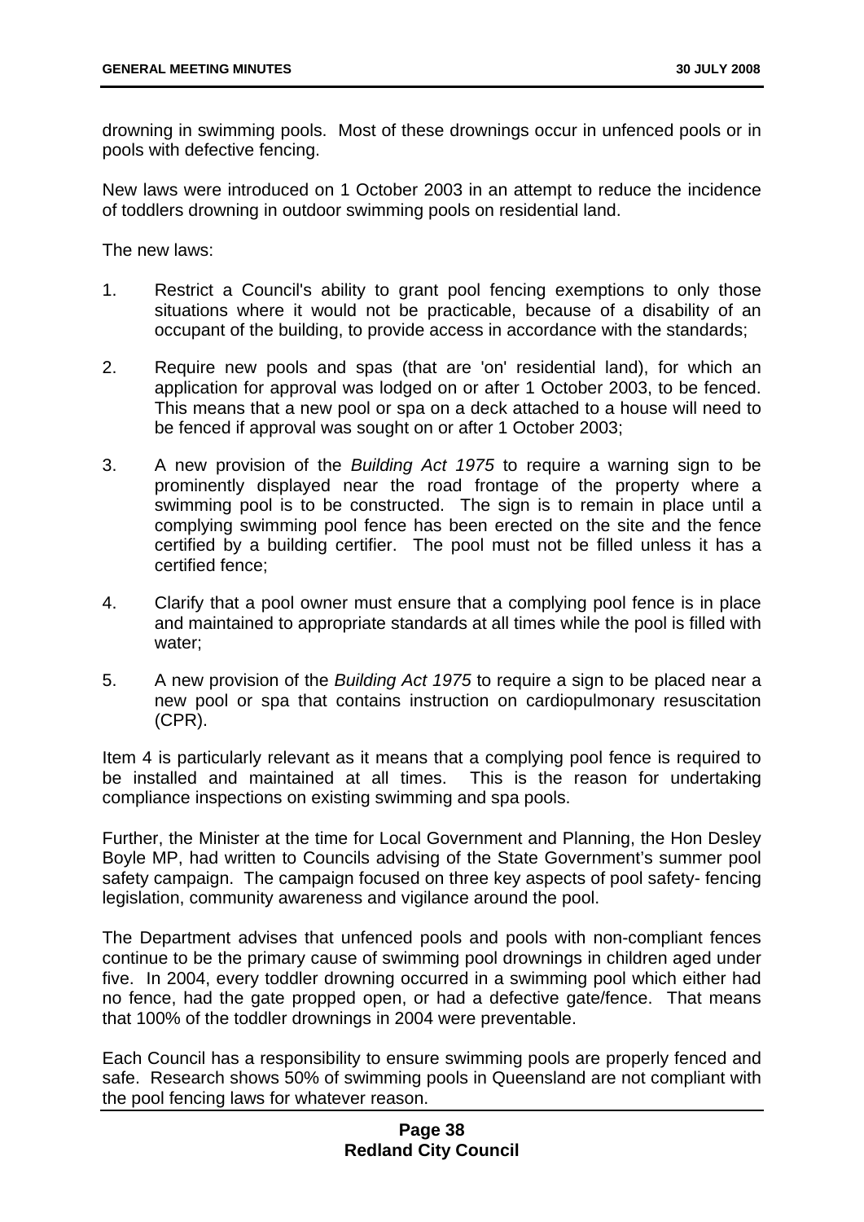drowning in swimming pools. Most of these drownings occur in unfenced pools or in pools with defective fencing.

New laws were introduced on 1 October 2003 in an attempt to reduce the incidence of toddlers drowning in outdoor swimming pools on residential land.

The new laws:

1. Restrict a Council's ability to grant pool fencing exemptions to only those situations where it would not be practicable, because of a disability of an occupant of the building, to provide access in accordance with the standards;

2. Require new pools and spas (that are 'on' residential land), for which an application for approval was lodged on or after 1 October 2003, to be fenced. This means that a new pool or spa on a deck attached to a house will need to be fenced if approval was sought on or after 1 October 2003;

3. A new provision of the *Building Act 1975* to require a warning sign to be prominently displayed near the road frontage of the property where a swimming pool is to be constructed. The sign is to remain in place until a complying swimming pool fence has been erected on the site and the fence certified by a building certifier. The pool must not be filled unless it has a certified fence;

4. Clarify that a pool owner must ensure that a complying pool fence is in place and maintained to appropriate standards at all times while the pool is filled with water;

5. A new provision of the *Building Act 1975* to require a sign to be placed near a new pool or spa that contains instruction on cardiopulmonary resuscitation (CPR).

Item 4 is particularly relevant as it means that a complying pool fence is required to be installed and maintained at all times. This is the reason for undertaking compliance inspections on existing swimming and spa pools.

Further, the Minister at the time for Local Government and Planning, the Hon Desley Boyle MP, had written to Councils advising of the State Government's summer pool safety campaign. The campaign focused on three key aspects of pool safety- fencing legislation, community awareness and vigilance around the pool.

The Department advises that unfenced pools and pools with non-compliant fences continue to be the primary cause of swimming pool drownings in children aged under five. In 2004, every toddler drowning occurred in a swimming pool which either had no fence, had the gate propped open, or had a defective gate/fence. That means that 100% of the toddler drownings in 2004 were preventable.

Each Council has a responsibility to ensure swimming pools are properly fenced and safe. Research shows 50% of swimming pools in Queensland are not compliant with the pool fencing laws for whatever reason.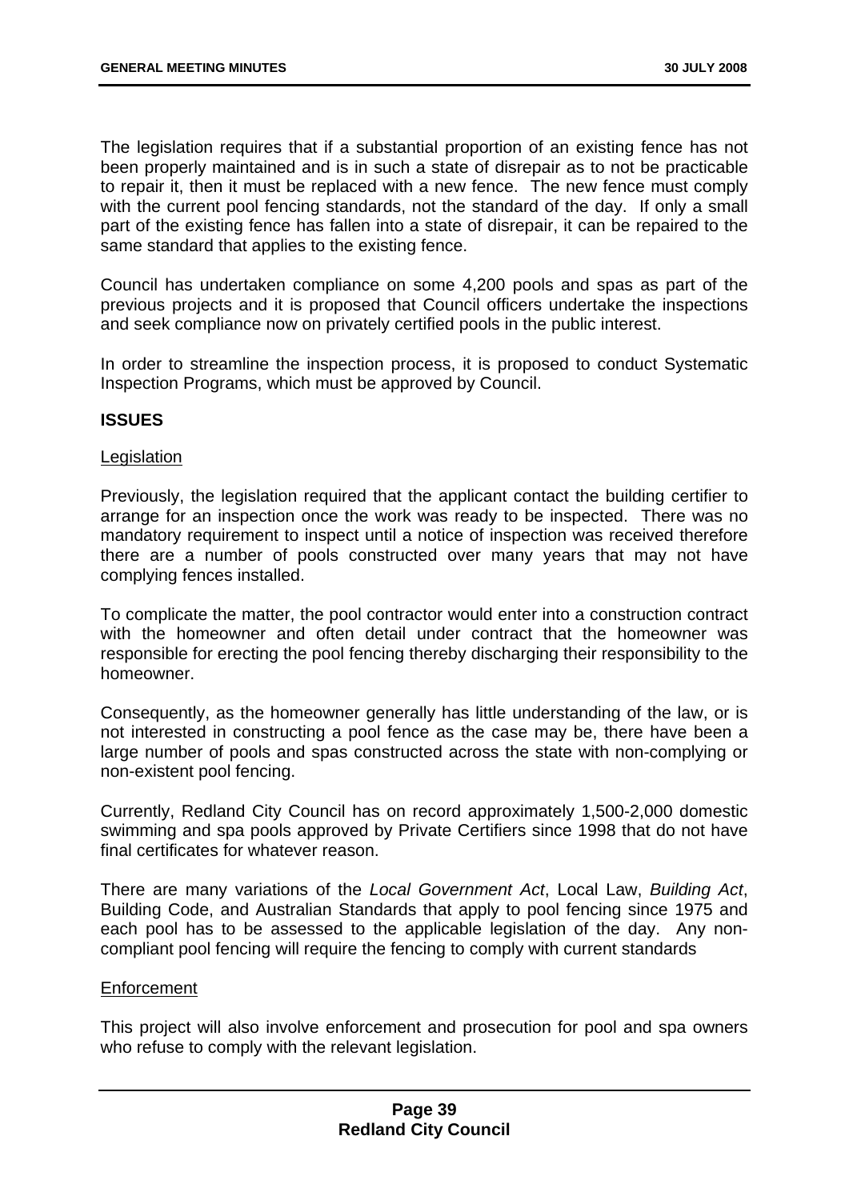The legislation requires that if a substantial proportion of an existing fence has not been properly maintained and is in such a state of disrepair as to not be practicable to repair it, then it must be replaced with a new fence. The new fence must comply with the current pool fencing standards, not the standard of the day. If only a small part of the existing fence has fallen into a state of disrepair, it can be repaired to the same standard that applies to the existing fence.

Council has undertaken compliance on some 4,200 pools and spas as part of the previous projects and it is proposed that Council officers undertake the inspections and seek compliance now on privately certified pools in the public interest.

In order to streamline the inspection process, it is proposed to conduct Systematic Inspection Programs, which must be approved by Council.

**ISSUES**

Legislation

Previously, the legislation required that the applicant contact the building certifier to arrange for an inspection once the work was ready to be inspected. There was no mandatory requirement to inspect until a notice of inspection was received therefore there are a number of pools constructed over many years that may not have complying fences installed.

To complicate the matter, the pool contractor would enter into a construction contract with the homeowner and often detail under contract that the homeowner was responsible for erecting the pool fencing thereby discharging their responsibility to the homeowner.

Consequently, as the homeowner generally has little understanding of the law, or is not interested in constructing a pool fence as the case may be, there have been a large number of pools and spas constructed across the state with non-complying or non-existent pool fencing.

Currently, Redland City Council has on record approximately 1,500-2,000 domestic swimming and spa pools approved by Private Certifiers since 1998 that do not have final certificates for whatever reason.

There are many variations of the *Local Government Act*, Local Law, *Building Act*, Building Code, and Australian Standards that apply to pool fencing since 1975 and each pool has to be assessed to the applicable legislation of the day. Any non-compliant pool fencing will require the fencing to comply with current standards

Enforcement

This project will also involve enforcement and prosecution for pool and spa owners who refuse to comply with the relevant legislation.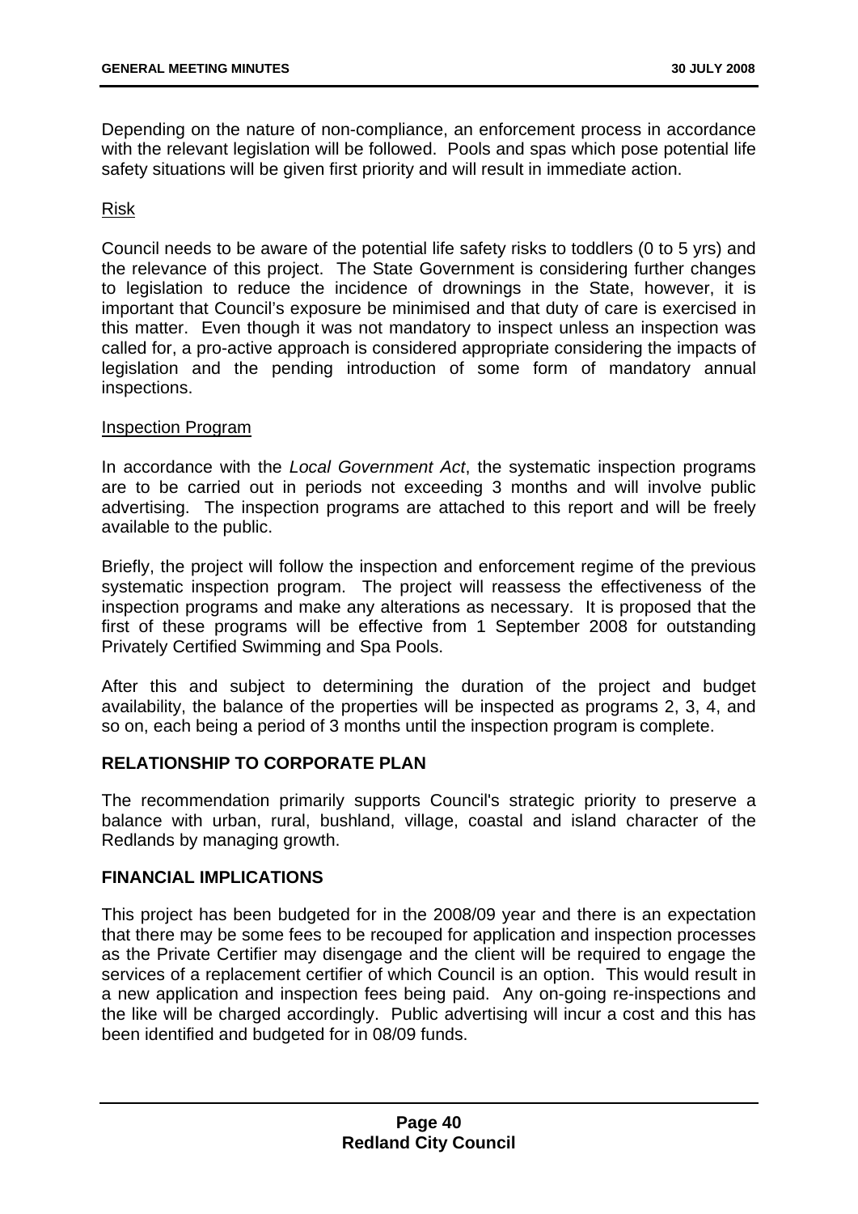Depending on the nature of non-compliance, an enforcement process in accordance with the relevant legislation will be followed. Pools and spas which pose potential life safety situations will be given first priority and will result in immediate action.

Risk

Council needs to be aware of the potential life safety risks to toddlers (0 to 5 yrs) and the relevance of this project. The State Government is considering further changes to legislation to reduce the incidence of drownings in the State, however, it is important that Council's exposure be minimised and that duty of care is exercised in this matter. Even though it was not mandatory to inspect unless an inspection was called for, a pro-active approach is considered appropriate considering the impacts of legislation and the pending introduction of some form of mandatory annual inspections.

Inspection Program

In accordance with the *Local Government Act*, the systematic inspection programs are to be carried out in periods not exceeding 3 months and will involve public advertising. The inspection programs are attached to this report and will be freely available to the public.

Briefly, the project will follow the inspection and enforcement regime of the previous systematic inspection program. The project will reassess the effectiveness of the inspection programs and make any alterations as necessary. It is proposed that the first of these programs will be effective from 1 September 2008 for outstanding Privately Certified Swimming and Spa Pools.

After this and subject to determining the duration of the project and budget availability, the balance of the properties will be inspected as programs 2, 3, 4, and so on, each being a period of 3 months until the inspection program is complete.

## RELATIONSHIP TO CORPORATE PLAN

The recommendation primarily supports Council's strategic priority to preserve a balance with urban, rural, bushland, village, coastal and island character of the Redlands by managing growth.

## FINANCIAL IMPLICATIONS

This project has been budgeted for in the 2008/09 year and there is an expectation that there may be some fees to be recouped for application and inspection processes as the Private Certifier may disengage and the client will be required to engage the services of a replacement certifier of which Council is an option. This would result in a new application and inspection fees being paid. Any on-going re-inspections and the like will be charged accordingly. Public advertising will incur a cost and this has been identified and budgeted for in 08/09 funds.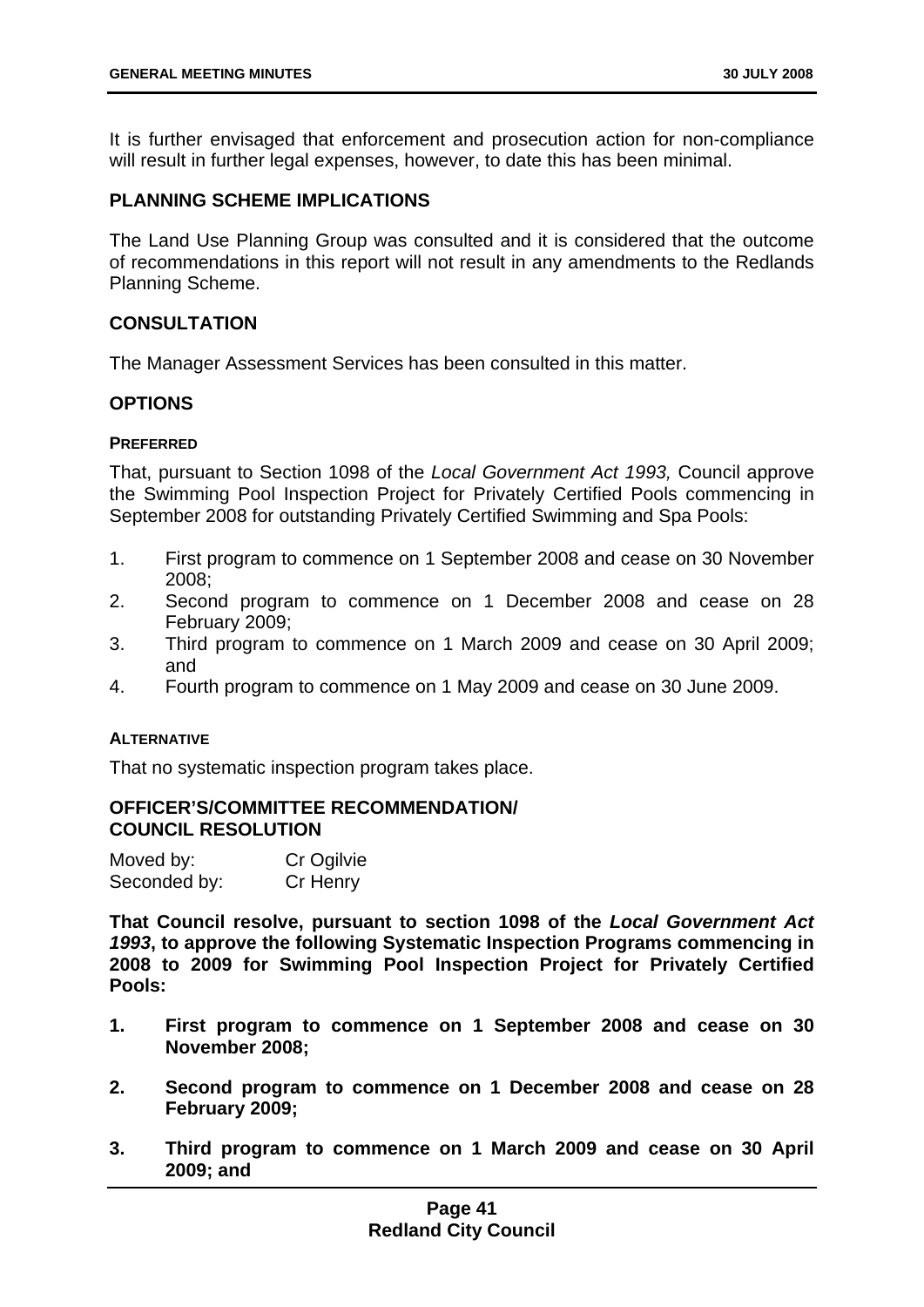It is further envisaged that enforcement and prosecution action for non-compliance will result in further legal expenses, however, to date this has been minimal.

## PLANNING SCHEME IMPLICATIONS

The Land Use Planning Group was consulted and it is considered that the outcome of recommendations in this report will not result in any amendments to the Redlands Planning Scheme.

## CONSULTATION

The Manager Assessment Services has been consulted in this matter.

## OPTIONS

### PREFERRED

That, pursuant to Section 1098 of the *Local Government Act 1993,* Council approve the Swimming Pool Inspection Project for Privately Certified Pools commencing in September 2008 for outstanding Privately Certified Swimming and Spa Pools:

1. First program to commence on 1 September 2008 and cease on 30 November 2008;
2. Second program to commence on 1 December 2008 and cease on 28 February 2009;
3. Third program to commence on 1 March 2009 and cease on 30 April 2009; and
4. Fourth program to commence on 1 May 2009 and cease on 30 June 2009.

### ALTERNATIVE

That no systematic inspection program takes place.

## OFFICER'S/COMMITTEE RECOMMENDATION/ COUNCIL RESOLUTION

Moved by: Cr Ogilvie
Seconded by: Cr Henry

**That Council resolve, pursuant to section 1098 of the *Local Government Act 1993*, to approve the following Systematic Inspection Programs commencing in 2008 to 2009 for Swimming Pool Inspection Project for Privately Certified Pools:**

1. **First program to commence on 1 September 2008 and cease on 30 November 2008;**

2. **Second program to commence on 1 December 2008 and cease on 28 February 2009;**

3. **Third program to commence on 1 March 2009 and cease on 30 April 2009; and**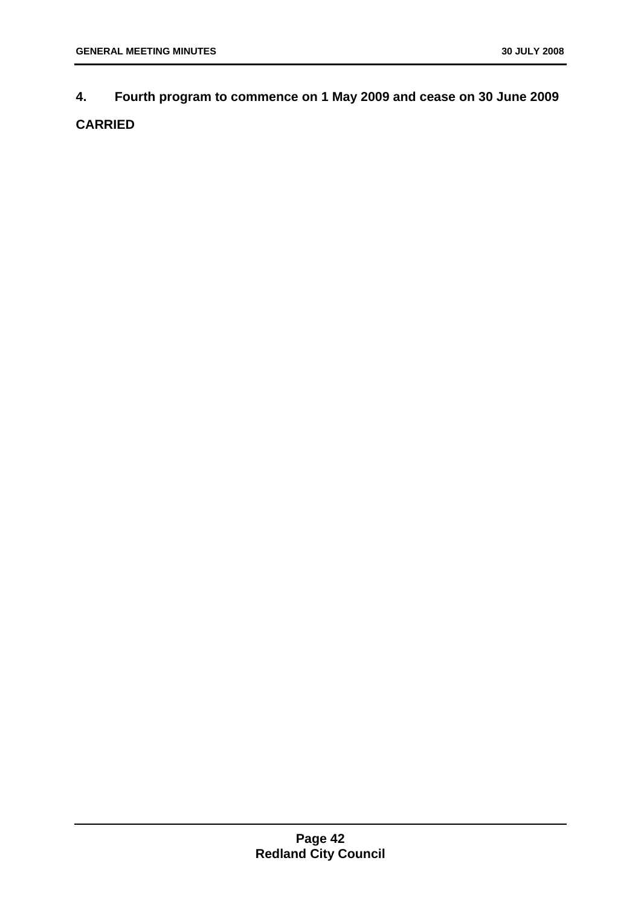**4. Fourth program to commence on 1 May 2009 and cease on 30 June 2009**

**CARRIED**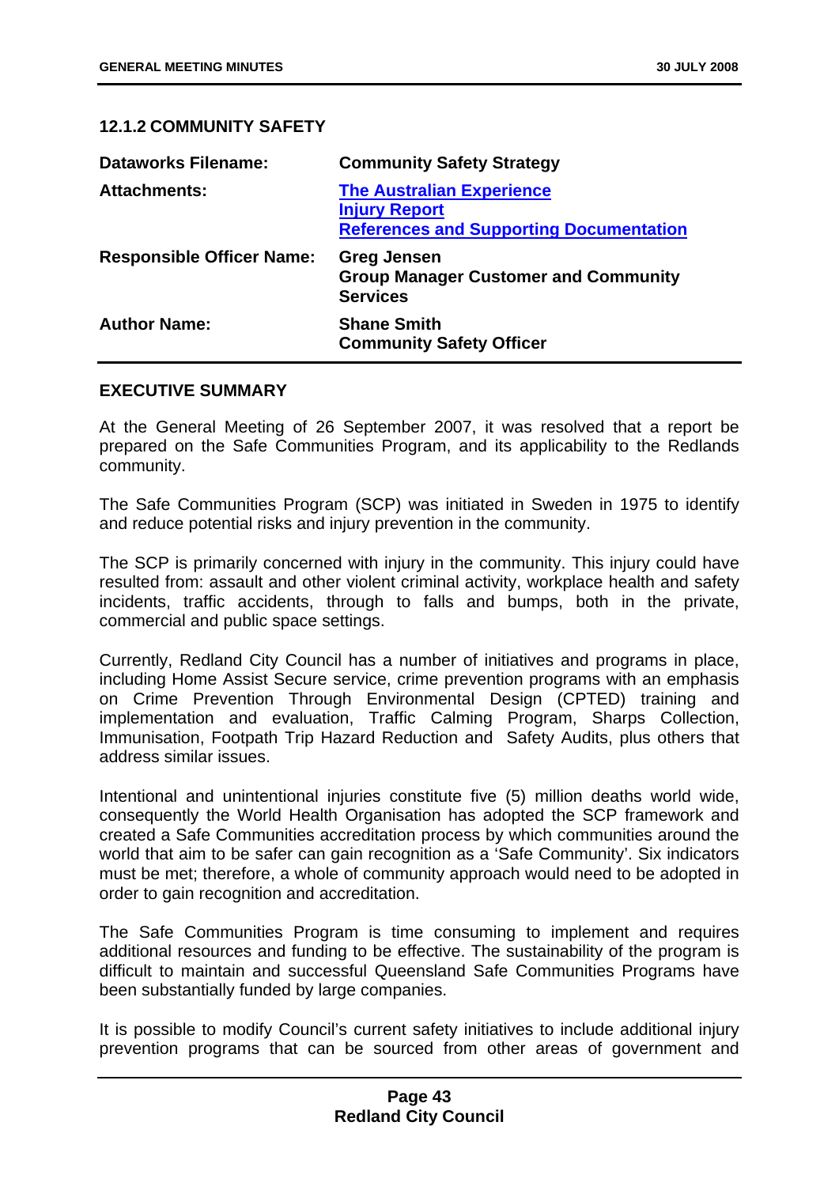### 12.1.2 COMMUNITY SAFETY

| | |
|---|---|
| **Dataworks Filename:** | **Community Safety Strategy** |
| **Attachments:** | **The Australian Experience**<br>**Injury Report**<br>**References and Supporting Documentation** |
| **Responsible Officer Name:** | **Greg Jensen**<br>**Group Manager Customer and Community Services** |
| **Author Name:** | **Shane Smith**<br>**Community Safety Officer** |

#### EXECUTIVE SUMMARY

At the General Meeting of 26 September 2007, it was resolved that a report be prepared on the Safe Communities Program, and its applicability to the Redlands community.

The Safe Communities Program (SCP) was initiated in Sweden in 1975 to identify and reduce potential risks and injury prevention in the community.

The SCP is primarily concerned with injury in the community. This injury could have resulted from: assault and other violent criminal activity, workplace health and safety incidents, traffic accidents, through to falls and bumps, both in the private, commercial and public space settings.

Currently, Redland City Council has a number of initiatives and programs in place, including Home Assist Secure service, crime prevention programs with an emphasis on Crime Prevention Through Environmental Design (CPTED) training and implementation and evaluation, Traffic Calming Program, Sharps Collection, Immunisation, Footpath Trip Hazard Reduction and Safety Audits, plus others that address similar issues.

Intentional and unintentional injuries constitute five (5) million deaths world wide, consequently the World Health Organisation has adopted the SCP framework and created a Safe Communities accreditation process by which communities around the world that aim to be safer can gain recognition as a 'Safe Community'. Six indicators must be met; therefore, a whole of community approach would need to be adopted in order to gain recognition and accreditation.

The Safe Communities Program is time consuming to implement and requires additional resources and funding to be effective. The sustainability of the program is difficult to maintain and successful Queensland Safe Communities Programs have been substantially funded by large companies.

It is possible to modify Council's current safety initiatives to include additional injury prevention programs that can be sourced from other areas of government and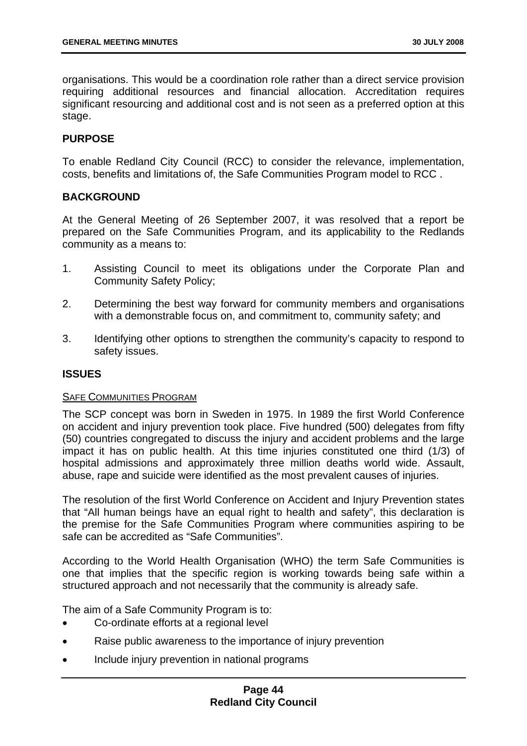organisations. This would be a coordination role rather than a direct service provision requiring additional resources and financial allocation. Accreditation requires significant resourcing and additional cost and is not seen as a preferred option at this stage.

## PURPOSE

To enable Redland City Council (RCC) to consider the relevance, implementation, costs, benefits and limitations of, the Safe Communities Program model to RCC .

## BACKGROUND

At the General Meeting of 26 September 2007, it was resolved that a report be prepared on the Safe Communities Program, and its applicability to the Redlands community as a means to:

1. Assisting Council to meet its obligations under the Corporate Plan and Community Safety Policy;
2. Determining the best way forward for community members and organisations with a demonstrable focus on, and commitment to, community safety; and
3. Identifying other options to strengthen the community's capacity to respond to safety issues.

## ISSUES

### SAFE COMMUNITIES PROGRAM

The SCP concept was born in Sweden in 1975. In 1989 the first World Conference on accident and injury prevention took place. Five hundred (500) delegates from fifty (50) countries congregated to discuss the injury and accident problems and the large impact it has on public health. At this time injuries constituted one third (1/3) of hospital admissions and approximately three million deaths world wide. Assault, abuse, rape and suicide were identified as the most prevalent causes of injuries.

The resolution of the first World Conference on Accident and Injury Prevention states that "All human beings have an equal right to health and safety", this declaration is the premise for the Safe Communities Program where communities aspiring to be safe can be accredited as "Safe Communities".

According to the World Health Organisation (WHO) the term Safe Communities is one that implies that the specific region is working towards being safe within a structured approach and not necessarily that the community is already safe.

The aim of a Safe Community Program is to:

- Co-ordinate efforts at a regional level
- Raise public awareness to the importance of injury prevention
- Include injury prevention in national programs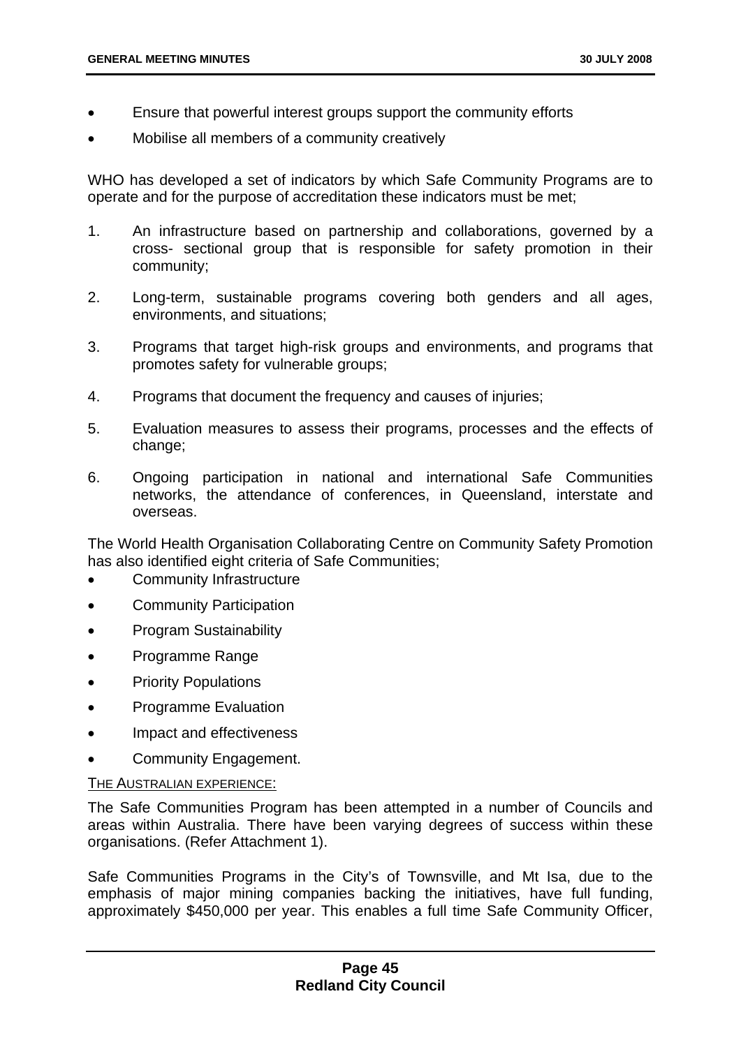- Ensure that powerful interest groups support the community efforts
- Mobilise all members of a community creatively

WHO has developed a set of indicators by which Safe Community Programs are to operate and for the purpose of accreditation these indicators must be met;

1. An infrastructure based on partnership and collaborations, governed by a cross- sectional group that is responsible for safety promotion in their community;
2. Long-term, sustainable programs covering both genders and all ages, environments, and situations;
3. Programs that target high-risk groups and environments, and programs that promotes safety for vulnerable groups;
4. Programs that document the frequency and causes of injuries;
5. Evaluation measures to assess their programs, processes and the effects of change;
6. Ongoing participation in national and international Safe Communities networks, the attendance of conferences, in Queensland, interstate and overseas.

The World Health Organisation Collaborating Centre on Community Safety Promotion has also identified eight criteria of Safe Communities;

- Community Infrastructure
- Community Participation
- Program Sustainability
- Programme Range
- Priority Populations
- Programme Evaluation
- Impact and effectiveness
- Community Engagement.

THE AUSTRALIAN EXPERIENCE:

The Safe Communities Program has been attempted in a number of Councils and areas within Australia. There have been varying degrees of success within these organisations. (Refer Attachment 1).

Safe Communities Programs in the City's of Townsville, and Mt Isa, due to the emphasis of major mining companies backing the initiatives, have full funding, approximately $450,000 per year. This enables a full time Safe Community Officer,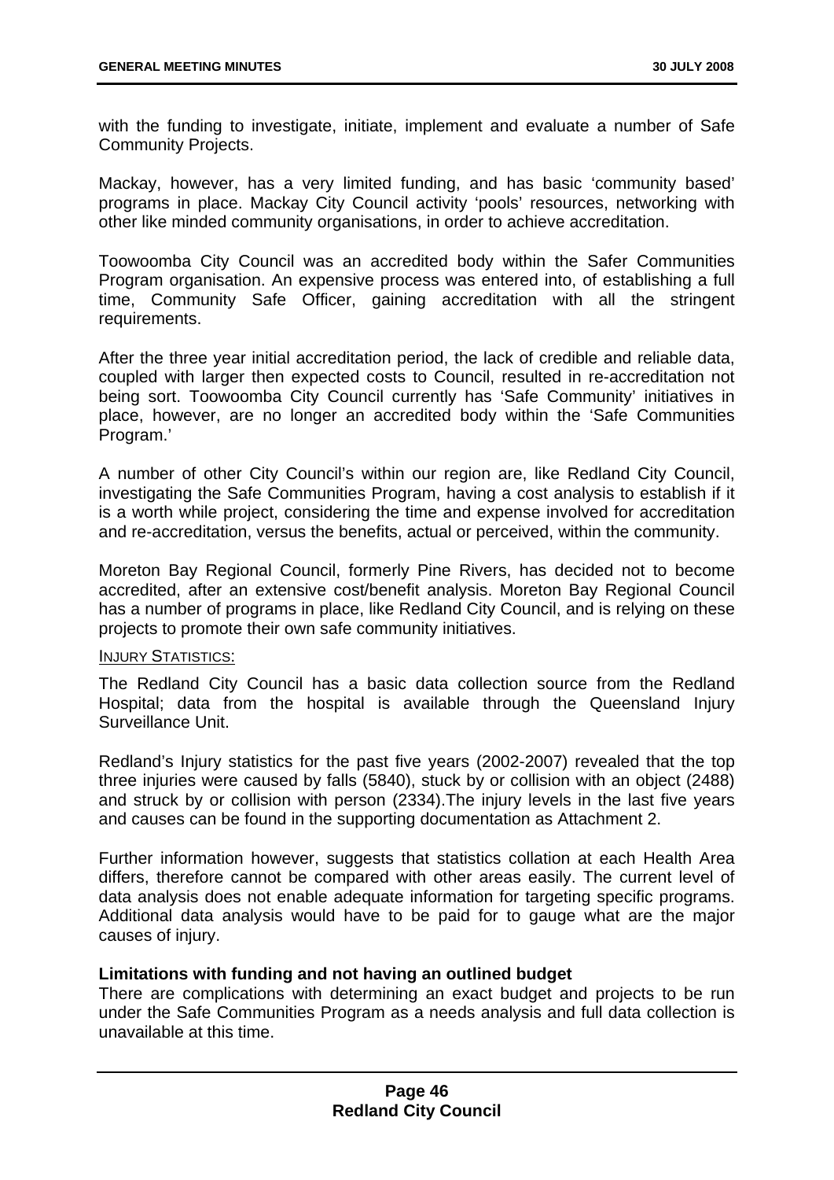with the funding to investigate, initiate, implement and evaluate a number of Safe Community Projects.

Mackay, however, has a very limited funding, and has basic 'community based' programs in place. Mackay City Council activity 'pools' resources, networking with other like minded community organisations, in order to achieve accreditation.

Toowoomba City Council was an accredited body within the Safer Communities Program organisation. An expensive process was entered into, of establishing a full time, Community Safe Officer, gaining accreditation with all the stringent requirements.

After the three year initial accreditation period, the lack of credible and reliable data, coupled with larger then expected costs to Council, resulted in re-accreditation not being sort. Toowoomba City Council currently has 'Safe Community' initiatives in place, however, are no longer an accredited body within the 'Safe Communities Program.'

A number of other City Council's within our region are, like Redland City Council, investigating the Safe Communities Program, having a cost analysis to establish if it is a worth while project, considering the time and expense involved for accreditation and re-accreditation, versus the benefits, actual or perceived, within the community.

Moreton Bay Regional Council, formerly Pine Rivers, has decided not to become accredited, after an extensive cost/benefit analysis. Moreton Bay Regional Council has a number of programs in place, like Redland City Council, and is relying on these projects to promote their own safe community initiatives.

INJURY STATISTICS:

The Redland City Council has a basic data collection source from the Redland Hospital; data from the hospital is available through the Queensland Injury Surveillance Unit.

Redland's Injury statistics for the past five years (2002-2007) revealed that the top three injuries were caused by falls (5840), stuck by or collision with an object (2488) and struck by or collision with person (2334).The injury levels in the last five years and causes can be found in the supporting documentation as Attachment 2.

Further information however, suggests that statistics collation at each Health Area differs, therefore cannot be compared with other areas easily. The current level of data analysis does not enable adequate information for targeting specific programs. Additional data analysis would have to be paid for to gauge what are the major causes of injury.

**Limitations with funding and not having an outlined budget**

There are complications with determining an exact budget and projects to be run under the Safe Communities Program as a needs analysis and full data collection is unavailable at this time.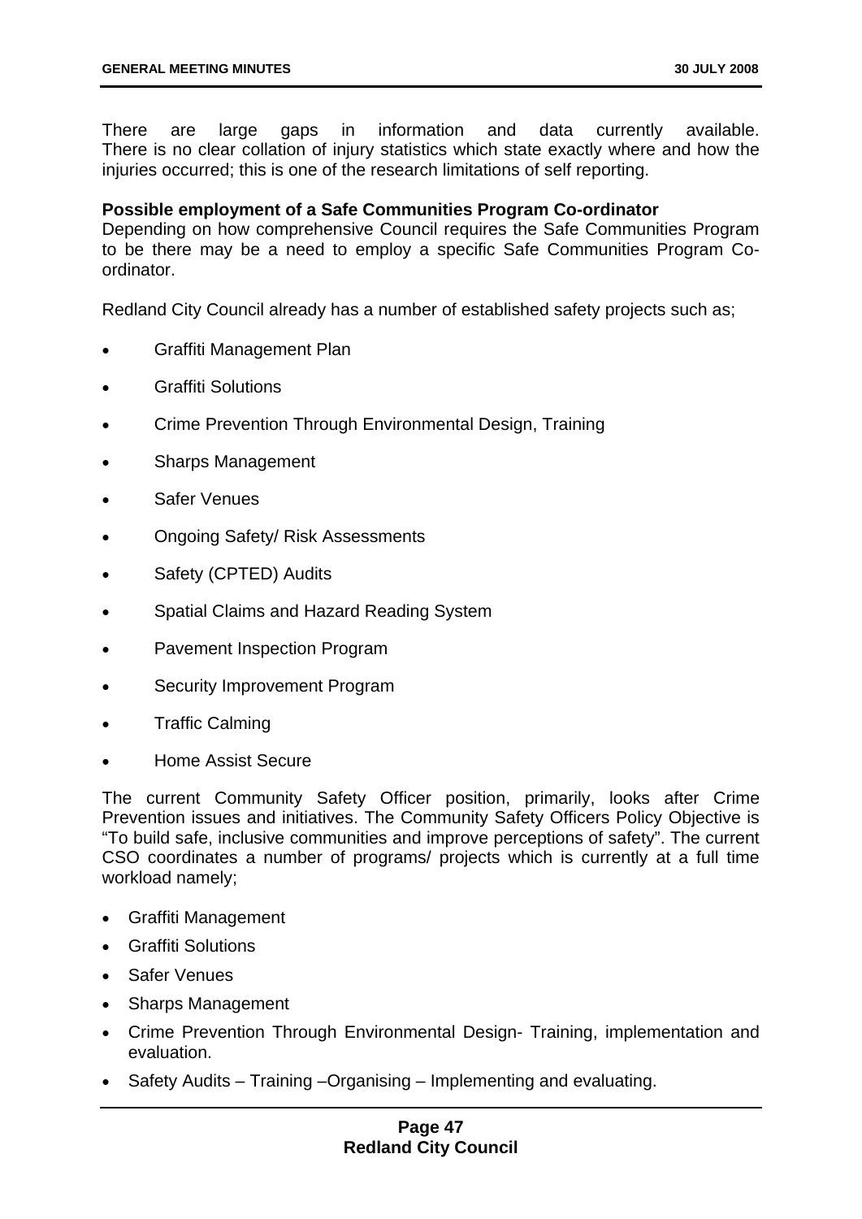There are large gaps in information and data currently available. There is no clear collation of injury statistics which state exactly where and how the injuries occurred; this is one of the research limitations of self reporting.

**Possible employment of a Safe Communities Program Co-ordinator**
Depending on how comprehensive Council requires the Safe Communities Program to be there may be a need to employ a specific Safe Communities Program Co-ordinator.

Redland City Council already has a number of established safety projects such as;

- Graffiti Management Plan
- Graffiti Solutions
- Crime Prevention Through Environmental Design, Training
- Sharps Management
- Safer Venues
- Ongoing Safety/ Risk Assessments
- Safety (CPTED) Audits
- Spatial Claims and Hazard Reading System
- Pavement Inspection Program
- Security Improvement Program
- Traffic Calming
- Home Assist Secure

The current Community Safety Officer position, primarily, looks after Crime Prevention issues and initiatives. The Community Safety Officers Policy Objective is "To build safe, inclusive communities and improve perceptions of safety". The current CSO coordinates a number of programs/ projects which is currently at a full time workload namely;

- Graffiti Management
- Graffiti Solutions
- Safer Venues
- Sharps Management
- Crime Prevention Through Environmental Design- Training, implementation and evaluation.
- Safety Audits – Training –Organising – Implementing and evaluating.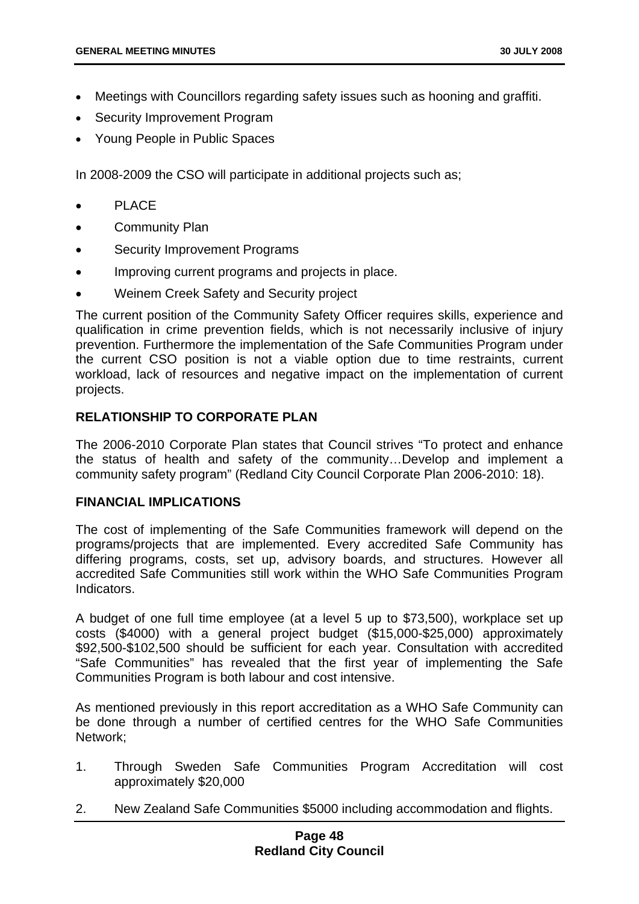- Meetings with Councillors regarding safety issues such as hooning and graffiti.
- Security Improvement Program
- Young People in Public Spaces

In 2008-2009 the CSO will participate in additional projects such as;

- PLACE
- Community Plan
- Security Improvement Programs
- Improving current programs and projects in place.
- Weinem Creek Safety and Security project

The current position of the Community Safety Officer requires skills, experience and qualification in crime prevention fields, which is not necessarily inclusive of injury prevention. Furthermore the implementation of the Safe Communities Program under the current CSO position is not a viable option due to time restraints, current workload, lack of resources and negative impact on the implementation of current projects.

**RELATIONSHIP TO CORPORATE PLAN**

The 2006-2010 Corporate Plan states that Council strives "To protect and enhance the status of health and safety of the community…Develop and implement a community safety program" (Redland City Council Corporate Plan 2006-2010: 18).

**FINANCIAL IMPLICATIONS**

The cost of implementing of the Safe Communities framework will depend on the programs/projects that are implemented. Every accredited Safe Community has differing programs, costs, set up, advisory boards, and structures. However all accredited Safe Communities still work within the WHO Safe Communities Program Indicators.

A budget of one full time employee (at a level 5 up to $73,500), workplace set up costs ($4000) with a general project budget ($15,000-$25,000) approximately $92,500-$102,500 should be sufficient for each year. Consultation with accredited "Safe Communities" has revealed that the first year of implementing the Safe Communities Program is both labour and cost intensive.

As mentioned previously in this report accreditation as a WHO Safe Community can be done through a number of certified centres for the WHO Safe Communities Network;

1. Through Sweden Safe Communities Program Accreditation will cost approximately $20,000
2. New Zealand Safe Communities $5000 including accommodation and flights.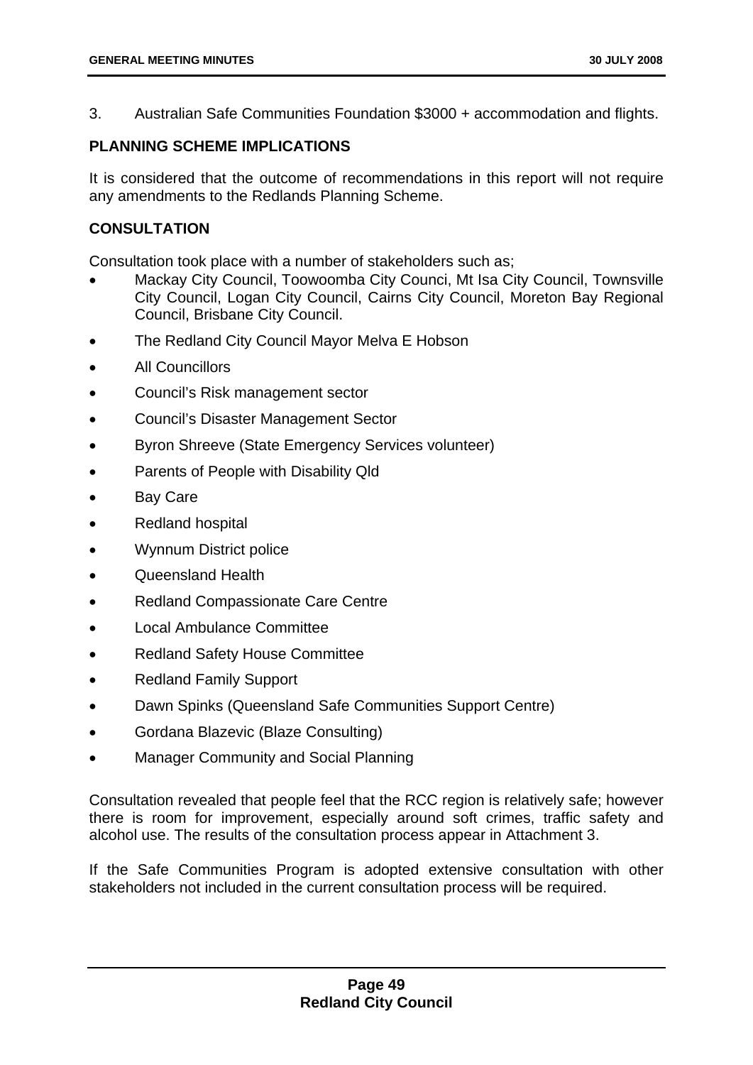3. Australian Safe Communities Foundation $3000 + accommodation and flights.

**PLANNING SCHEME IMPLICATIONS**

It is considered that the outcome of recommendations in this report will not require any amendments to the Redlands Planning Scheme.

**CONSULTATION**

Consultation took place with a number of stakeholders such as;

- Mackay City Council, Toowoomba City Counci, Mt Isa City Council, Townsville City Council, Logan City Council, Cairns City Council, Moreton Bay Regional Council, Brisbane City Council.
- The Redland City Council Mayor Melva E Hobson
- All Councillors
- Council's Risk management sector
- Council's Disaster Management Sector
- Byron Shreeve (State Emergency Services volunteer)
- Parents of People with Disability Qld
- Bay Care
- Redland hospital
- Wynnum District police
- Queensland Health
- Redland Compassionate Care Centre
- Local Ambulance Committee
- Redland Safety House Committee
- Redland Family Support
- Dawn Spinks (Queensland Safe Communities Support Centre)
- Gordana Blazevic (Blaze Consulting)
- Manager Community and Social Planning

Consultation revealed that people feel that the RCC region is relatively safe; however there is room for improvement, especially around soft crimes, traffic safety and alcohol use. The results of the consultation process appear in Attachment 3.

If the Safe Communities Program is adopted extensive consultation with other stakeholders not included in the current consultation process will be required.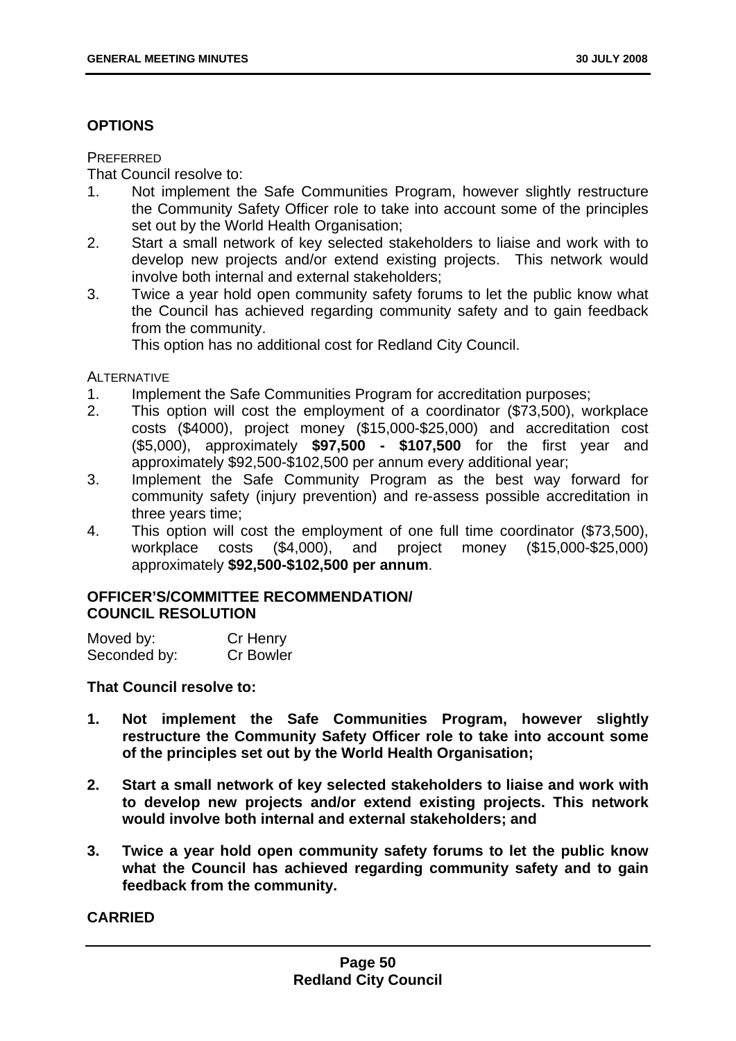## OPTIONS

PREFERRED

That Council resolve to:

1. Not implement the Safe Communities Program, however slightly restructure the Community Safety Officer role to take into account some of the principles set out by the World Health Organisation;
2. Start a small network of key selected stakeholders to liaise and work with to develop new projects and/or extend existing projects. This network would involve both internal and external stakeholders;
3. Twice a year hold open community safety forums to let the public know what the Council has achieved regarding community safety and to gain feedback from the community.

   This option has no additional cost for Redland City Council.

ALTERNATIVE

1. Implement the Safe Communities Program for accreditation purposes;
2. This option will cost the employment of a coordinator ($73,500), workplace costs ($4000), project money ($15,000-$25,000) and accreditation cost ($5,000), approximately **$97,500 - $107,500** for the first year and approximately $92,500-$102,500 per annum every additional year;
3. Implement the Safe Community Program as the best way forward for community safety (injury prevention) and re-assess possible accreditation in three years time;
4. This option will cost the employment of one full time coordinator ($73,500), workplace costs ($4,000), and project money ($15,000-$25,000) approximately **$92,500-$102,500 per annum**.

## OFFICER'S/COMMITTEE RECOMMENDATION/ COUNCIL RESOLUTION

Moved by: Cr Henry
Seconded by: Cr Bowler

**That Council resolve to:**

1. **Not implement the Safe Communities Program, however slightly restructure the Community Safety Officer role to take into account some of the principles set out by the World Health Organisation;**
2. **Start a small network of key selected stakeholders to liaise and work with to develop new projects and/or extend existing projects. This network would involve both internal and external stakeholders; and**
3. **Twice a year hold open community safety forums to let the public know what the Council has achieved regarding community safety and to gain feedback from the community.**

**CARRIED**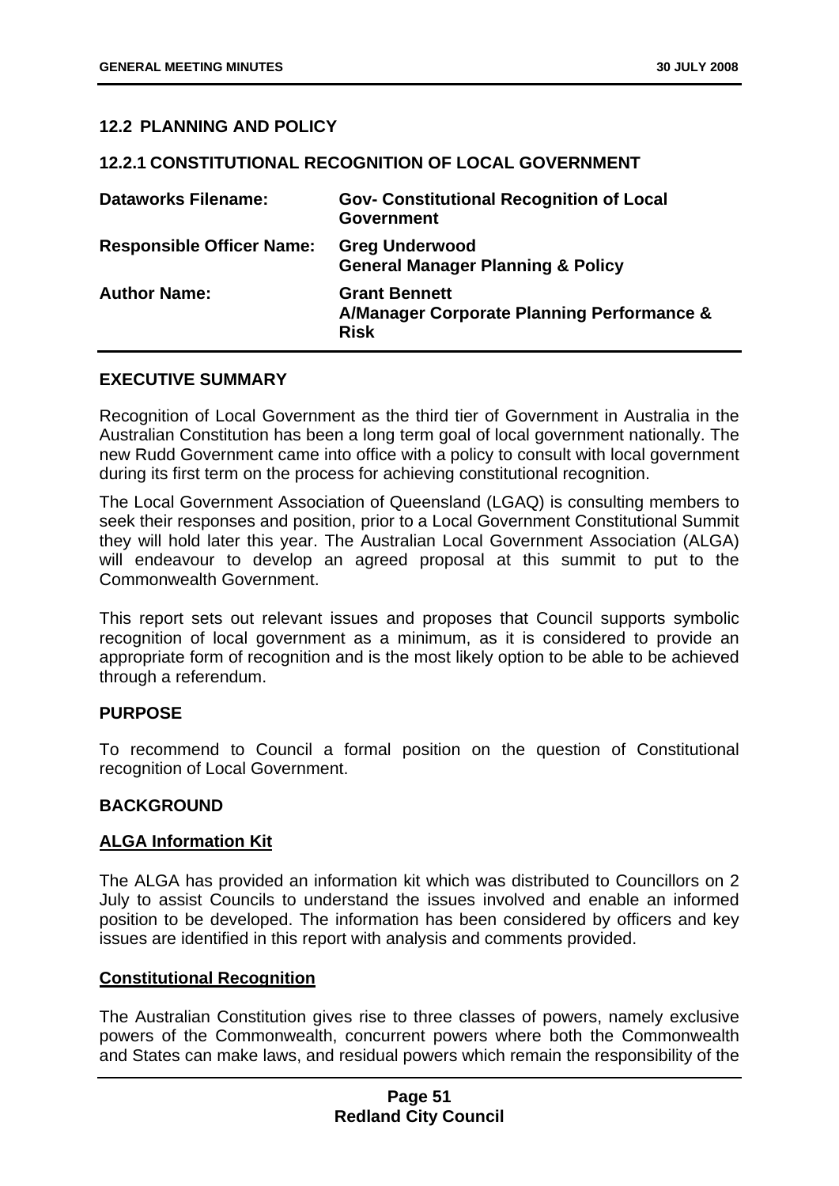## 12.2 PLANNING AND POLICY

### 12.2.1 CONSTITUTIONAL RECOGNITION OF LOCAL GOVERNMENT

| | |
|---|---|
| **Dataworks Filename:** | **Gov- Constitutional Recognition of Local Government** |
| **Responsible Officer Name:** | **Greg Underwood**<br>**General Manager Planning & Policy** |
| **Author Name:** | **Grant Bennett**<br>**A/Manager Corporate Planning Performance & Risk** |

#### EXECUTIVE SUMMARY

Recognition of Local Government as the third tier of Government in Australia in the Australian Constitution has been a long term goal of local government nationally. The new Rudd Government came into office with a policy to consult with local government during its first term on the process for achieving constitutional recognition.

The Local Government Association of Queensland (LGAQ) is consulting members to seek their responses and position, prior to a Local Government Constitutional Summit they will hold later this year. The Australian Local Government Association (ALGA) will endeavour to develop an agreed proposal at this summit to put to the Commonwealth Government.

This report sets out relevant issues and proposes that Council supports symbolic recognition of local government as a minimum, as it is considered to provide an appropriate form of recognition and is the most likely option to be able to be achieved through a referendum.

#### PURPOSE

To recommend to Council a formal position on the question of Constitutional recognition of Local Government.

#### BACKGROUND

**ALGA Information Kit**

The ALGA has provided an information kit which was distributed to Councillors on 2 July to assist Councils to understand the issues involved and enable an informed position to be developed. The information has been considered by officers and key issues are identified in this report with analysis and comments provided.

**Constitutional Recognition**

The Australian Constitution gives rise to three classes of powers, namely exclusive powers of the Commonwealth, concurrent powers where both the Commonwealth and States can make laws, and residual powers which remain the responsibility of the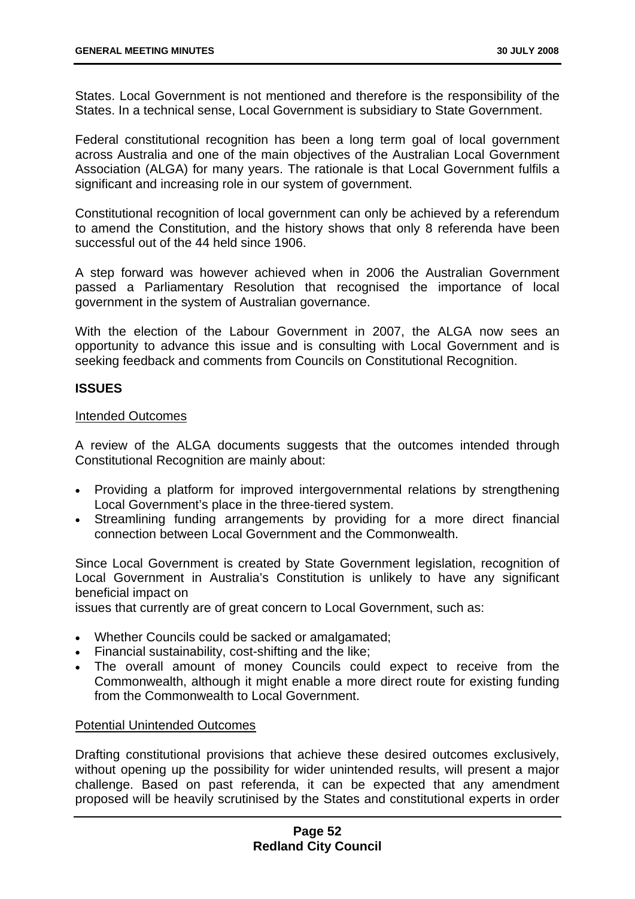States. Local Government is not mentioned and therefore is the responsibility of the States. In a technical sense, Local Government is subsidiary to State Government.

Federal constitutional recognition has been a long term goal of local government across Australia and one of the main objectives of the Australian Local Government Association (ALGA) for many years. The rationale is that Local Government fulfils a significant and increasing role in our system of government.

Constitutional recognition of local government can only be achieved by a referendum to amend the Constitution, and the history shows that only 8 referenda have been successful out of the 44 held since 1906.

A step forward was however achieved when in 2006 the Australian Government passed a Parliamentary Resolution that recognised the importance of local government in the system of Australian governance.

With the election of the Labour Government in 2007, the ALGA now sees an opportunity to advance this issue and is consulting with Local Government and is seeking feedback and comments from Councils on Constitutional Recognition.

**ISSUES**

Intended Outcomes

A review of the ALGA documents suggests that the outcomes intended through Constitutional Recognition are mainly about:

- Providing a platform for improved intergovernmental relations by strengthening Local Government's place in the three-tiered system.
- Streamlining funding arrangements by providing for a more direct financial connection between Local Government and the Commonwealth.

Since Local Government is created by State Government legislation, recognition of Local Government in Australia's Constitution is unlikely to have any significant beneficial impact on
issues that currently are of great concern to Local Government, such as:

- Whether Councils could be sacked or amalgamated;
- Financial sustainability, cost-shifting and the like;
- The overall amount of money Councils could expect to receive from the Commonwealth, although it might enable a more direct route for existing funding from the Commonwealth to Local Government.

Potential Unintended Outcomes

Drafting constitutional provisions that achieve these desired outcomes exclusively, without opening up the possibility for wider unintended results, will present a major challenge. Based on past referenda, it can be expected that any amendment proposed will be heavily scrutinised by the States and constitutional experts in order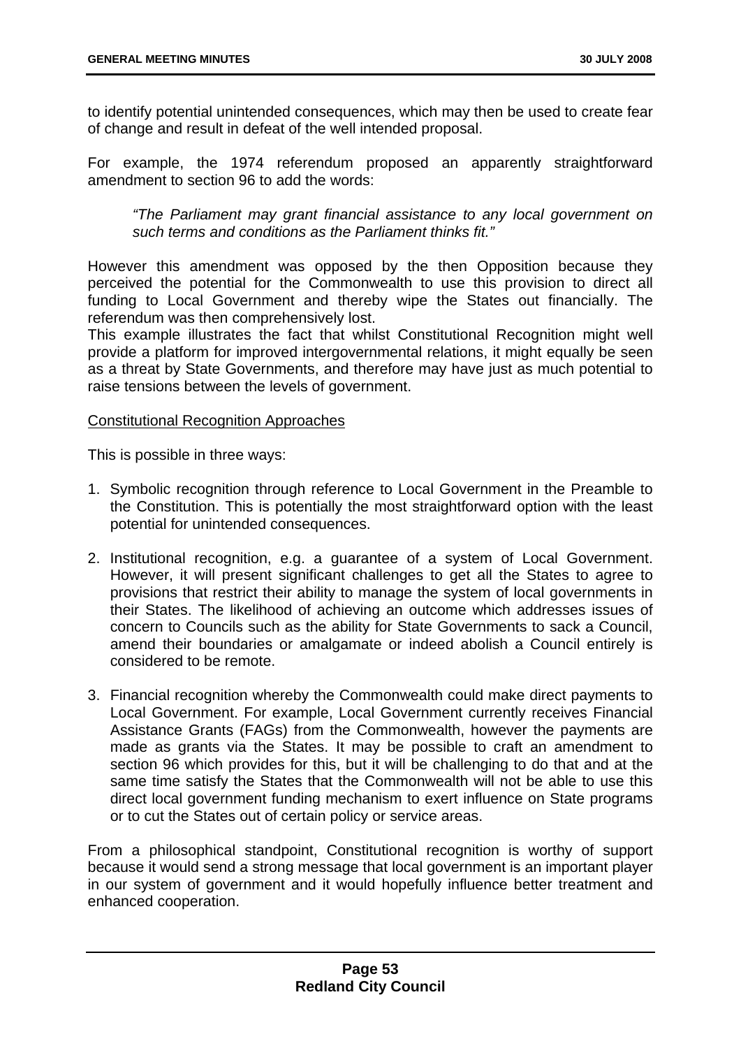to identify potential unintended consequences, which may then be used to create fear of change and result in defeat of the well intended proposal.

For example, the 1974 referendum proposed an apparently straightforward amendment to section 96 to add the words:

> *"The Parliament may grant financial assistance to any local government on such terms and conditions as the Parliament thinks fit."*

However this amendment was opposed by the then Opposition because they perceived the potential for the Commonwealth to use this provision to direct all funding to Local Government and thereby wipe the States out financially. The referendum was then comprehensively lost.
This example illustrates the fact that whilst Constitutional Recognition might well provide a platform for improved intergovernmental relations, it might equally be seen as a threat by State Governments, and therefore may have just as much potential to raise tensions between the levels of government.

<u>Constitutional Recognition Approaches</u>

This is possible in three ways:

1. Symbolic recognition through reference to Local Government in the Preamble to the Constitution. This is potentially the most straightforward option with the least potential for unintended consequences.

2. Institutional recognition, e.g. a guarantee of a system of Local Government. However, it will present significant challenges to get all the States to agree to provisions that restrict their ability to manage the system of local governments in their States. The likelihood of achieving an outcome which addresses issues of concern to Councils such as the ability for State Governments to sack a Council, amend their boundaries or amalgamate or indeed abolish a Council entirely is considered to be remote.

3. Financial recognition whereby the Commonwealth could make direct payments to Local Government. For example, Local Government currently receives Financial Assistance Grants (FAGs) from the Commonwealth, however the payments are made as grants via the States. It may be possible to craft an amendment to section 96 which provides for this, but it will be challenging to do that and at the same time satisfy the States that the Commonwealth will not be able to use this direct local government funding mechanism to exert influence on State programs or to cut the States out of certain policy or service areas.

From a philosophical standpoint, Constitutional recognition is worthy of support because it would send a strong message that local government is an important player in our system of government and it would hopefully influence better treatment and enhanced cooperation.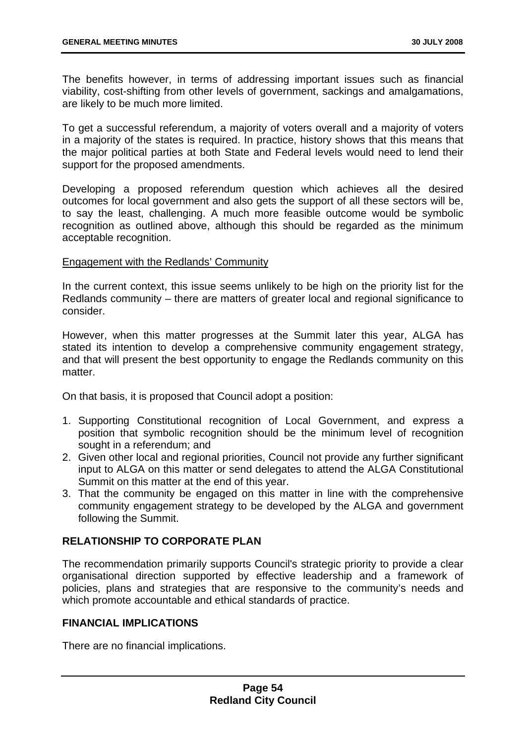The benefits however, in terms of addressing important issues such as financial viability, cost-shifting from other levels of government, sackings and amalgamations, are likely to be much more limited.

To get a successful referendum, a majority of voters overall and a majority of voters in a majority of the states is required. In practice, history shows that this means that the major political parties at both State and Federal levels would need to lend their support for the proposed amendments.

Developing a proposed referendum question which achieves all the desired outcomes for local government and also gets the support of all these sectors will be, to say the least, challenging. A much more feasible outcome would be symbolic recognition as outlined above, although this should be regarded as the minimum acceptable recognition.

Engagement with the Redlands' Community

In the current context, this issue seems unlikely to be high on the priority list for the Redlands community – there are matters of greater local and regional significance to consider.

However, when this matter progresses at the Summit later this year, ALGA has stated its intention to develop a comprehensive community engagement strategy, and that will present the best opportunity to engage the Redlands community on this matter.

On that basis, it is proposed that Council adopt a position:

1. Supporting Constitutional recognition of Local Government, and express a position that symbolic recognition should be the minimum level of recognition sought in a referendum; and
2. Given other local and regional priorities, Council not provide any further significant input to ALGA on this matter or send delegates to attend the ALGA Constitutional Summit on this matter at the end of this year.
3. That the community be engaged on this matter in line with the comprehensive community engagement strategy to be developed by the ALGA and government following the Summit.

## RELATIONSHIP TO CORPORATE PLAN

The recommendation primarily supports Council's strategic priority to provide a clear organisational direction supported by effective leadership and a framework of policies, plans and strategies that are responsive to the community's needs and which promote accountable and ethical standards of practice.

## FINANCIAL IMPLICATIONS

There are no financial implications.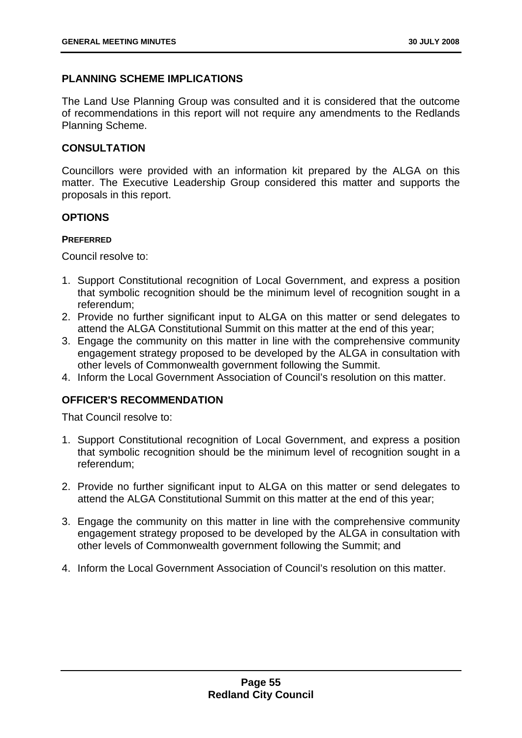## PLANNING SCHEME IMPLICATIONS

The Land Use Planning Group was consulted and it is considered that the outcome of recommendations in this report will not require any amendments to the Redlands Planning Scheme.

## CONSULTATION

Councillors were provided with an information kit prepared by the ALGA on this matter. The Executive Leadership Group considered this matter and supports the proposals in this report.

## OPTIONS

#### PREFERRED

Council resolve to:

1. Support Constitutional recognition of Local Government, and express a position that symbolic recognition should be the minimum level of recognition sought in a referendum;
2. Provide no further significant input to ALGA on this matter or send delegates to attend the ALGA Constitutional Summit on this matter at the end of this year;
3. Engage the community on this matter in line with the comprehensive community engagement strategy proposed to be developed by the ALGA in consultation with other levels of Commonwealth government following the Summit.
4. Inform the Local Government Association of Council's resolution on this matter.

## OFFICER'S RECOMMENDATION

That Council resolve to:

1. Support Constitutional recognition of Local Government, and express a position that symbolic recognition should be the minimum level of recognition sought in a referendum;

2. Provide no further significant input to ALGA on this matter or send delegates to attend the ALGA Constitutional Summit on this matter at the end of this year;

3. Engage the community on this matter in line with the comprehensive community engagement strategy proposed to be developed by the ALGA in consultation with other levels of Commonwealth government following the Summit; and

4. Inform the Local Government Association of Council's resolution on this matter.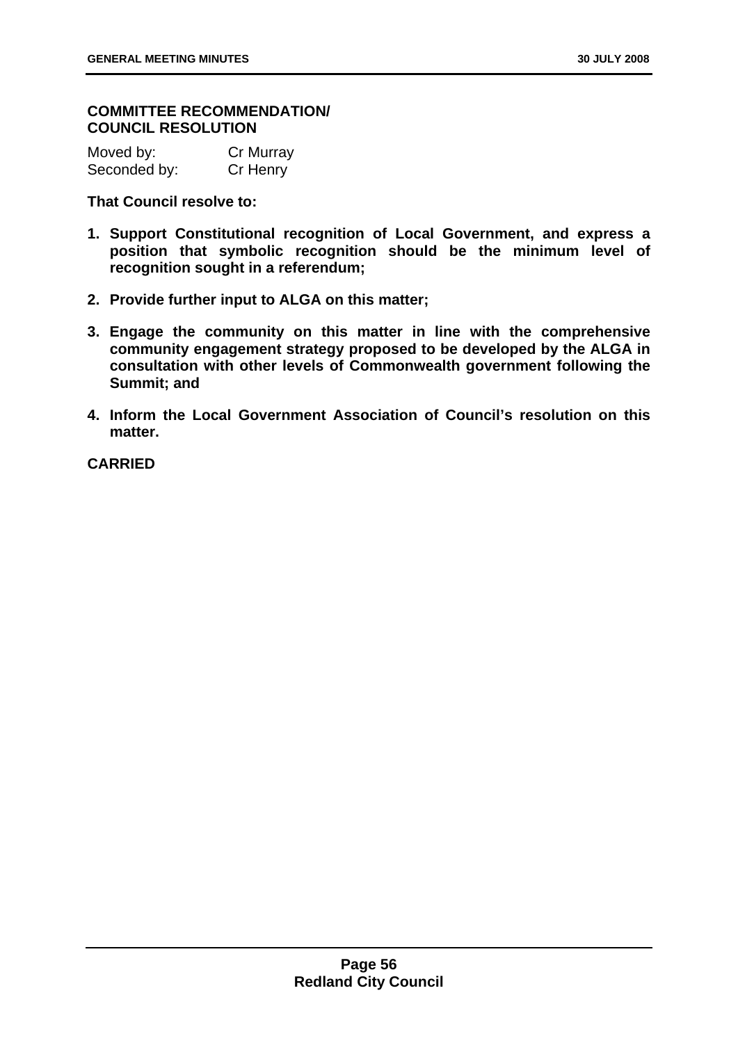**COMMITTEE RECOMMENDATION/
COUNCIL RESOLUTION**

Moved by: Cr Murray
Seconded by: Cr Henry

**That Council resolve to:**

1. **Support Constitutional recognition of Local Government, and express a position that symbolic recognition should be the minimum level of recognition sought in a referendum;**
2. **Provide further input to ALGA on this matter;**
3. **Engage the community on this matter in line with the comprehensive community engagement strategy proposed to be developed by the ALGA in consultation with other levels of Commonwealth government following the Summit; and**
4. **Inform the Local Government Association of Council's resolution on this matter.**

**CARRIED**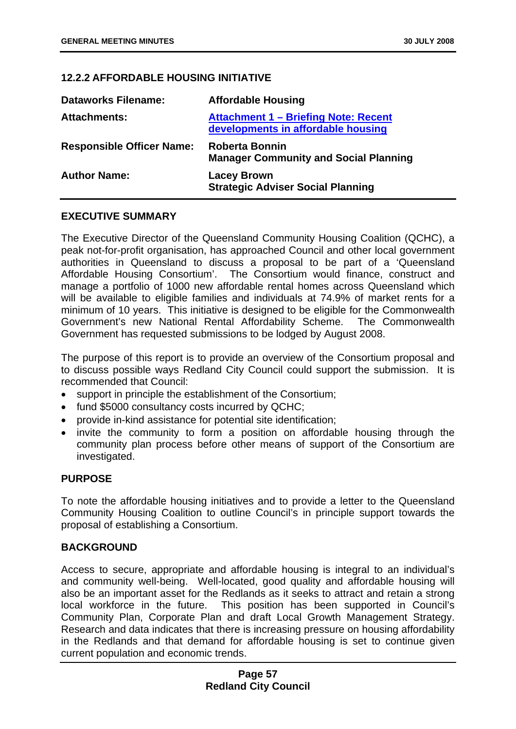### 12.2.2 AFFORDABLE HOUSING INITIATIVE

| | |
|---|---|
| **Dataworks Filename:** | **Affordable Housing** |
| **Attachments:** | **Attachment 1 – Briefing Note: Recent developments in affordable housing** |
| **Responsible Officer Name:** | **Roberta Bonnin**<br>**Manager Community and Social Planning** |
| **Author Name:** | **Lacey Brown**<br>**Strategic Adviser Social Planning** |

#### EXECUTIVE SUMMARY

The Executive Director of the Queensland Community Housing Coalition (QCHC), a peak not-for-profit organisation, has approached Council and other local government authorities in Queensland to discuss a proposal to be part of a 'Queensland Affordable Housing Consortium'. The Consortium would finance, construct and manage a portfolio of 1000 new affordable rental homes across Queensland which will be available to eligible families and individuals at 74.9% of market rents for a minimum of 10 years. This initiative is designed to be eligible for the Commonwealth Government's new National Rental Affordability Scheme. The Commonwealth Government has requested submissions to be lodged by August 2008.

The purpose of this report is to provide an overview of the Consortium proposal and to discuss possible ways Redland City Council could support the submission. It is recommended that Council:

- support in principle the establishment of the Consortium;
- fund $5000 consultancy costs incurred by QCHC;
- provide in-kind assistance for potential site identification;
- invite the community to form a position on affordable housing through the community plan process before other means of support of the Consortium are investigated.

#### PURPOSE

To note the affordable housing initiatives and to provide a letter to the Queensland Community Housing Coalition to outline Council's in principle support towards the proposal of establishing a Consortium.

#### BACKGROUND

Access to secure, appropriate and affordable housing is integral to an individual's and community well-being. Well-located, good quality and affordable housing will also be an important asset for the Redlands as it seeks to attract and retain a strong local workforce in the future. This position has been supported in Council's Community Plan, Corporate Plan and draft Local Growth Management Strategy. Research and data indicates that there is increasing pressure on housing affordability in the Redlands and that demand for affordable housing is set to continue given current population and economic trends.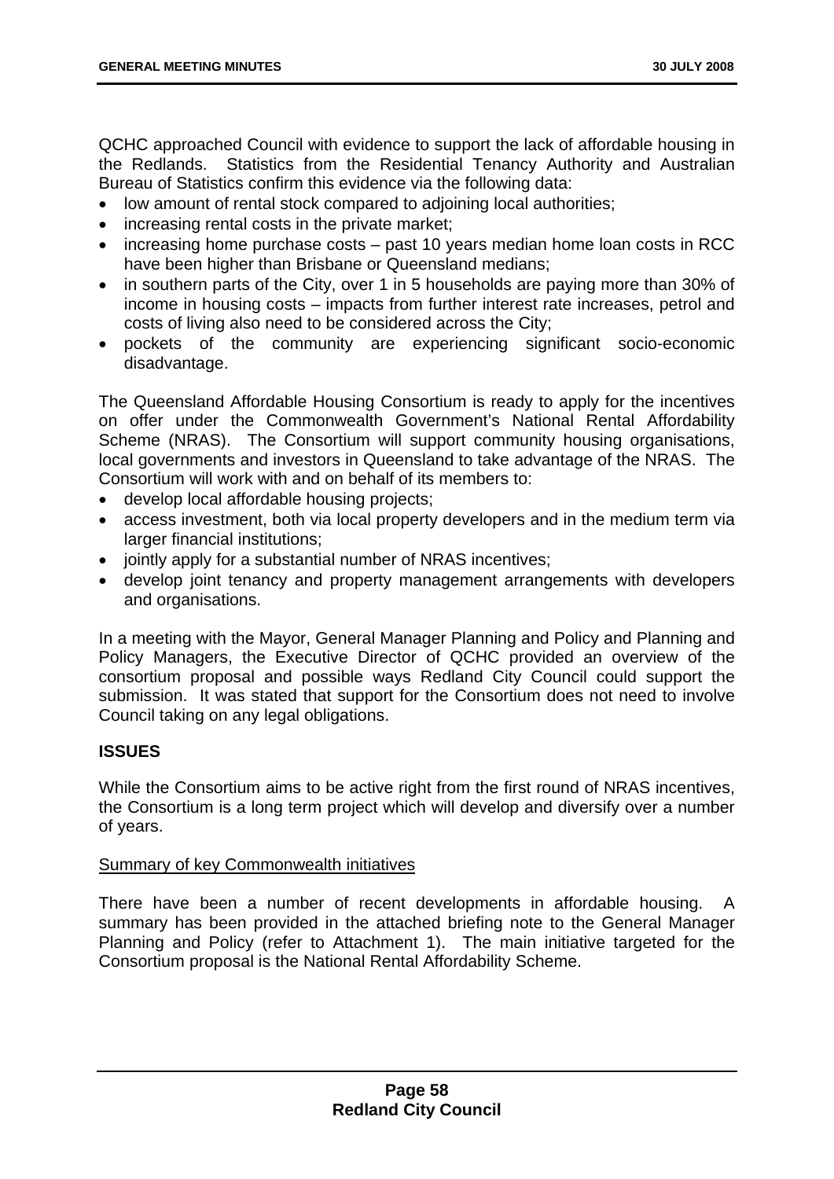QCHC approached Council with evidence to support the lack of affordable housing in the Redlands. Statistics from the Residential Tenancy Authority and Australian Bureau of Statistics confirm this evidence via the following data:

- low amount of rental stock compared to adjoining local authorities;
- increasing rental costs in the private market;
- increasing home purchase costs – past 10 years median home loan costs in RCC have been higher than Brisbane or Queensland medians;
- in southern parts of the City, over 1 in 5 households are paying more than 30% of income in housing costs – impacts from further interest rate increases, petrol and costs of living also need to be considered across the City;
- pockets of the community are experiencing significant socio-economic disadvantage.

The Queensland Affordable Housing Consortium is ready to apply for the incentives on offer under the Commonwealth Government's National Rental Affordability Scheme (NRAS). The Consortium will support community housing organisations, local governments and investors in Queensland to take advantage of the NRAS. The Consortium will work with and on behalf of its members to:

- develop local affordable housing projects;
- access investment, both via local property developers and in the medium term via larger financial institutions;
- jointly apply for a substantial number of NRAS incentives;
- develop joint tenancy and property management arrangements with developers and organisations.

In a meeting with the Mayor, General Manager Planning and Policy and Planning and Policy Managers, the Executive Director of QCHC provided an overview of the consortium proposal and possible ways Redland City Council could support the submission. It was stated that support for the Consortium does not need to involve Council taking on any legal obligations.

## ISSUES

While the Consortium aims to be active right from the first round of NRAS incentives, the Consortium is a long term project which will develop and diversify over a number of years.

Summary of key Commonwealth initiatives

There have been a number of recent developments in affordable housing. A summary has been provided in the attached briefing note to the General Manager Planning and Policy (refer to Attachment 1). The main initiative targeted for the Consortium proposal is the National Rental Affordability Scheme.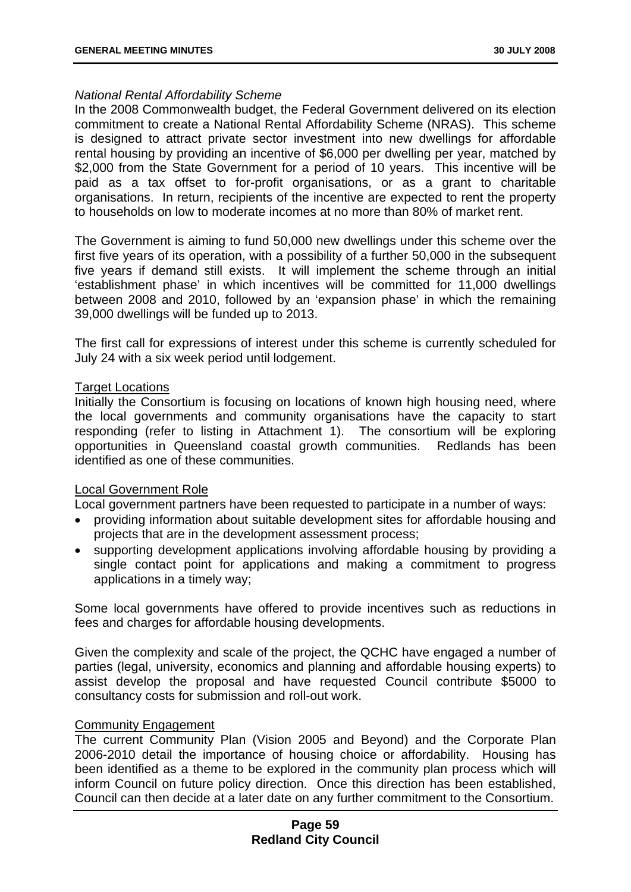*National Rental Affordability Scheme*

In the 2008 Commonwealth budget, the Federal Government delivered on its election commitment to create a National Rental Affordability Scheme (NRAS). This scheme is designed to attract private sector investment into new dwellings for affordable rental housing by providing an incentive of $6,000 per dwelling per year, matched by $2,000 from the State Government for a period of 10 years. This incentive will be paid as a tax offset to for-profit organisations, or as a grant to charitable organisations. In return, recipients of the incentive are expected to rent the property to households on low to moderate incomes at no more than 80% of market rent.

The Government is aiming to fund 50,000 new dwellings under this scheme over the first five years of its operation, with a possibility of a further 50,000 in the subsequent five years if demand still exists. It will implement the scheme through an initial 'establishment phase' in which incentives will be committed for 11,000 dwellings between 2008 and 2010, followed by an 'expansion phase' in which the remaining 39,000 dwellings will be funded up to 2013.

The first call for expressions of interest under this scheme is currently scheduled for July 24 with a six week period until lodgement.

Target Locations

Initially the Consortium is focusing on locations of known high housing need, where the local governments and community organisations have the capacity to start responding (refer to listing in Attachment 1). The consortium will be exploring opportunities in Queensland coastal growth communities. Redlands has been identified as one of these communities.

Local Government Role

Local government partners have been requested to participate in a number of ways:

- providing information about suitable development sites for affordable housing and projects that are in the development assessment process;
- supporting development applications involving affordable housing by providing a single contact point for applications and making a commitment to progress applications in a timely way;

Some local governments have offered to provide incentives such as reductions in fees and charges for affordable housing developments.

Given the complexity and scale of the project, the QCHC have engaged a number of parties (legal, university, economics and planning and affordable housing experts) to assist develop the proposal and have requested Council contribute $5000 to consultancy costs for submission and roll-out work.

Community Engagement

The current Community Plan (Vision 2005 and Beyond) and the Corporate Plan 2006-2010 detail the importance of housing choice or affordability. Housing has been identified as a theme to be explored in the community plan process which will inform Council on future policy direction. Once this direction has been established, Council can then decide at a later date on any further commitment to the Consortium.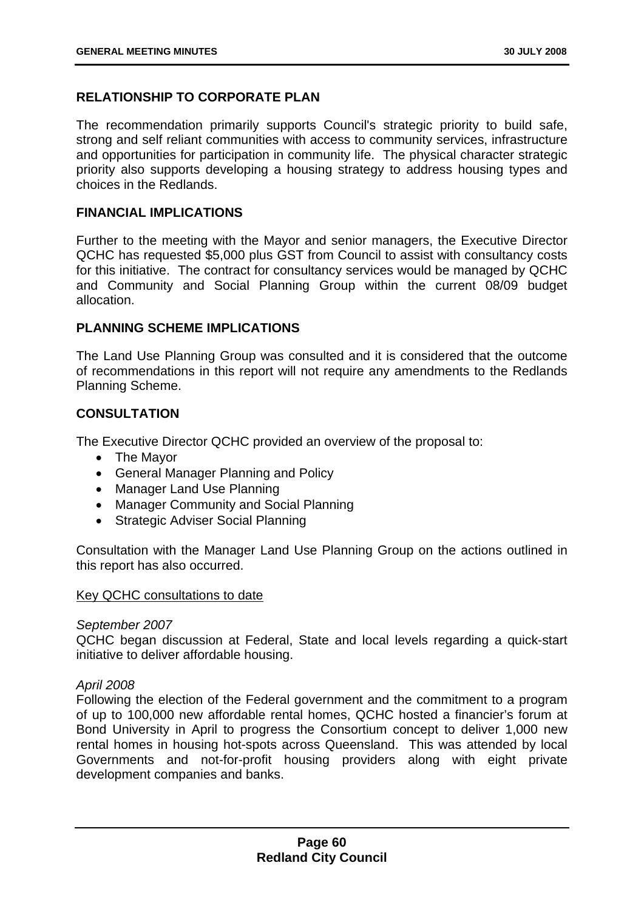## RELATIONSHIP TO CORPORATE PLAN

The recommendation primarily supports Council's strategic priority to build safe, strong and self reliant communities with access to community services, infrastructure and opportunities for participation in community life. The physical character strategic priority also supports developing a housing strategy to address housing types and choices in the Redlands.

## FINANCIAL IMPLICATIONS

Further to the meeting with the Mayor and senior managers, the Executive Director QCHC has requested \$5,000 plus GST from Council to assist with consultancy costs for this initiative. The contract for consultancy services would be managed by QCHC and Community and Social Planning Group within the current 08/09 budget allocation.

## PLANNING SCHEME IMPLICATIONS

The Land Use Planning Group was consulted and it is considered that the outcome of recommendations in this report will not require any amendments to the Redlands Planning Scheme.

## CONSULTATION

The Executive Director QCHC provided an overview of the proposal to:

- The Mayor
- General Manager Planning and Policy
- Manager Land Use Planning
- Manager Community and Social Planning
- Strategic Adviser Social Planning

Consultation with the Manager Land Use Planning Group on the actions outlined in this report has also occurred.

<u>Key QCHC consultations to date</u>

*September 2007*
QCHC began discussion at Federal, State and local levels regarding a quick-start initiative to deliver affordable housing.

*April 2008*
Following the election of the Federal government and the commitment to a program of up to 100,000 new affordable rental homes, QCHC hosted a financier's forum at Bond University in April to progress the Consortium concept to deliver 1,000 new rental homes in housing hot-spots across Queensland. This was attended by local Governments and not-for-profit housing providers along with eight private development companies and banks.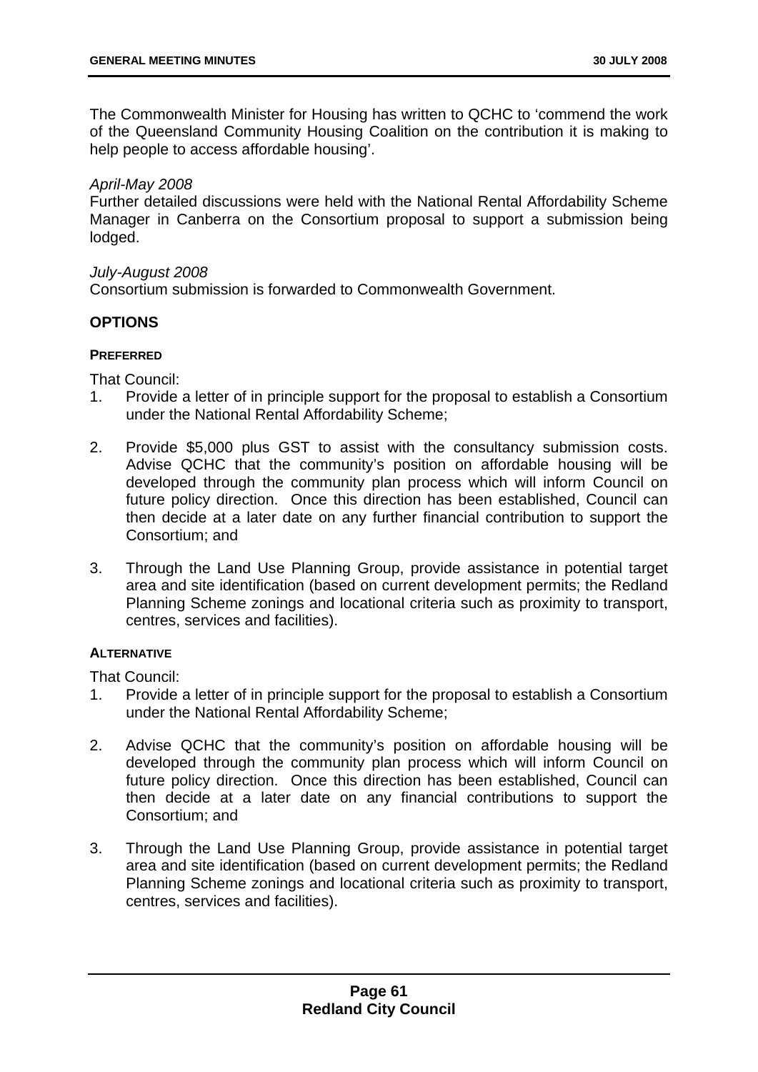The Commonwealth Minister for Housing has written to QCHC to 'commend the work of the Queensland Community Housing Coalition on the contribution it is making to help people to access affordable housing'.

*April-May 2008*
Further detailed discussions were held with the National Rental Affordability Scheme Manager in Canberra on the Consortium proposal to support a submission being lodged.

*July-August 2008*
Consortium submission is forwarded to Commonwealth Government.

## OPTIONS

#### PREFERRED

That Council:

1. Provide a letter of in principle support for the proposal to establish a Consortium under the National Rental Affordability Scheme;

2. Provide $5,000 plus GST to assist with the consultancy submission costs. Advise QCHC that the community's position on affordable housing will be developed through the community plan process which will inform Council on future policy direction. Once this direction has been established, Council can then decide at a later date on any further financial contribution to support the Consortium; and

3. Through the Land Use Planning Group, provide assistance in potential target area and site identification (based on current development permits; the Redland Planning Scheme zonings and locational criteria such as proximity to transport, centres, services and facilities).

#### ALTERNATIVE

That Council:

1. Provide a letter of in principle support for the proposal to establish a Consortium under the National Rental Affordability Scheme;

2. Advise QCHC that the community's position on affordable housing will be developed through the community plan process which will inform Council on future policy direction. Once this direction has been established, Council can then decide at a later date on any financial contributions to support the Consortium; and

3. Through the Land Use Planning Group, provide assistance in potential target area and site identification (based on current development permits; the Redland Planning Scheme zonings and locational criteria such as proximity to transport, centres, services and facilities).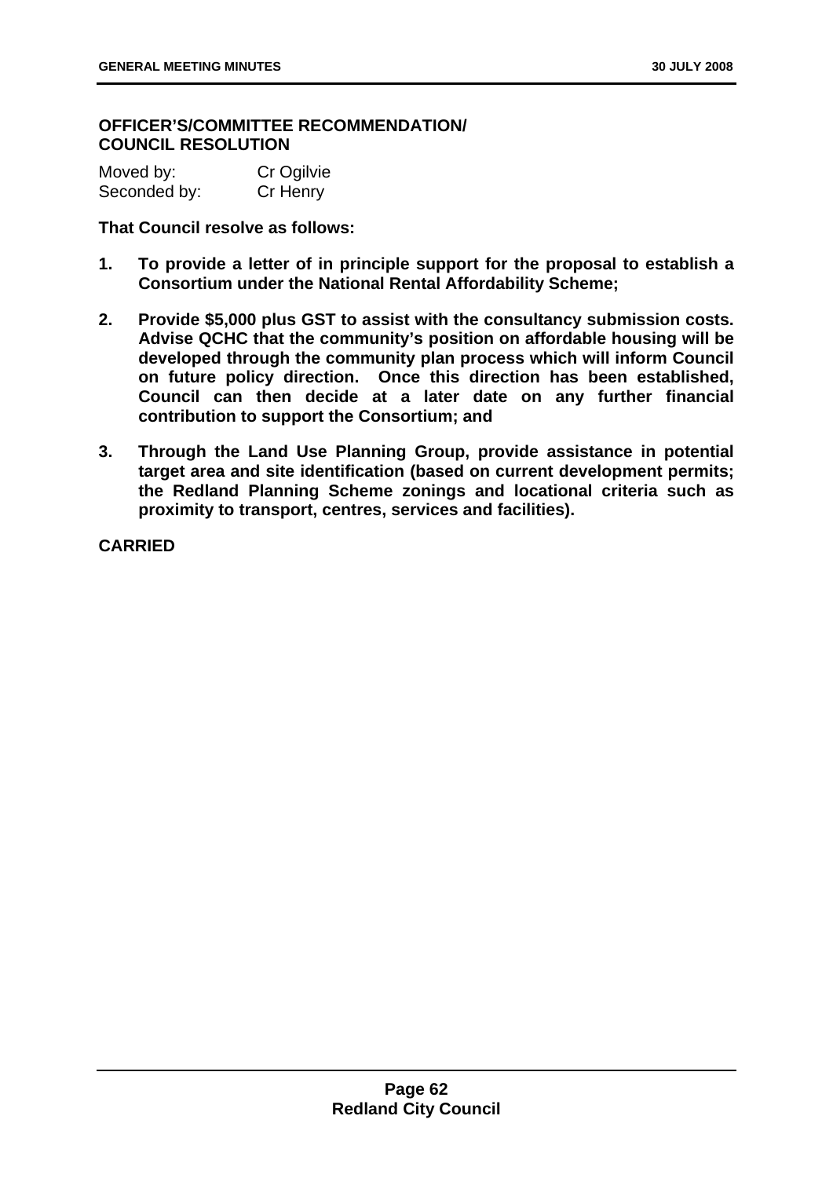**OFFICER'S/COMMITTEE RECOMMENDATION/ COUNCIL RESOLUTION**

| Moved by: | Cr Ogilvie |
|---|---|
| Seconded by: | Cr Henry |

**That Council resolve as follows:**

1. **To provide a letter of in principle support for the proposal to establish a Consortium under the National Rental Affordability Scheme;**

2. **Provide $5,000 plus GST to assist with the consultancy submission costs. Advise QCHC that the community's position on affordable housing will be developed through the community plan process which will inform Council on future policy direction. Once this direction has been established, Council can then decide at a later date on any further financial contribution to support the Consortium; and**

3. **Through the Land Use Planning Group, provide assistance in potential target area and site identification (based on current development permits; the Redland Planning Scheme zonings and locational criteria such as proximity to transport, centres, services and facilities).**

**CARRIED**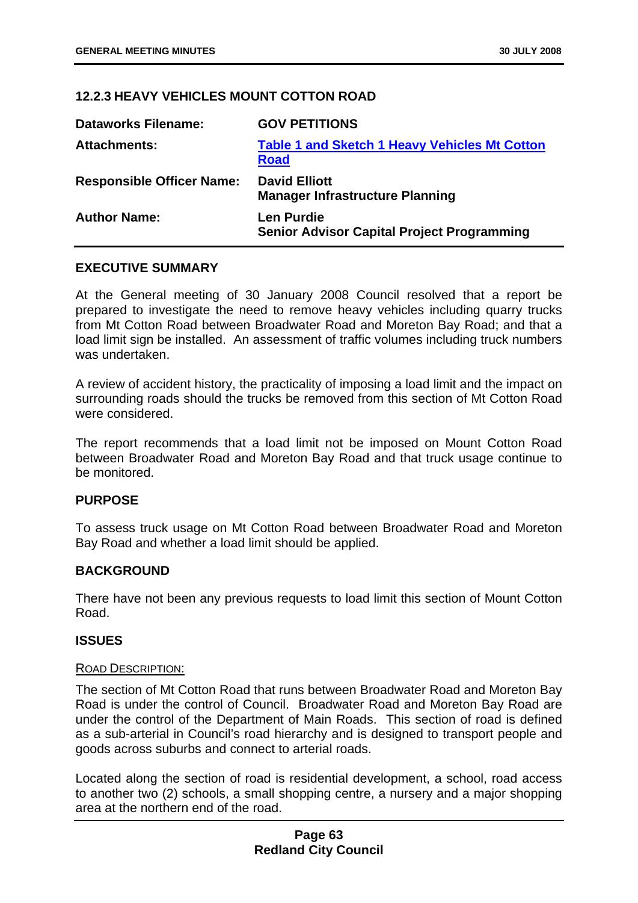### 12.2.3 HEAVY VEHICLES MOUNT COTTON ROAD

| | |
|---|---|
| **Dataworks Filename:** | **GOV PETITIONS** |
| **Attachments:** | **Table 1 and Sketch 1 Heavy Vehicles Mt Cotton Road** |
| **Responsible Officer Name:** | **David Elliott**<br>**Manager Infrastructure Planning** |
| **Author Name:** | **Len Purdie**<br>**Senior Advisor Capital Project Programming** |

#### EXECUTIVE SUMMARY

At the General meeting of 30 January 2008 Council resolved that a report be prepared to investigate the need to remove heavy vehicles including quarry trucks from Mt Cotton Road between Broadwater Road and Moreton Bay Road; and that a load limit sign be installed. An assessment of traffic volumes including truck numbers was undertaken.

A review of accident history, the practicality of imposing a load limit and the impact on surrounding roads should the trucks be removed from this section of Mt Cotton Road were considered.

The report recommends that a load limit not be imposed on Mount Cotton Road between Broadwater Road and Moreton Bay Road and that truck usage continue to be monitored.

#### PURPOSE

To assess truck usage on Mt Cotton Road between Broadwater Road and Moreton Bay Road and whether a load limit should be applied.

#### BACKGROUND

There have not been any previous requests to load limit this section of Mount Cotton Road.

#### ISSUES

ROAD DESCRIPTION:

The section of Mt Cotton Road that runs between Broadwater Road and Moreton Bay Road is under the control of Council. Broadwater Road and Moreton Bay Road are under the control of the Department of Main Roads. This section of road is defined as a sub-arterial in Council's road hierarchy and is designed to transport people and goods across suburbs and connect to arterial roads.

Located along the section of road is residential development, a school, road access to another two (2) schools, a small shopping centre, a nursery and a major shopping area at the northern end of the road.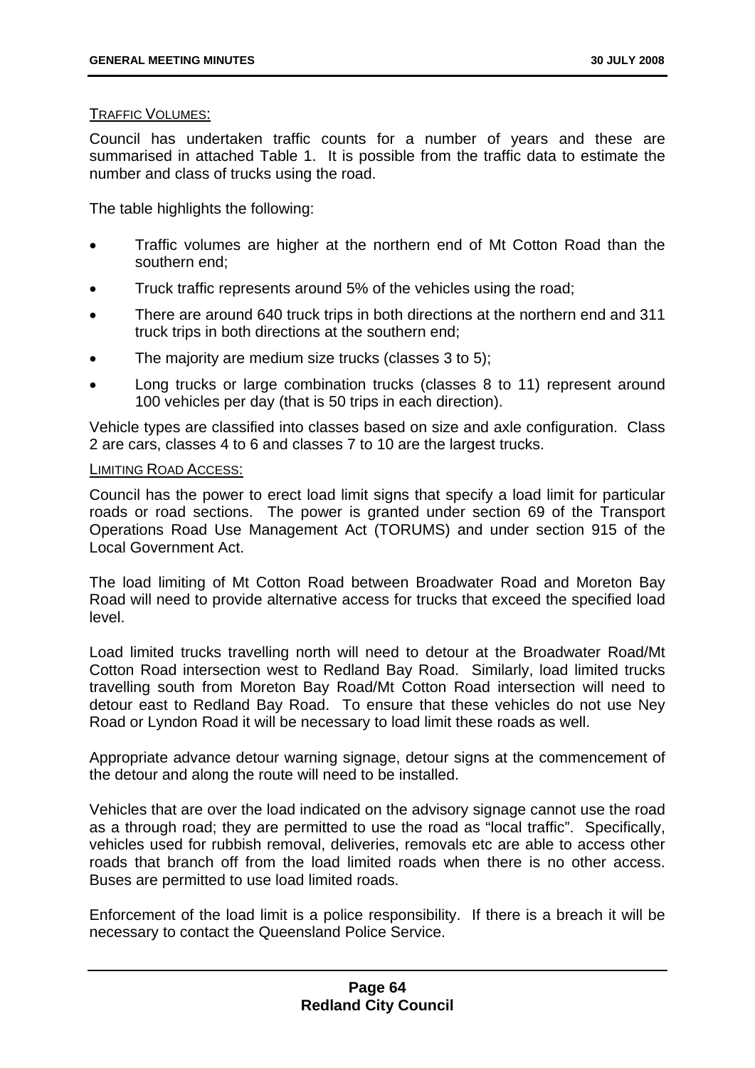TRAFFIC VOLUMES:

Council has undertaken traffic counts for a number of years and these are summarised in attached Table 1. It is possible from the traffic data to estimate the number and class of trucks using the road.

The table highlights the following:

- Traffic volumes are higher at the northern end of Mt Cotton Road than the southern end;
- Truck traffic represents around 5% of the vehicles using the road;
- There are around 640 truck trips in both directions at the northern end and 311 truck trips in both directions at the southern end;
- The majority are medium size trucks (classes 3 to 5);
- Long trucks or large combination trucks (classes 8 to 11) represent around 100 vehicles per day (that is 50 trips in each direction).

Vehicle types are classified into classes based on size and axle configuration. Class 2 are cars, classes 4 to 6 and classes 7 to 10 are the largest trucks.

LIMITING ROAD ACCESS:

Council has the power to erect load limit signs that specify a load limit for particular roads or road sections. The power is granted under section 69 of the Transport Operations Road Use Management Act (TORUMS) and under section 915 of the Local Government Act.

The load limiting of Mt Cotton Road between Broadwater Road and Moreton Bay Road will need to provide alternative access for trucks that exceed the specified load level.

Load limited trucks travelling north will need to detour at the Broadwater Road/Mt Cotton Road intersection west to Redland Bay Road. Similarly, load limited trucks travelling south from Moreton Bay Road/Mt Cotton Road intersection will need to detour east to Redland Bay Road. To ensure that these vehicles do not use Ney Road or Lyndon Road it will be necessary to load limit these roads as well.

Appropriate advance detour warning signage, detour signs at the commencement of the detour and along the route will need to be installed.

Vehicles that are over the load indicated on the advisory signage cannot use the road as a through road; they are permitted to use the road as "local traffic". Specifically, vehicles used for rubbish removal, deliveries, removals etc are able to access other roads that branch off from the load limited roads when there is no other access. Buses are permitted to use load limited roads.

Enforcement of the load limit is a police responsibility. If there is a breach it will be necessary to contact the Queensland Police Service.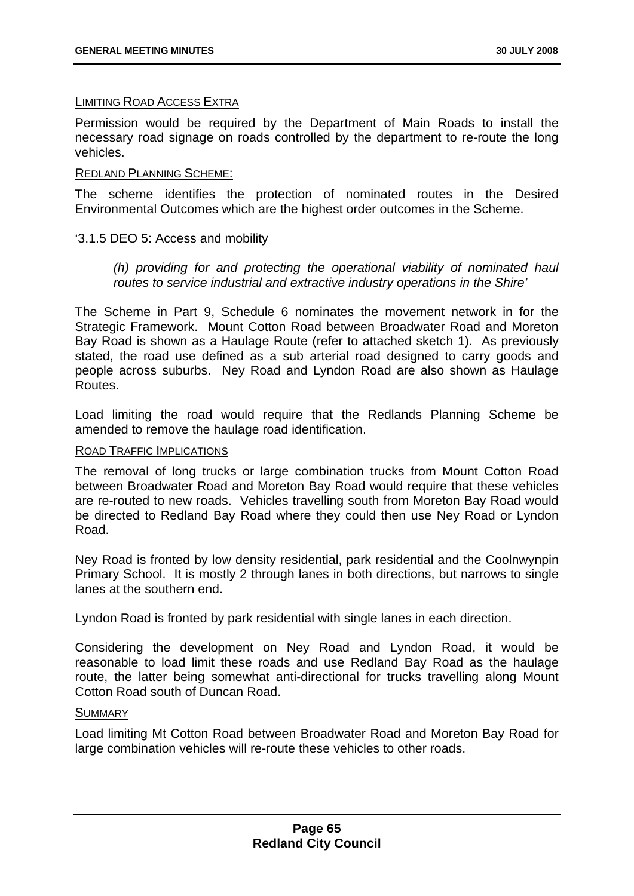LIMITING ROAD ACCESS EXTRA

Permission would be required by the Department of Main Roads to install the necessary road signage on roads controlled by the department to re-route the long vehicles.

REDLAND PLANNING SCHEME:

The scheme identifies the protection of nominated routes in the Desired Environmental Outcomes which are the highest order outcomes in the Scheme.

'3.1.5 DEO 5: Access and mobility

> *(h) providing for and protecting the operational viability of nominated haul routes to service industrial and extractive industry operations in the Shire'*

The Scheme in Part 9, Schedule 6 nominates the movement network in for the Strategic Framework. Mount Cotton Road between Broadwater Road and Moreton Bay Road is shown as a Haulage Route (refer to attached sketch 1). As previously stated, the road use defined as a sub arterial road designed to carry goods and people across suburbs. Ney Road and Lyndon Road are also shown as Haulage Routes.

Load limiting the road would require that the Redlands Planning Scheme be amended to remove the haulage road identification.

ROAD TRAFFIC IMPLICATIONS

The removal of long trucks or large combination trucks from Mount Cotton Road between Broadwater Road and Moreton Bay Road would require that these vehicles are re-routed to new roads. Vehicles travelling south from Moreton Bay Road would be directed to Redland Bay Road where they could then use Ney Road or Lyndon Road.

Ney Road is fronted by low density residential, park residential and the Coolnwynpin Primary School. It is mostly 2 through lanes in both directions, but narrows to single lanes at the southern end.

Lyndon Road is fronted by park residential with single lanes in each direction.

Considering the development on Ney Road and Lyndon Road, it would be reasonable to load limit these roads and use Redland Bay Road as the haulage route, the latter being somewhat anti-directional for trucks travelling along Mount Cotton Road south of Duncan Road.

SUMMARY

Load limiting Mt Cotton Road between Broadwater Road and Moreton Bay Road for large combination vehicles will re-route these vehicles to other roads.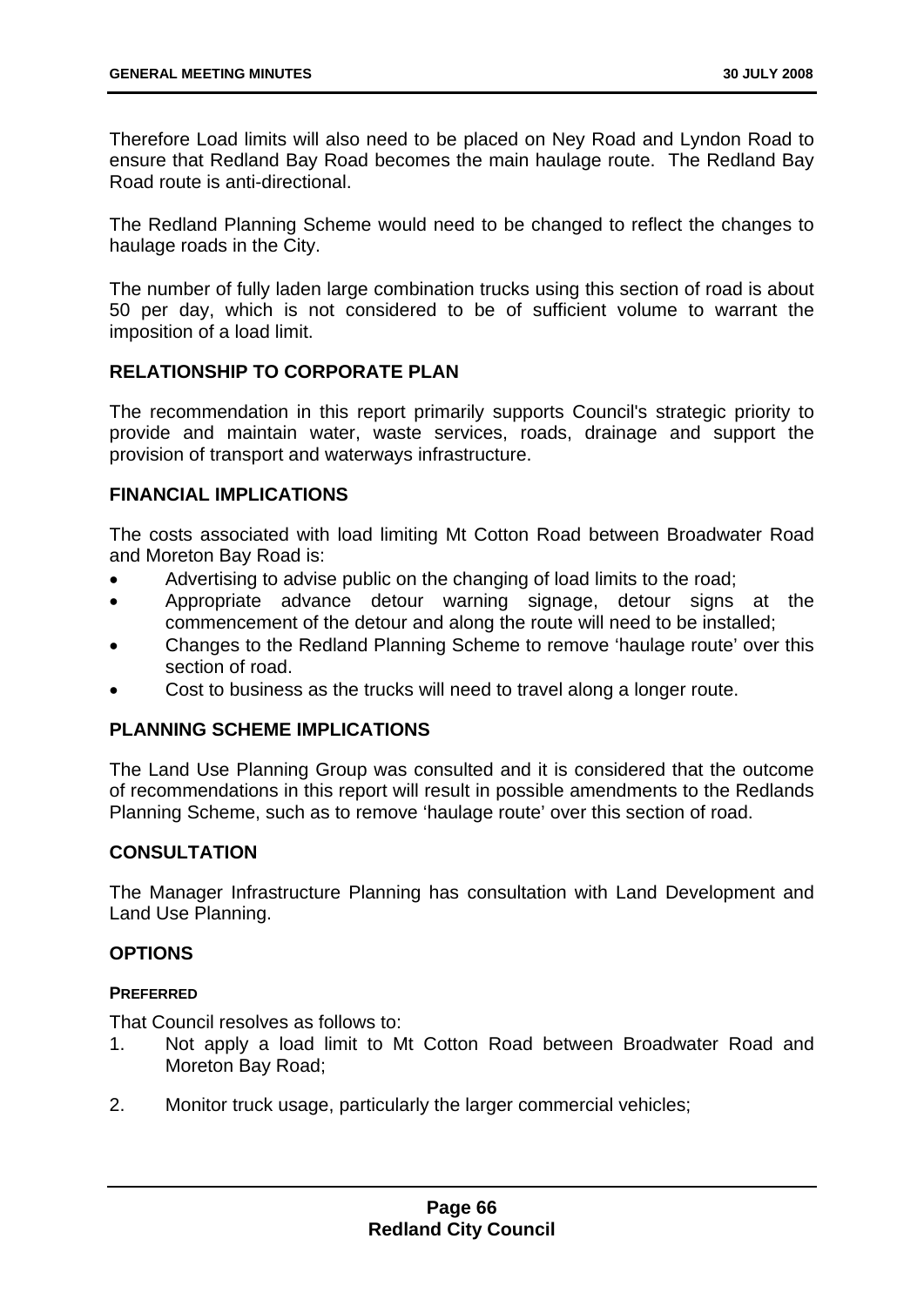Therefore Load limits will also need to be placed on Ney Road and Lyndon Road to ensure that Redland Bay Road becomes the main haulage route. The Redland Bay Road route is anti-directional.

The Redland Planning Scheme would need to be changed to reflect the changes to haulage roads in the City.

The number of fully laden large combination trucks using this section of road is about 50 per day, which is not considered to be of sufficient volume to warrant the imposition of a load limit.

## RELATIONSHIP TO CORPORATE PLAN

The recommendation in this report primarily supports Council's strategic priority to provide and maintain water, waste services, roads, drainage and support the provision of transport and waterways infrastructure.

## FINANCIAL IMPLICATIONS

The costs associated with load limiting Mt Cotton Road between Broadwater Road and Moreton Bay Road is:

- Advertising to advise public on the changing of load limits to the road;
- Appropriate advance detour warning signage, detour signs at the commencement of the detour and along the route will need to be installed;
- Changes to the Redland Planning Scheme to remove 'haulage route' over this section of road.
- Cost to business as the trucks will need to travel along a longer route.

## PLANNING SCHEME IMPLICATIONS

The Land Use Planning Group was consulted and it is considered that the outcome of recommendations in this report will result in possible amendments to the Redlands Planning Scheme, such as to remove 'haulage route' over this section of road.

## CONSULTATION

The Manager Infrastructure Planning has consultation with Land Development and Land Use Planning.

## OPTIONS

### PREFERRED

That Council resolves as follows to:

1. Not apply a load limit to Mt Cotton Road between Broadwater Road and Moreton Bay Road;

2. Monitor truck usage, particularly the larger commercial vehicles;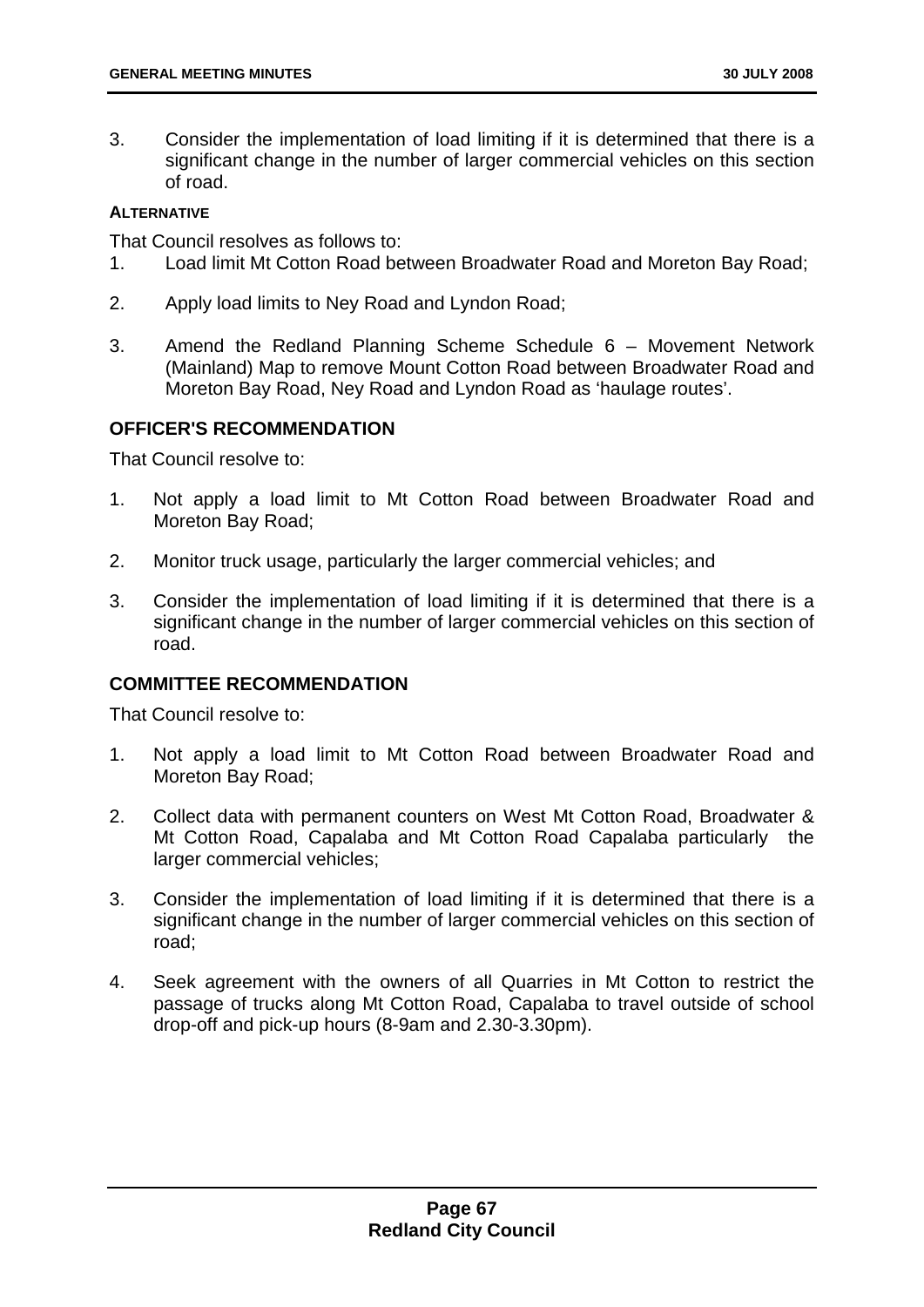3. Consider the implementation of load limiting if it is determined that there is a significant change in the number of larger commercial vehicles on this section of road.

**ALTERNATIVE**

That Council resolves as follows to:

1. Load limit Mt Cotton Road between Broadwater Road and Moreton Bay Road;
2. Apply load limits to Ney Road and Lyndon Road;
3. Amend the Redland Planning Scheme Schedule 6 – Movement Network (Mainland) Map to remove Mount Cotton Road between Broadwater Road and Moreton Bay Road, Ney Road and Lyndon Road as 'haulage routes'.

## OFFICER'S RECOMMENDATION

That Council resolve to:

1. Not apply a load limit to Mt Cotton Road between Broadwater Road and Moreton Bay Road;
2. Monitor truck usage, particularly the larger commercial vehicles; and
3. Consider the implementation of load limiting if it is determined that there is a significant change in the number of larger commercial vehicles on this section of road.

## COMMITTEE RECOMMENDATION

That Council resolve to:

1. Not apply a load limit to Mt Cotton Road between Broadwater Road and Moreton Bay Road;
2. Collect data with permanent counters on West Mt Cotton Road, Broadwater & Mt Cotton Road, Capalaba and Mt Cotton Road Capalaba particularly the larger commercial vehicles;
3. Consider the implementation of load limiting if it is determined that there is a significant change in the number of larger commercial vehicles on this section of road;
4. Seek agreement with the owners of all Quarries in Mt Cotton to restrict the passage of trucks along Mt Cotton Road, Capalaba to travel outside of school drop-off and pick-up hours (8-9am and 2.30-3.30pm).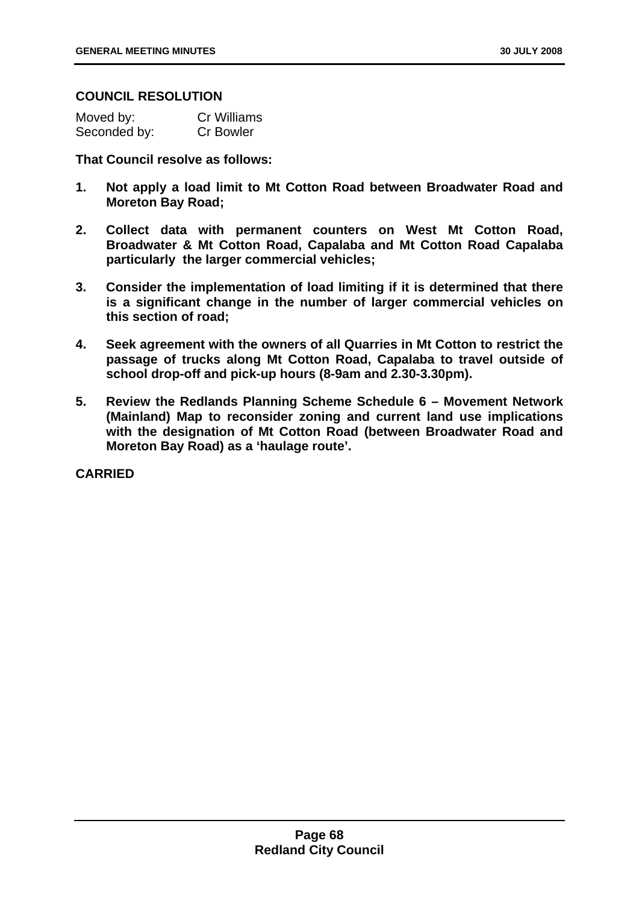**COUNCIL RESOLUTION**

Moved by: Cr Williams
Seconded by: Cr Bowler

**That Council resolve as follows:**

1. **Not apply a load limit to Mt Cotton Road between Broadwater Road and Moreton Bay Road;**

2. **Collect data with permanent counters on West Mt Cotton Road, Broadwater & Mt Cotton Road, Capalaba and Mt Cotton Road Capalaba particularly the larger commercial vehicles;**

3. **Consider the implementation of load limiting if it is determined that there is a significant change in the number of larger commercial vehicles on this section of road;**

4. **Seek agreement with the owners of all Quarries in Mt Cotton to restrict the passage of trucks along Mt Cotton Road, Capalaba to travel outside of school drop-off and pick-up hours (8-9am and 2.30-3.30pm).**

5. **Review the Redlands Planning Scheme Schedule 6 – Movement Network (Mainland) Map to reconsider zoning and current land use implications with the designation of Mt Cotton Road (between Broadwater Road and Moreton Bay Road) as a 'haulage route'.**

**CARRIED**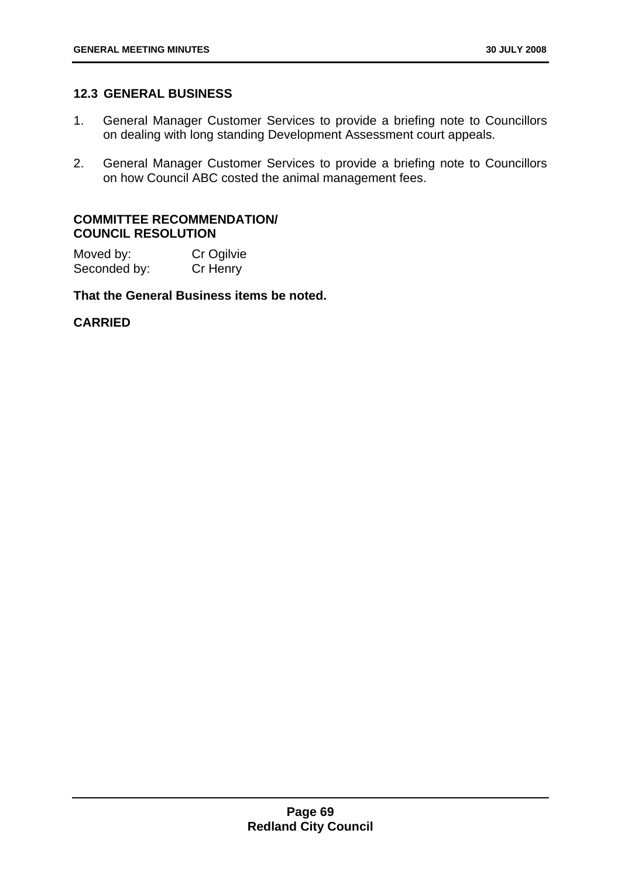## 12.3 GENERAL BUSINESS

1. General Manager Customer Services to provide a briefing note to Councillors on dealing with long standing Development Assessment court appeals.

2. General Manager Customer Services to provide a briefing note to Councillors on how Council ABC costed the animal management fees.

**COMMITTEE RECOMMENDATION/
COUNCIL RESOLUTION**

Moved by: Cr Ogilvie
Seconded by: Cr Henry

**That the General Business items be noted.**

**CARRIED**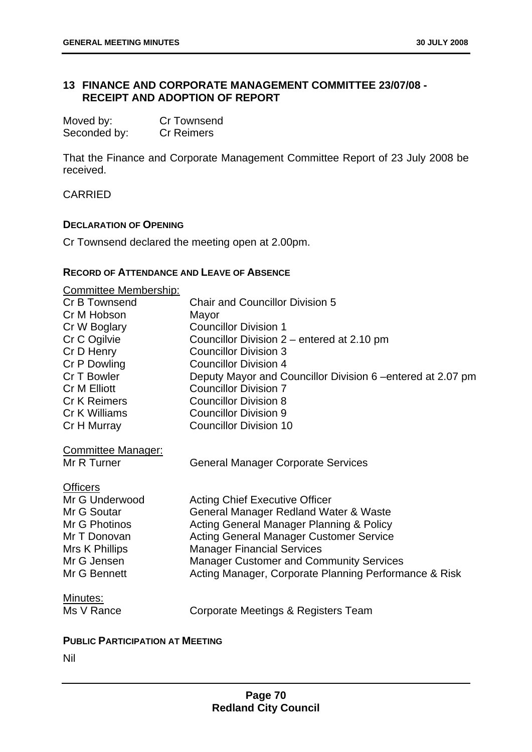## 13 FINANCE AND CORPORATE MANAGEMENT COMMITTEE 23/07/08 - RECEIPT AND ADOPTION OF REPORT

| | |
|---|---|
| Moved by: | Cr Townsend |
| Seconded by: | Cr Reimers |

That the Finance and Corporate Management Committee Report of 23 July 2008 be received.

CARRIED

**DECLARATION OF OPENING**

Cr Townsend declared the meeting open at 2.00pm.

**RECORD OF ATTENDANCE AND LEAVE OF ABSENCE**

Committee Membership:

| | |
|---|---|
| Cr B Townsend | Chair and Councillor Division 5 |
| Cr M Hobson | Mayor |
| Cr W Boglary | Councillor Division 1 |
| Cr C Ogilvie | Councillor Division 2 – entered at 2.10 pm |
| Cr D Henry | Councillor Division 3 |
| Cr P Dowling | Councillor Division 4 |
| Cr T Bowler | Deputy Mayor and Councillor Division 6 –entered at 2.07 pm |
| Cr M Elliott | Councillor Division 7 |
| Cr K Reimers | Councillor Division 8 |
| Cr K Williams | Councillor Division 9 |
| Cr H Murray | Councillor Division 10 |

Committee Manager:

| | |
|---|---|
| Mr R Turner | General Manager Corporate Services |

Officers

| | |
|---|---|
| Mr G Underwood | Acting Chief Executive Officer |
| Mr G Soutar | General Manager Redland Water & Waste |
| Mr G Photinos | Acting General Manager Planning & Policy |
| Mr T Donovan | Acting General Manager Customer Service |
| Mrs K Phillips | Manager Financial Services |
| Mr G Jensen | Manager Customer and Community Services |
| Mr G Bennett | Acting Manager, Corporate Planning Performance & Risk |

Minutes:

| | |
|---|---|
| Ms V Rance | Corporate Meetings & Registers Team |

**PUBLIC PARTICIPATION AT MEETING**

Nil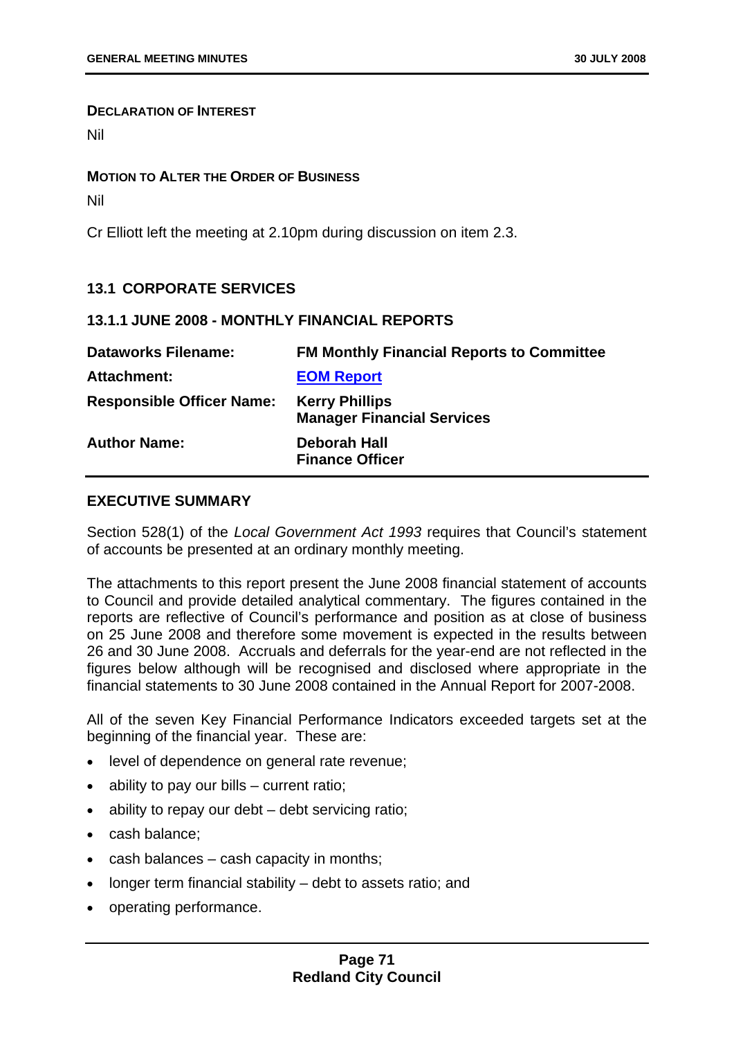**DECLARATION OF INTEREST**

Nil

**MOTION TO ALTER THE ORDER OF BUSINESS**

Nil

Cr Elliott left the meeting at 2.10pm during discussion on item 2.3.

## 13.1 CORPORATE SERVICES

### 13.1.1 JUNE 2008 - MONTHLY FINANCIAL REPORTS

| | |
|---|---|
| **Dataworks Filename:** | **FM Monthly Financial Reports to Committee** |
| **Attachment:** | **EOM Report** |
| **Responsible Officer Name:** | **Kerry Phillips**<br>**Manager Financial Services** |
| **Author Name:** | **Deborah Hall**<br>**Finance Officer** |

**EXECUTIVE SUMMARY**

Section 528(1) of the *Local Government Act 1993* requires that Council's statement of accounts be presented at an ordinary monthly meeting.

The attachments to this report present the June 2008 financial statement of accounts to Council and provide detailed analytical commentary. The figures contained in the reports are reflective of Council's performance and position as at close of business on 25 June 2008 and therefore some movement is expected in the results between 26 and 30 June 2008. Accruals and deferrals for the year-end are not reflected in the figures below although will be recognised and disclosed where appropriate in the financial statements to 30 June 2008 contained in the Annual Report for 2007-2008.

All of the seven Key Financial Performance Indicators exceeded targets set at the beginning of the financial year. These are:

- level of dependence on general rate revenue;
- ability to pay our bills – current ratio;
- ability to repay our debt – debt servicing ratio;
- cash balance;
- cash balances – cash capacity in months;
- longer term financial stability – debt to assets ratio; and
- operating performance.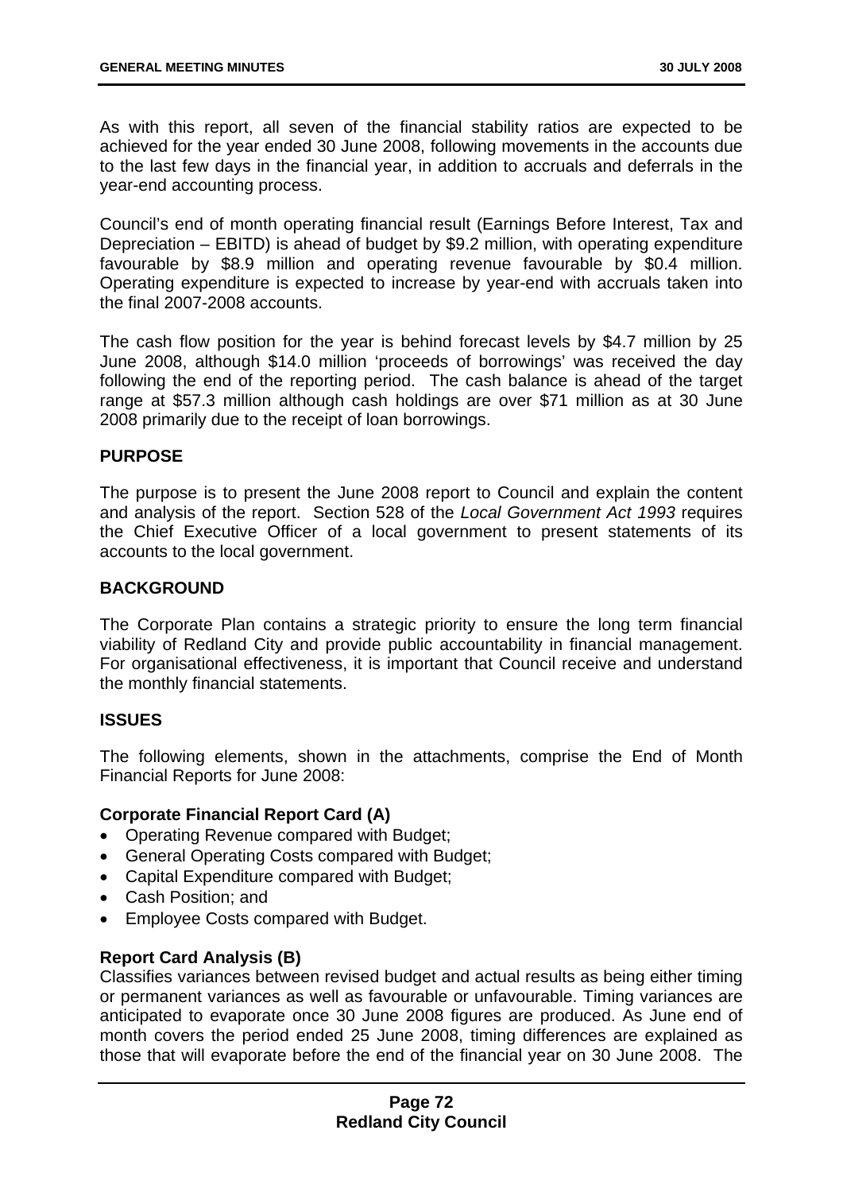As with this report, all seven of the financial stability ratios are expected to be achieved for the year ended 30 June 2008, following movements in the accounts due to the last few days in the financial year, in addition to accruals and deferrals in the year-end accounting process.

Council's end of month operating financial result (Earnings Before Interest, Tax and Depreciation – EBITD) is ahead of budget by $9.2 million, with operating expenditure favourable by $8.9 million and operating revenue favourable by $0.4 million. Operating expenditure is expected to increase by year-end with accruals taken into the final 2007-2008 accounts.

The cash flow position for the year is behind forecast levels by $4.7 million by 25 June 2008, although $14.0 million 'proceeds of borrowings' was received the day following the end of the reporting period. The cash balance is ahead of the target range at $57.3 million although cash holdings are over $71 million as at 30 June 2008 primarily due to the receipt of loan borrowings.

## PURPOSE

The purpose is to present the June 2008 report to Council and explain the content and analysis of the report. Section 528 of the *Local Government Act 1993* requires the Chief Executive Officer of a local government to present statements of its accounts to the local government.

## BACKGROUND

The Corporate Plan contains a strategic priority to ensure the long term financial viability of Redland City and provide public accountability in financial management. For organisational effectiveness, it is important that Council receive and understand the monthly financial statements.

## ISSUES

The following elements, shown in the attachments, comprise the End of Month Financial Reports for June 2008:

### Corporate Financial Report Card (A)

- Operating Revenue compared with Budget;
- General Operating Costs compared with Budget;
- Capital Expenditure compared with Budget;
- Cash Position; and
- Employee Costs compared with Budget.

### Report Card Analysis (B)

Classifies variances between revised budget and actual results as being either timing or permanent variances as well as favourable or unfavourable. Timing variances are anticipated to evaporate once 30 June 2008 figures are produced. As June end of month covers the period ended 25 June 2008, timing differences are explained as those that will evaporate before the end of the financial year on 30 June 2008. The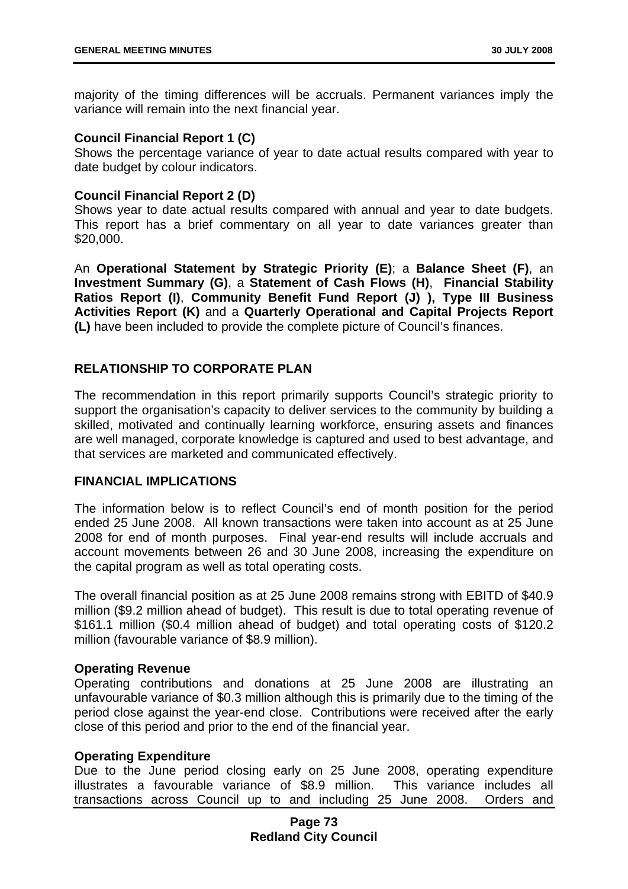majority of the timing differences will be accruals. Permanent variances imply the variance will remain into the next financial year.

**Council Financial Report 1 (C)**
Shows the percentage variance of year to date actual results compared with year to date budget by colour indicators.

**Council Financial Report 2 (D)**
Shows year to date actual results compared with annual and year to date budgets. This report has a brief commentary on all year to date variances greater than $20,000.

An **Operational Statement by Strategic Priority (E)**; a **Balance Sheet (F)**, an **Investment Summary (G)**, a **Statement of Cash Flows (H)**, **Financial Stability Ratios Report (I)**, **Community Benefit Fund Report (J) ), Type III Business Activities Report (K)** and a **Quarterly Operational and Capital Projects Report (L)** have been included to provide the complete picture of Council's finances.

## RELATIONSHIP TO CORPORATE PLAN

The recommendation in this report primarily supports Council's strategic priority to support the organisation's capacity to deliver services to the community by building a skilled, motivated and continually learning workforce, ensuring assets and finances are well managed, corporate knowledge is captured and used to best advantage, and that services are marketed and communicated effectively.

## FINANCIAL IMPLICATIONS

The information below is to reflect Council's end of month position for the period ended 25 June 2008. All known transactions were taken into account as at 25 June 2008 for end of month purposes. Final year-end results will include accruals and account movements between 26 and 30 June 2008, increasing the expenditure on the capital program as well as total operating costs.

The overall financial position as at 25 June 2008 remains strong with EBITD of $40.9 million ($9.2 million ahead of budget). This result is due to total operating revenue of $161.1 million ($0.4 million ahead of budget) and total operating costs of $120.2 million (favourable variance of $8.9 million).

**Operating Revenue**
Operating contributions and donations at 25 June 2008 are illustrating an unfavourable variance of $0.3 million although this is primarily due to the timing of the period close against the year-end close. Contributions were received after the early close of this period and prior to the end of the financial year.

**Operating Expenditure**
Due to the June period closing early on 25 June 2008, operating expenditure illustrates a favourable variance of $8.9 million. This variance includes all transactions across Council up to and including 25 June 2008. Orders and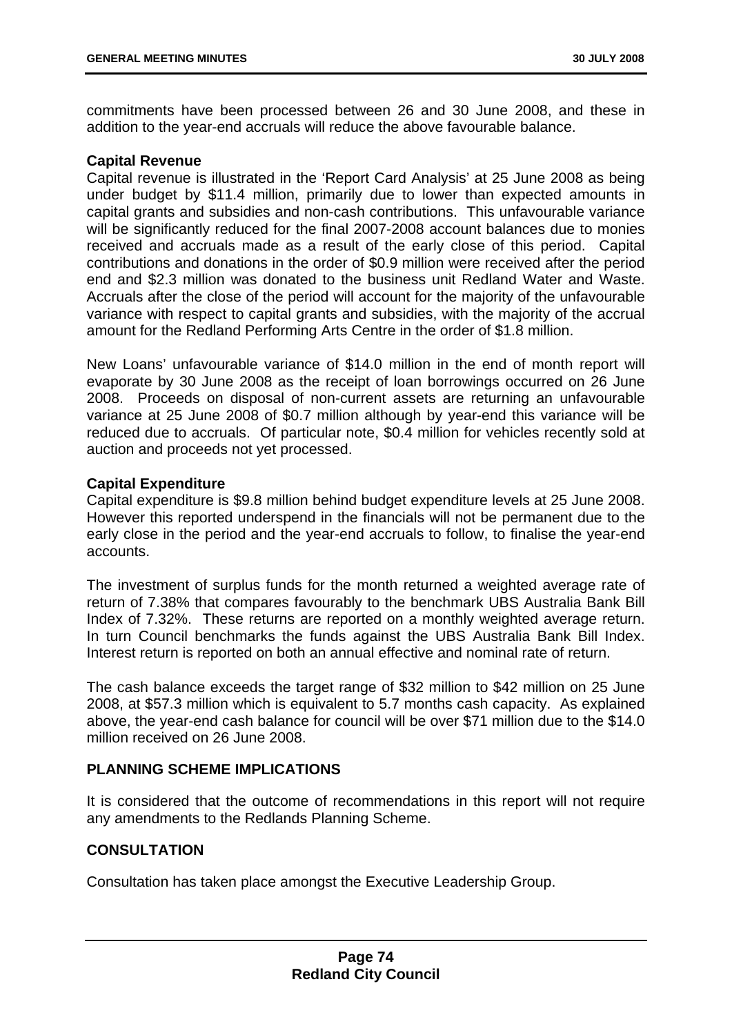commitments have been processed between 26 and 30 June 2008, and these in addition to the year-end accruals will reduce the above favourable balance.

**Capital Revenue**

Capital revenue is illustrated in the 'Report Card Analysis' at 25 June 2008 as being under budget by $11.4 million, primarily due to lower than expected amounts in capital grants and subsidies and non-cash contributions. This unfavourable variance will be significantly reduced for the final 2007-2008 account balances due to monies received and accruals made as a result of the early close of this period. Capital contributions and donations in the order of $0.9 million were received after the period end and $2.3 million was donated to the business unit Redland Water and Waste. Accruals after the close of the period will account for the majority of the unfavourable variance with respect to capital grants and subsidies, with the majority of the accrual amount for the Redland Performing Arts Centre in the order of $1.8 million.

New Loans' unfavourable variance of $14.0 million in the end of month report will evaporate by 30 June 2008 as the receipt of loan borrowings occurred on 26 June 2008. Proceeds on disposal of non-current assets are returning an unfavourable variance at 25 June 2008 of $0.7 million although by year-end this variance will be reduced due to accruals. Of particular note, $0.4 million for vehicles recently sold at auction and proceeds not yet processed.

**Capital Expenditure**

Capital expenditure is $9.8 million behind budget expenditure levels at 25 June 2008. However this reported underspend in the financials will not be permanent due to the early close in the period and the year-end accruals to follow, to finalise the year-end accounts.

The investment of surplus funds for the month returned a weighted average rate of return of 7.38% that compares favourably to the benchmark UBS Australia Bank Bill Index of 7.32%. These returns are reported on a monthly weighted average return. In turn Council benchmarks the funds against the UBS Australia Bank Bill Index. Interest return is reported on both an annual effective and nominal rate of return.

The cash balance exceeds the target range of $32 million to $42 million on 25 June 2008, at $57.3 million which is equivalent to 5.7 months cash capacity. As explained above, the year-end cash balance for council will be over $71 million due to the $14.0 million received on 26 June 2008.

## PLANNING SCHEME IMPLICATIONS

It is considered that the outcome of recommendations in this report will not require any amendments to the Redlands Planning Scheme.

## CONSULTATION

Consultation has taken place amongst the Executive Leadership Group.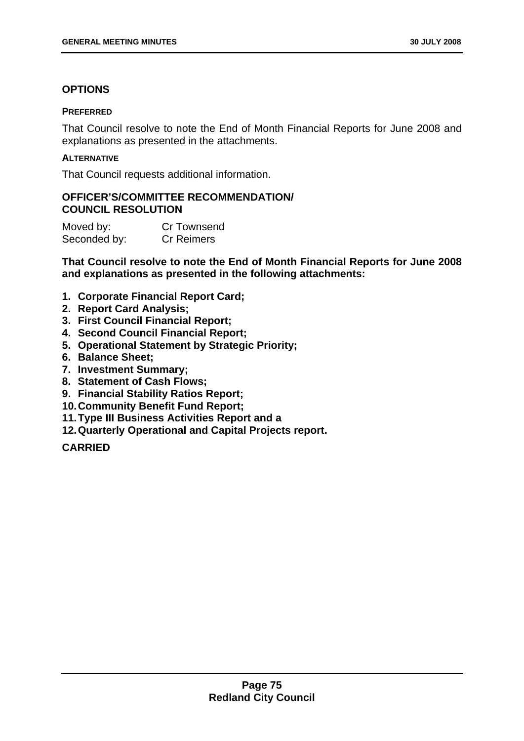## OPTIONS

### PREFERRED

That Council resolve to note the End of Month Financial Reports for June 2008 and explanations as presented in the attachments.

### ALTERNATIVE

That Council requests additional information.

## OFFICER'S/COMMITTEE RECOMMENDATION/ COUNCIL RESOLUTION

Moved by: Cr Townsend
Seconded by: Cr Reimers

**That Council resolve to note the End of Month Financial Reports for June 2008 and explanations as presented in the following attachments:**

1. **Corporate Financial Report Card;**
2. **Report Card Analysis;**
3. **First Council Financial Report;**
4. **Second Council Financial Report;**
5. **Operational Statement by Strategic Priority;**
6. **Balance Sheet;**
7. **Investment Summary;**
8. **Statement of Cash Flows;**
9. **Financial Stability Ratios Report;**
10. **Community Benefit Fund Report;**
11. **Type III Business Activities Report and a**
12. **Quarterly Operational and Capital Projects report.**

**CARRIED**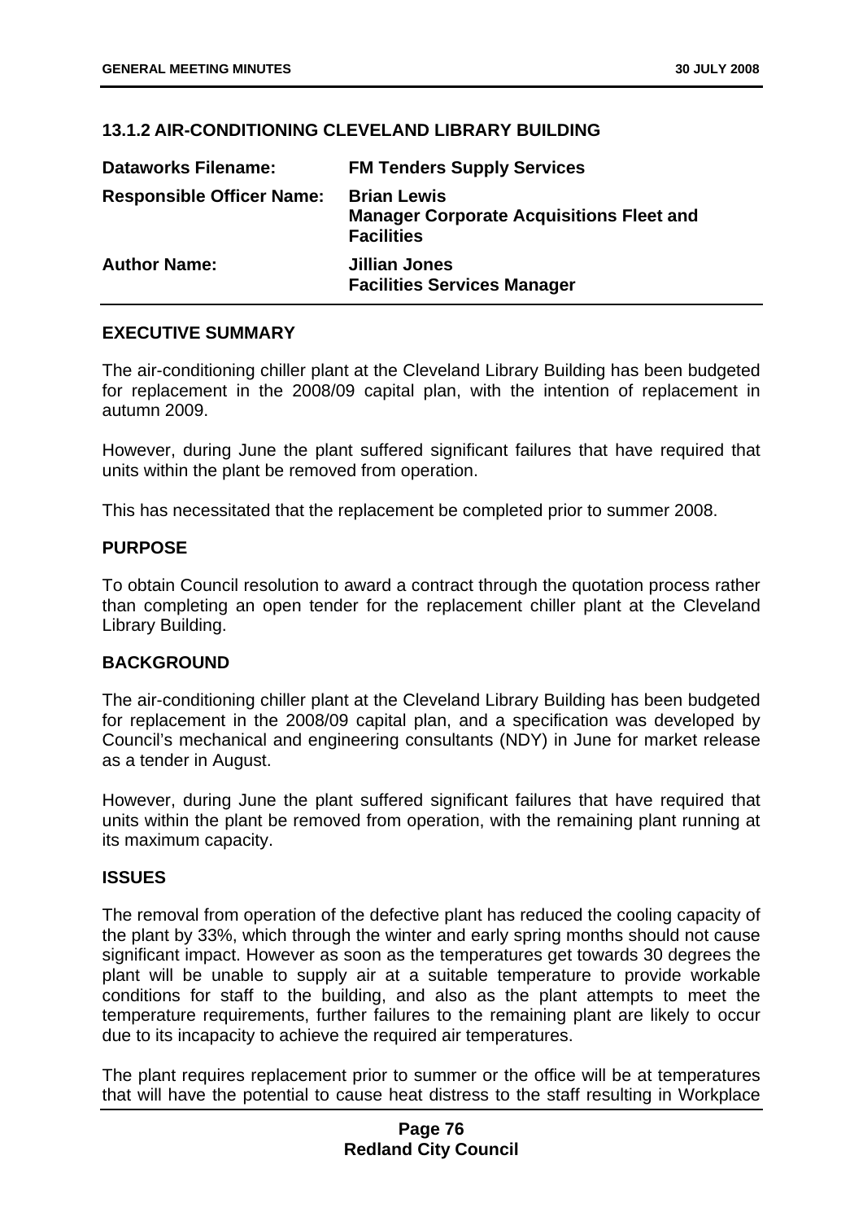### 13.1.2 AIR-CONDITIONING CLEVELAND LIBRARY BUILDING

| | |
|---|---|
| **Dataworks Filename:** | **FM Tenders Supply Services** |
| **Responsible Officer Name:** | **Brian Lewis**<br>**Manager Corporate Acquisitions Fleet and Facilities** |
| **Author Name:** | **Jillian Jones**<br>**Facilities Services Manager** |

#### EXECUTIVE SUMMARY

The air-conditioning chiller plant at the Cleveland Library Building has been budgeted for replacement in the 2008/09 capital plan, with the intention of replacement in autumn 2009.

However, during June the plant suffered significant failures that have required that units within the plant be removed from operation.

This has necessitated that the replacement be completed prior to summer 2008.

#### PURPOSE

To obtain Council resolution to award a contract through the quotation process rather than completing an open tender for the replacement chiller plant at the Cleveland Library Building.

#### BACKGROUND

The air-conditioning chiller plant at the Cleveland Library Building has been budgeted for replacement in the 2008/09 capital plan, and a specification was developed by Council's mechanical and engineering consultants (NDY) in June for market release as a tender in August.

However, during June the plant suffered significant failures that have required that units within the plant be removed from operation, with the remaining plant running at its maximum capacity.

#### ISSUES

The removal from operation of the defective plant has reduced the cooling capacity of the plant by 33%, which through the winter and early spring months should not cause significant impact. However as soon as the temperatures get towards 30 degrees the plant will be unable to supply air at a suitable temperature to provide workable conditions for staff to the building, and also as the plant attempts to meet the temperature requirements, further failures to the remaining plant are likely to occur due to its incapacity to achieve the required air temperatures.

The plant requires replacement prior to summer or the office will be at temperatures that will have the potential to cause heat distress to the staff resulting in Workplace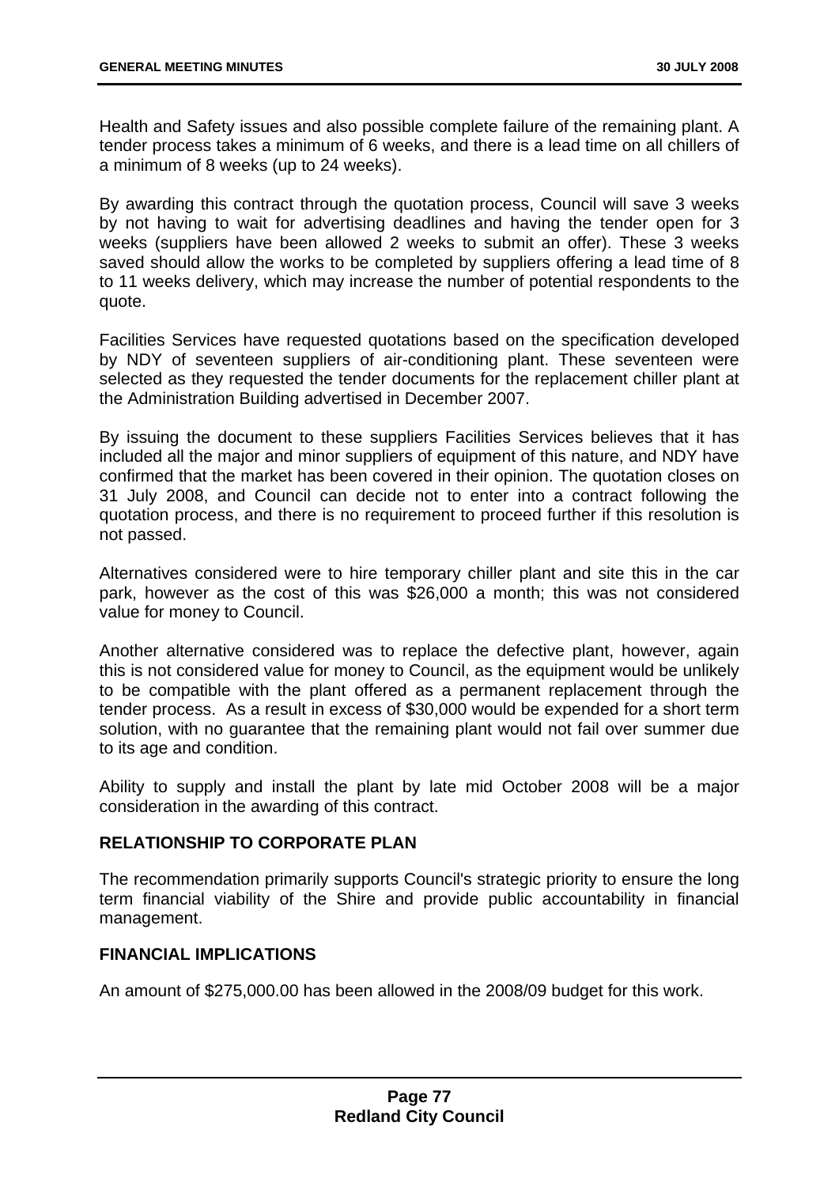Health and Safety issues and also possible complete failure of the remaining plant. A tender process takes a minimum of 6 weeks, and there is a lead time on all chillers of a minimum of 8 weeks (up to 24 weeks).

By awarding this contract through the quotation process, Council will save 3 weeks by not having to wait for advertising deadlines and having the tender open for 3 weeks (suppliers have been allowed 2 weeks to submit an offer). These 3 weeks saved should allow the works to be completed by suppliers offering a lead time of 8 to 11 weeks delivery, which may increase the number of potential respondents to the quote.

Facilities Services have requested quotations based on the specification developed by NDY of seventeen suppliers of air-conditioning plant. These seventeen were selected as they requested the tender documents for the replacement chiller plant at the Administration Building advertised in December 2007.

By issuing the document to these suppliers Facilities Services believes that it has included all the major and minor suppliers of equipment of this nature, and NDY have confirmed that the market has been covered in their opinion. The quotation closes on 31 July 2008, and Council can decide not to enter into a contract following the quotation process, and there is no requirement to proceed further if this resolution is not passed.

Alternatives considered were to hire temporary chiller plant and site this in the car park, however as the cost of this was $26,000 a month; this was not considered value for money to Council.

Another alternative considered was to replace the defective plant, however, again this is not considered value for money to Council, as the equipment would be unlikely to be compatible with the plant offered as a permanent replacement through the tender process. As a result in excess of $30,000 would be expended for a short term solution, with no guarantee that the remaining plant would not fail over summer due to its age and condition.

Ability to supply and install the plant by late mid October 2008 will be a major consideration in the awarding of this contract.

## RELATIONSHIP TO CORPORATE PLAN

The recommendation primarily supports Council's strategic priority to ensure the long term financial viability of the Shire and provide public accountability in financial management.

## FINANCIAL IMPLICATIONS

An amount of $275,000.00 has been allowed in the 2008/09 budget for this work.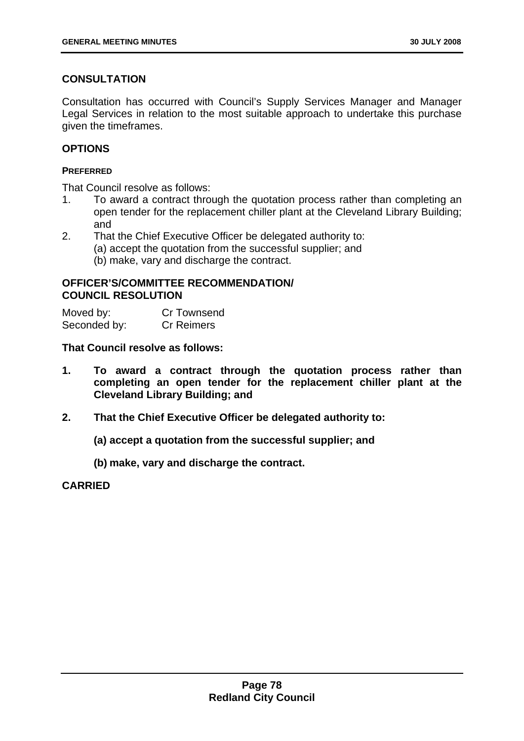## CONSULTATION

Consultation has occurred with Council's Supply Services Manager and Manager Legal Services in relation to the most suitable approach to undertake this purchase given the timeframes.

## OPTIONS

#### PREFERRED

That Council resolve as follows:

1. To award a contract through the quotation process rather than completing an open tender for the replacement chiller plant at the Cleveland Library Building; and
2. That the Chief Executive Officer be delegated authority to:
   (a) accept the quotation from the successful supplier; and
   (b) make, vary and discharge the contract.

## OFFICER'S/COMMITTEE RECOMMENDATION/ COUNCIL RESOLUTION

Moved by: Cr Townsend
Seconded by: Cr Reimers

**That Council resolve as follows:**

1. **To award a contract through the quotation process rather than completing an open tender for the replacement chiller plant at the Cleveland Library Building; and**

2. **That the Chief Executive Officer be delegated authority to:**

   **(a) accept a quotation from the successful supplier; and**

   **(b) make, vary and discharge the contract.**

**CARRIED**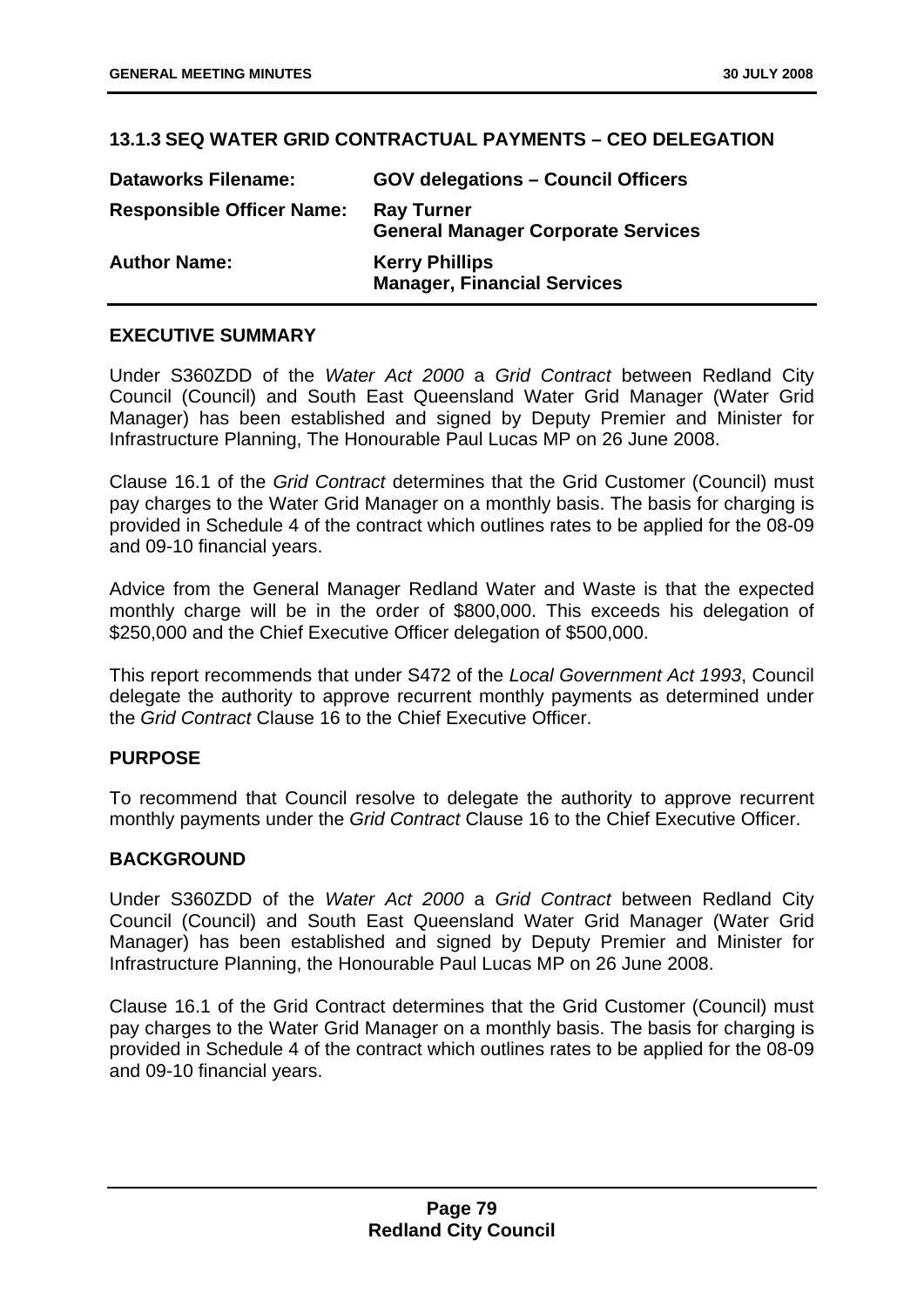### 13.1.3 SEQ WATER GRID CONTRACTUAL PAYMENTS – CEO DELEGATION

| | |
|---|---|
| **Dataworks Filename:** | **GOV delegations – Council Officers** |
| **Responsible Officer Name:** | **Ray Turner**<br>**General Manager Corporate Services** |
| **Author Name:** | **Kerry Phillips**<br>**Manager, Financial Services** |

#### EXECUTIVE SUMMARY

Under S360ZDD of the *Water Act 2000* a *Grid Contract* between Redland City Council (Council) and South East Queensland Water Grid Manager (Water Grid Manager) has been established and signed by Deputy Premier and Minister for Infrastructure Planning, The Honourable Paul Lucas MP on 26 June 2008.

Clause 16.1 of the *Grid Contract* determines that the Grid Customer (Council) must pay charges to the Water Grid Manager on a monthly basis. The basis for charging is provided in Schedule 4 of the contract which outlines rates to be applied for the 08-09 and 09-10 financial years.

Advice from the General Manager Redland Water and Waste is that the expected monthly charge will be in the order of $800,000. This exceeds his delegation of $250,000 and the Chief Executive Officer delegation of $500,000.

This report recommends that under S472 of the *Local Government Act 1993*, Council delegate the authority to approve recurrent monthly payments as determined under the *Grid Contract* Clause 16 to the Chief Executive Officer.

#### PURPOSE

To recommend that Council resolve to delegate the authority to approve recurrent monthly payments under the *Grid Contract* Clause 16 to the Chief Executive Officer.

#### BACKGROUND

Under S360ZDD of the *Water Act 2000* a *Grid Contract* between Redland City Council (Council) and South East Queensland Water Grid Manager (Water Grid Manager) has been established and signed by Deputy Premier and Minister for Infrastructure Planning, the Honourable Paul Lucas MP on 26 June 2008.

Clause 16.1 of the Grid Contract determines that the Grid Customer (Council) must pay charges to the Water Grid Manager on a monthly basis. The basis for charging is provided in Schedule 4 of the contract which outlines rates to be applied for the 08-09 and 09-10 financial years.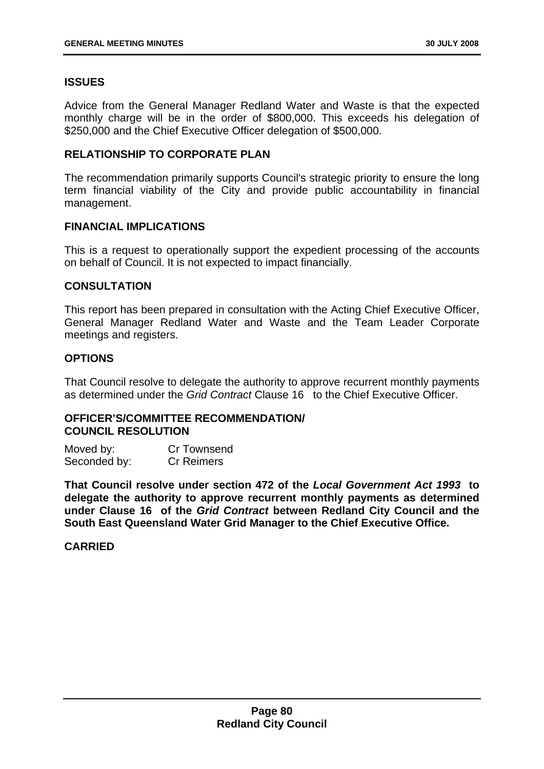**ISSUES**

Advice from the General Manager Redland Water and Waste is that the expected monthly charge will be in the order of $800,000. This exceeds his delegation of $250,000 and the Chief Executive Officer delegation of $500,000.

**RELATIONSHIP TO CORPORATE PLAN**

The recommendation primarily supports Council's strategic priority to ensure the long term financial viability of the City and provide public accountability in financial management.

**FINANCIAL IMPLICATIONS**

This is a request to operationally support the expedient processing of the accounts on behalf of Council. It is not expected to impact financially.

**CONSULTATION**

This report has been prepared in consultation with the Acting Chief Executive Officer, General Manager Redland Water and Waste and the Team Leader Corporate meetings and registers.

**OPTIONS**

That Council resolve to delegate the authority to approve recurrent monthly payments as determined under the *Grid Contract* Clause 16 to the Chief Executive Officer.

**OFFICER'S/COMMITTEE RECOMMENDATION/**
**COUNCIL RESOLUTION**

Moved by: Cr Townsend
Seconded by: Cr Reimers

**That Council resolve under section 472 of the *Local Government Act 1993* to delegate the authority to approve recurrent monthly payments as determined under Clause 16 of the *Grid Contract* between Redland City Council and the South East Queensland Water Grid Manager to the Chief Executive Office.**

**CARRIED**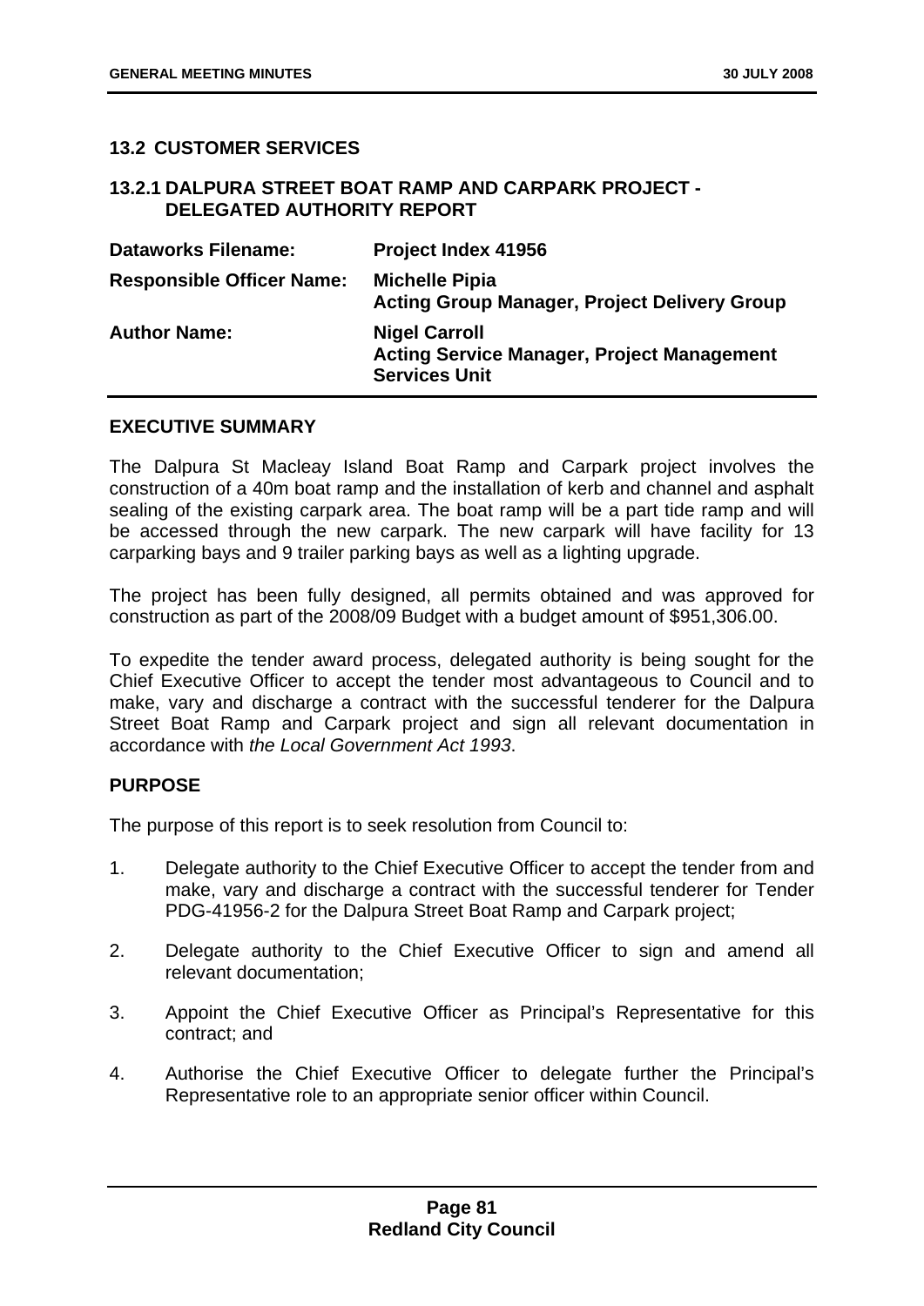## 13.2 CUSTOMER SERVICES

### 13.2.1 DALPURA STREET BOAT RAMP AND CARPARK PROJECT - DELEGATED AUTHORITY REPORT

| | |
|---|---|
| **Dataworks Filename:** | **Project Index 41956** |
| **Responsible Officer Name:** | **Michelle Pipia**<br>**Acting Group Manager, Project Delivery Group** |
| **Author Name:** | **Nigel Carroll**<br>**Acting Service Manager, Project Management Services Unit** |

**EXECUTIVE SUMMARY**

The Dalpura St Macleay Island Boat Ramp and Carpark project involves the construction of a 40m boat ramp and the installation of kerb and channel and asphalt sealing of the existing carpark area. The boat ramp will be a part tide ramp and will be accessed through the new carpark. The new carpark will have facility for 13 carparking bays and 9 trailer parking bays as well as a lighting upgrade.

The project has been fully designed, all permits obtained and was approved for construction as part of the 2008/09 Budget with a budget amount of $951,306.00.

To expedite the tender award process, delegated authority is being sought for the Chief Executive Officer to accept the tender most advantageous to Council and to make, vary and discharge a contract with the successful tenderer for the Dalpura Street Boat Ramp and Carpark project and sign all relevant documentation in accordance with *the Local Government Act 1993*.

**PURPOSE**

The purpose of this report is to seek resolution from Council to:

1. Delegate authority to the Chief Executive Officer to accept the tender from and make, vary and discharge a contract with the successful tenderer for Tender PDG-41956-2 for the Dalpura Street Boat Ramp and Carpark project;
2. Delegate authority to the Chief Executive Officer to sign and amend all relevant documentation;
3. Appoint the Chief Executive Officer as Principal's Representative for this contract; and
4. Authorise the Chief Executive Officer to delegate further the Principal's Representative role to an appropriate senior officer within Council.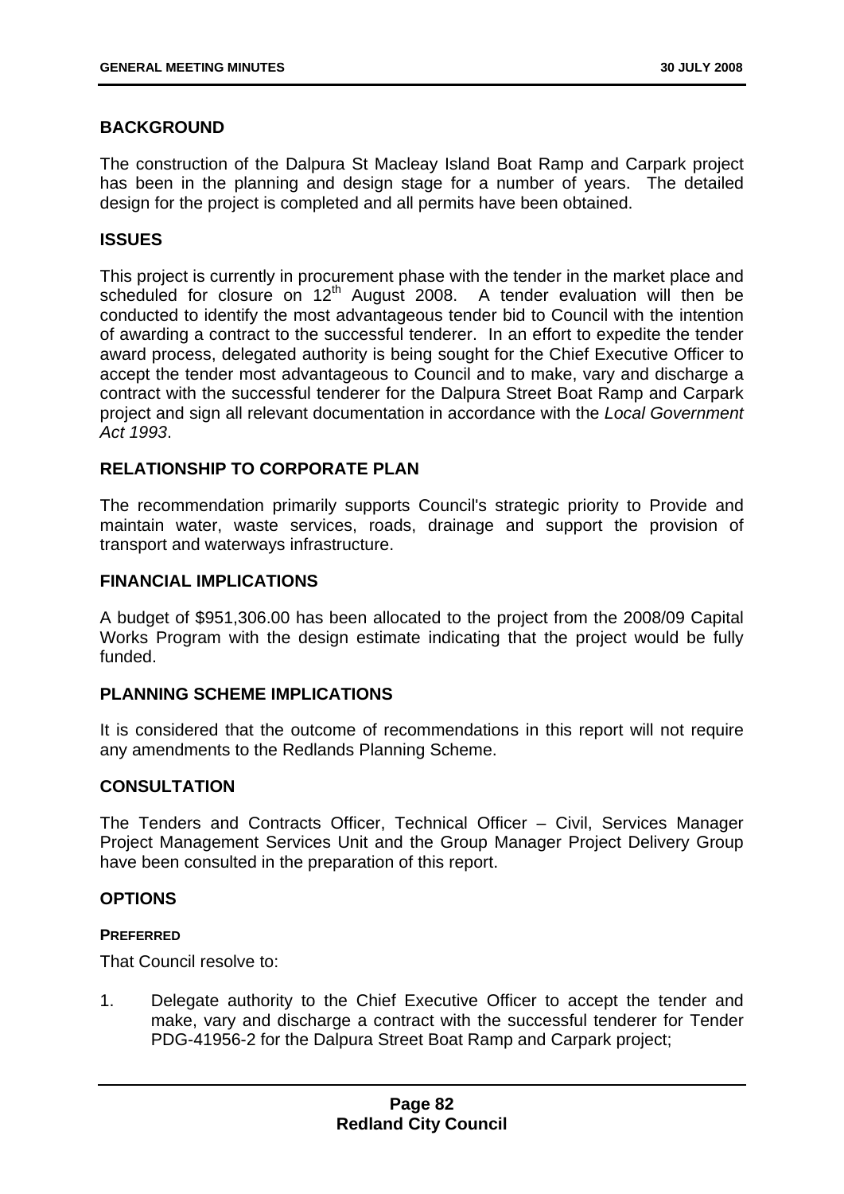## BACKGROUND

The construction of the Dalpura St Macleay Island Boat Ramp and Carpark project has been in the planning and design stage for a number of years. The detailed design for the project is completed and all permits have been obtained.

## ISSUES

This project is currently in procurement phase with the tender in the market place and scheduled for closure on 12th August 2008. A tender evaluation will then be conducted to identify the most advantageous tender bid to Council with the intention of awarding a contract to the successful tenderer. In an effort to expedite the tender award process, delegated authority is being sought for the Chief Executive Officer to accept the tender most advantageous to Council and to make, vary and discharge a contract with the successful tenderer for the Dalpura Street Boat Ramp and Carpark project and sign all relevant documentation in accordance with the *Local Government Act 1993*.

## RELATIONSHIP TO CORPORATE PLAN

The recommendation primarily supports Council's strategic priority to Provide and maintain water, waste services, roads, drainage and support the provision of transport and waterways infrastructure.

## FINANCIAL IMPLICATIONS

A budget of $951,306.00 has been allocated to the project from the 2008/09 Capital Works Program with the design estimate indicating that the project would be fully funded.

## PLANNING SCHEME IMPLICATIONS

It is considered that the outcome of recommendations in this report will not require any amendments to the Redlands Planning Scheme.

## CONSULTATION

The Tenders and Contracts Officer, Technical Officer – Civil, Services Manager Project Management Services Unit and the Group Manager Project Delivery Group have been consulted in the preparation of this report.

## OPTIONS

### PREFERRED

That Council resolve to:

1. Delegate authority to the Chief Executive Officer to accept the tender and make, vary and discharge a contract with the successful tenderer for Tender PDG-41956-2 for the Dalpura Street Boat Ramp and Carpark project;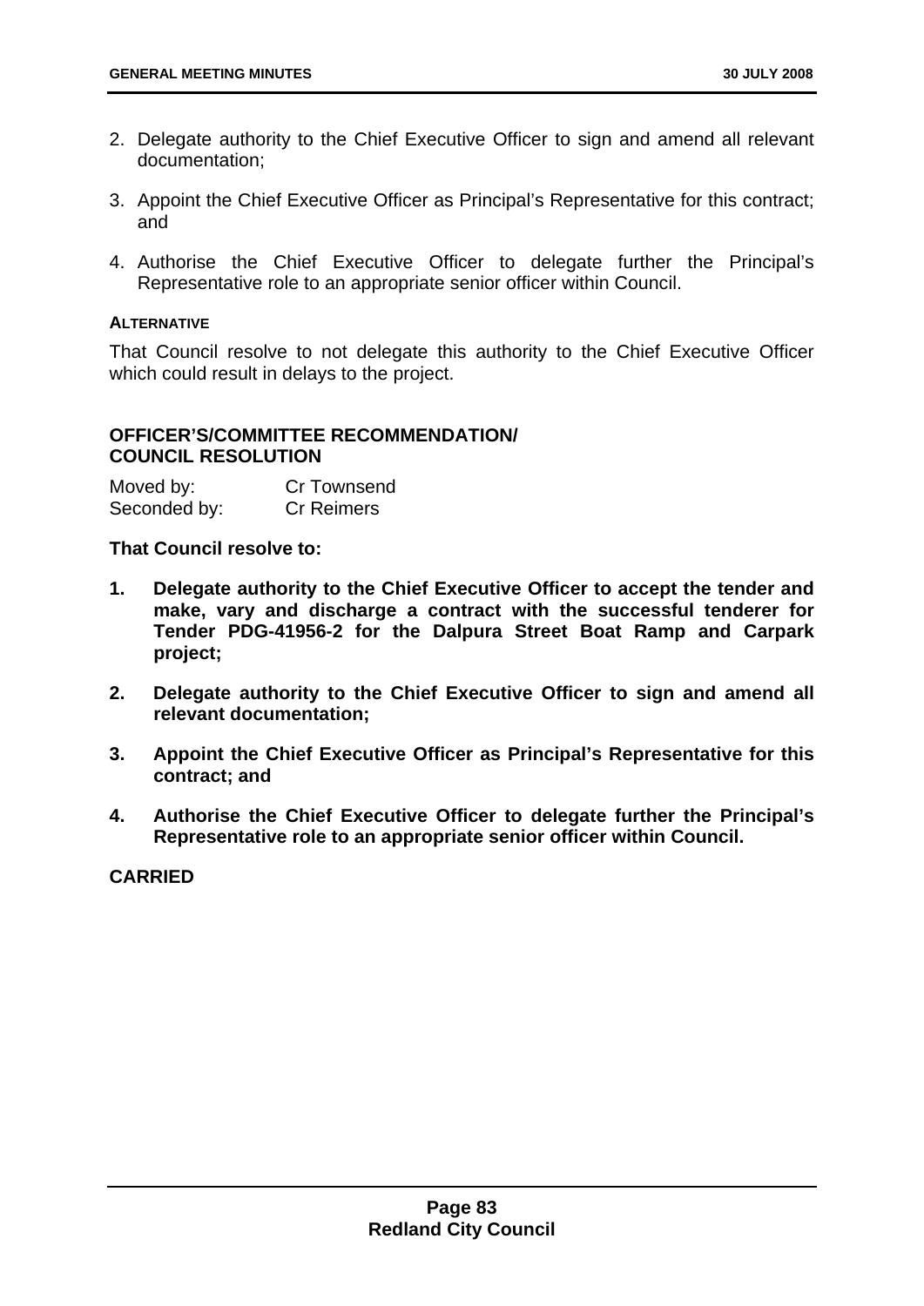2. Delegate authority to the Chief Executive Officer to sign and amend all relevant documentation;

3. Appoint the Chief Executive Officer as Principal's Representative for this contract; and

4. Authorise the Chief Executive Officer to delegate further the Principal's Representative role to an appropriate senior officer within Council.

**ALTERNATIVE**

That Council resolve to not delegate this authority to the Chief Executive Officer which could result in delays to the project.

**OFFICER'S/COMMITTEE RECOMMENDATION/ COUNCIL RESOLUTION**

Moved by: Cr Townsend
Seconded by: Cr Reimers

**That Council resolve to:**

1. **Delegate authority to the Chief Executive Officer to accept the tender and make, vary and discharge a contract with the successful tenderer for Tender PDG-41956-2 for the Dalpura Street Boat Ramp and Carpark project;**

2. **Delegate authority to the Chief Executive Officer to sign and amend all relevant documentation;**

3. **Appoint the Chief Executive Officer as Principal's Representative for this contract; and**

4. **Authorise the Chief Executive Officer to delegate further the Principal's Representative role to an appropriate senior officer within Council.**

**CARRIED**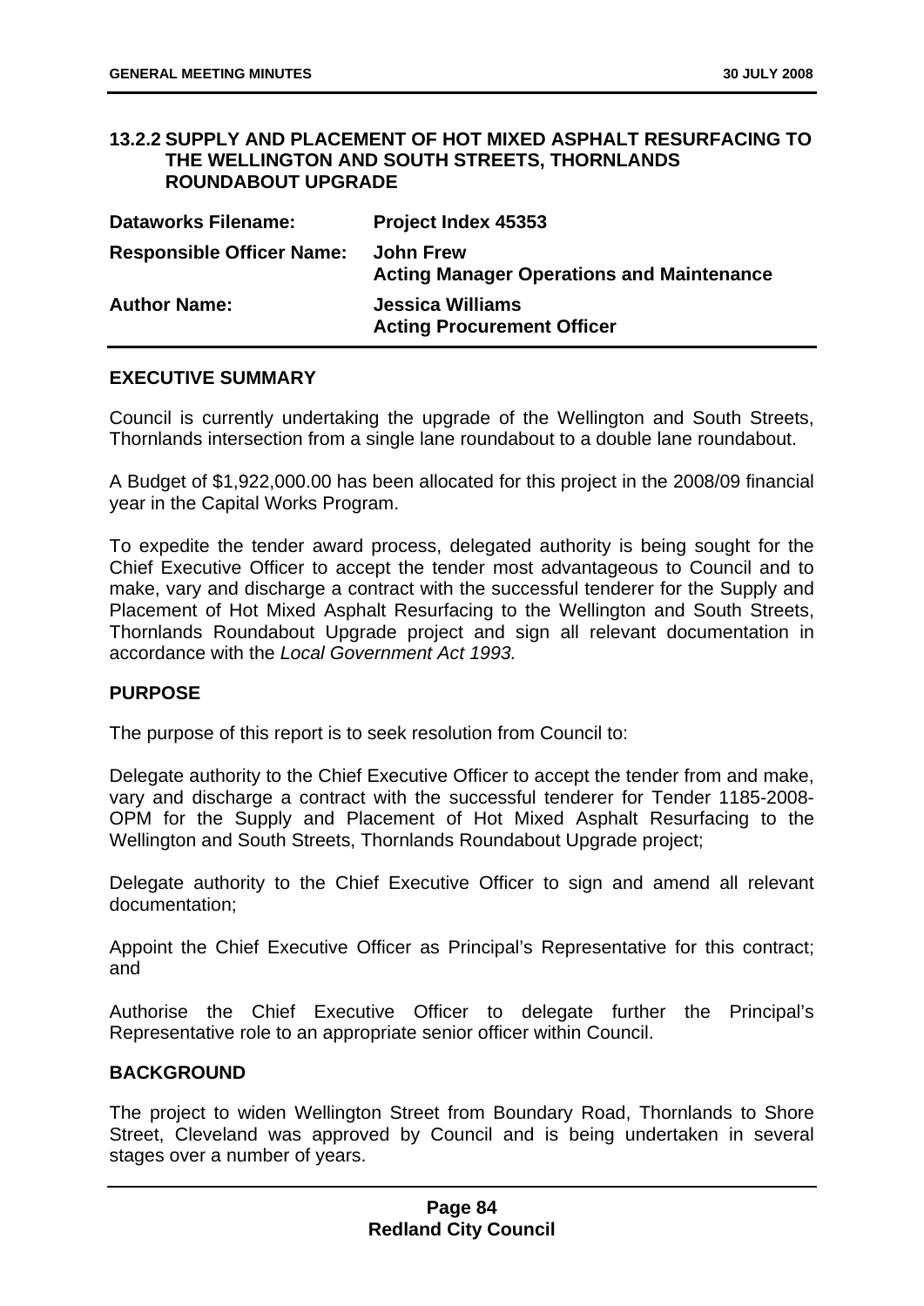## 13.2.2 SUPPLY AND PLACEMENT OF HOT MIXED ASPHALT RESURFACING TO THE WELLINGTON AND SOUTH STREETS, THORNLANDS ROUNDABOUT UPGRADE

| | |
|---|---|
| **Dataworks Filename:** | **Project Index 45353** |
| **Responsible Officer Name:** | **John Frew**<br>**Acting Manager Operations and Maintenance** |
| **Author Name:** | **Jessica Williams**<br>**Acting Procurement Officer** |

### EXECUTIVE SUMMARY

Council is currently undertaking the upgrade of the Wellington and South Streets, Thornlands intersection from a single lane roundabout to a double lane roundabout.

A Budget of $1,922,000.00 has been allocated for this project in the 2008/09 financial year in the Capital Works Program.

To expedite the tender award process, delegated authority is being sought for the Chief Executive Officer to accept the tender most advantageous to Council and to make, vary and discharge a contract with the successful tenderer for the Supply and Placement of Hot Mixed Asphalt Resurfacing to the Wellington and South Streets, Thornlands Roundabout Upgrade project and sign all relevant documentation in accordance with the *Local Government Act 1993.*

### PURPOSE

The purpose of this report is to seek resolution from Council to:

Delegate authority to the Chief Executive Officer to accept the tender from and make, vary and discharge a contract with the successful tenderer for Tender 1185-2008-OPM for the Supply and Placement of Hot Mixed Asphalt Resurfacing to the Wellington and South Streets, Thornlands Roundabout Upgrade project;

Delegate authority to the Chief Executive Officer to sign and amend all relevant documentation;

Appoint the Chief Executive Officer as Principal's Representative for this contract; and

Authorise the Chief Executive Officer to delegate further the Principal's Representative role to an appropriate senior officer within Council.

### BACKGROUND

The project to widen Wellington Street from Boundary Road, Thornlands to Shore Street, Cleveland was approved by Council and is being undertaken in several stages over a number of years.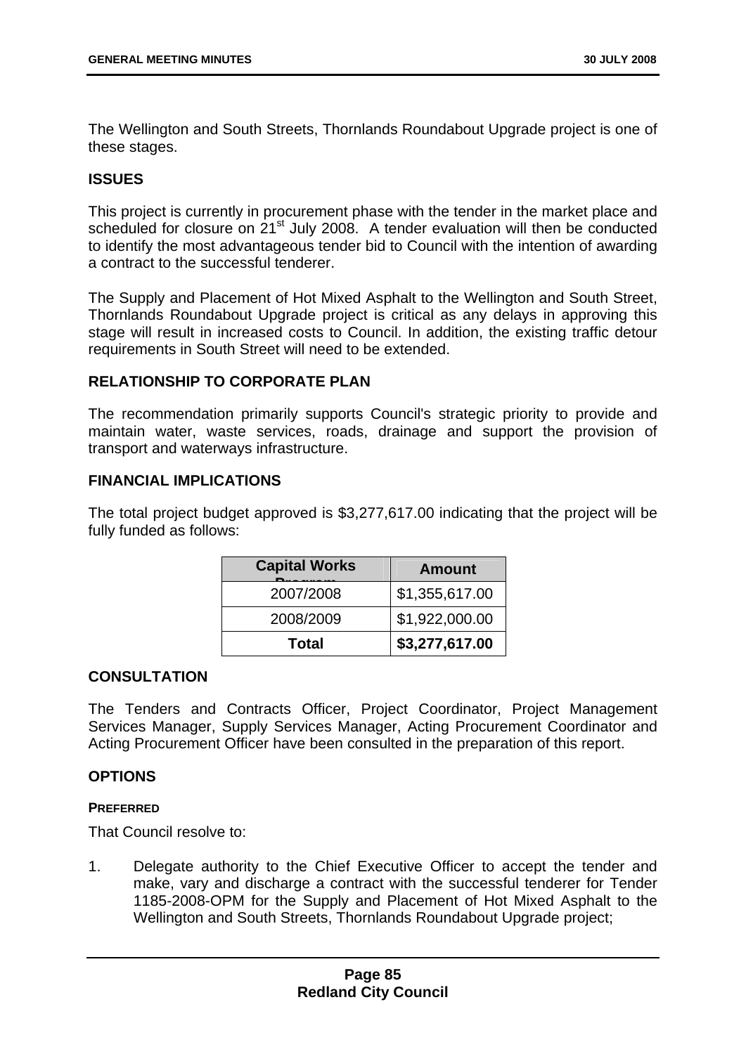The Wellington and South Streets, Thornlands Roundabout Upgrade project is one of these stages.

## ISSUES

This project is currently in procurement phase with the tender in the market place and scheduled for closure on 21st July 2008. A tender evaluation will then be conducted to identify the most advantageous tender bid to Council with the intention of awarding a contract to the successful tenderer.

The Supply and Placement of Hot Mixed Asphalt to the Wellington and South Street, Thornlands Roundabout Upgrade project is critical as any delays in approving this stage will result in increased costs to Council. In addition, the existing traffic detour requirements in South Street will need to be extended.

## RELATIONSHIP TO CORPORATE PLAN

The recommendation primarily supports Council's strategic priority to provide and maintain water, waste services, roads, drainage and support the provision of transport and waterways infrastructure.

## FINANCIAL IMPLICATIONS

The total project budget approved is $3,277,617.00 indicating that the project will be fully funded as follows:

| Capital Works Program | Amount |
|---|---|
| 2007/2008 | $1,355,617.00 |
| 2008/2009 | $1,922,000.00 |
| **Total** | **$3,277,617.00** |

## CONSULTATION

The Tenders and Contracts Officer, Project Coordinator, Project Management Services Manager, Supply Services Manager, Acting Procurement Coordinator and Acting Procurement Officer have been consulted in the preparation of this report.

## OPTIONS

### PREFERRED

That Council resolve to:

1. Delegate authority to the Chief Executive Officer to accept the tender and make, vary and discharge a contract with the successful tenderer for Tender 1185-2008-OPM for the Supply and Placement of Hot Mixed Asphalt to the Wellington and South Streets, Thornlands Roundabout Upgrade project;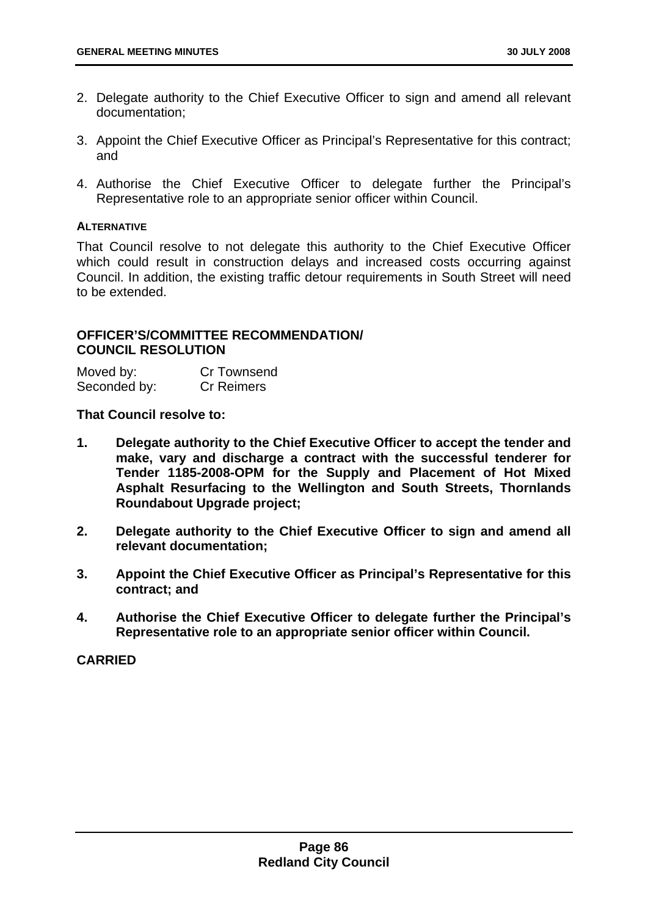2. Delegate authority to the Chief Executive Officer to sign and amend all relevant documentation;

3. Appoint the Chief Executive Officer as Principal's Representative for this contract; and

4. Authorise the Chief Executive Officer to delegate further the Principal's Representative role to an appropriate senior officer within Council.

**ALTERNATIVE**

That Council resolve to not delegate this authority to the Chief Executive Officer which could result in construction delays and increased costs occurring against Council. In addition, the existing traffic detour requirements in South Street will need to be extended.

**OFFICER'S/COMMITTEE RECOMMENDATION/ COUNCIL RESOLUTION**

Moved by: Cr Townsend
Seconded by: Cr Reimers

**That Council resolve to:**

1. **Delegate authority to the Chief Executive Officer to accept the tender and make, vary and discharge a contract with the successful tenderer for Tender 1185-2008-OPM for the Supply and Placement of Hot Mixed Asphalt Resurfacing to the Wellington and South Streets, Thornlands Roundabout Upgrade project;**

2. **Delegate authority to the Chief Executive Officer to sign and amend all relevant documentation;**

3. **Appoint the Chief Executive Officer as Principal's Representative for this contract; and**

4. **Authorise the Chief Executive Officer to delegate further the Principal's Representative role to an appropriate senior officer within Council.**

**CARRIED**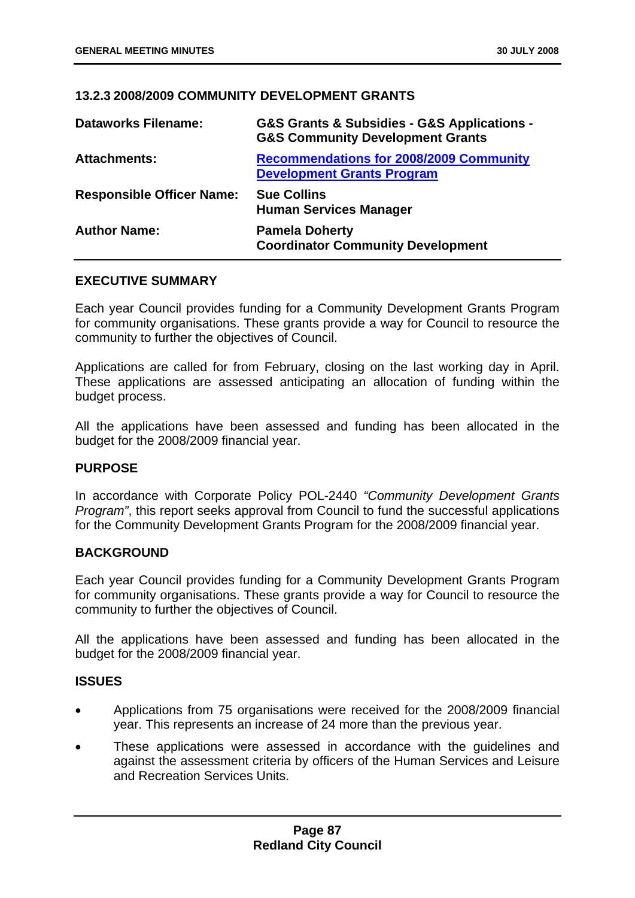### 13.2.3 2008/2009 COMMUNITY DEVELOPMENT GRANTS

| | |
|---|---|
| **Dataworks Filename:** | **G&S Grants & Subsidies - G&S Applications - G&S Community Development Grants** |
| **Attachments:** | **Recommendations for 2008/2009 Community Development Grants Program** |
| **Responsible Officer Name:** | **Sue Collins**<br>**Human Services Manager** |
| **Author Name:** | **Pamela Doherty**<br>**Coordinator Community Development** |

**EXECUTIVE SUMMARY**

Each year Council provides funding for a Community Development Grants Program for community organisations. These grants provide a way for Council to resource the community to further the objectives of Council.

Applications are called for from February, closing on the last working day in April. These applications are assessed anticipating an allocation of funding within the budget process.

All the applications have been assessed and funding has been allocated in the budget for the 2008/2009 financial year.

**PURPOSE**

In accordance with Corporate Policy POL-2440 *"Community Development Grants Program"*, this report seeks approval from Council to fund the successful applications for the Community Development Grants Program for the 2008/2009 financial year.

**BACKGROUND**

Each year Council provides funding for a Community Development Grants Program for community organisations. These grants provide a way for Council to resource the community to further the objectives of Council.

All the applications have been assessed and funding has been allocated in the budget for the 2008/2009 financial year.

**ISSUES**

- Applications from 75 organisations were received for the 2008/2009 financial year. This represents an increase of 24 more than the previous year.
- These applications were assessed in accordance with the guidelines and against the assessment criteria by officers of the Human Services and Leisure and Recreation Services Units.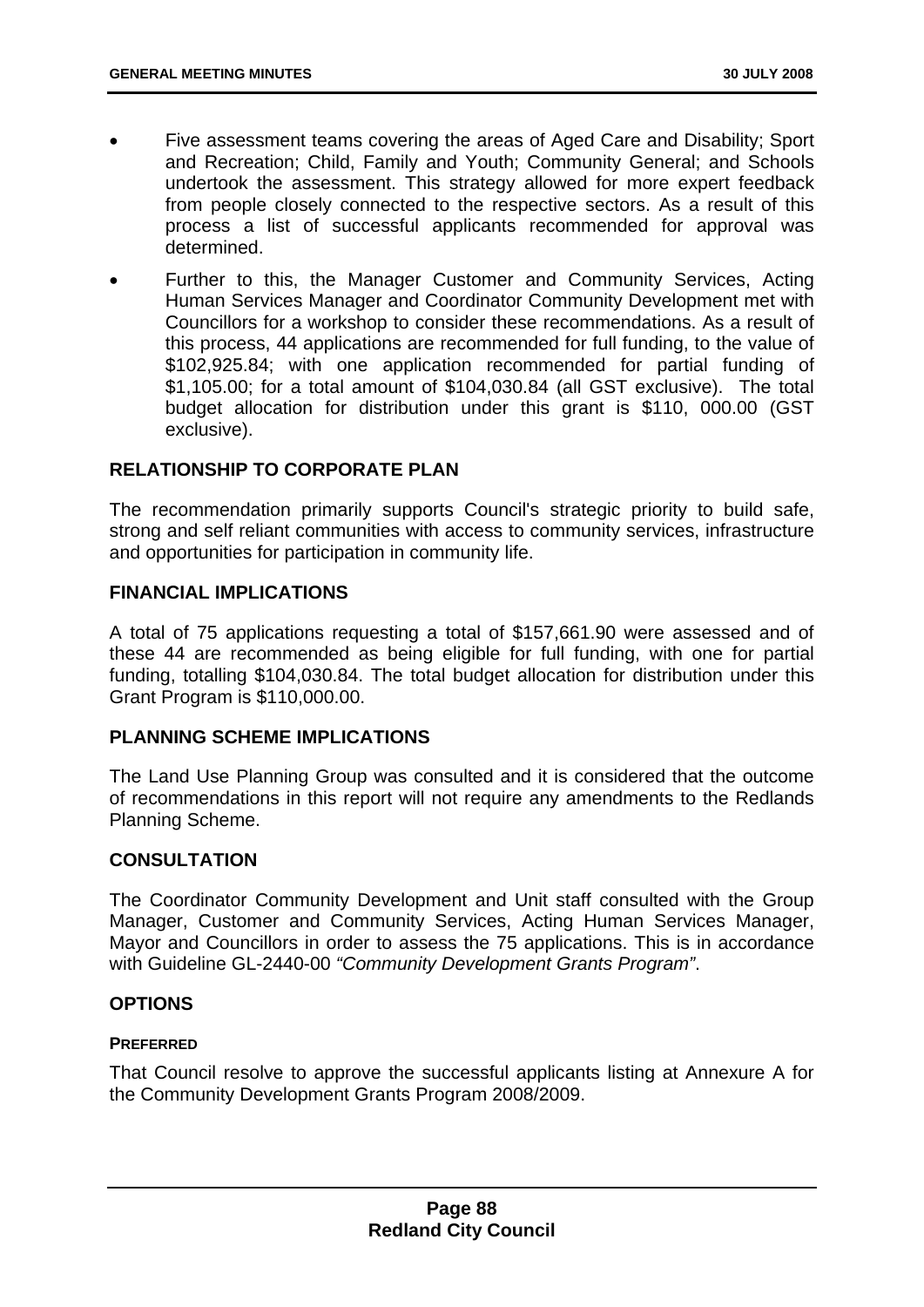- Five assessment teams covering the areas of Aged Care and Disability; Sport and Recreation; Child, Family and Youth; Community General; and Schools undertook the assessment. This strategy allowed for more expert feedback from people closely connected to the respective sectors. As a result of this process a list of successful applicants recommended for approval was determined.
- Further to this, the Manager Customer and Community Services, Acting Human Services Manager and Coordinator Community Development met with Councillors for a workshop to consider these recommendations. As a result of this process, 44 applications are recommended for full funding, to the value of $102,925.84; with one application recommended for partial funding of $1,105.00; for a total amount of $104,030.84 (all GST exclusive). The total budget allocation for distribution under this grant is $110, 000.00 (GST exclusive).

## RELATIONSHIP TO CORPORATE PLAN

The recommendation primarily supports Council's strategic priority to build safe, strong and self reliant communities with access to community services, infrastructure and opportunities for participation in community life.

## FINANCIAL IMPLICATIONS

A total of 75 applications requesting a total of $157,661.90 were assessed and of these 44 are recommended as being eligible for full funding, with one for partial funding, totalling $104,030.84. The total budget allocation for distribution under this Grant Program is $110,000.00.

## PLANNING SCHEME IMPLICATIONS

The Land Use Planning Group was consulted and it is considered that the outcome of recommendations in this report will not require any amendments to the Redlands Planning Scheme.

## CONSULTATION

The Coordinator Community Development and Unit staff consulted with the Group Manager, Customer and Community Services, Acting Human Services Manager, Mayor and Councillors in order to assess the 75 applications. This is in accordance with Guideline GL-2440-00 *"Community Development Grants Program"*.

## OPTIONS

### PREFERRED

That Council resolve to approve the successful applicants listing at Annexure A for the Community Development Grants Program 2008/2009.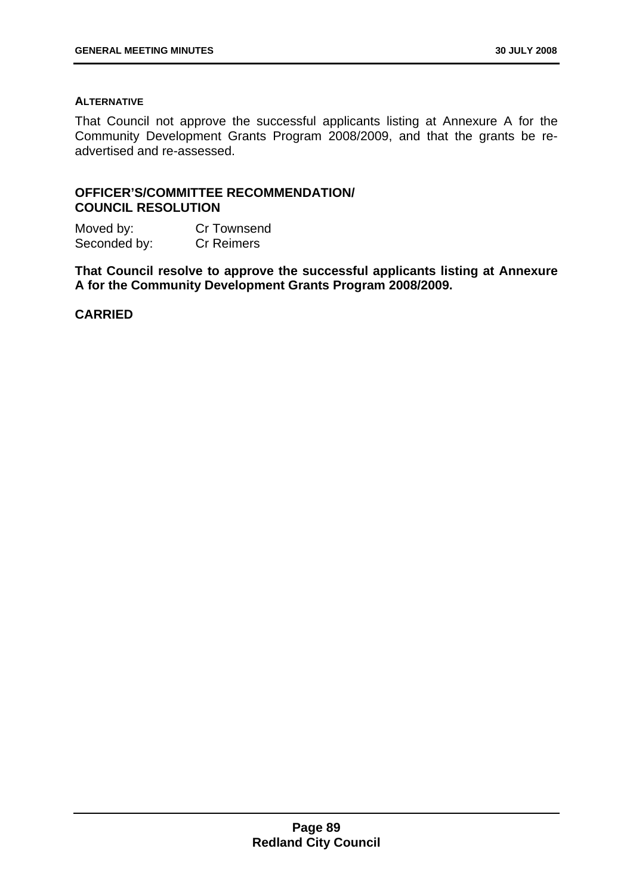**ALTERNATIVE**

That Council not approve the successful applicants listing at Annexure A for the Community Development Grants Program 2008/2009, and that the grants be re-advertised and re-assessed.

**OFFICER'S/COMMITTEE RECOMMENDATION/ COUNCIL RESOLUTION**

Moved by: Cr Townsend
Seconded by: Cr Reimers

**That Council resolve to approve the successful applicants listing at Annexure A for the Community Development Grants Program 2008/2009.**

**CARRIED**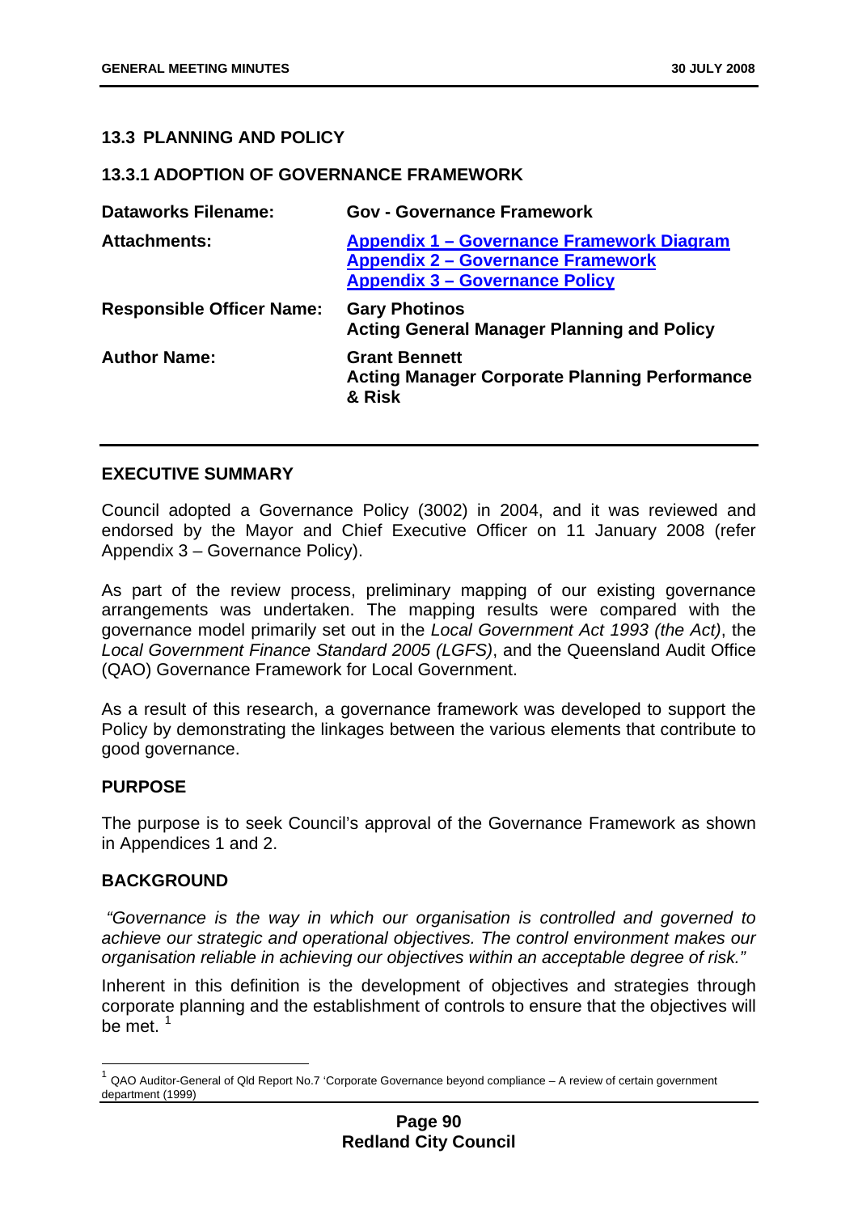## 13.3 PLANNING AND POLICY

### 13.3.1 ADOPTION OF GOVERNANCE FRAMEWORK

| | |
|---|---|
| **Dataworks Filename:** | **Gov - Governance Framework** |
| **Attachments:** | **Appendix 1 – Governance Framework Diagram**<br>**Appendix 2 – Governance Framework**<br>**Appendix 3 – Governance Policy** |
| **Responsible Officer Name:** | **Gary Photinos**<br>**Acting General Manager Planning and Policy** |
| **Author Name:** | **Grant Bennett**<br>**Acting Manager Corporate Planning Performance & Risk** |

**EXECUTIVE SUMMARY**

Council adopted a Governance Policy (3002) in 2004, and it was reviewed and endorsed by the Mayor and Chief Executive Officer on 11 January 2008 (refer Appendix 3 – Governance Policy).

As part of the review process, preliminary mapping of our existing governance arrangements was undertaken. The mapping results were compared with the governance model primarily set out in the *Local Government Act 1993 (the Act)*, the *Local Government Finance Standard 2005 (LGFS)*, and the Queensland Audit Office (QAO) Governance Framework for Local Government.

As a result of this research, a governance framework was developed to support the Policy by demonstrating the linkages between the various elements that contribute to good governance.

**PURPOSE**

The purpose is to seek Council's approval of the Governance Framework as shown in Appendices 1 and 2.

**BACKGROUND**

*"Governance is the way in which our organisation is controlled and governed to achieve our strategic and operational objectives. The control environment makes our organisation reliable in achieving our objectives within an acceptable degree of risk."*

Inherent in this definition is the development of objectives and strategies through corporate planning and the establishment of controls to ensure that the objectives will be met. [1]

[1] QAO Auditor-General of Qld Report No.7 'Corporate Governance beyond compliance – A review of certain government department (1999)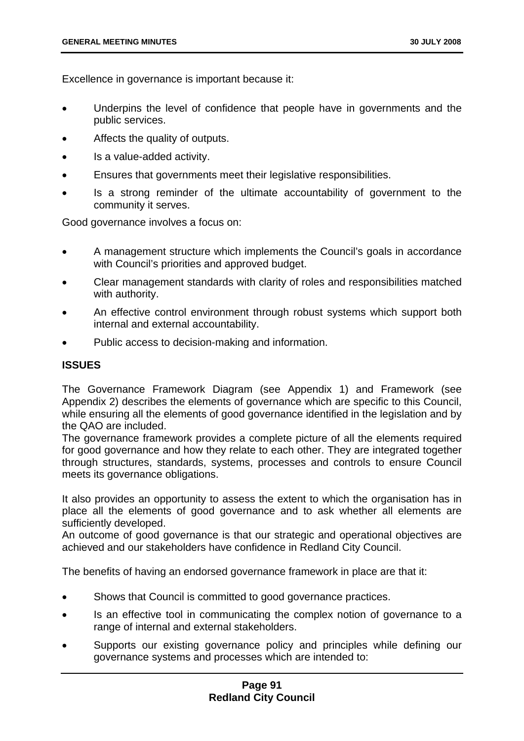Excellence in governance is important because it:

- Underpins the level of confidence that people have in governments and the public services.
- Affects the quality of outputs.
- Is a value-added activity.
- Ensures that governments meet their legislative responsibilities.
- Is a strong reminder of the ultimate accountability of government to the community it serves.

Good governance involves a focus on:

- A management structure which implements the Council's goals in accordance with Council's priorities and approved budget.
- Clear management standards with clarity of roles and responsibilities matched with authority.
- An effective control environment through robust systems which support both internal and external accountability.
- Public access to decision-making and information.

**ISSUES**

The Governance Framework Diagram (see Appendix 1) and Framework (see Appendix 2) describes the elements of governance which are specific to this Council, while ensuring all the elements of good governance identified in the legislation and by the QAO are included.

The governance framework provides a complete picture of all the elements required for good governance and how they relate to each other. They are integrated together through structures, standards, systems, processes and controls to ensure Council meets its governance obligations.

It also provides an opportunity to assess the extent to which the organisation has in place all the elements of good governance and to ask whether all elements are sufficiently developed.

An outcome of good governance is that our strategic and operational objectives are achieved and our stakeholders have confidence in Redland City Council.

The benefits of having an endorsed governance framework in place are that it:

- Shows that Council is committed to good governance practices.
- Is an effective tool in communicating the complex notion of governance to a range of internal and external stakeholders.
- Supports our existing governance policy and principles while defining our governance systems and processes which are intended to: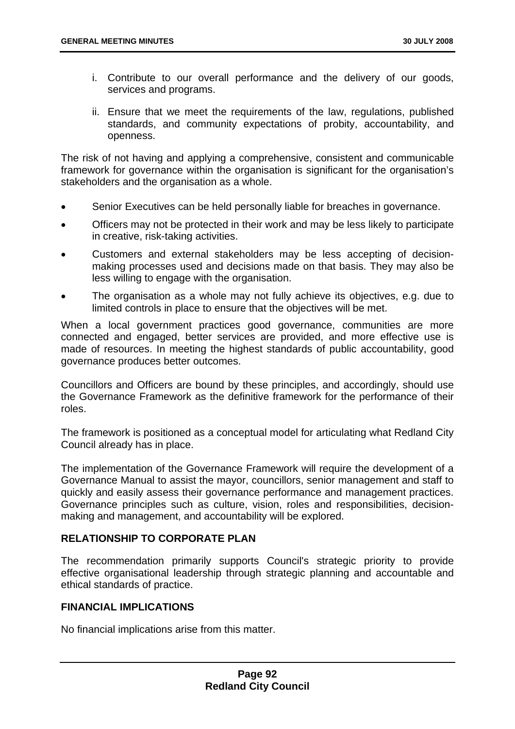i. Contribute to our overall performance and the delivery of our goods, services and programs.

ii. Ensure that we meet the requirements of the law, regulations, published standards, and community expectations of probity, accountability, and openness.

The risk of not having and applying a comprehensive, consistent and communicable framework for governance within the organisation is significant for the organisation's stakeholders and the organisation as a whole.

- Senior Executives can be held personally liable for breaches in governance.
- Officers may not be protected in their work and may be less likely to participate in creative, risk-taking activities.
- Customers and external stakeholders may be less accepting of decision-making processes used and decisions made on that basis. They may also be less willing to engage with the organisation.
- The organisation as a whole may not fully achieve its objectives, e.g. due to limited controls in place to ensure that the objectives will be met.

When a local government practices good governance, communities are more connected and engaged, better services are provided, and more effective use is made of resources. In meeting the highest standards of public accountability, good governance produces better outcomes.

Councillors and Officers are bound by these principles, and accordingly, should use the Governance Framework as the definitive framework for the performance of their roles.

The framework is positioned as a conceptual model for articulating what Redland City Council already has in place.

The implementation of the Governance Framework will require the development of a Governance Manual to assist the mayor, councillors, senior management and staff to quickly and easily assess their governance performance and management practices. Governance principles such as culture, vision, roles and responsibilities, decision-making and management, and accountability will be explored.

**RELATIONSHIP TO CORPORATE PLAN**

The recommendation primarily supports Council's strategic priority to provide effective organisational leadership through strategic planning and accountable and ethical standards of practice.

**FINANCIAL IMPLICATIONS**

No financial implications arise from this matter.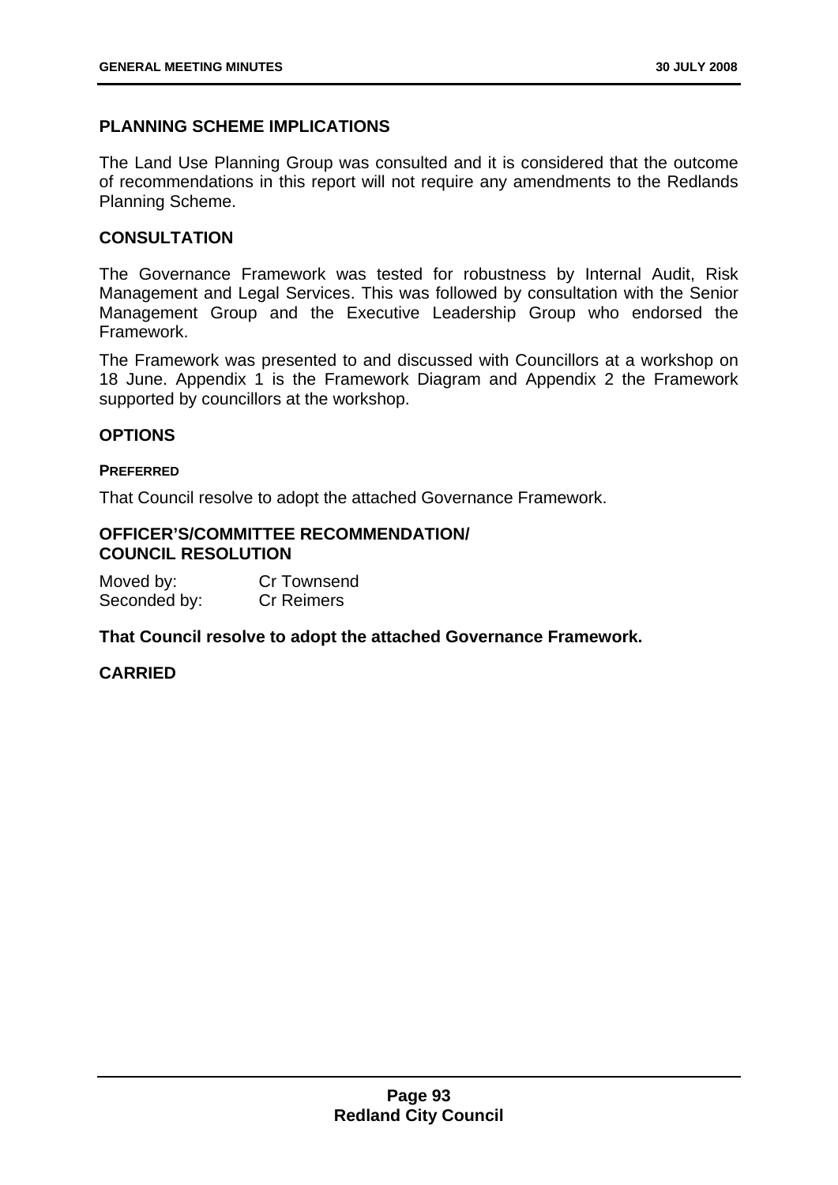## PLANNING SCHEME IMPLICATIONS

The Land Use Planning Group was consulted and it is considered that the outcome of recommendations in this report will not require any amendments to the Redlands Planning Scheme.

## CONSULTATION

The Governance Framework was tested for robustness by Internal Audit, Risk Management and Legal Services. This was followed by consultation with the Senior Management Group and the Executive Leadership Group who endorsed the Framework.

The Framework was presented to and discussed with Councillors at a workshop on 18 June. Appendix 1 is the Framework Diagram and Appendix 2 the Framework supported by councillors at the workshop.

## OPTIONS

#### PREFERRED

That Council resolve to adopt the attached Governance Framework.

## OFFICER'S/COMMITTEE RECOMMENDATION/ COUNCIL RESOLUTION

Moved by: Cr Townsend
Seconded by: Cr Reimers

**That Council resolve to adopt the attached Governance Framework.**

**CARRIED**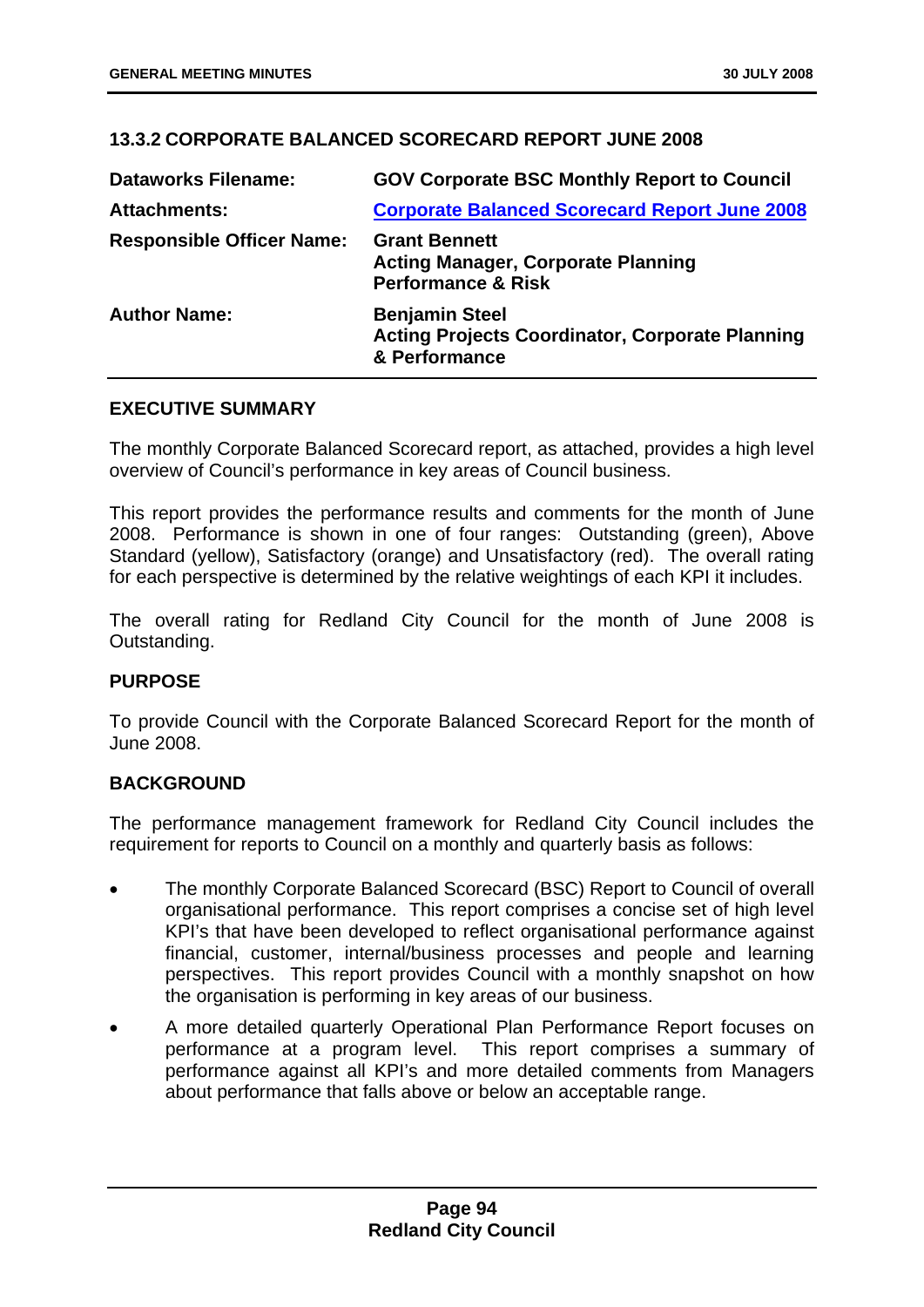### 13.3.2 CORPORATE BALANCED SCORECARD REPORT JUNE 2008

| | |
|---|---|
| **Dataworks Filename:** | **GOV Corporate BSC Monthly Report to Council** |
| **Attachments:** | **Corporate Balanced Scorecard Report June 2008** |
| **Responsible Officer Name:** | **Grant Bennett**<br>**Acting Manager, Corporate Planning Performance & Risk** |
| **Author Name:** | **Benjamin Steel**<br>**Acting Projects Coordinator, Corporate Planning & Performance** |

#### EXECUTIVE SUMMARY

The monthly Corporate Balanced Scorecard report, as attached, provides a high level overview of Council's performance in key areas of Council business.

This report provides the performance results and comments for the month of June 2008. Performance is shown in one of four ranges: Outstanding (green), Above Standard (yellow), Satisfactory (orange) and Unsatisfactory (red). The overall rating for each perspective is determined by the relative weightings of each KPI it includes.

The overall rating for Redland City Council for the month of June 2008 is Outstanding.

#### PURPOSE

To provide Council with the Corporate Balanced Scorecard Report for the month of June 2008.

#### BACKGROUND

The performance management framework for Redland City Council includes the requirement for reports to Council on a monthly and quarterly basis as follows:

- The monthly Corporate Balanced Scorecard (BSC) Report to Council of overall organisational performance. This report comprises a concise set of high level KPI's that have been developed to reflect organisational performance against financial, customer, internal/business processes and people and learning perspectives. This report provides Council with a monthly snapshot on how the organisation is performing in key areas of our business.
- A more detailed quarterly Operational Plan Performance Report focuses on performance at a program level. This report comprises a summary of performance against all KPI's and more detailed comments from Managers about performance that falls above or below an acceptable range.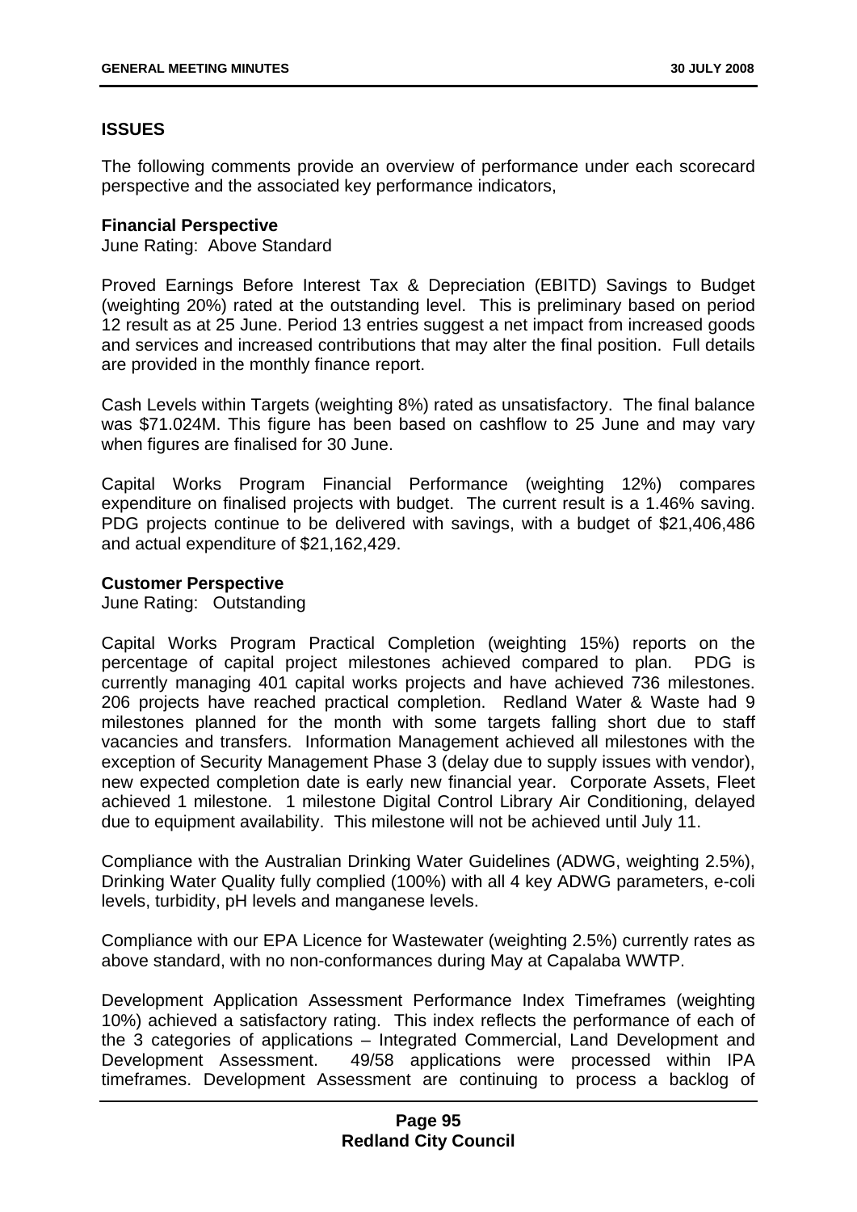## ISSUES

The following comments provide an overview of performance under each scorecard perspective and the associated key performance indicators,

**Financial Perspective**
June Rating: Above Standard

Proved Earnings Before Interest Tax & Depreciation (EBITD) Savings to Budget (weighting 20%) rated at the outstanding level. This is preliminary based on period 12 result as at 25 June. Period 13 entries suggest a net impact from increased goods and services and increased contributions that may alter the final position. Full details are provided in the monthly finance report.

Cash Levels within Targets (weighting 8%) rated as unsatisfactory. The final balance was $71.024M. This figure has been based on cashflow to 25 June and may vary when figures are finalised for 30 June.

Capital Works Program Financial Performance (weighting 12%) compares expenditure on finalised projects with budget. The current result is a 1.46% saving. PDG projects continue to be delivered with savings, with a budget of $21,406,486 and actual expenditure of $21,162,429.

**Customer Perspective**
June Rating: Outstanding

Capital Works Program Practical Completion (weighting 15%) reports on the percentage of capital project milestones achieved compared to plan. PDG is currently managing 401 capital works projects and have achieved 736 milestones. 206 projects have reached practical completion. Redland Water & Waste had 9 milestones planned for the month with some targets falling short due to staff vacancies and transfers. Information Management achieved all milestones with the exception of Security Management Phase 3 (delay due to supply issues with vendor), new expected completion date is early new financial year. Corporate Assets, Fleet achieved 1 milestone. 1 milestone Digital Control Library Air Conditioning, delayed due to equipment availability. This milestone will not be achieved until July 11.

Compliance with the Australian Drinking Water Guidelines (ADWG, weighting 2.5%), Drinking Water Quality fully complied (100%) with all 4 key ADWG parameters, e-coli levels, turbidity, pH levels and manganese levels.

Compliance with our EPA Licence for Wastewater (weighting 2.5%) currently rates as above standard, with no non-conformances during May at Capalaba WWTP.

Development Application Assessment Performance Index Timeframes (weighting 10%) achieved a satisfactory rating. This index reflects the performance of each of the 3 categories of applications – Integrated Commercial, Land Development and Development Assessment. 49/58 applications were processed within IPA timeframes. Development Assessment are continuing to process a backlog of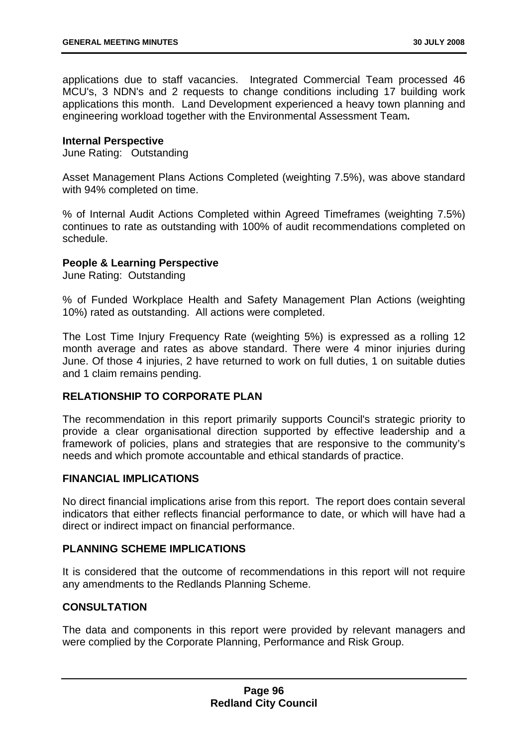applications due to staff vacancies. Integrated Commercial Team processed 46 MCU's, 3 NDN's and 2 requests to change conditions including 17 building work applications this month. Land Development experienced a heavy town planning and engineering workload together with the Environmental Assessment Team**.**

**Internal Perspective**
June Rating: Outstanding

Asset Management Plans Actions Completed (weighting 7.5%), was above standard with 94% completed on time.

% of Internal Audit Actions Completed within Agreed Timeframes (weighting 7.5%) continues to rate as outstanding with 100% of audit recommendations completed on schedule.

**People & Learning Perspective**
June Rating: Outstanding

% of Funded Workplace Health and Safety Management Plan Actions (weighting 10%) rated as outstanding. All actions were completed.

The Lost Time Injury Frequency Rate (weighting 5%) is expressed as a rolling 12 month average and rates as above standard. There were 4 minor injuries during June. Of those 4 injuries, 2 have returned to work on full duties, 1 on suitable duties and 1 claim remains pending.

**RELATIONSHIP TO CORPORATE PLAN**

The recommendation in this report primarily supports Council's strategic priority to provide a clear organisational direction supported by effective leadership and a framework of policies, plans and strategies that are responsive to the community's needs and which promote accountable and ethical standards of practice.

**FINANCIAL IMPLICATIONS**

No direct financial implications arise from this report. The report does contain several indicators that either reflects financial performance to date, or which will have had a direct or indirect impact on financial performance.

**PLANNING SCHEME IMPLICATIONS**

It is considered that the outcome of recommendations in this report will not require any amendments to the Redlands Planning Scheme.

**CONSULTATION**

The data and components in this report were provided by relevant managers and were complied by the Corporate Planning, Performance and Risk Group.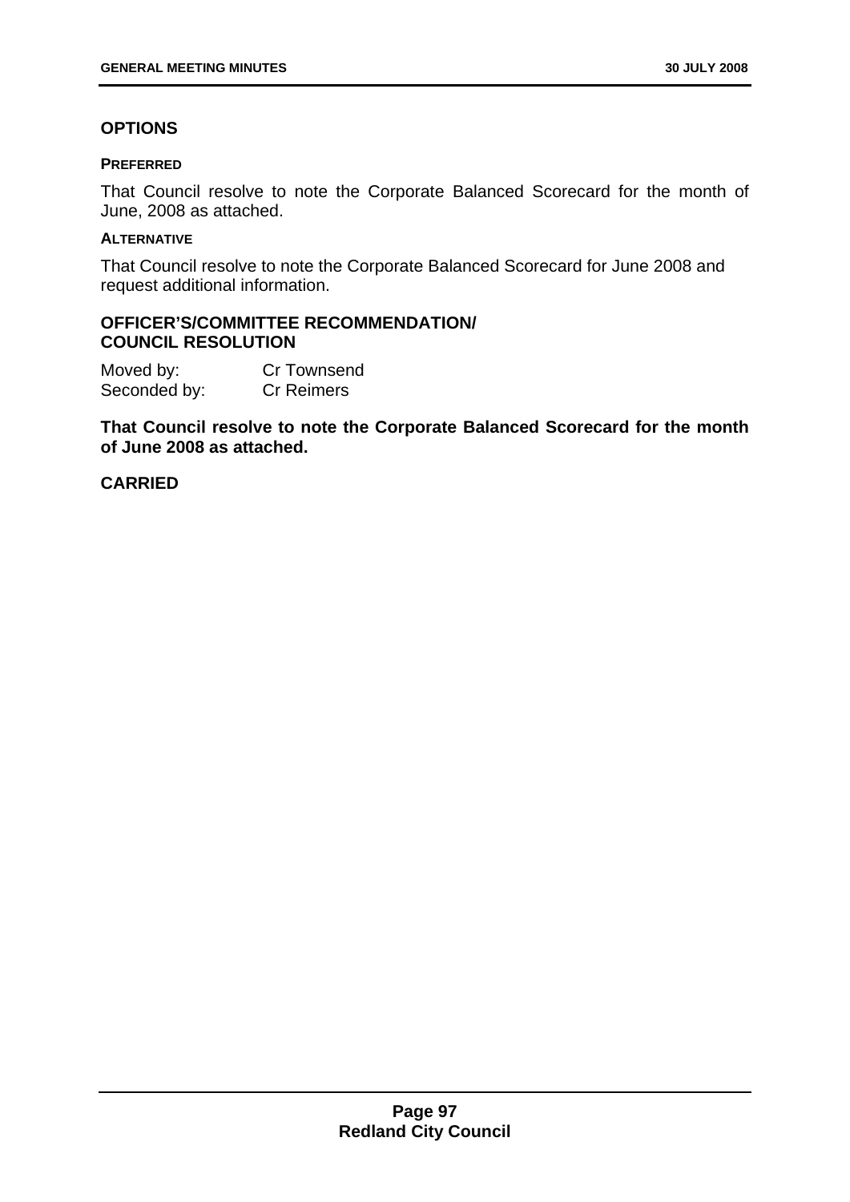## OPTIONS

#### PREFERRED

That Council resolve to note the Corporate Balanced Scorecard for the month of June, 2008 as attached.

#### ALTERNATIVE

That Council resolve to note the Corporate Balanced Scorecard for June 2008 and request additional information.

## OFFICER'S/COMMITTEE RECOMMENDATION/ COUNCIL RESOLUTION

Moved by: Cr Townsend
Seconded by: Cr Reimers

**That Council resolve to note the Corporate Balanced Scorecard for the month of June 2008 as attached.**

**CARRIED**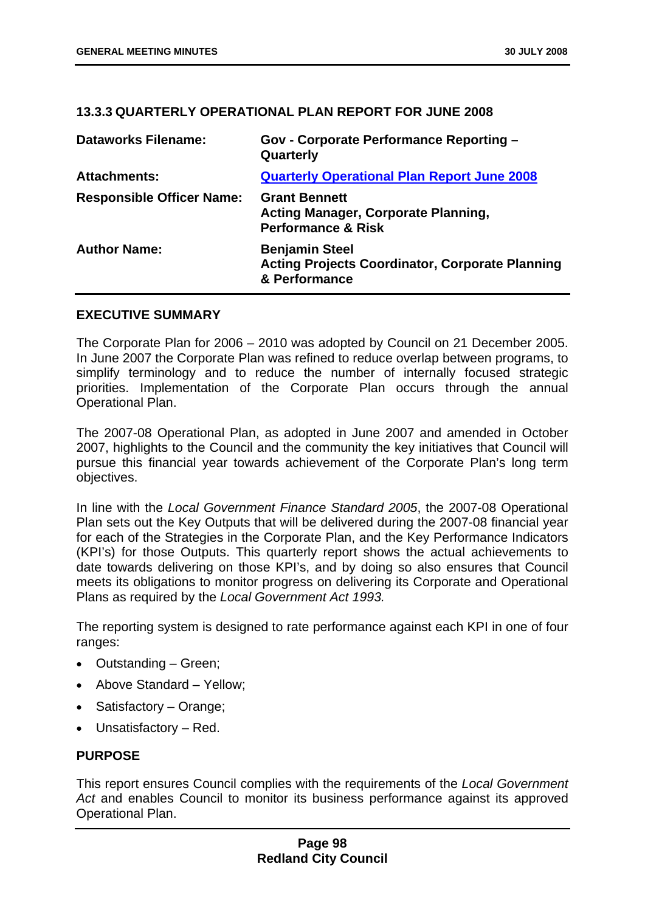### 13.3.3 QUARTERLY OPERATIONAL PLAN REPORT FOR JUNE 2008

| | |
|---|---|
| **Dataworks Filename:** | **Gov - Corporate Performance Reporting – Quarterly** |
| **Attachments:** | **Quarterly Operational Plan Report June 2008** |
| **Responsible Officer Name:** | **Grant Bennett**<br>**Acting Manager, Corporate Planning, Performance & Risk** |
| **Author Name:** | **Benjamin Steel**<br>**Acting Projects Coordinator, Corporate Planning & Performance** |

#### EXECUTIVE SUMMARY

The Corporate Plan for 2006 – 2010 was adopted by Council on 21 December 2005. In June 2007 the Corporate Plan was refined to reduce overlap between programs, to simplify terminology and to reduce the number of internally focused strategic priorities. Implementation of the Corporate Plan occurs through the annual Operational Plan.

The 2007-08 Operational Plan, as adopted in June 2007 and amended in October 2007, highlights to the Council and the community the key initiatives that Council will pursue this financial year towards achievement of the Corporate Plan's long term objectives.

In line with the *Local Government Finance Standard 2005*, the 2007-08 Operational Plan sets out the Key Outputs that will be delivered during the 2007-08 financial year for each of the Strategies in the Corporate Plan, and the Key Performance Indicators (KPI's) for those Outputs. This quarterly report shows the actual achievements to date towards delivering on those KPI's, and by doing so also ensures that Council meets its obligations to monitor progress on delivering its Corporate and Operational Plans as required by the *Local Government Act 1993.*

The reporting system is designed to rate performance against each KPI in one of four ranges:

- Outstanding – Green;
- Above Standard – Yellow;
- Satisfactory – Orange;
- Unsatisfactory – Red.

#### PURPOSE

This report ensures Council complies with the requirements of the *Local Government Act* and enables Council to monitor its business performance against its approved Operational Plan.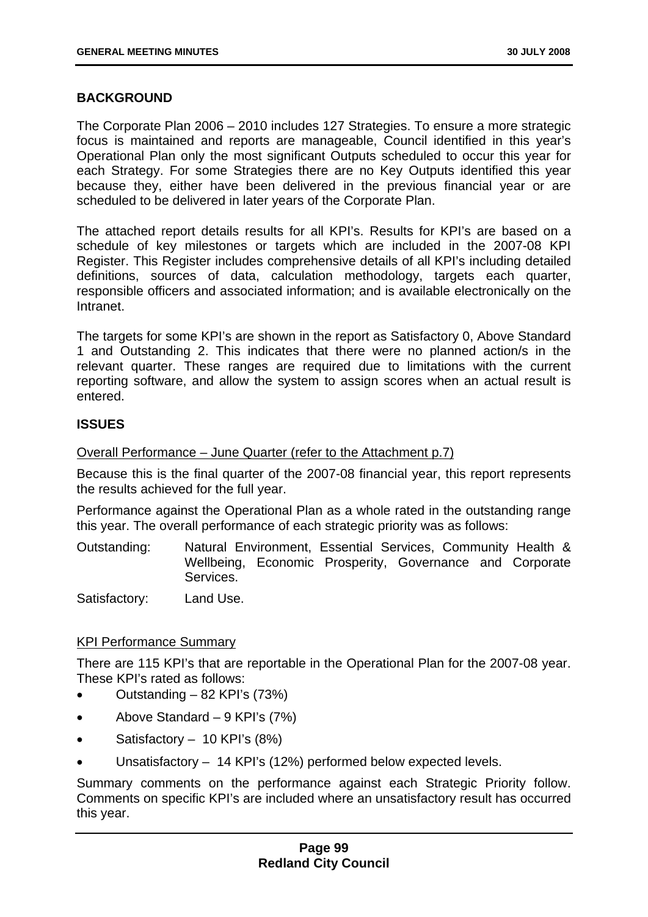**BACKGROUND**

The Corporate Plan 2006 – 2010 includes 127 Strategies. To ensure a more strategic focus is maintained and reports are manageable, Council identified in this year's Operational Plan only the most significant Outputs scheduled to occur this year for each Strategy. For some Strategies there are no Key Outputs identified this year because they, either have been delivered in the previous financial year or are scheduled to be delivered in later years of the Corporate Plan.

The attached report details results for all KPI's. Results for KPI's are based on a schedule of key milestones or targets which are included in the 2007-08 KPI Register. This Register includes comprehensive details of all KPI's including detailed definitions, sources of data, calculation methodology, targets each quarter, responsible officers and associated information; and is available electronically on the Intranet.

The targets for some KPI's are shown in the report as Satisfactory 0, Above Standard 1 and Outstanding 2. This indicates that there were no planned action/s in the relevant quarter. These ranges are required due to limitations with the current reporting software, and allow the system to assign scores when an actual result is entered.

**ISSUES**

Overall Performance – June Quarter (refer to the Attachment p.7)

Because this is the final quarter of the 2007-08 financial year, this report represents the results achieved for the full year.

Performance against the Operational Plan as a whole rated in the outstanding range this year. The overall performance of each strategic priority was as follows:

Outstanding: Natural Environment, Essential Services, Community Health & Wellbeing, Economic Prosperity, Governance and Corporate Services.

Satisfactory: Land Use.

KPI Performance Summary

There are 115 KPI's that are reportable in the Operational Plan for the 2007-08 year. These KPI's rated as follows:

- Outstanding – 82 KPI's (73%)
- Above Standard – 9 KPI's (7%)
- Satisfactory – 10 KPI's (8%)
- Unsatisfactory – 14 KPI's (12%) performed below expected levels.

Summary comments on the performance against each Strategic Priority follow. Comments on specific KPI's are included where an unsatisfactory result has occurred this year.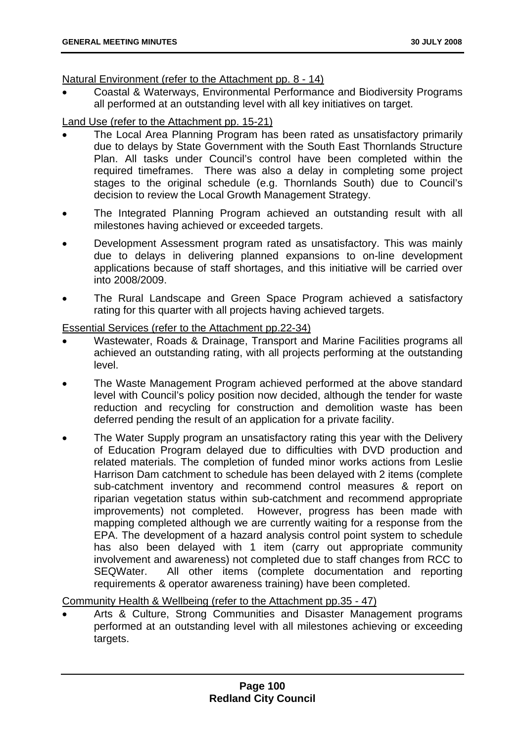Natural Environment (refer to the Attachment pp. 8 - 14)

- Coastal & Waterways, Environmental Performance and Biodiversity Programs all performed at an outstanding level with all key initiatives on target.

Land Use (refer to the Attachment pp. 15-21)

- The Local Area Planning Program has been rated as unsatisfactory primarily due to delays by State Government with the South East Thornlands Structure Plan. All tasks under Council's control have been completed within the required timeframes. There was also a delay in completing some project stages to the original schedule (e.g. Thornlands South) due to Council's decision to review the Local Growth Management Strategy.
- The Integrated Planning Program achieved an outstanding result with all milestones having achieved or exceeded targets.
- Development Assessment program rated as unsatisfactory. This was mainly due to delays in delivering planned expansions to on-line development applications because of staff shortages, and this initiative will be carried over into 2008/2009.
- The Rural Landscape and Green Space Program achieved a satisfactory rating for this quarter with all projects having achieved targets.

Essential Services (refer to the Attachment pp.22-34)

- Wastewater, Roads & Drainage, Transport and Marine Facilities programs all achieved an outstanding rating, with all projects performing at the outstanding level.
- The Waste Management Program achieved performed at the above standard level with Council's policy position now decided, although the tender for waste reduction and recycling for construction and demolition waste has been deferred pending the result of an application for a private facility.
- The Water Supply program an unsatisfactory rating this year with the Delivery of Education Program delayed due to difficulties with DVD production and related materials. The completion of funded minor works actions from Leslie Harrison Dam catchment to schedule has been delayed with 2 items (complete sub-catchment inventory and recommend control measures & report on riparian vegetation status within sub-catchment and recommend appropriate improvements) not completed. However, progress has been made with mapping completed although we are currently waiting for a response from the EPA. The development of a hazard analysis control point system to schedule has also been delayed with 1 item (carry out appropriate community involvement and awareness) not completed due to staff changes from RCC to SEQWater. All other items (complete documentation and reporting requirements & operator awareness training) have been completed.

Community Health & Wellbeing (refer to the Attachment pp.35 - 47)

- Arts & Culture, Strong Communities and Disaster Management programs performed at an outstanding level with all milestones achieving or exceeding targets.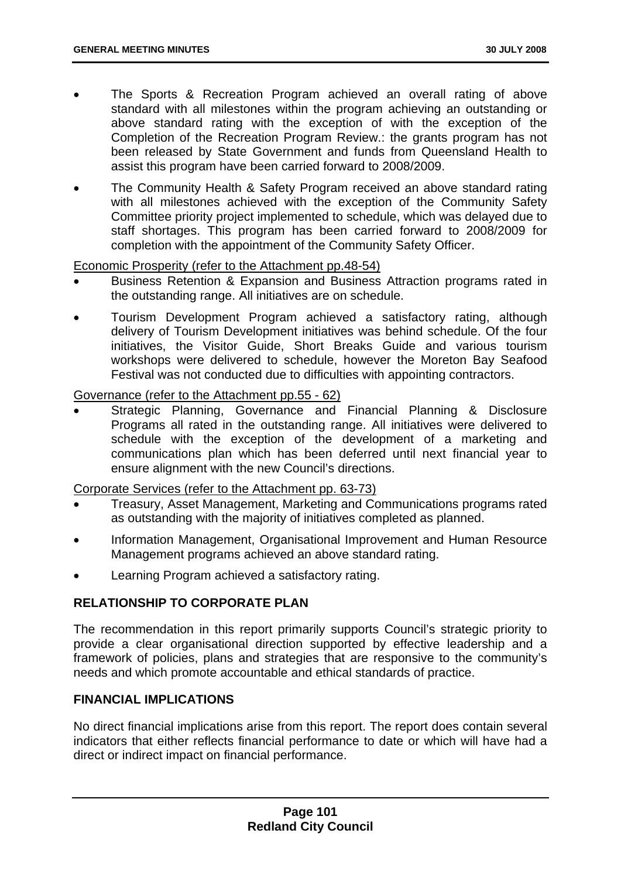- The Sports & Recreation Program achieved an overall rating of above standard with all milestones within the program achieving an outstanding or above standard rating with the exception of with the exception of the Completion of the Recreation Program Review.: the grants program has not been released by State Government and funds from Queensland Health to assist this program have been carried forward to 2008/2009.
- The Community Health & Safety Program received an above standard rating with all milestones achieved with the exception of the Community Safety Committee priority project implemented to schedule, which was delayed due to staff shortages. This program has been carried forward to 2008/2009 for completion with the appointment of the Community Safety Officer.

<u>Economic Prosperity (refer to the Attachment pp.48-54)</u>

- Business Retention & Expansion and Business Attraction programs rated in the outstanding range. All initiatives are on schedule.
- Tourism Development Program achieved a satisfactory rating, although delivery of Tourism Development initiatives was behind schedule. Of the four initiatives, the Visitor Guide, Short Breaks Guide and various tourism workshops were delivered to schedule, however the Moreton Bay Seafood Festival was not conducted due to difficulties with appointing contractors.

<u>Governance (refer to the Attachment pp.55 - 62)</u>

- Strategic Planning, Governance and Financial Planning & Disclosure Programs all rated in the outstanding range. All initiatives were delivered to schedule with the exception of the development of a marketing and communications plan which has been deferred until next financial year to ensure alignment with the new Council's directions.

<u>Corporate Services (refer to the Attachment pp. 63-73)</u>

- Treasury, Asset Management, Marketing and Communications programs rated as outstanding with the majority of initiatives completed as planned.
- Information Management, Organisational Improvement and Human Resource Management programs achieved an above standard rating.
- Learning Program achieved a satisfactory rating.

## RELATIONSHIP TO CORPORATE PLAN

The recommendation in this report primarily supports Council's strategic priority to provide a clear organisational direction supported by effective leadership and a framework of policies, plans and strategies that are responsive to the community's needs and which promote accountable and ethical standards of practice.

## FINANCIAL IMPLICATIONS

No direct financial implications arise from this report. The report does contain several indicators that either reflects financial performance to date or which will have had a direct or indirect impact on financial performance.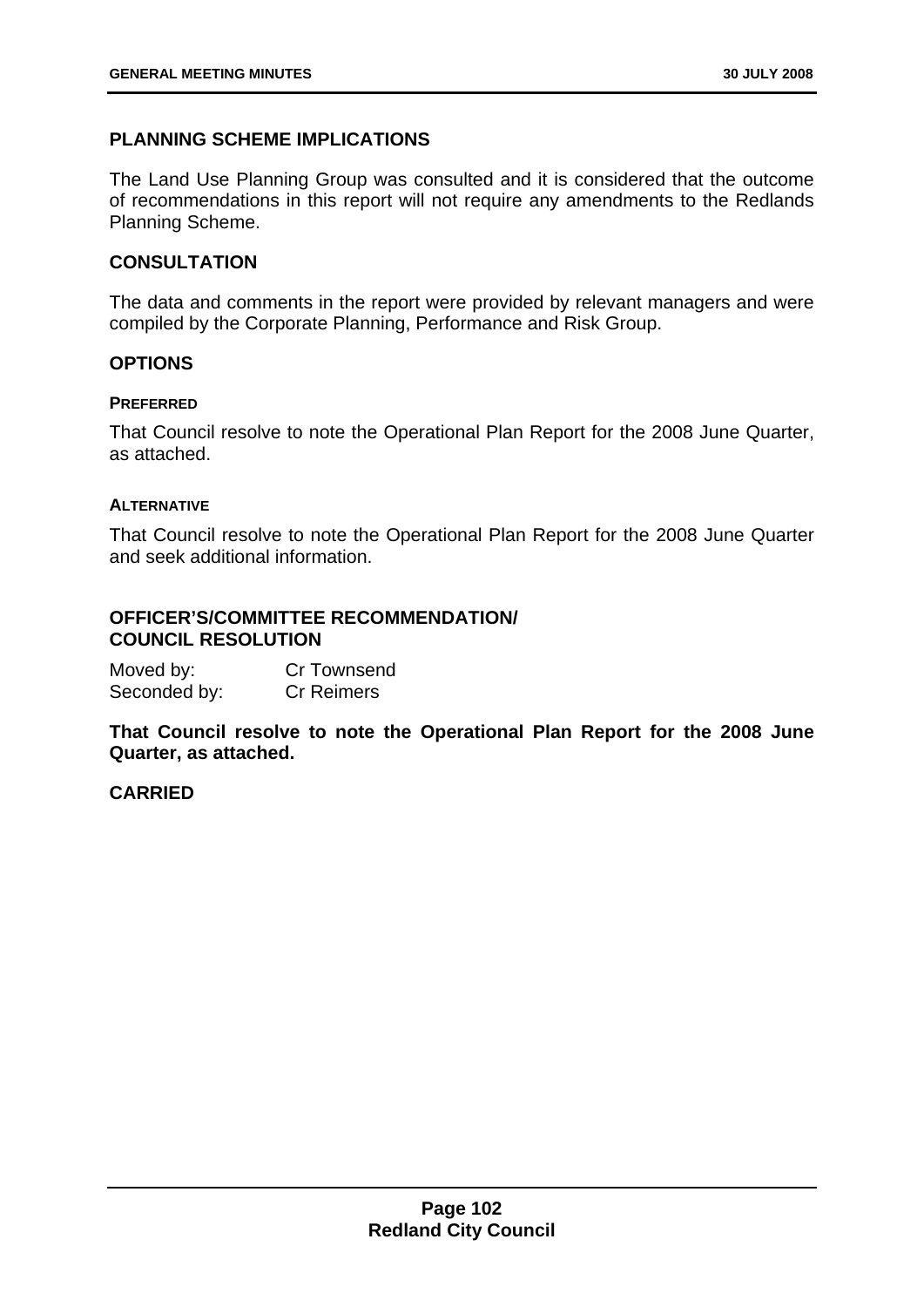## PLANNING SCHEME IMPLICATIONS

The Land Use Planning Group was consulted and it is considered that the outcome of recommendations in this report will not require any amendments to the Redlands Planning Scheme.

## CONSULTATION

The data and comments in the report were provided by relevant managers and were compiled by the Corporate Planning, Performance and Risk Group.

## OPTIONS

### PREFERRED

That Council resolve to note the Operational Plan Report for the 2008 June Quarter, as attached.

### ALTERNATIVE

That Council resolve to note the Operational Plan Report for the 2008 June Quarter and seek additional information.

## OFFICER'S/COMMITTEE RECOMMENDATION/ COUNCIL RESOLUTION

Moved by: Cr Townsend
Seconded by: Cr Reimers

**That Council resolve to note the Operational Plan Report for the 2008 June Quarter, as attached.**

**CARRIED**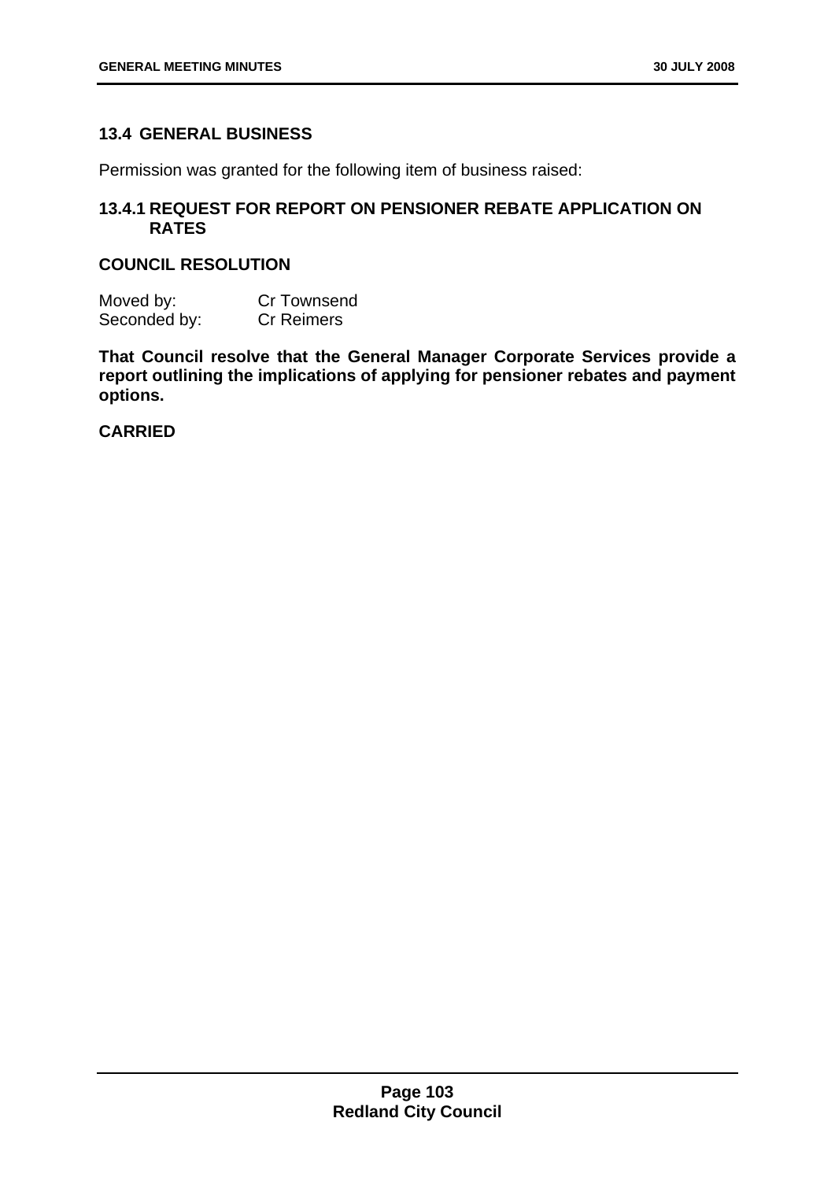## 13.4 GENERAL BUSINESS

Permission was granted for the following item of business raised:

### 13.4.1 REQUEST FOR REPORT ON PENSIONER REBATE APPLICATION ON RATES

**COUNCIL RESOLUTION**

| Moved by: | Cr Townsend |
|---|---|
| Seconded by: | Cr Reimers |

**That Council resolve that the General Manager Corporate Services provide a report outlining the implications of applying for pensioner rebates and payment options.**

**CARRIED**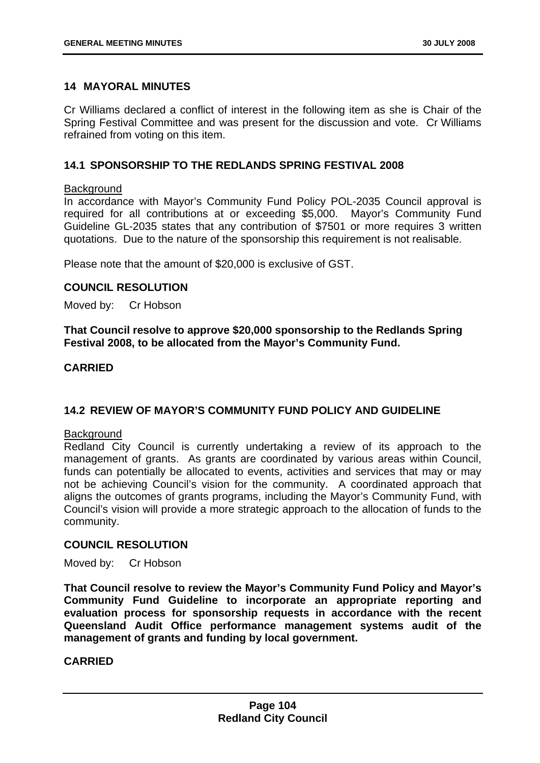## 14 MAYORAL MINUTES

Cr Williams declared a conflict of interest in the following item as she is Chair of the Spring Festival Committee and was present for the discussion and vote. Cr Williams refrained from voting on this item.

### 14.1 SPONSORSHIP TO THE REDLANDS SPRING FESTIVAL 2008

Background

In accordance with Mayor's Community Fund Policy POL-2035 Council approval is required for all contributions at or exceeding $5,000. Mayor's Community Fund Guideline GL-2035 states that any contribution of $7501 or more requires 3 written quotations. Due to the nature of the sponsorship this requirement is not realisable.

Please note that the amount of $20,000 is exclusive of GST.

**COUNCIL RESOLUTION**

Moved by: Cr Hobson

**That Council resolve to approve $20,000 sponsorship to the Redlands Spring Festival 2008, to be allocated from the Mayor's Community Fund.**

**CARRIED**

### 14.2 REVIEW OF MAYOR'S COMMUNITY FUND POLICY AND GUIDELINE

Background

Redland City Council is currently undertaking a review of its approach to the management of grants. As grants are coordinated by various areas within Council, funds can potentially be allocated to events, activities and services that may or may not be achieving Council's vision for the community. A coordinated approach that aligns the outcomes of grants programs, including the Mayor's Community Fund, with Council's vision will provide a more strategic approach to the allocation of funds to the community.

**COUNCIL RESOLUTION**

Moved by: Cr Hobson

**That Council resolve to review the Mayor's Community Fund Policy and Mayor's Community Fund Guideline to incorporate an appropriate reporting and evaluation process for sponsorship requests in accordance with the recent Queensland Audit Office performance management systems audit of the management of grants and funding by local government.**

**CARRIED**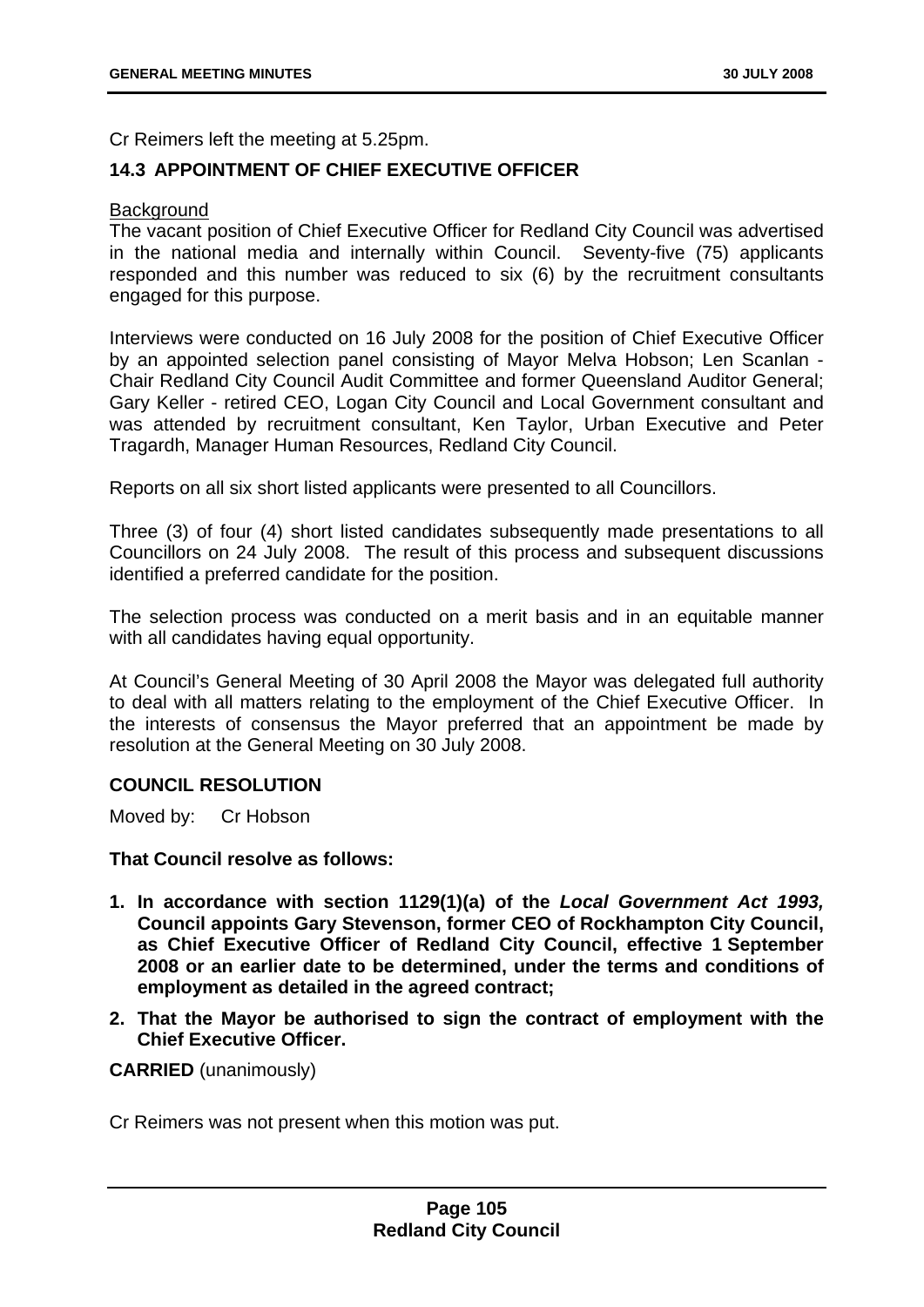Cr Reimers left the meeting at 5.25pm.

## 14.3 APPOINTMENT OF CHIEF EXECUTIVE OFFICER

Background

The vacant position of Chief Executive Officer for Redland City Council was advertised in the national media and internally within Council. Seventy-five (75) applicants responded and this number was reduced to six (6) by the recruitment consultants engaged for this purpose.

Interviews were conducted on 16 July 2008 for the position of Chief Executive Officer by an appointed selection panel consisting of Mayor Melva Hobson; Len Scanlan - Chair Redland City Council Audit Committee and former Queensland Auditor General; Gary Keller - retired CEO, Logan City Council and Local Government consultant and was attended by recruitment consultant, Ken Taylor, Urban Executive and Peter Tragardh, Manager Human Resources, Redland City Council.

Reports on all six short listed applicants were presented to all Councillors.

Three (3) of four (4) short listed candidates subsequently made presentations to all Councillors on 24 July 2008. The result of this process and subsequent discussions identified a preferred candidate for the position.

The selection process was conducted on a merit basis and in an equitable manner with all candidates having equal opportunity.

At Council's General Meeting of 30 April 2008 the Mayor was delegated full authority to deal with all matters relating to the employment of the Chief Executive Officer. In the interests of consensus the Mayor preferred that an appointment be made by resolution at the General Meeting on 30 July 2008.

**COUNCIL RESOLUTION**

Moved by: Cr Hobson

**That Council resolve as follows:**

1. **In accordance with section 1129(1)(a) of the *Local Government Act 1993,* Council appoints Gary Stevenson, former CEO of Rockhampton City Council, as Chief Executive Officer of Redland City Council, effective 1 September 2008 or an earlier date to be determined, under the terms and conditions of employment as detailed in the agreed contract;**
2. **That the Mayor be authorised to sign the contract of employment with the Chief Executive Officer.**

**CARRIED** (unanimously)

Cr Reimers was not present when this motion was put.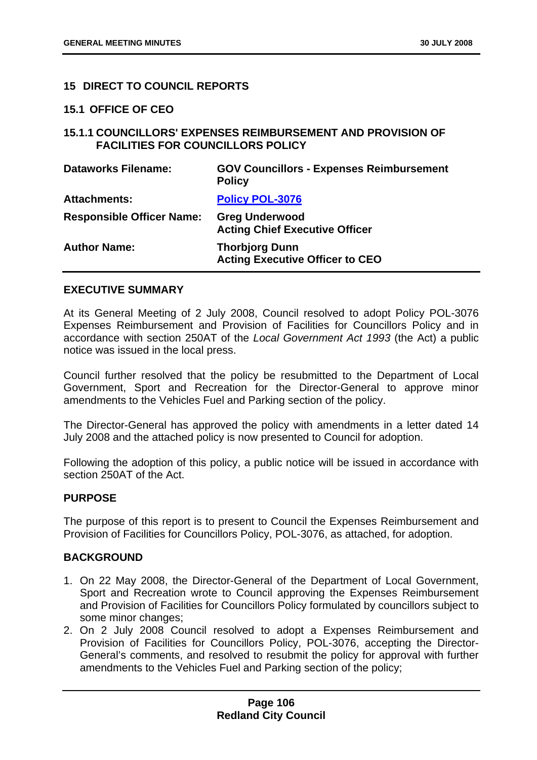## 15 DIRECT TO COUNCIL REPORTS

### 15.1 OFFICE OF CEO

### 15.1.1 COUNCILLORS' EXPENSES REIMBURSEMENT AND PROVISION OF FACILITIES FOR COUNCILLORS POLICY

| | |
|---|---|
| **Dataworks Filename:** | **GOV Councillors - Expenses Reimbursement Policy** |
| **Attachments:** | **Policy POL-3076** |
| **Responsible Officer Name:** | **Greg Underwood**<br>**Acting Chief Executive Officer** |
| **Author Name:** | **Thorbjorg Dunn**<br>**Acting Executive Officer to CEO** |

**EXECUTIVE SUMMARY**

At its General Meeting of 2 July 2008, Council resolved to adopt Policy POL-3076 Expenses Reimbursement and Provision of Facilities for Councillors Policy and in accordance with section 250AT of the *Local Government Act 1993* (the Act) a public notice was issued in the local press.

Council further resolved that the policy be resubmitted to the Department of Local Government, Sport and Recreation for the Director-General to approve minor amendments to the Vehicles Fuel and Parking section of the policy.

The Director-General has approved the policy with amendments in a letter dated 14 July 2008 and the attached policy is now presented to Council for adoption.

Following the adoption of this policy, a public notice will be issued in accordance with section 250AT of the Act.

**PURPOSE**

The purpose of this report is to present to Council the Expenses Reimbursement and Provision of Facilities for Councillors Policy, POL-3076, as attached, for adoption.

**BACKGROUND**

1. On 22 May 2008, the Director-General of the Department of Local Government, Sport and Recreation wrote to Council approving the Expenses Reimbursement and Provision of Facilities for Councillors Policy formulated by councillors subject to some minor changes;
2. On 2 July 2008 Council resolved to adopt a Expenses Reimbursement and Provision of Facilities for Councillors Policy, POL-3076, accepting the Director-General's comments, and resolved to resubmit the policy for approval with further amendments to the Vehicles Fuel and Parking section of the policy;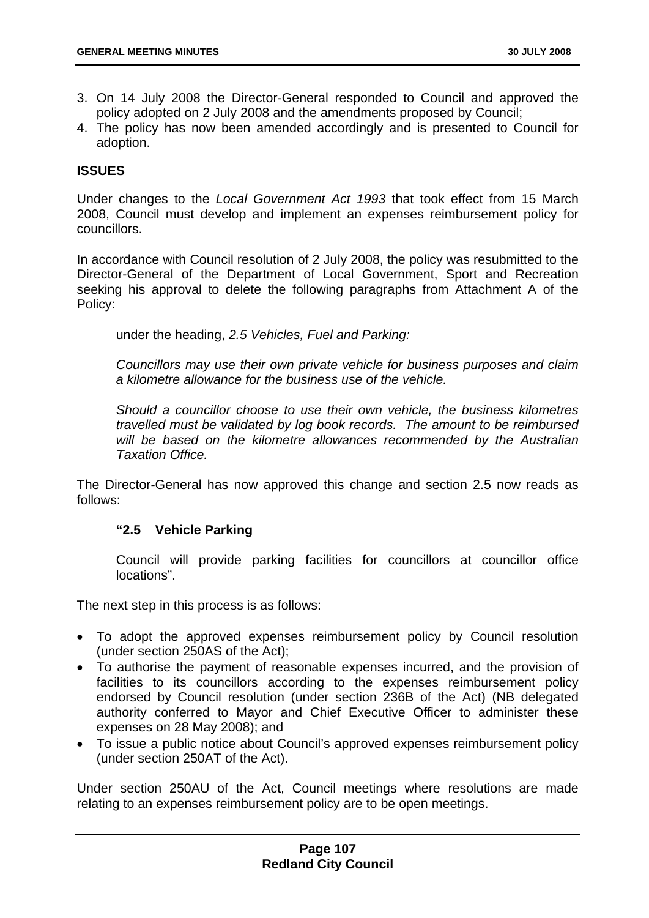3. On 14 July 2008 the Director-General responded to Council and approved the policy adopted on 2 July 2008 and the amendments proposed by Council;
4. The policy has now been amended accordingly and is presented to Council for adoption.

**ISSUES**

Under changes to the *Local Government Act 1993* that took effect from 15 March 2008, Council must develop and implement an expenses reimbursement policy for councillors.

In accordance with Council resolution of 2 July 2008, the policy was resubmitted to the Director-General of the Department of Local Government, Sport and Recreation seeking his approval to delete the following paragraphs from Attachment A of the Policy:

> under the heading, *2.5 Vehicles, Fuel and Parking:*
>
> *Councillors may use their own private vehicle for business purposes and claim a kilometre allowance for the business use of the vehicle.*
>
> *Should a councillor choose to use their own vehicle, the business kilometres travelled must be validated by log book records. The amount to be reimbursed will be based on the kilometre allowances recommended by the Australian Taxation Office.*

The Director-General has now approved this change and section 2.5 now reads as follows:

> **"2.5 Vehicle Parking**
>
> Council will provide parking facilities for councillors at councillor office locations".

The next step in this process is as follows:

- To adopt the approved expenses reimbursement policy by Council resolution (under section 250AS of the Act);
- To authorise the payment of reasonable expenses incurred, and the provision of facilities to its councillors according to the expenses reimbursement policy endorsed by Council resolution (under section 236B of the Act) (NB delegated authority conferred to Mayor and Chief Executive Officer to administer these expenses on 28 May 2008); and
- To issue a public notice about Council's approved expenses reimbursement policy (under section 250AT of the Act).

Under section 250AU of the Act, Council meetings where resolutions are made relating to an expenses reimbursement policy are to be open meetings.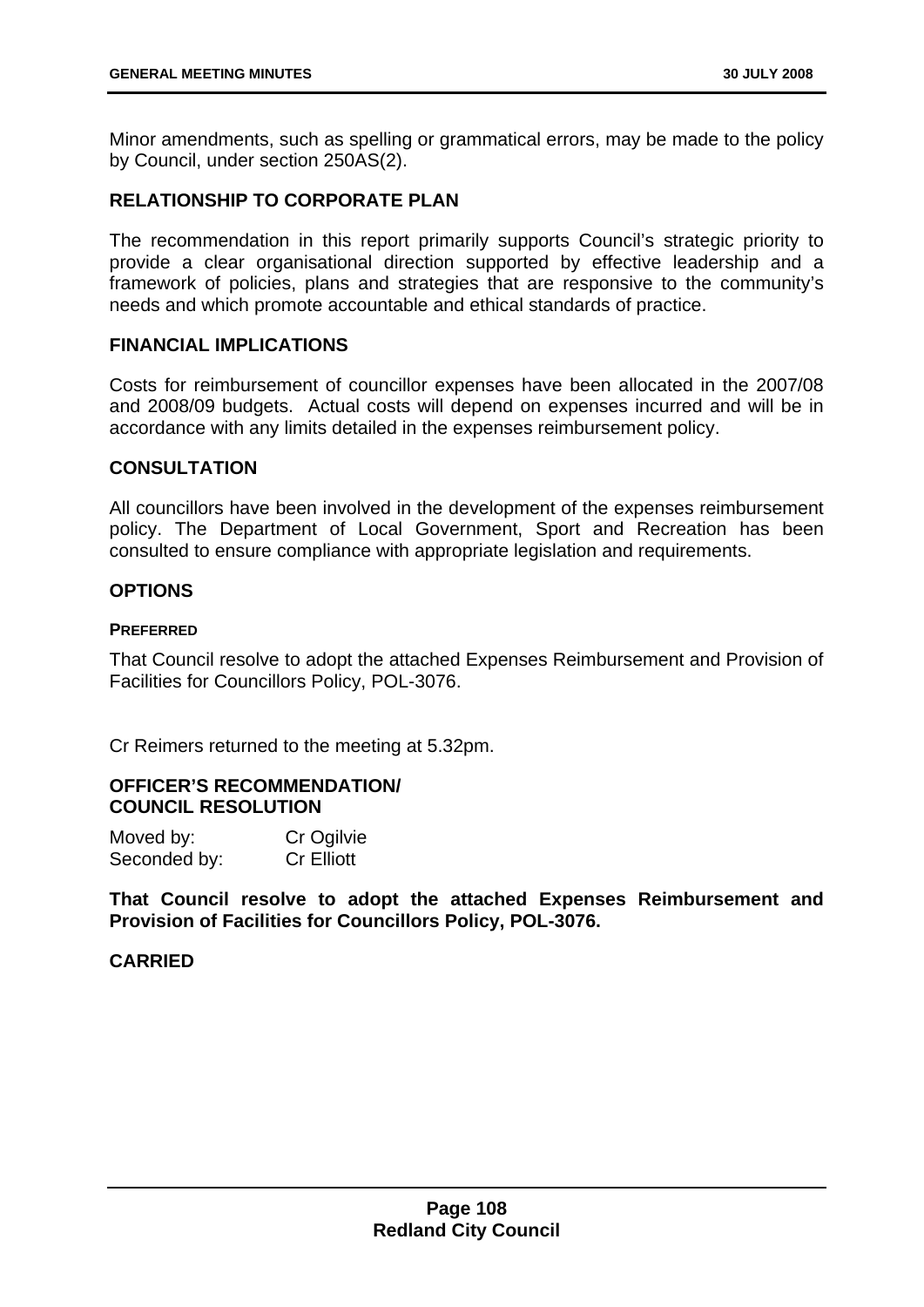Minor amendments, such as spelling or grammatical errors, may be made to the policy by Council, under section 250AS(2).

## RELATIONSHIP TO CORPORATE PLAN

The recommendation in this report primarily supports Council's strategic priority to provide a clear organisational direction supported by effective leadership and a framework of policies, plans and strategies that are responsive to the community's needs and which promote accountable and ethical standards of practice.

## FINANCIAL IMPLICATIONS

Costs for reimbursement of councillor expenses have been allocated in the 2007/08 and 2008/09 budgets. Actual costs will depend on expenses incurred and will be in accordance with any limits detailed in the expenses reimbursement policy.

## CONSULTATION

All councillors have been involved in the development of the expenses reimbursement policy. The Department of Local Government, Sport and Recreation has been consulted to ensure compliance with appropriate legislation and requirements.

## OPTIONS

### PREFERRED

That Council resolve to adopt the attached Expenses Reimbursement and Provision of Facilities for Councillors Policy, POL-3076.

Cr Reimers returned to the meeting at 5.32pm.

## OFFICER'S RECOMMENDATION/ COUNCIL RESOLUTION

Moved by: Cr Ogilvie
Seconded by: Cr Elliott

**That Council resolve to adopt the attached Expenses Reimbursement and Provision of Facilities for Councillors Policy, POL-3076.**

**CARRIED**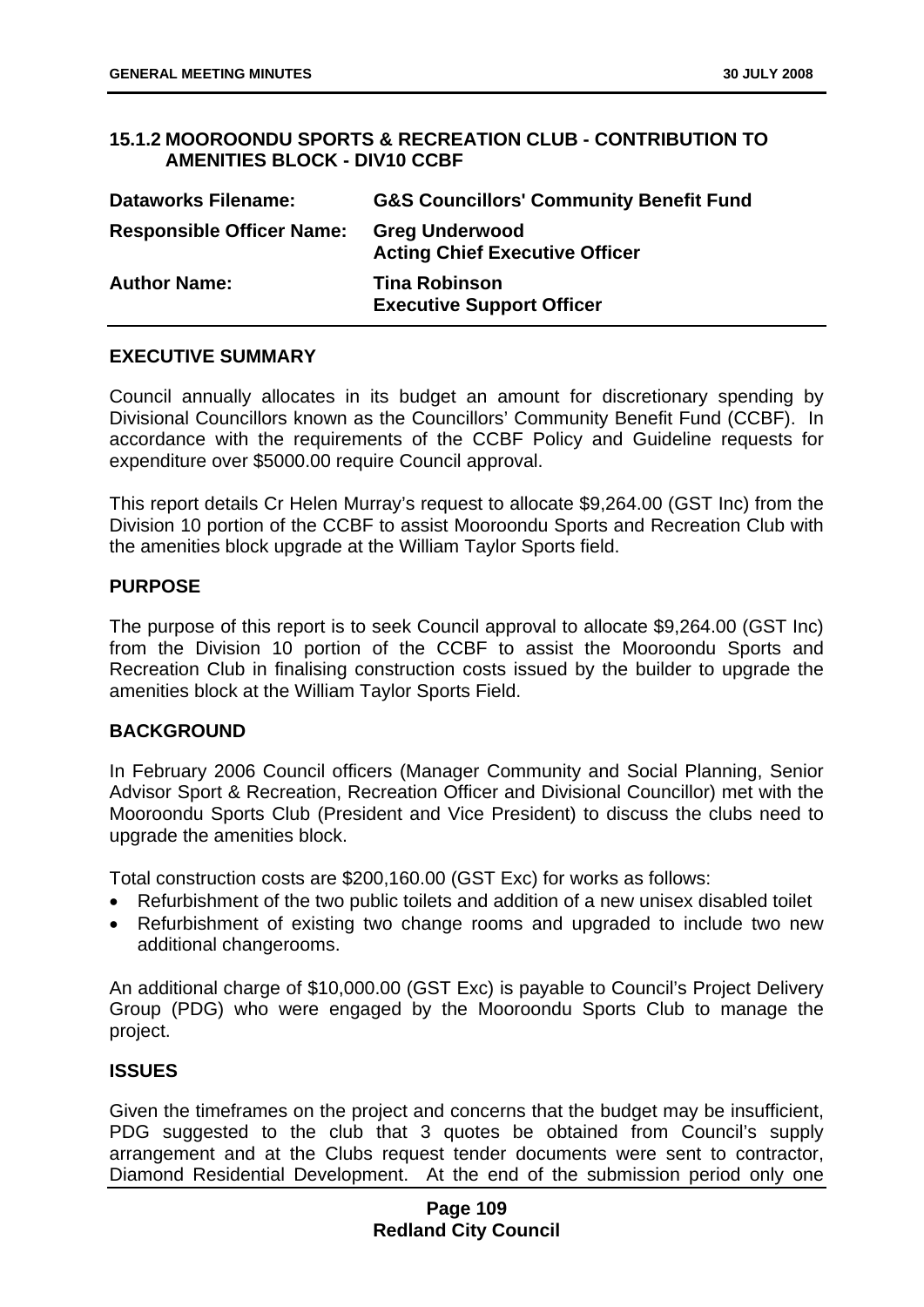### 15.1.2 MOOROONDU SPORTS & RECREATION CLUB - CONTRIBUTION TO AMENITIES BLOCK - DIV10 CCBF

| | |
|---|---|
| **Dataworks Filename:** | **G&S Councillors' Community Benefit Fund** |
| **Responsible Officer Name:** | **Greg Underwood**<br>**Acting Chief Executive Officer** |
| **Author Name:** | **Tina Robinson**<br>**Executive Support Officer** |

#### EXECUTIVE SUMMARY

Council annually allocates in its budget an amount for discretionary spending by Divisional Councillors known as the Councillors' Community Benefit Fund (CCBF). In accordance with the requirements of the CCBF Policy and Guideline requests for expenditure over $5000.00 require Council approval.

This report details Cr Helen Murray's request to allocate $9,264.00 (GST Inc) from the Division 10 portion of the CCBF to assist Mooroondu Sports and Recreation Club with the amenities block upgrade at the William Taylor Sports field.

#### PURPOSE

The purpose of this report is to seek Council approval to allocate $9,264.00 (GST Inc) from the Division 10 portion of the CCBF to assist the Mooroondu Sports and Recreation Club in finalising construction costs issued by the builder to upgrade the amenities block at the William Taylor Sports Field.

#### BACKGROUND

In February 2006 Council officers (Manager Community and Social Planning, Senior Advisor Sport & Recreation, Recreation Officer and Divisional Councillor) met with the Mooroondu Sports Club (President and Vice President) to discuss the clubs need to upgrade the amenities block.

Total construction costs are $200,160.00 (GST Exc) for works as follows:

- Refurbishment of the two public toilets and addition of a new unisex disabled toilet
- Refurbishment of existing two change rooms and upgraded to include two new additional changerooms.

An additional charge of $10,000.00 (GST Exc) is payable to Council's Project Delivery Group (PDG) who were engaged by the Mooroondu Sports Club to manage the project.

#### ISSUES

Given the timeframes on the project and concerns that the budget may be insufficient, PDG suggested to the club that 3 quotes be obtained from Council's supply arrangement and at the Clubs request tender documents were sent to contractor, Diamond Residential Development. At the end of the submission period only one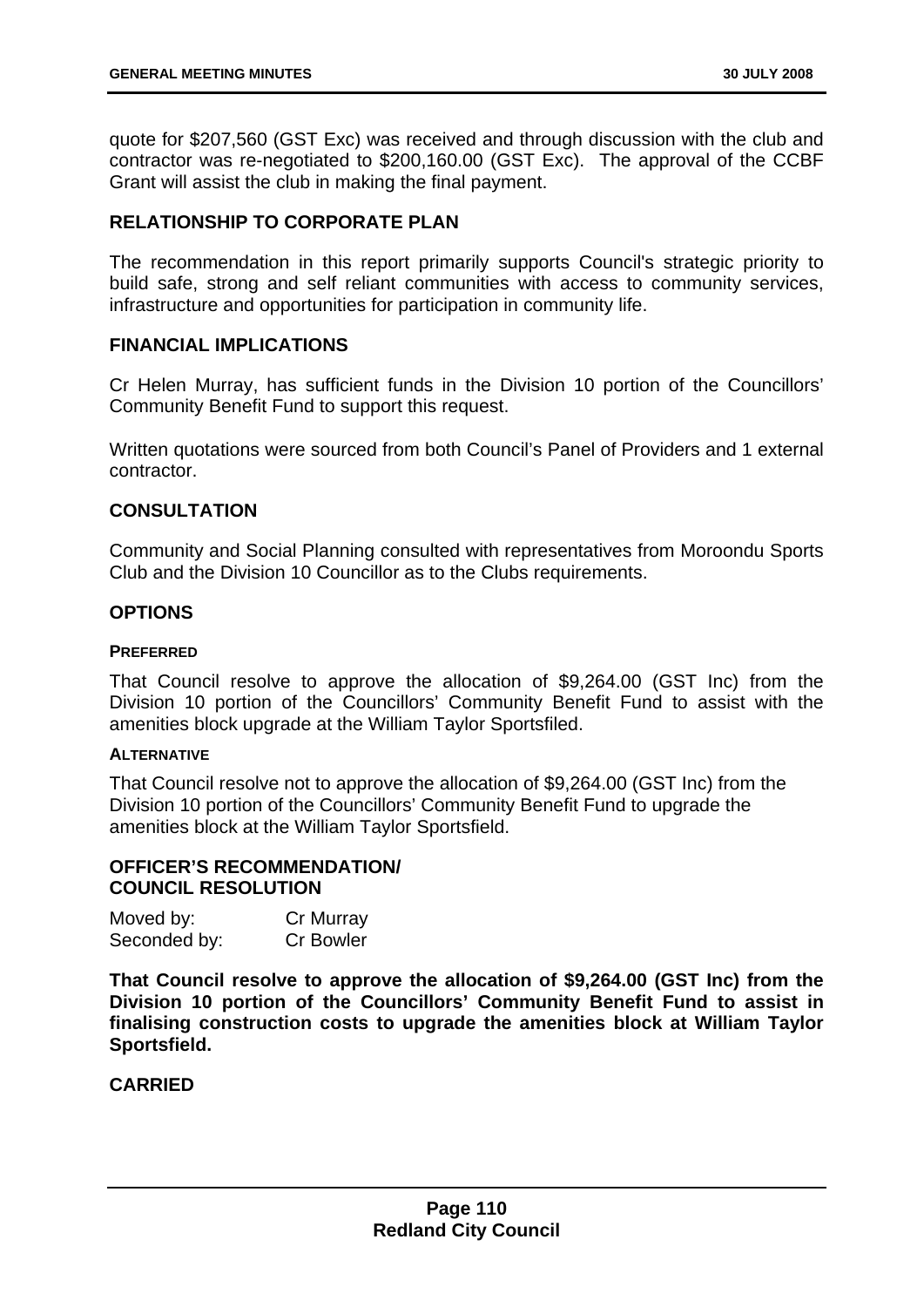quote for $207,560 (GST Exc) was received and through discussion with the club and contractor was re-negotiated to $200,160.00 (GST Exc). The approval of the CCBF Grant will assist the club in making the final payment.

## RELATIONSHIP TO CORPORATE PLAN

The recommendation in this report primarily supports Council's strategic priority to build safe, strong and self reliant communities with access to community services, infrastructure and opportunities for participation in community life.

## FINANCIAL IMPLICATIONS

Cr Helen Murray, has sufficient funds in the Division 10 portion of the Councillors' Community Benefit Fund to support this request.

Written quotations were sourced from both Council's Panel of Providers and 1 external contractor.

## CONSULTATION

Community and Social Planning consulted with representatives from Moroondu Sports Club and the Division 10 Councillor as to the Clubs requirements.

## OPTIONS

### PREFERRED

That Council resolve to approve the allocation of $9,264.00 (GST Inc) from the Division 10 portion of the Councillors' Community Benefit Fund to assist with the amenities block upgrade at the William Taylor Sportsfiled.

### ALTERNATIVE

That Council resolve not to approve the allocation of $9,264.00 (GST Inc) from the Division 10 portion of the Councillors' Community Benefit Fund to upgrade the amenities block at the William Taylor Sportsfield.

## OFFICER'S RECOMMENDATION/ COUNCIL RESOLUTION

Moved by: Cr Murray
Seconded by: Cr Bowler

**That Council resolve to approve the allocation of $9,264.00 (GST Inc) from the Division 10 portion of the Councillors' Community Benefit Fund to assist in finalising construction costs to upgrade the amenities block at William Taylor Sportsfield.**

**CARRIED**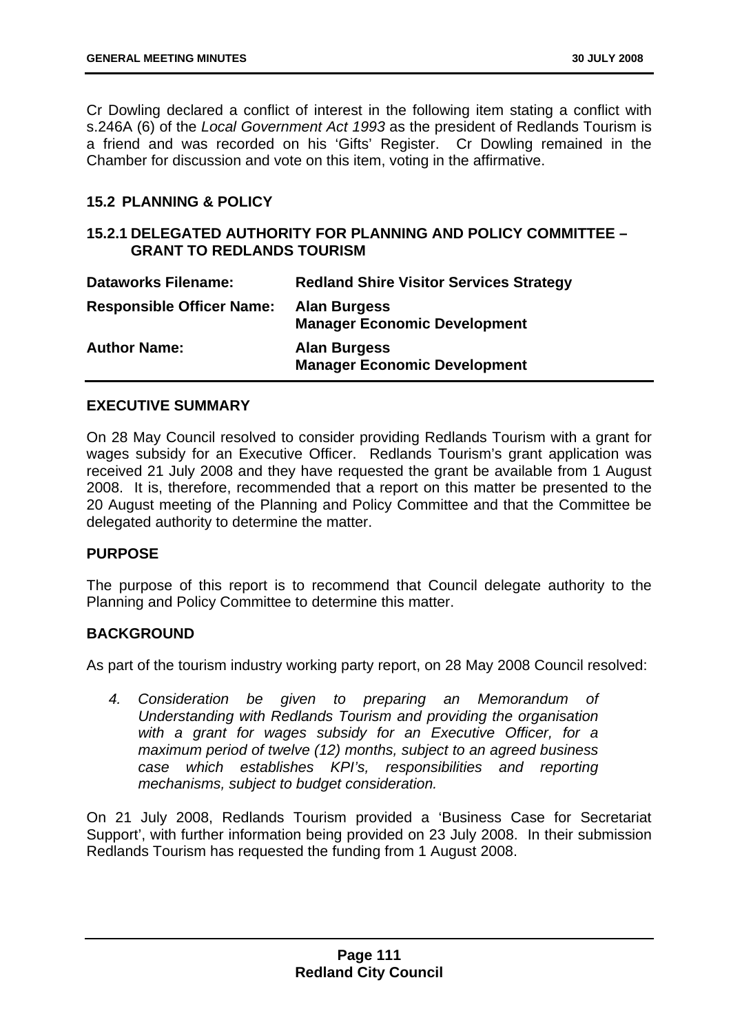Cr Dowling declared a conflict of interest in the following item stating a conflict with s.246A (6) of the *Local Government Act 1993* as the president of Redlands Tourism is a friend and was recorded on his 'Gifts' Register. Cr Dowling remained in the Chamber for discussion and vote on this item, voting in the affirmative.

## 15.2 PLANNING & POLICY

### 15.2.1 DELEGATED AUTHORITY FOR PLANNING AND POLICY COMMITTEE – GRANT TO REDLANDS TOURISM

| | |
|---|---|
| **Dataworks Filename:** | **Redland Shire Visitor Services Strategy** |
| **Responsible Officer Name:** | **Alan Burgess**<br>**Manager Economic Development** |
| **Author Name:** | **Alan Burgess**<br>**Manager Economic Development** |

#### EXECUTIVE SUMMARY

On 28 May Council resolved to consider providing Redlands Tourism with a grant for wages subsidy for an Executive Officer. Redlands Tourism's grant application was received 21 July 2008 and they have requested the grant be available from 1 August 2008. It is, therefore, recommended that a report on this matter be presented to the 20 August meeting of the Planning and Policy Committee and that the Committee be delegated authority to determine the matter.

#### PURPOSE

The purpose of this report is to recommend that Council delegate authority to the Planning and Policy Committee to determine this matter.

#### BACKGROUND

As part of the tourism industry working party report, on 28 May 2008 Council resolved:

> *4. Consideration be given to preparing an Memorandum of Understanding with Redlands Tourism and providing the organisation with a grant for wages subsidy for an Executive Officer, for a maximum period of twelve (12) months, subject to an agreed business case which establishes KPI's, responsibilities and reporting mechanisms, subject to budget consideration.*

On 21 July 2008, Redlands Tourism provided a 'Business Case for Secretariat Support', with further information being provided on 23 July 2008. In their submission Redlands Tourism has requested the funding from 1 August 2008.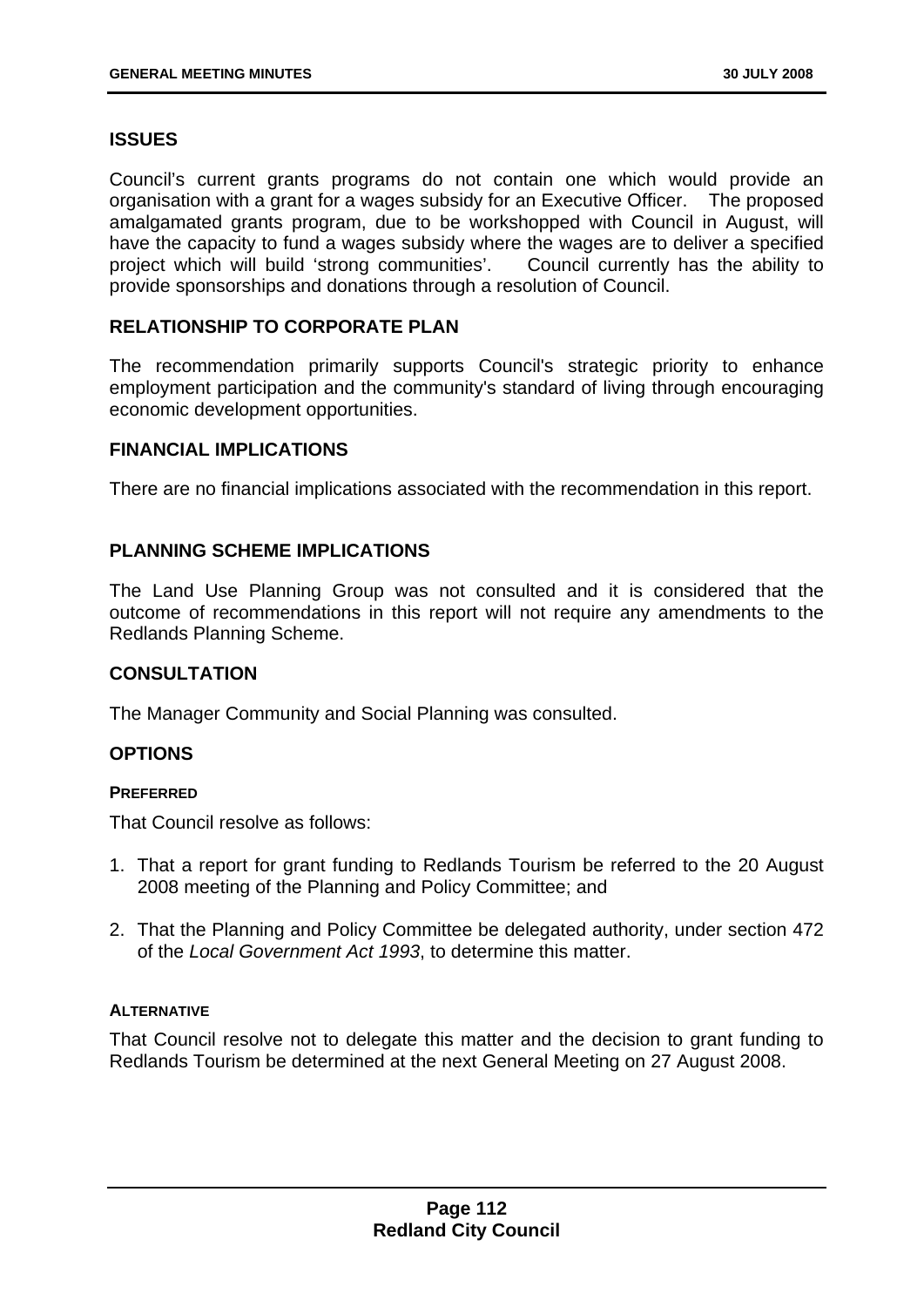## ISSUES

Council's current grants programs do not contain one which would provide an organisation with a grant for a wages subsidy for an Executive Officer. The proposed amalgamated grants program, due to be workshopped with Council in August, will have the capacity to fund a wages subsidy where the wages are to deliver a specified project which will build 'strong communities'. Council currently has the ability to provide sponsorships and donations through a resolution of Council.

## RELATIONSHIP TO CORPORATE PLAN

The recommendation primarily supports Council's strategic priority to enhance employment participation and the community's standard of living through encouraging economic development opportunities.

## FINANCIAL IMPLICATIONS

There are no financial implications associated with the recommendation in this report.

## PLANNING SCHEME IMPLICATIONS

The Land Use Planning Group was not consulted and it is considered that the outcome of recommendations in this report will not require any amendments to the Redlands Planning Scheme.

## CONSULTATION

The Manager Community and Social Planning was consulted.

## OPTIONS

### PREFERRED

That Council resolve as follows:

1. That a report for grant funding to Redlands Tourism be referred to the 20 August 2008 meeting of the Planning and Policy Committee; and
2. That the Planning and Policy Committee be delegated authority, under section 472 of the *Local Government Act 1993*, to determine this matter.

### ALTERNATIVE

That Council resolve not to delegate this matter and the decision to grant funding to Redlands Tourism be determined at the next General Meeting on 27 August 2008.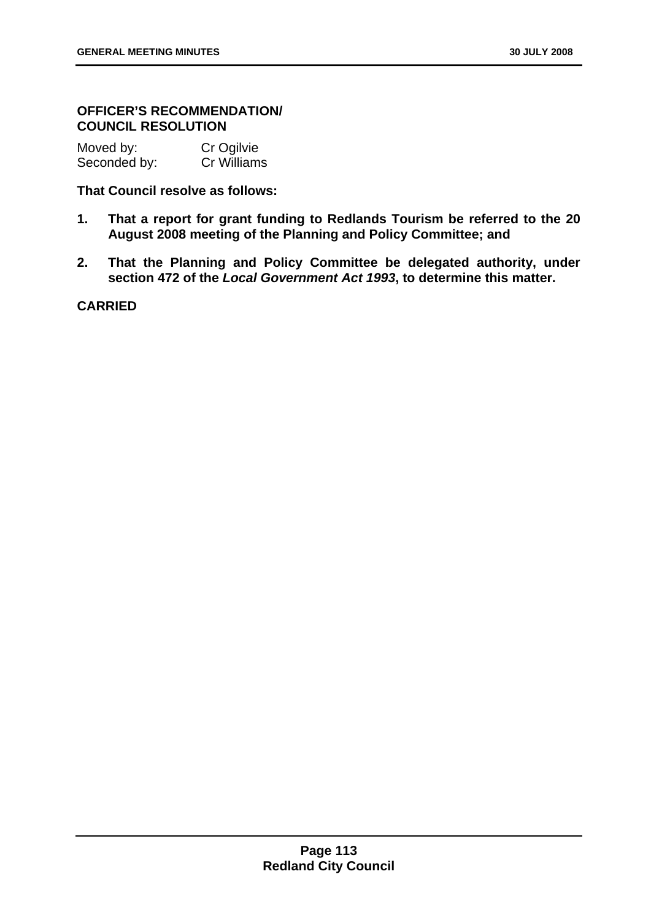**OFFICER'S RECOMMENDATION/ COUNCIL RESOLUTION**

Moved by: Cr Ogilvie
Seconded by: Cr Williams

**That Council resolve as follows:**

1. **That a report for grant funding to Redlands Tourism be referred to the 20 August 2008 meeting of the Planning and Policy Committee; and**

2. **That the Planning and Policy Committee be delegated authority, under section 472 of the *Local Government Act 1993*, to determine this matter.**

**CARRIED**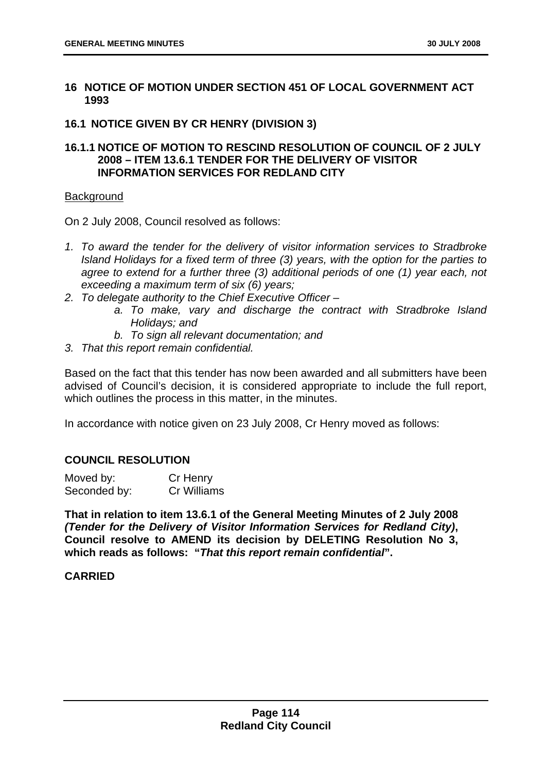## 16 NOTICE OF MOTION UNDER SECTION 451 OF LOCAL GOVERNMENT ACT 1993

### 16.1 NOTICE GIVEN BY CR HENRY (DIVISION 3)

#### 16.1.1 NOTICE OF MOTION TO RESCIND RESOLUTION OF COUNCIL OF 2 JULY 2008 – ITEM 13.6.1 TENDER FOR THE DELIVERY OF VISITOR INFORMATION SERVICES FOR REDLAND CITY

Background

On 2 July 2008, Council resolved as follows:

1. *To award the tender for the delivery of visitor information services to Stradbroke Island Holidays for a fixed term of three (3) years, with the option for the parties to agree to extend for a further three (3) additional periods of one (1) year each, not exceeding a maximum term of six (6) years;*
2. *To delegate authority to the Chief Executive Officer –*
    a. *To make, vary and discharge the contract with Stradbroke Island Holidays; and*
    b. *To sign all relevant documentation; and*
3. *That this report remain confidential.*

Based on the fact that this tender has now been awarded and all submitters have been advised of Council's decision, it is considered appropriate to include the full report, which outlines the process in this matter, in the minutes.

In accordance with notice given on 23 July 2008, Cr Henry moved as follows:

**COUNCIL RESOLUTION**

Moved by: Cr Henry
Seconded by: Cr Williams

**That in relation to item 13.6.1 of the General Meeting Minutes of 2 July 2008 *(Tender for the Delivery of Visitor Information Services for Redland City)*, Council resolve to AMEND its decision by DELETING Resolution No 3, which reads as follows: "*That this report remain confidential*".**

**CARRIED**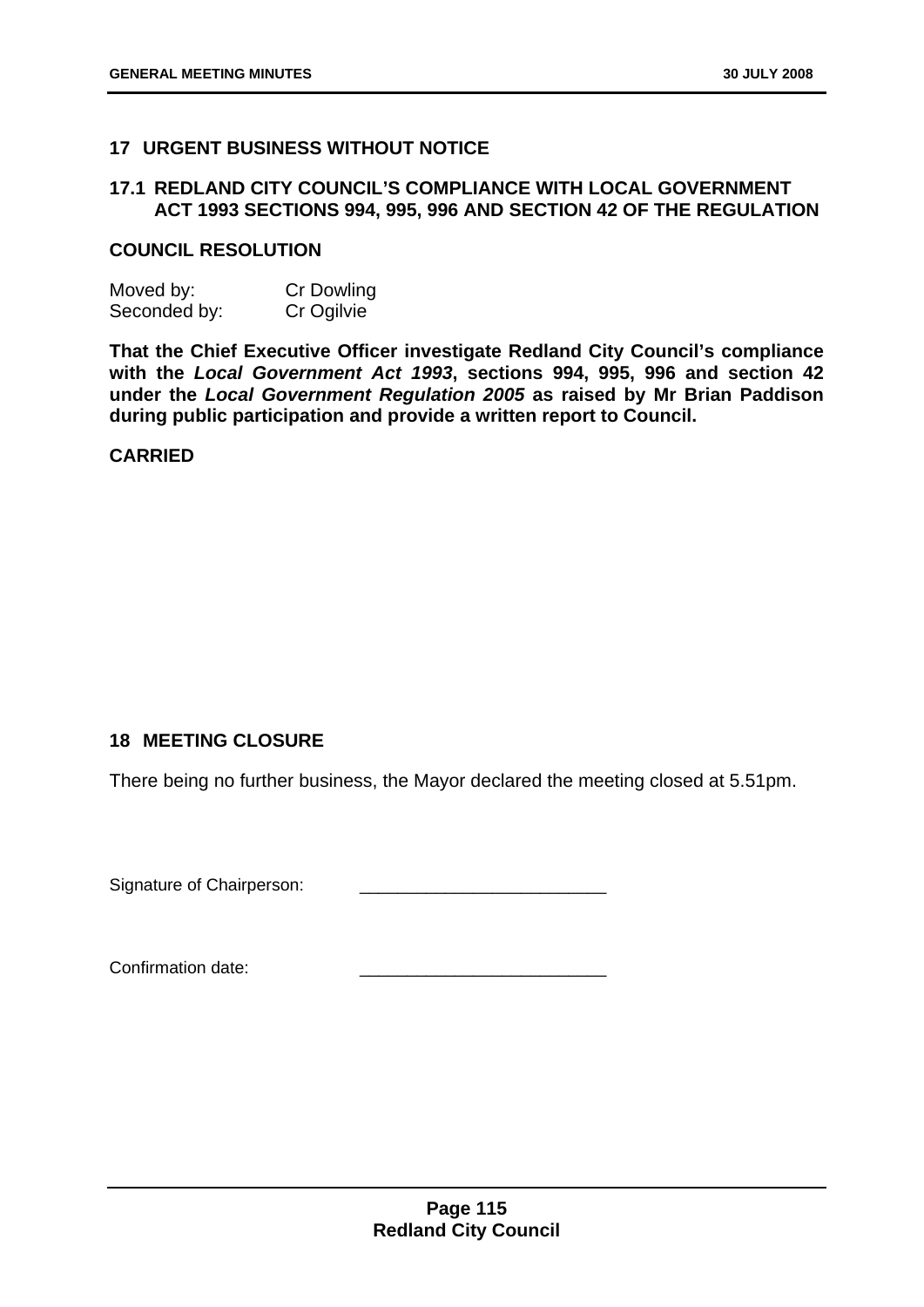## 17 URGENT BUSINESS WITHOUT NOTICE

### 17.1 REDLAND CITY COUNCIL'S COMPLIANCE WITH LOCAL GOVERNMENT ACT 1993 SECTIONS 994, 995, 996 AND SECTION 42 OF THE REGULATION

**COUNCIL RESOLUTION**

| | |
|---|---|
| Moved by: | Cr Dowling |
| Seconded by: | Cr Ogilvie |

**That the Chief Executive Officer investigate Redland City Council's compliance with the *Local Government Act 1993*, sections 994, 995, 996 and section 42 under the *Local Government Regulation 2005* as raised by Mr Brian Paddison during public participation and provide a written report to Council.**

**CARRIED**

## 18 MEETING CLOSURE

There being no further business, the Mayor declared the meeting closed at 5.51pm.

Signature of Chairperson: \_\_\_\_\_\_\_\_\_\_\_\_\_\_\_\_\_\_\_\_\_\_\_\_\_

Confirmation date: \_\_\_\_\_\_\_\_\_\_\_\_\_\_\_\_\_\_\_\_\_\_\_\_\_